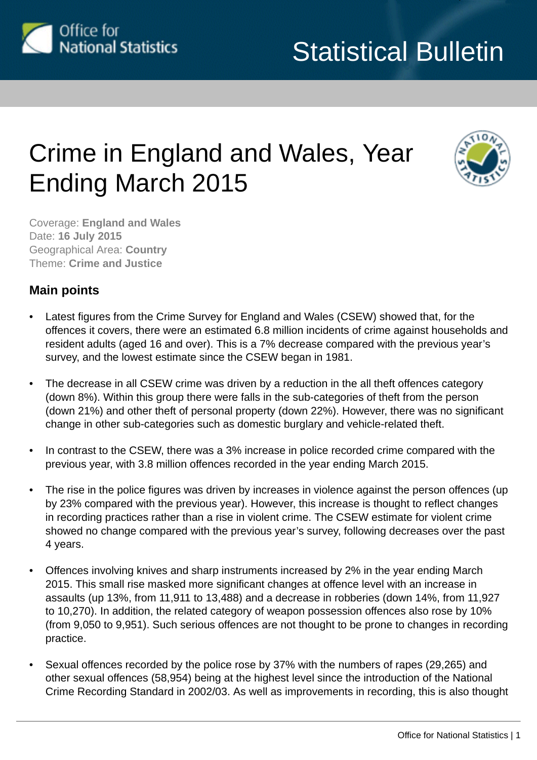Office for National Statistics

Statistical Bulletin

# Crime in England and Wales, Year Ending March 2015

Coverage: **England and Wales**
Date: **16 July 2015**
Geographical Area: **Country**
Theme: **Crime and Justice**

## Main points

- Latest figures from the Crime Survey for England and Wales (CSEW) showed that, for the offences it covers, there were an estimated 6.8 million incidents of crime against households and resident adults (aged 16 and over). This is a 7% decrease compared with the previous year's survey, and the lowest estimate since the CSEW began in 1981.
- The decrease in all CSEW crime was driven by a reduction in the all theft offences category (down 8%). Within this group there were falls in the sub-categories of theft from the person (down 21%) and other theft of personal property (down 22%). However, there was no significant change in other sub-categories such as domestic burglary and vehicle-related theft.
- In contrast to the CSEW, there was a 3% increase in police recorded crime compared with the previous year, with 3.8 million offences recorded in the year ending March 2015.
- The rise in the police figures was driven by increases in violence against the person offences (up by 23% compared with the previous year). However, this increase is thought to reflect changes in recording practices rather than a rise in violent crime. The CSEW estimate for violent crime showed no change compared with the previous year's survey, following decreases over the past 4 years.
- Offences involving knives and sharp instruments increased by 2% in the year ending March 2015. This small rise masked more significant changes at offence level with an increase in assaults (up 13%, from 11,911 to 13,488) and a decrease in robberies (down 14%, from 11,927 to 10,270). In addition, the related category of weapon possession offences also rose by 10% (from 9,050 to 9,951). Such serious offences are not thought to be prone to changes in recording practice.
- Sexual offences recorded by the police rose by 37% with the numbers of rapes (29,265) and other sexual offences (58,954) being at the highest level since the introduction of the National Crime Recording Standard in 2002/03. As well as improvements in recording, this is also thought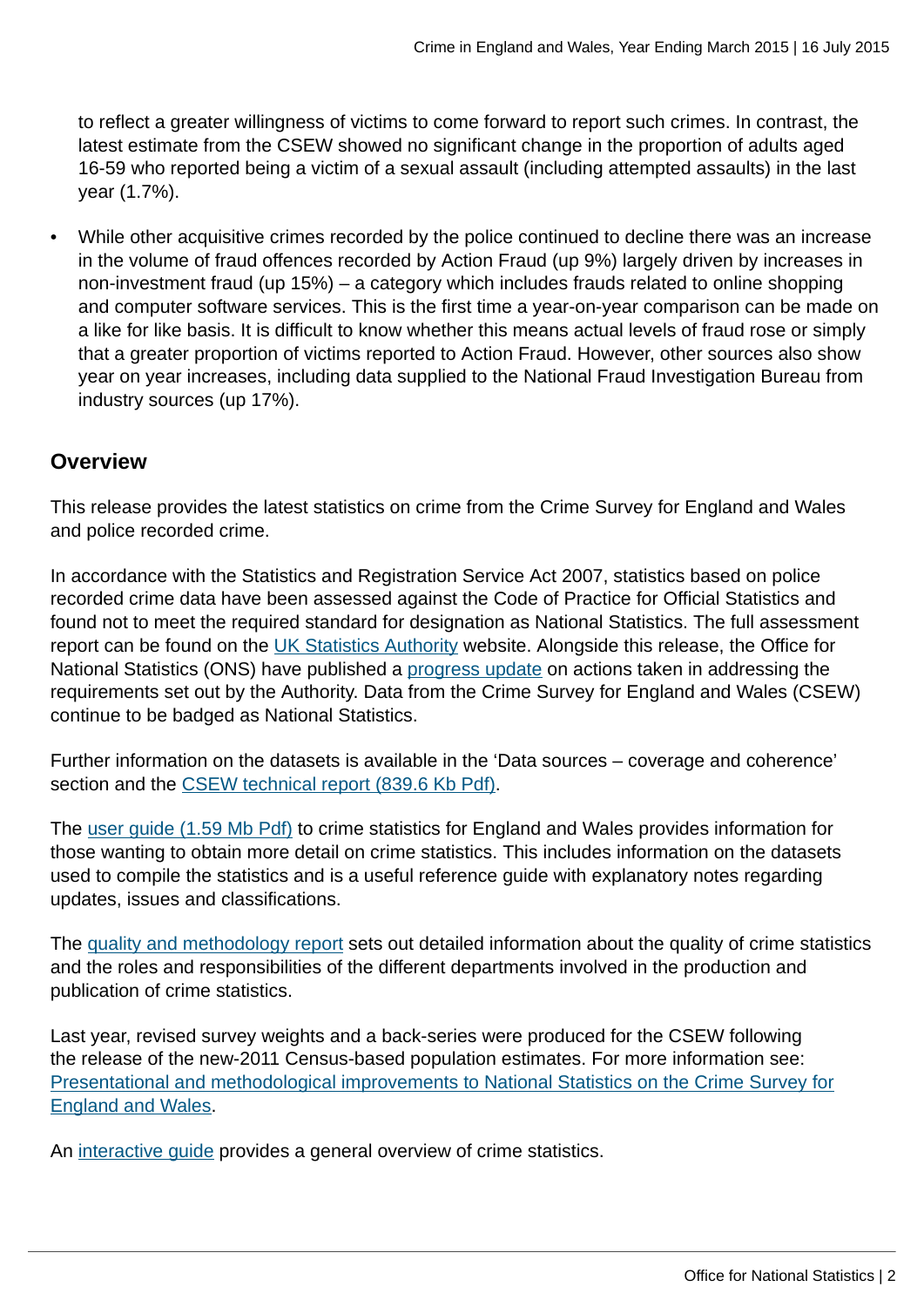to reflect a greater willingness of victims to come forward to report such crimes. In contrast, the latest estimate from the CSEW showed no significant change in the proportion of adults aged 16-59 who reported being a victim of a sexual assault (including attempted assaults) in the last year (1.7%).

- While other acquisitive crimes recorded by the police continued to decline there was an increase in the volume of fraud offences recorded by Action Fraud (up 9%) largely driven by increases in non-investment fraud (up 15%) – a category which includes frauds related to online shopping and computer software services. This is the first time a year-on-year comparison can be made on a like for like basis. It is difficult to know whether this means actual levels of fraud rose or simply that a greater proportion of victims reported to Action Fraud. However, other sources also show year on year increases, including data supplied to the National Fraud Investigation Bureau from industry sources (up 17%).

## Overview

This release provides the latest statistics on crime from the Crime Survey for England and Wales and police recorded crime.

In accordance with the Statistics and Registration Service Act 2007, statistics based on police recorded crime data have been assessed against the Code of Practice for Official Statistics and found not to meet the required standard for designation as National Statistics. The full assessment report can be found on the UK Statistics Authority website. Alongside this release, the Office for National Statistics (ONS) have published a progress update on actions taken in addressing the requirements set out by the Authority. Data from the Crime Survey for England and Wales (CSEW) continue to be badged as National Statistics.

Further information on the datasets is available in the 'Data sources – coverage and coherence' section and the CSEW technical report (839.6 Kb Pdf).

The user guide (1.59 Mb Pdf) to crime statistics for England and Wales provides information for those wanting to obtain more detail on crime statistics. This includes information on the datasets used to compile the statistics and is a useful reference guide with explanatory notes regarding updates, issues and classifications.

The quality and methodology report sets out detailed information about the quality of crime statistics and the roles and responsibilities of the different departments involved in the production and publication of crime statistics.

Last year, revised survey weights and a back-series were produced for the CSEW following the release of the new-2011 Census-based population estimates. For more information see: Presentational and methodological improvements to National Statistics on the Crime Survey for England and Wales.

An interactive guide provides a general overview of crime statistics.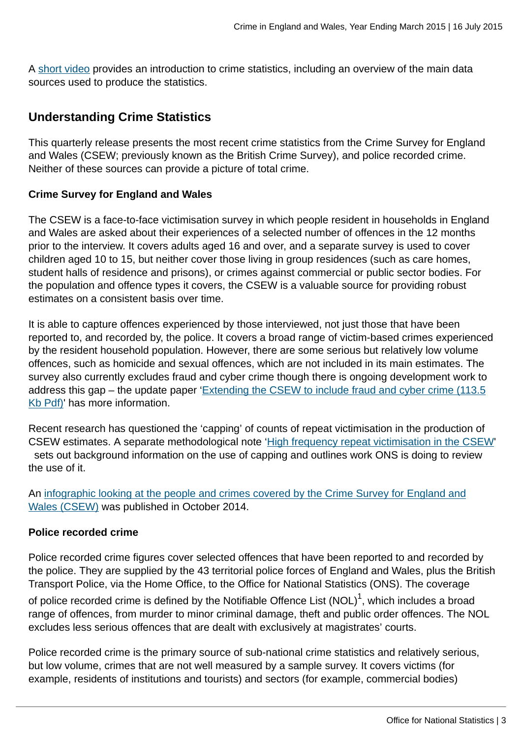A short video provides an introduction to crime statistics, including an overview of the main data sources used to produce the statistics.

## Understanding Crime Statistics

This quarterly release presents the most recent crime statistics from the Crime Survey for England and Wales (CSEW; previously known as the British Crime Survey), and police recorded crime. Neither of these sources can provide a picture of total crime.

**Crime Survey for England and Wales**

The CSEW is a face-to-face victimisation survey in which people resident in households in England and Wales are asked about their experiences of a selected number of offences in the 12 months prior to the interview. It covers adults aged 16 and over, and a separate survey is used to cover children aged 10 to 15, but neither cover those living in group residences (such as care homes, student halls of residence and prisons), or crimes against commercial or public sector bodies. For the population and offence types it covers, the CSEW is a valuable source for providing robust estimates on a consistent basis over time.

It is able to capture offences experienced by those interviewed, not just those that have been reported to, and recorded by, the police. It covers a broad range of victim-based crimes experienced by the resident household population. However, there are some serious but relatively low volume offences, such as homicide and sexual offences, which are not included in its main estimates. The survey also currently excludes fraud and cyber crime though there is ongoing development work to address this gap – the update paper 'Extending the CSEW to include fraud and cyber crime (113.5 Kb Pdf)' has more information.

Recent research has questioned the 'capping' of counts of repeat victimisation in the production of CSEW estimates. A separate methodological note 'High frequency repeat victimisation in the CSEW' sets out background information on the use of capping and outlines work ONS is doing to review the use of it.

An infographic looking at the people and crimes covered by the Crime Survey for England and Wales (CSEW) was published in October 2014.

**Police recorded crime**

Police recorded crime figures cover selected offences that have been reported to and recorded by the police. They are supplied by the 43 territorial police forces of England and Wales, plus the British Transport Police, via the Home Office, to the Office for National Statistics (ONS). The coverage of police recorded crime is defined by the Notifiable Offence List (NOL)[1], which includes a broad range of offences, from murder to minor criminal damage, theft and public order offences. The NOL excludes less serious offences that are dealt with exclusively at magistrates' courts.

Police recorded crime is the primary source of sub-national crime statistics and relatively serious, but low volume, crimes that are not well measured by a sample survey. It covers victims (for example, residents of institutions and tourists) and sectors (for example, commercial bodies)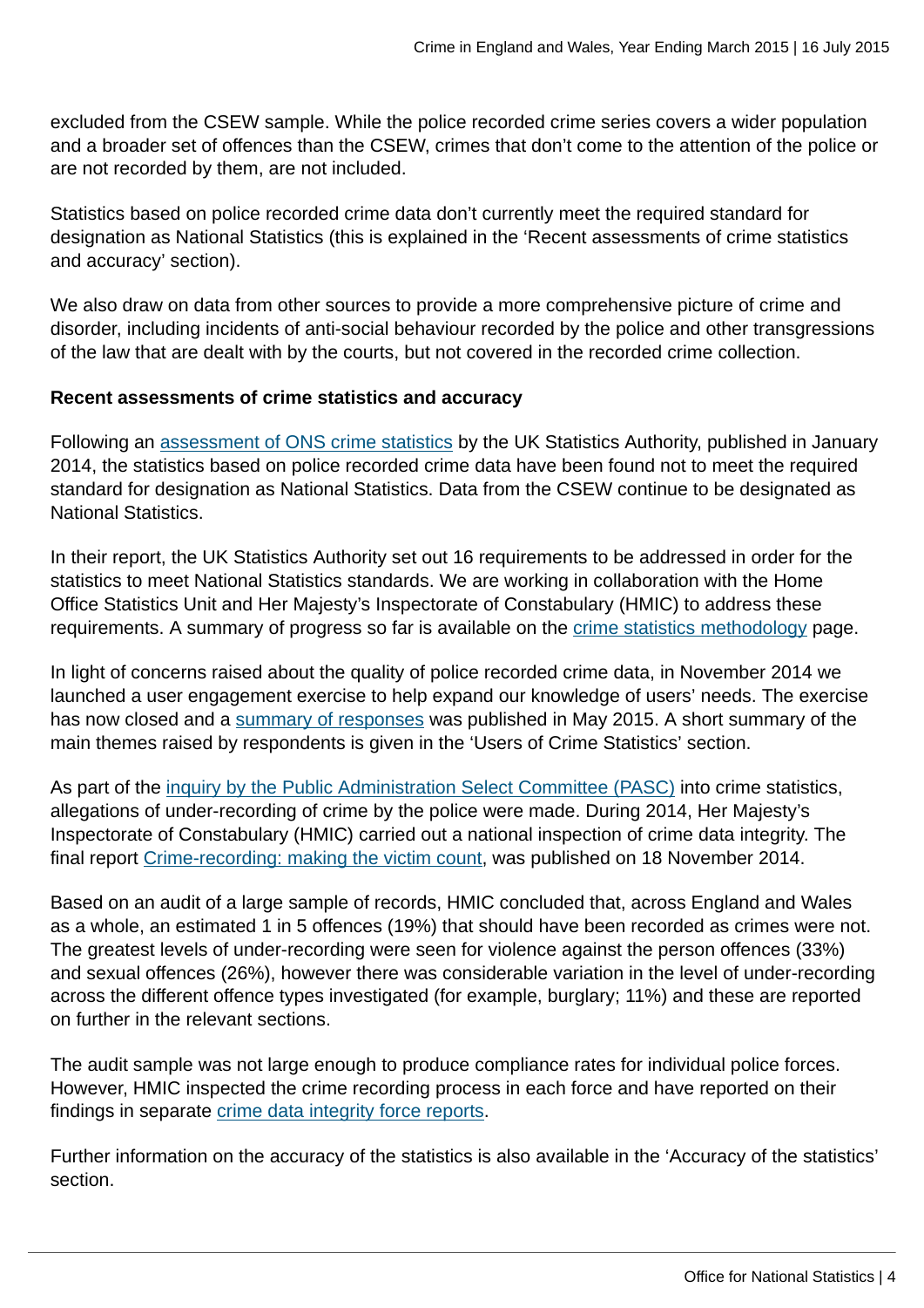excluded from the CSEW sample. While the police recorded crime series covers a wider population and a broader set of offences than the CSEW, crimes that don't come to the attention of the police or are not recorded by them, are not included.

Statistics based on police recorded crime data don't currently meet the required standard for designation as National Statistics (this is explained in the 'Recent assessments of crime statistics and accuracy' section).

We also draw on data from other sources to provide a more comprehensive picture of crime and disorder, including incidents of anti-social behaviour recorded by the police and other transgressions of the law that are dealt with by the courts, but not covered in the recorded crime collection.

**Recent assessments of crime statistics and accuracy**

Following an assessment of ONS crime statistics by the UK Statistics Authority, published in January 2014, the statistics based on police recorded crime data have been found not to meet the required standard for designation as National Statistics. Data from the CSEW continue to be designated as National Statistics.

In their report, the UK Statistics Authority set out 16 requirements to be addressed in order for the statistics to meet National Statistics standards. We are working in collaboration with the Home Office Statistics Unit and Her Majesty's Inspectorate of Constabulary (HMIC) to address these requirements. A summary of progress so far is available on the crime statistics methodology page.

In light of concerns raised about the quality of police recorded crime data, in November 2014 we launched a user engagement exercise to help expand our knowledge of users' needs. The exercise has now closed and a summary of responses was published in May 2015. A short summary of the main themes raised by respondents is given in the 'Users of Crime Statistics' section.

As part of the inquiry by the Public Administration Select Committee (PASC) into crime statistics, allegations of under-recording of crime by the police were made. During 2014, Her Majesty's Inspectorate of Constabulary (HMIC) carried out a national inspection of crime data integrity. The final report Crime-recording: making the victim count, was published on 18 November 2014.

Based on an audit of a large sample of records, HMIC concluded that, across England and Wales as a whole, an estimated 1 in 5 offences (19%) that should have been recorded as crimes were not. The greatest levels of under-recording were seen for violence against the person offences (33%) and sexual offences (26%), however there was considerable variation in the level of under-recording across the different offence types investigated (for example, burglary; 11%) and these are reported on further in the relevant sections.

The audit sample was not large enough to produce compliance rates for individual police forces. However, HMIC inspected the crime recording process in each force and have reported on their findings in separate crime data integrity force reports.

Further information on the accuracy of the statistics is also available in the 'Accuracy of the statistics' section.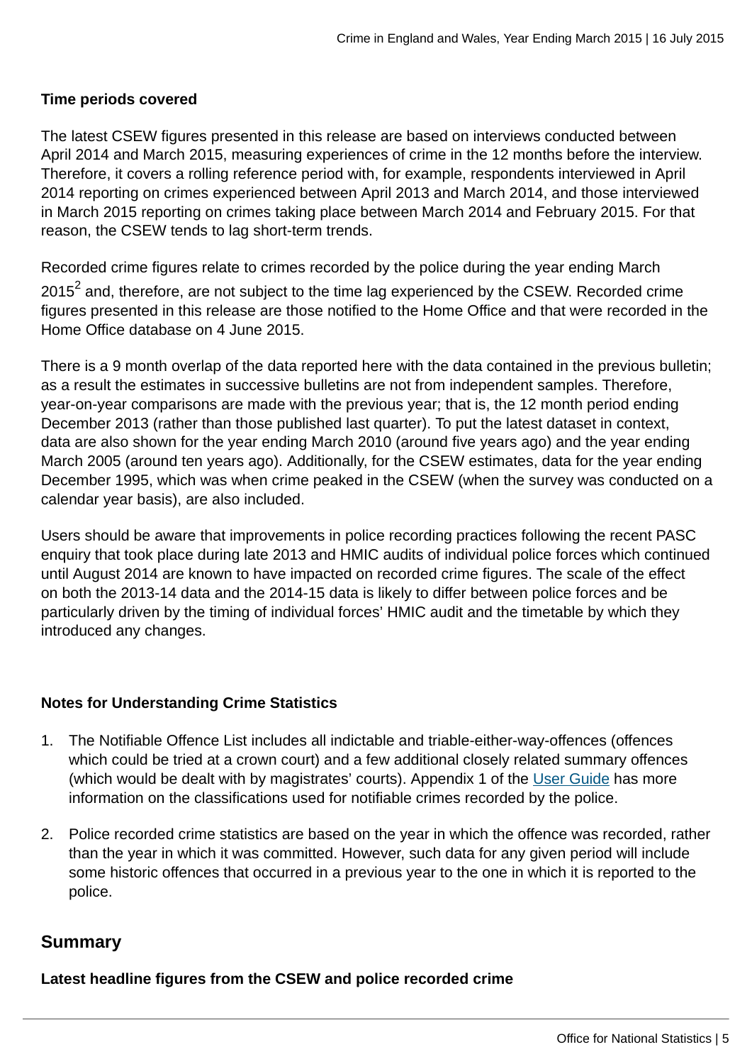**Time periods covered**

The latest CSEW figures presented in this release are based on interviews conducted between April 2014 and March 2015, measuring experiences of crime in the 12 months before the interview. Therefore, it covers a rolling reference period with, for example, respondents interviewed in April 2014 reporting on crimes experienced between April 2013 and March 2014, and those interviewed in March 2015 reporting on crimes taking place between March 2014 and February 2015. For that reason, the CSEW tends to lag short-term trends.

Recorded crime figures relate to crimes recorded by the police during the year ending March 2015[2] and, therefore, are not subject to the time lag experienced by the CSEW. Recorded crime figures presented in this release are those notified to the Home Office and that were recorded in the Home Office database on 4 June 2015.

There is a 9 month overlap of the data reported here with the data contained in the previous bulletin; as a result the estimates in successive bulletins are not from independent samples. Therefore, year-on-year comparisons are made with the previous year; that is, the 12 month period ending December 2013 (rather than those published last quarter). To put the latest dataset in context, data are also shown for the year ending March 2010 (around five years ago) and the year ending March 2005 (around ten years ago). Additionally, for the CSEW estimates, data for the year ending December 1995, which was when crime peaked in the CSEW (when the survey was conducted on a calendar year basis), are also included.

Users should be aware that improvements in police recording practices following the recent PASC enquiry that took place during late 2013 and HMIC audits of individual police forces which continued until August 2014 are known to have impacted on recorded crime figures. The scale of the effect on both the 2013-14 data and the 2014-15 data is likely to differ between police forces and be particularly driven by the timing of individual forces' HMIC audit and the timetable by which they introduced any changes.

**Notes for Understanding Crime Statistics**

1. The Notifiable Offence List includes all indictable and triable-either-way-offences (offences which could be tried at a crown court) and a few additional closely related summary offences (which would be dealt with by magistrates' courts). Appendix 1 of the User Guide has more information on the classifications used for notifiable crimes recorded by the police.
2. Police recorded crime statistics are based on the year in which the offence was recorded, rather than the year in which it was committed. However, such data for any given period will include some historic offences that occurred in a previous year to the one in which it is reported to the police.

## Summary

**Latest headline figures from the CSEW and police recorded crime**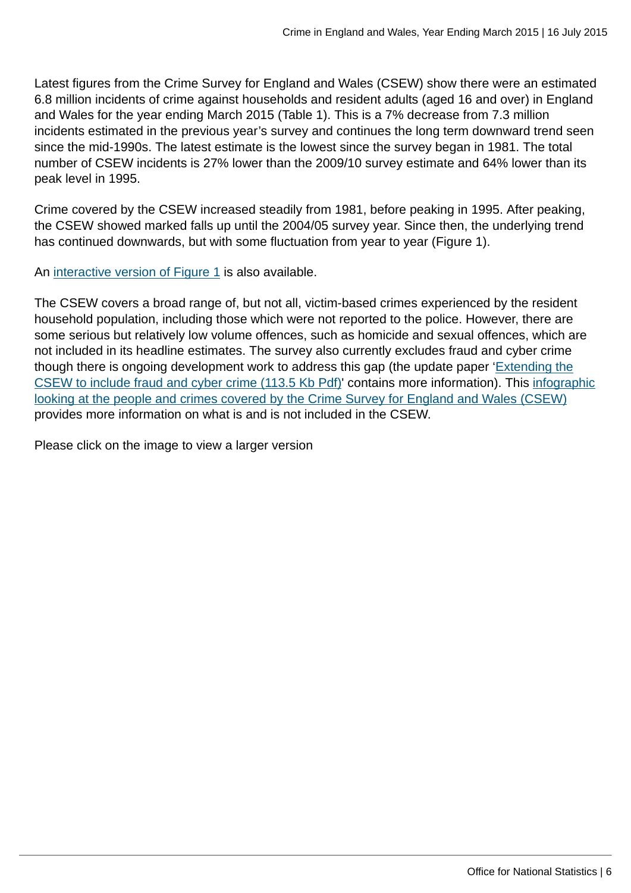Latest figures from the Crime Survey for England and Wales (CSEW) show there were an estimated 6.8 million incidents of crime against households and resident adults (aged 16 and over) in England and Wales for the year ending March 2015 (Table 1). This is a 7% decrease from 7.3 million incidents estimated in the previous year's survey and continues the long term downward trend seen since the mid-1990s. The latest estimate is the lowest since the survey began in 1981. The total number of CSEW incidents is 27% lower than the 2009/10 survey estimate and 64% lower than its peak level in 1995.

Crime covered by the CSEW increased steadily from 1981, before peaking in 1995. After peaking, the CSEW showed marked falls up until the 2004/05 survey year. Since then, the underlying trend has continued downwards, but with some fluctuation from year to year (Figure 1).

An interactive version of Figure 1 is also available.

The CSEW covers a broad range of, but not all, victim-based crimes experienced by the resident household population, including those which were not reported to the police. However, there are some serious but relatively low volume offences, such as homicide and sexual offences, which are not included in its headline estimates. The survey also currently excludes fraud and cyber crime though there is ongoing development work to address this gap (the update paper 'Extending the CSEW to include fraud and cyber crime (113.5 Kb Pdf)' contains more information). This infographic looking at the people and crimes covered by the Crime Survey for England and Wales (CSEW) provides more information on what is and is not included in the CSEW.

Please click on the image to view a larger version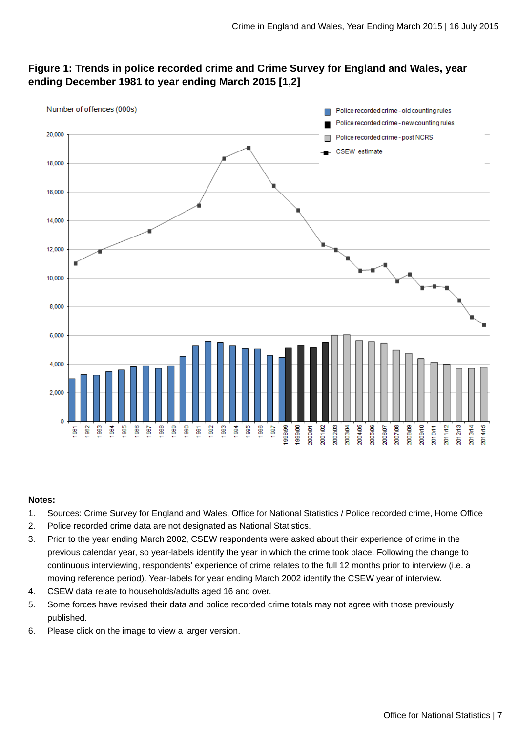**Figure 1: Trends in police recorded crime and Crime Survey for England and Wales, year ending December 1981 to year ending March 2015 [1,2]**

**Notes:**

1. Sources: Crime Survey for England and Wales, Office for National Statistics / Police recorded crime, Home Office
2. Police recorded crime data are not designated as National Statistics.
3. Prior to the year ending March 2002, CSEW respondents were asked about their experience of crime in the previous calendar year, so year-labels identify the year in which the crime took place. Following the change to continuous interviewing, respondents' experience of crime relates to the full 12 months prior to interview (i.e. a moving reference period). Year-labels for year ending March 2002 identify the CSEW year of interview.
4. CSEW data relate to households/adults aged 16 and over.
5. Some forces have revised their data and police recorded crime totals may not agree with those previously published.
6. Please click on the image to view a larger version.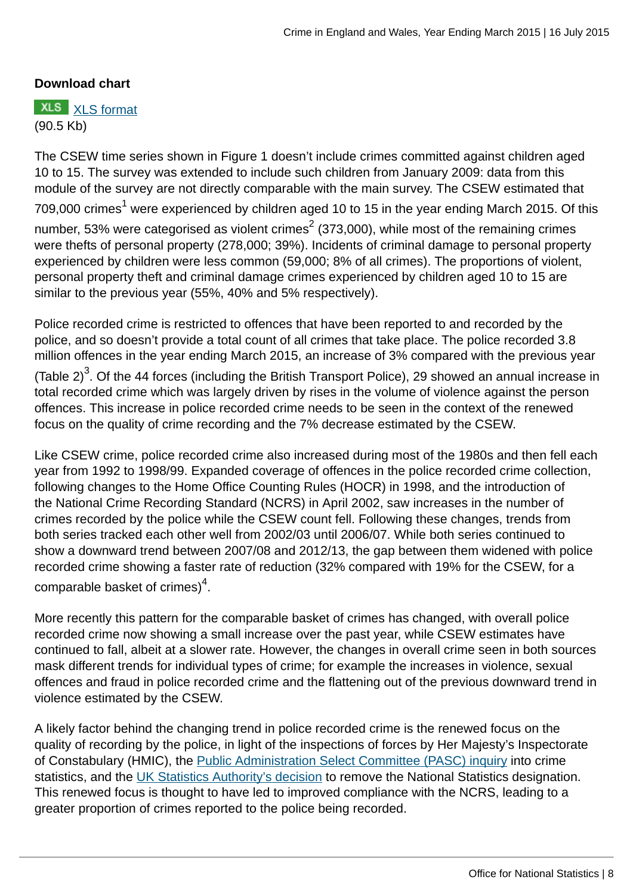**Download chart**

XLS [XLS format](#)
(90.5 Kb)

The CSEW time series shown in Figure 1 doesn't include crimes committed against children aged 10 to 15. The survey was extended to include such children from January 2009: data from this module of the survey are not directly comparable with the main survey. The CSEW estimated that 709,000 crimes[1] were experienced by children aged 10 to 15 in the year ending March 2015. Of this number, 53% were categorised as violent crimes[2] (373,000), while most of the remaining crimes were thefts of personal property (278,000; 39%). Incidents of criminal damage to personal property experienced by children were less common (59,000; 8% of all crimes). The proportions of violent, personal property theft and criminal damage crimes experienced by children aged 10 to 15 are similar to the previous year (55%, 40% and 5% respectively).

Police recorded crime is restricted to offences that have been reported to and recorded by the police, and so doesn't provide a total count of all crimes that take place. The police recorded 3.8 million offences in the year ending March 2015, an increase of 3% compared with the previous year (Table 2)[3]. Of the 44 forces (including the British Transport Police), 29 showed an annual increase in total recorded crime which was largely driven by rises in the volume of violence against the person offences. This increase in police recorded crime needs to be seen in the context of the renewed focus on the quality of crime recording and the 7% decrease estimated by the CSEW.

Like CSEW crime, police recorded crime also increased during most of the 1980s and then fell each year from 1992 to 1998/99. Expanded coverage of offences in the police recorded crime collection, following changes to the Home Office Counting Rules (HOCR) in 1998, and the introduction of the National Crime Recording Standard (NCRS) in April 2002, saw increases in the number of crimes recorded by the police while the CSEW count fell. Following these changes, trends from both series tracked each other well from 2002/03 until 2006/07. While both series continued to show a downward trend between 2007/08 and 2012/13, the gap between them widened with police recorded crime showing a faster rate of reduction (32% compared with 19% for the CSEW, for a comparable basket of crimes)[4].

More recently this pattern for the comparable basket of crimes has changed, with overall police recorded crime now showing a small increase over the past year, while CSEW estimates have continued to fall, albeit at a slower rate. However, the changes in overall crime seen in both sources mask different trends for individual types of crime; for example the increases in violence, sexual offences and fraud in police recorded crime and the flattening out of the previous downward trend in violence estimated by the CSEW.

A likely factor behind the changing trend in police recorded crime is the renewed focus on the quality of recording by the police, in light of the inspections of forces by Her Majesty's Inspectorate of Constabulary (HMIC), the [Public Administration Select Committee (PASC) inquiry](#) into crime statistics, and the [UK Statistics Authority's decision](#) to remove the National Statistics designation. This renewed focus is thought to have led to improved compliance with the NCRS, leading to a greater proportion of crimes reported to the police being recorded.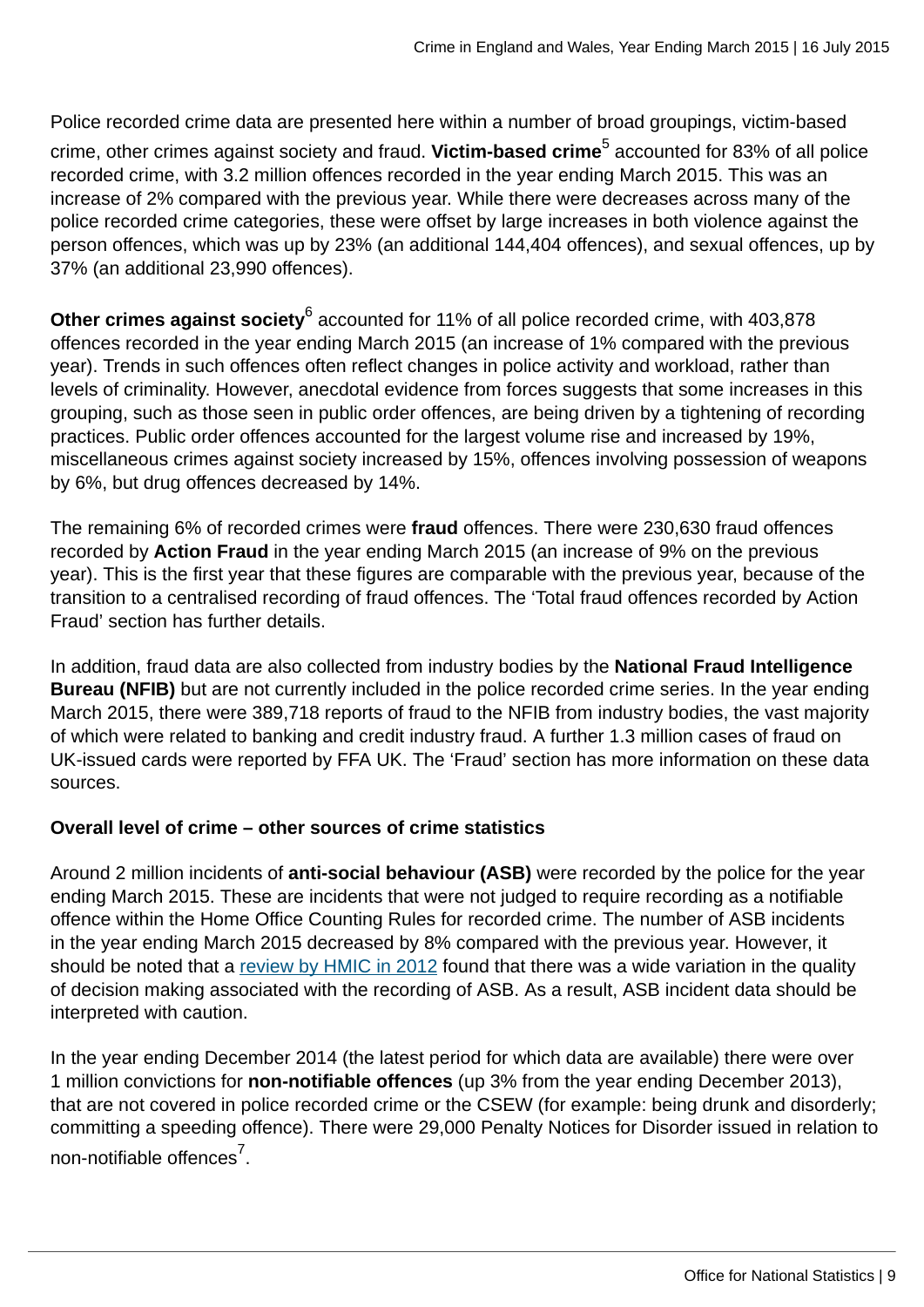Police recorded crime data are presented here within a number of broad groupings, victim-based crime, other crimes against society and fraud. **Victim-based crime**[5] accounted for 83% of all police recorded crime, with 3.2 million offences recorded in the year ending March 2015. This was an increase of 2% compared with the previous year. While there were decreases across many of the police recorded crime categories, these were offset by large increases in both violence against the person offences, which was up by 23% (an additional 144,404 offences), and sexual offences, up by 37% (an additional 23,990 offences).

**Other crimes against society**[6] accounted for 11% of all police recorded crime, with 403,878 offences recorded in the year ending March 2015 (an increase of 1% compared with the previous year). Trends in such offences often reflect changes in police activity and workload, rather than levels of criminality. However, anecdotal evidence from forces suggests that some increases in this grouping, such as those seen in public order offences, are being driven by a tightening of recording practices. Public order offences accounted for the largest volume rise and increased by 19%, miscellaneous crimes against society increased by 15%, offences involving possession of weapons by 6%, but drug offences decreased by 14%.

The remaining 6% of recorded crimes were **fraud** offences. There were 230,630 fraud offences recorded by **Action Fraud** in the year ending March 2015 (an increase of 9% on the previous year). This is the first year that these figures are comparable with the previous year, because of the transition to a centralised recording of fraud offences. The 'Total fraud offences recorded by Action Fraud' section has further details.

In addition, fraud data are also collected from industry bodies by the **National Fraud Intelligence Bureau (NFIB)** but are not currently included in the police recorded crime series. In the year ending March 2015, there were 389,718 reports of fraud to the NFIB from industry bodies, the vast majority of which were related to banking and credit industry fraud. A further 1.3 million cases of fraud on UK-issued cards were reported by FFA UK. The 'Fraud' section has more information on these data sources.

**Overall level of crime – other sources of crime statistics**

Around 2 million incidents of **anti-social behaviour (ASB)** were recorded by the police for the year ending March 2015. These are incidents that were not judged to require recording as a notifiable offence within the Home Office Counting Rules for recorded crime. The number of ASB incidents in the year ending March 2015 decreased by 8% compared with the previous year. However, it should be noted that a review by HMIC in 2012 found that there was a wide variation in the quality of decision making associated with the recording of ASB. As a result, ASB incident data should be interpreted with caution.

In the year ending December 2014 (the latest period for which data are available) there were over 1 million convictions for **non-notifiable offences** (up 3% from the year ending December 2013), that are not covered in police recorded crime or the CSEW (for example: being drunk and disorderly; committing a speeding offence). There were 29,000 Penalty Notices for Disorder issued in relation to non-notifiable offences[7].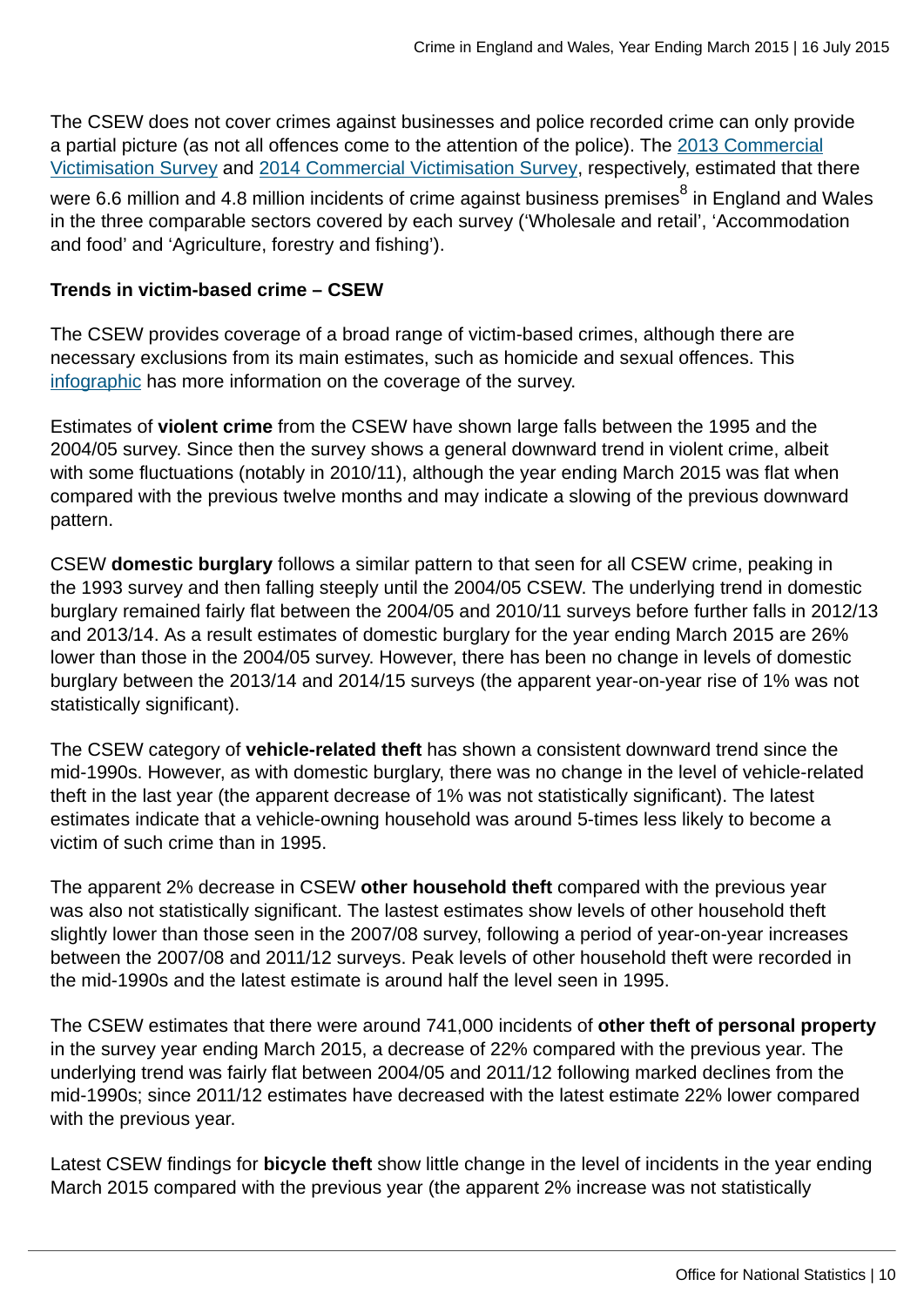The CSEW does not cover crimes against businesses and police recorded crime can only provide a partial picture (as not all offences come to the attention of the police). The 2013 Commercial Victimisation Survey and 2014 Commercial Victimisation Survey, respectively, estimated that there were 6.6 million and 4.8 million incidents of crime against business premises[8] in England and Wales in the three comparable sectors covered by each survey ('Wholesale and retail', 'Accommodation and food' and 'Agriculture, forestry and fishing').

**Trends in victim-based crime – CSEW**

The CSEW provides coverage of a broad range of victim-based crimes, although there are necessary exclusions from its main estimates, such as homicide and sexual offences. This infographic has more information on the coverage of the survey.

Estimates of **violent crime** from the CSEW have shown large falls between the 1995 and the 2004/05 survey. Since then the survey shows a general downward trend in violent crime, albeit with some fluctuations (notably in 2010/11), although the year ending March 2015 was flat when compared with the previous twelve months and may indicate a slowing of the previous downward pattern.

CSEW **domestic burglary** follows a similar pattern to that seen for all CSEW crime, peaking in the 1993 survey and then falling steeply until the 2004/05 CSEW. The underlying trend in domestic burglary remained fairly flat between the 2004/05 and 2010/11 surveys before further falls in 2012/13 and 2013/14. As a result estimates of domestic burglary for the year ending March 2015 are 26% lower than those in the 2004/05 survey. However, there has been no change in levels of domestic burglary between the 2013/14 and 2014/15 surveys (the apparent year-on-year rise of 1% was not statistically significant).

The CSEW category of **vehicle-related theft** has shown a consistent downward trend since the mid-1990s. However, as with domestic burglary, there was no change in the level of vehicle-related theft in the last year (the apparent decrease of 1% was not statistically significant). The latest estimates indicate that a vehicle-owning household was around 5-times less likely to become a victim of such crime than in 1995.

The apparent 2% decrease in CSEW **other household theft** compared with the previous year was also not statistically significant. The lastest estimates show levels of other household theft slightly lower than those seen in the 2007/08 survey, following a period of year-on-year increases between the 2007/08 and 2011/12 surveys. Peak levels of other household theft were recorded in the mid-1990s and the latest estimate is around half the level seen in 1995.

The CSEW estimates that there were around 741,000 incidents of **other theft of personal property** in the survey year ending March 2015, a decrease of 22% compared with the previous year. The underlying trend was fairly flat between 2004/05 and 2011/12 following marked declines from the mid-1990s; since 2011/12 estimates have decreased with the latest estimate 22% lower compared with the previous year.

Latest CSEW findings for **bicycle theft** show little change in the level of incidents in the year ending March 2015 compared with the previous year (the apparent 2% increase was not statistically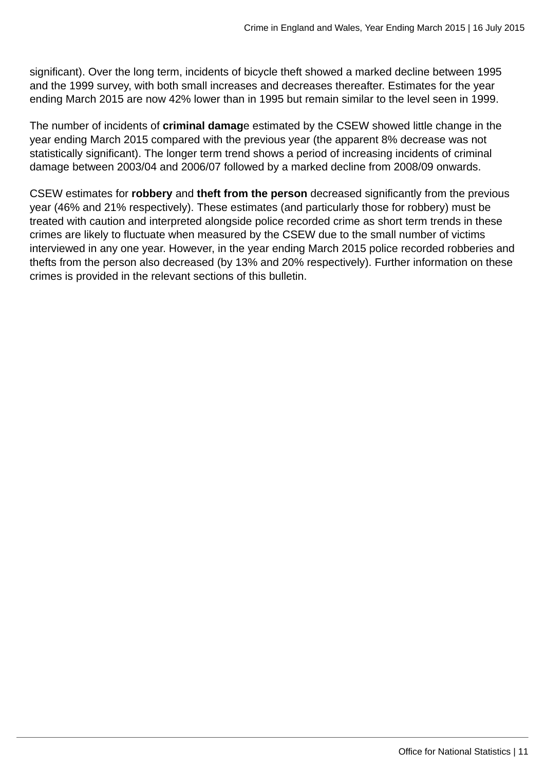significant). Over the long term, incidents of bicycle theft showed a marked decline between 1995 and the 1999 survey, with both small increases and decreases thereafter. Estimates for the year ending March 2015 are now 42% lower than in 1995 but remain similar to the level seen in 1999.

The number of incidents of **criminal damag**e estimated by the CSEW showed little change in the year ending March 2015 compared with the previous year (the apparent 8% decrease was not statistically significant). The longer term trend shows a period of increasing incidents of criminal damage between 2003/04 and 2006/07 followed by a marked decline from 2008/09 onwards.

CSEW estimates for **robbery** and **theft from the person** decreased significantly from the previous year (46% and 21% respectively). These estimates (and particularly those for robbery) must be treated with caution and interpreted alongside police recorded crime as short term trends in these crimes are likely to fluctuate when measured by the CSEW due to the small number of victims interviewed in any one year. However, in the year ending March 2015 police recorded robberies and thefts from the person also decreased (by 13% and 20% respectively). Further information on these crimes is provided in the relevant sections of this bulletin.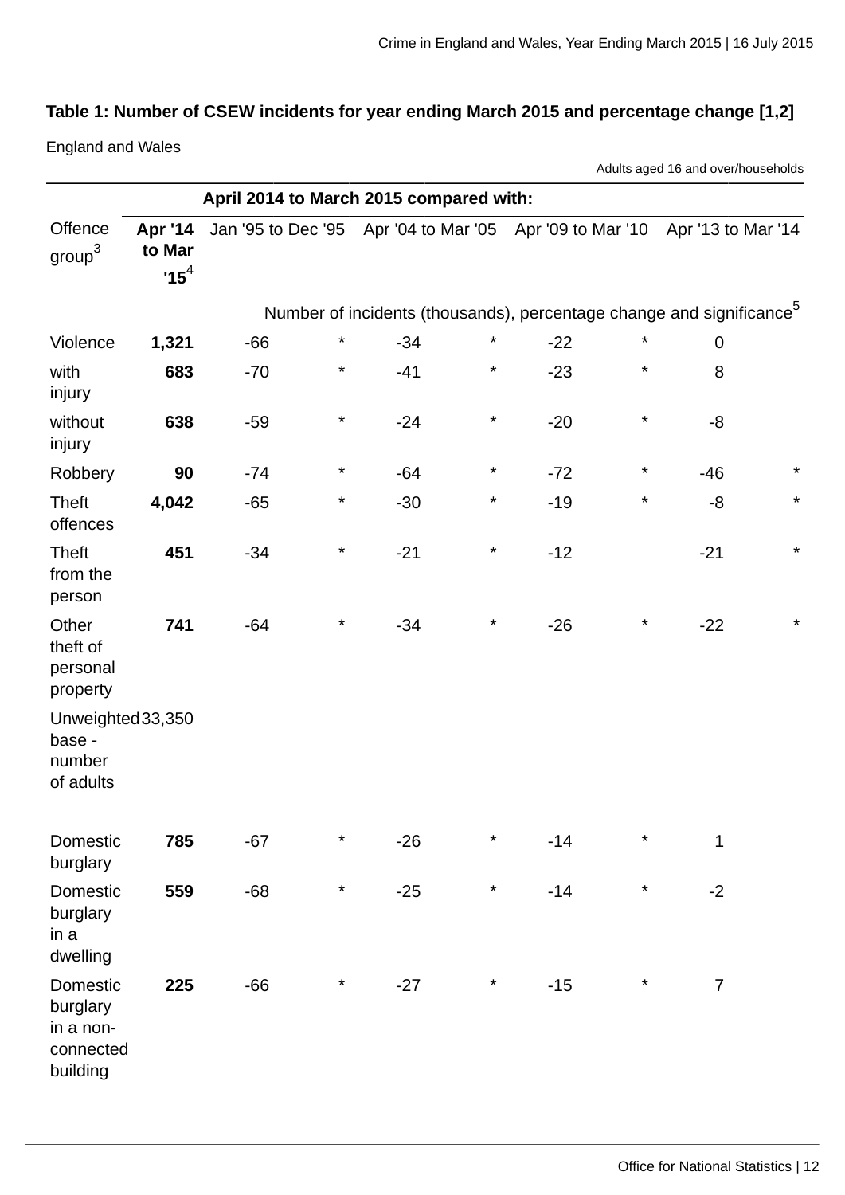**Table 1: Number of CSEW incidents for year ending March 2015 and percentage change [1,2]**

England and Wales

Adults aged 16 and over/households

| | | April 2014 to March 2015 compared with: | | | | | | | |
|---|---|---|---|---|---|---|---|---|---|
| Offence group[3] | **Apr '14 to Mar '15**[4] | Jan '95 to Dec '95 | | Apr '04 to Mar '05 | | Apr '09 to Mar '10 | | Apr '13 to Mar '14 | |
| | Number of incidents (thousands), percentage change and significance[5] | | | | | | | | |
| Violence | **1,321** | -66 | * | -34 | * | -22 | * | 0 | |
| with injury | **683** | -70 | * | -41 | * | -23 | * | 8 | |
| without injury | **638** | -59 | * | -24 | * | -20 | * | -8 | |
| Robbery | **90** | -74 | * | -64 | * | -72 | * | -46 | * |
| Theft offences | **4,042** | -65 | * | -30 | * | -19 | * | -8 | * |
| Theft from the person | **451** | -34 | * | -21 | * | -12 | | -21 | * |
| Other theft of personal property | **741** | -64 | * | -34 | * | -26 | * | -22 | * |
| Unweighted base - number of adults | 33,350 | | | | | | | | |
| | | | | | | | | | |
| Domestic burglary | **785** | -67 | * | -26 | * | -14 | * | 1 | |
| Domestic burglary in a dwelling | **559** | -68 | * | -25 | * | -14 | * | -2 | |
| Domestic burglary in a non-connected building | **225** | -66 | * | -27 | * | -15 | * | 7 | |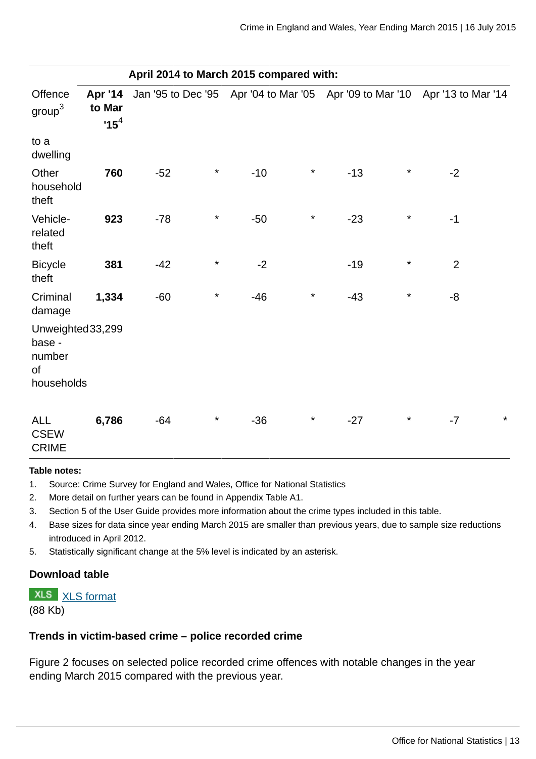| Offence group[3] | Apr '14 to Mar '15[4] | April 2014 to March 2015 compared with: | | | | | | | |
|---|---|---|---|---|---|---|---|---|---|
| | | Jan '95 to Dec '95 | | Apr '04 to Mar '05 | | Apr '09 to Mar '10 | | Apr '13 to Mar '14 | |
| to a dwelling | | | | | | | | | |
| Other household theft | **760** | -52 | * | -10 | * | -13 | * | -2 | |
| Vehicle-related theft | **923** | -78 | * | -50 | * | -23 | * | -1 | |
| Bicycle theft | **381** | -42 | * | -2 | | -19 | * | 2 | |
| Criminal damage | **1,334** | -60 | * | -46 | * | -43 | * | -8 | |
| Unweighted base - number of households | 33,299 | | | | | | | | |
| ALL CSEW CRIME | **6,786** | -64 | * | -36 | * | -27 | * | -7 | * |

**Table notes:**

1. Source: Crime Survey for England and Wales, Office for National Statistics
2. More detail on further years can be found in Appendix Table A1.
3. Section 5 of the User Guide provides more information about the crime types included in this table.
4. Base sizes for data since year ending March 2015 are smaller than previous years, due to sample size reductions introduced in April 2012.
5. Statistically significant change at the 5% level is indicated by an asterisk.

**Download table**

XLS [XLS format](#)
(88 Kb)

### Trends in victim-based crime – police recorded crime

Figure 2 focuses on selected police recorded crime offences with notable changes in the year ending March 2015 compared with the previous year.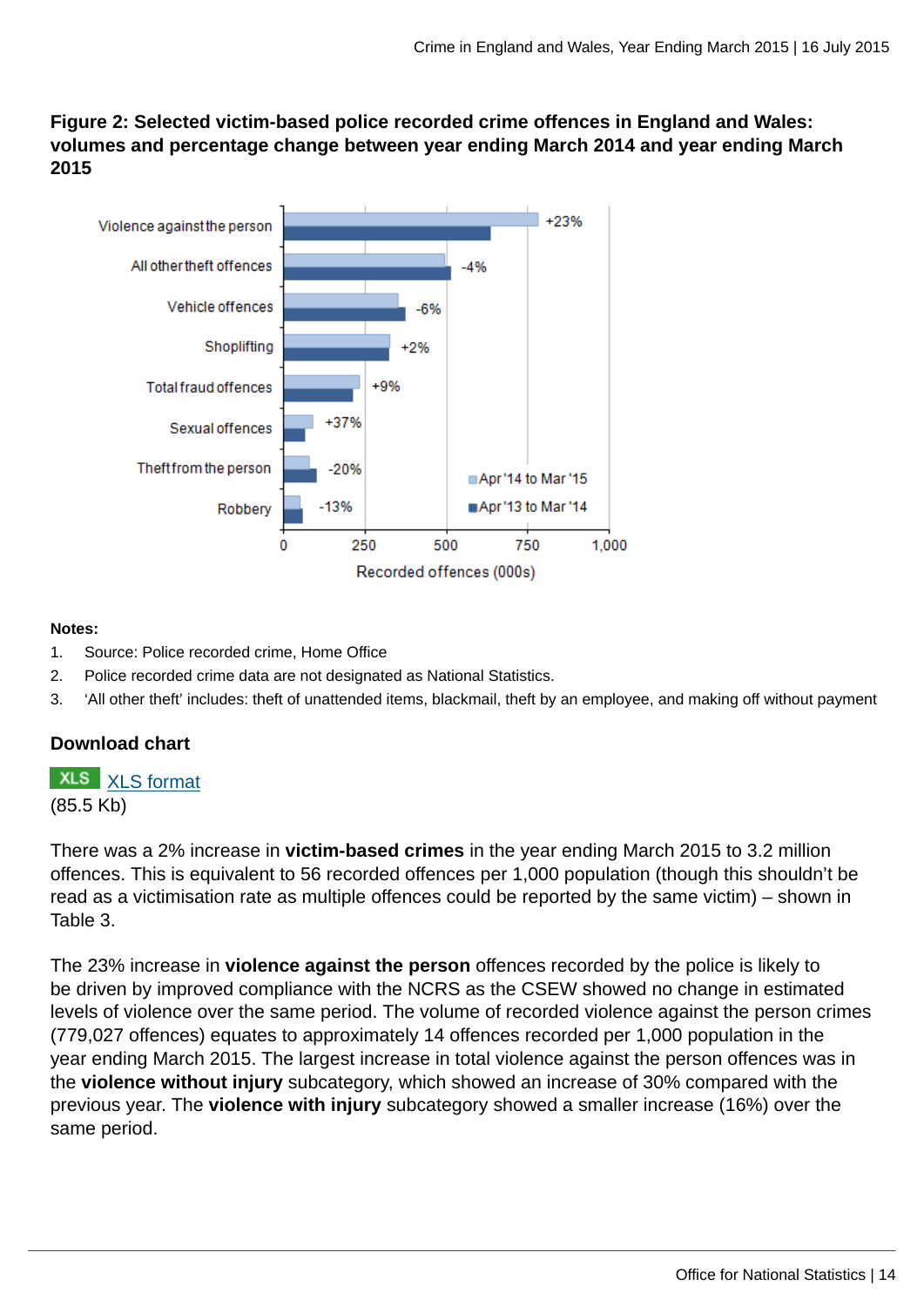**Figure 2: Selected victim-based police recorded crime offences in England and Wales: volumes and percentage change between year ending March 2014 and year ending March 2015**

Violence against the person +23%
All other theft offences -4%
Vehicle offences -6%
Shoplifting +2%
Total fraud offences +9%
Sexual offences +37%
Theft from the person -20%
Robbery -13%

Apr '14 to Mar '15
Apr '13 to Mar '14

0 250 500 750 1,000
Recorded offences (000s)

**Notes:**

1. Source: Police recorded crime, Home Office
2. Police recorded crime data are not designated as National Statistics.
3. 'All other theft' includes: theft of unattended items, blackmail, theft by an employee, and making off without payment

### Download chart

XLS format
(85.5 Kb)

There was a 2% increase in **victim-based crimes** in the year ending March 2015 to 3.2 million offences. This is equivalent to 56 recorded offences per 1,000 population (though this shouldn't be read as a victimisation rate as multiple offences could be reported by the same victim) – shown in Table 3.

The 23% increase in **violence against the person** offences recorded by the police is likely to be driven by improved compliance with the NCRS as the CSEW showed no change in estimated levels of violence over the same period. The volume of recorded violence against the person crimes (779,027 offences) equates to approximately 14 offences recorded per 1,000 population in the year ending March 2015. The largest increase in total violence against the person offences was in the **violence without injury** subcategory, which showed an increase of 30% compared with the previous year. The **violence with injury** subcategory showed a smaller increase (16%) over the same period.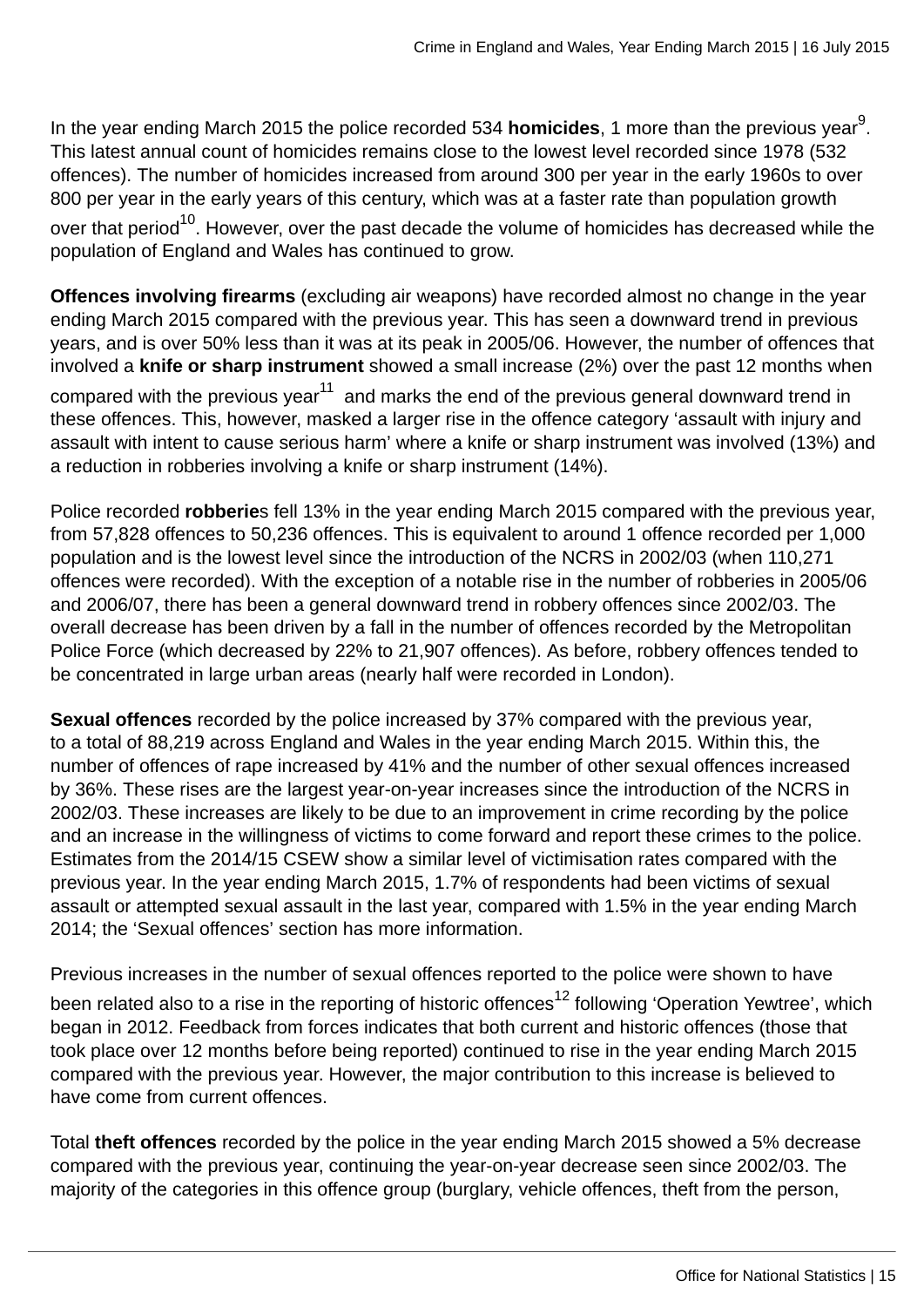In the year ending March 2015 the police recorded 534 **homicides**, 1 more than the previous year[9]. This latest annual count of homicides remains close to the lowest level recorded since 1978 (532 offences). The number of homicides increased from around 300 per year in the early 1960s to over 800 per year in the early years of this century, which was at a faster rate than population growth over that period[10]. However, over the past decade the volume of homicides has decreased while the population of England and Wales has continued to grow.

**Offences involving firearms** (excluding air weapons) have recorded almost no change in the year ending March 2015 compared with the previous year. This has seen a downward trend in previous years, and is over 50% less than it was at its peak in 2005/06. However, the number of offences that involved a **knife or sharp instrument** showed a small increase (2%) over the past 12 months when compared with the previous year[11] and marks the end of the previous general downward trend in these offences. This, however, masked a larger rise in the offence category 'assault with injury and assault with intent to cause serious harm' where a knife or sharp instrument was involved (13%) and a reduction in robberies involving a knife or sharp instrument (14%).

Police recorded **robberie**s fell 13% in the year ending March 2015 compared with the previous year, from 57,828 offences to 50,236 offences. This is equivalent to around 1 offence recorded per 1,000 population and is the lowest level since the introduction of the NCRS in 2002/03 (when 110,271 offences were recorded). With the exception of a notable rise in the number of robberies in 2005/06 and 2006/07, there has been a general downward trend in robbery offences since 2002/03. The overall decrease has been driven by a fall in the number of offences recorded by the Metropolitan Police Force (which decreased by 22% to 21,907 offences). As before, robbery offences tended to be concentrated in large urban areas (nearly half were recorded in London).

**Sexual offences** recorded by the police increased by 37% compared with the previous year, to a total of 88,219 across England and Wales in the year ending March 2015. Within this, the number of offences of rape increased by 41% and the number of other sexual offences increased by 36%. These rises are the largest year-on-year increases since the introduction of the NCRS in 2002/03. These increases are likely to be due to an improvement in crime recording by the police and an increase in the willingness of victims to come forward and report these crimes to the police. Estimates from the 2014/15 CSEW show a similar level of victimisation rates compared with the previous year. In the year ending March 2015, 1.7% of respondents had been victims of sexual assault or attempted sexual assault in the last year, compared with 1.5% in the year ending March 2014; the 'Sexual offences' section has more information.

Previous increases in the number of sexual offences reported to the police were shown to have been related also to a rise in the reporting of historic offences[12] following 'Operation Yewtree', which began in 2012. Feedback from forces indicates that both current and historic offences (those that took place over 12 months before being reported) continued to rise in the year ending March 2015 compared with the previous year. However, the major contribution to this increase is believed to have come from current offences.

Total **theft offences** recorded by the police in the year ending March 2015 showed a 5% decrease compared with the previous year, continuing the year-on-year decrease seen since 2002/03. The majority of the categories in this offence group (burglary, vehicle offences, theft from the person,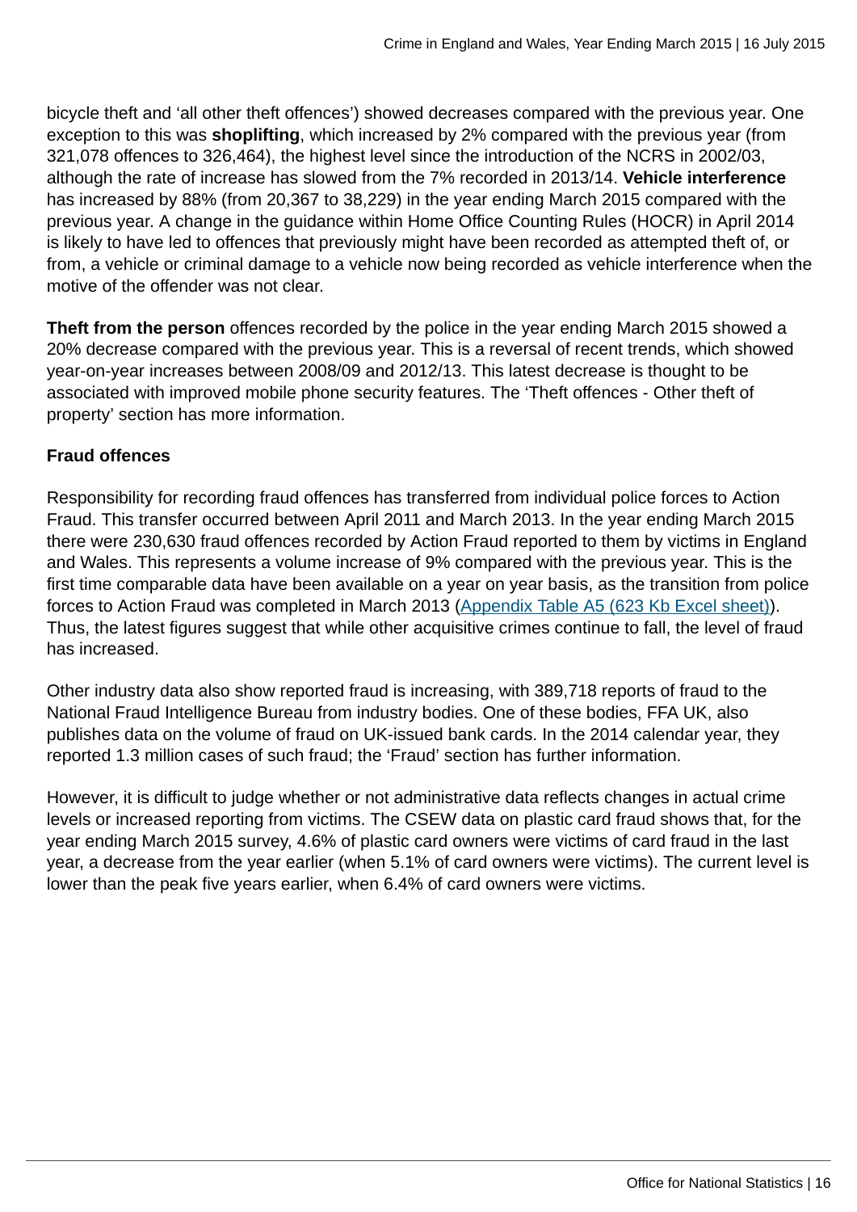bicycle theft and 'all other theft offences') showed decreases compared with the previous year. One exception to this was **shoplifting**, which increased by 2% compared with the previous year (from 321,078 offences to 326,464), the highest level since the introduction of the NCRS in 2002/03, although the rate of increase has slowed from the 7% recorded in 2013/14. **Vehicle interference** has increased by 88% (from 20,367 to 38,229) in the year ending March 2015 compared with the previous year. A change in the guidance within Home Office Counting Rules (HOCR) in April 2014 is likely to have led to offences that previously might have been recorded as attempted theft of, or from, a vehicle or criminal damage to a vehicle now being recorded as vehicle interference when the motive of the offender was not clear.

**Theft from the person** offences recorded by the police in the year ending March 2015 showed a 20% decrease compared with the previous year. This is a reversal of recent trends, which showed year-on-year increases between 2008/09 and 2012/13. This latest decrease is thought to be associated with improved mobile phone security features. The 'Theft offences - Other theft of property' section has more information.

**Fraud offences**

Responsibility for recording fraud offences has transferred from individual police forces to Action Fraud. This transfer occurred between April 2011 and March 2013. In the year ending March 2015 there were 230,630 fraud offences recorded by Action Fraud reported to them by victims in England and Wales. This represents a volume increase of 9% compared with the previous year. This is the first time comparable data have been available on a year on year basis, as the transition from police forces to Action Fraud was completed in March 2013 (Appendix Table A5 (623 Kb Excel sheet)). Thus, the latest figures suggest that while other acquisitive crimes continue to fall, the level of fraud has increased.

Other industry data also show reported fraud is increasing, with 389,718 reports of fraud to the National Fraud Intelligence Bureau from industry bodies. One of these bodies, FFA UK, also publishes data on the volume of fraud on UK-issued bank cards. In the 2014 calendar year, they reported 1.3 million cases of such fraud; the 'Fraud' section has further information.

However, it is difficult to judge whether or not administrative data reflects changes in actual crime levels or increased reporting from victims. The CSEW data on plastic card fraud shows that, for the year ending March 2015 survey, 4.6% of plastic card owners were victims of card fraud in the last year, a decrease from the year earlier (when 5.1% of card owners were victims). The current level is lower than the peak five years earlier, when 6.4% of card owners were victims.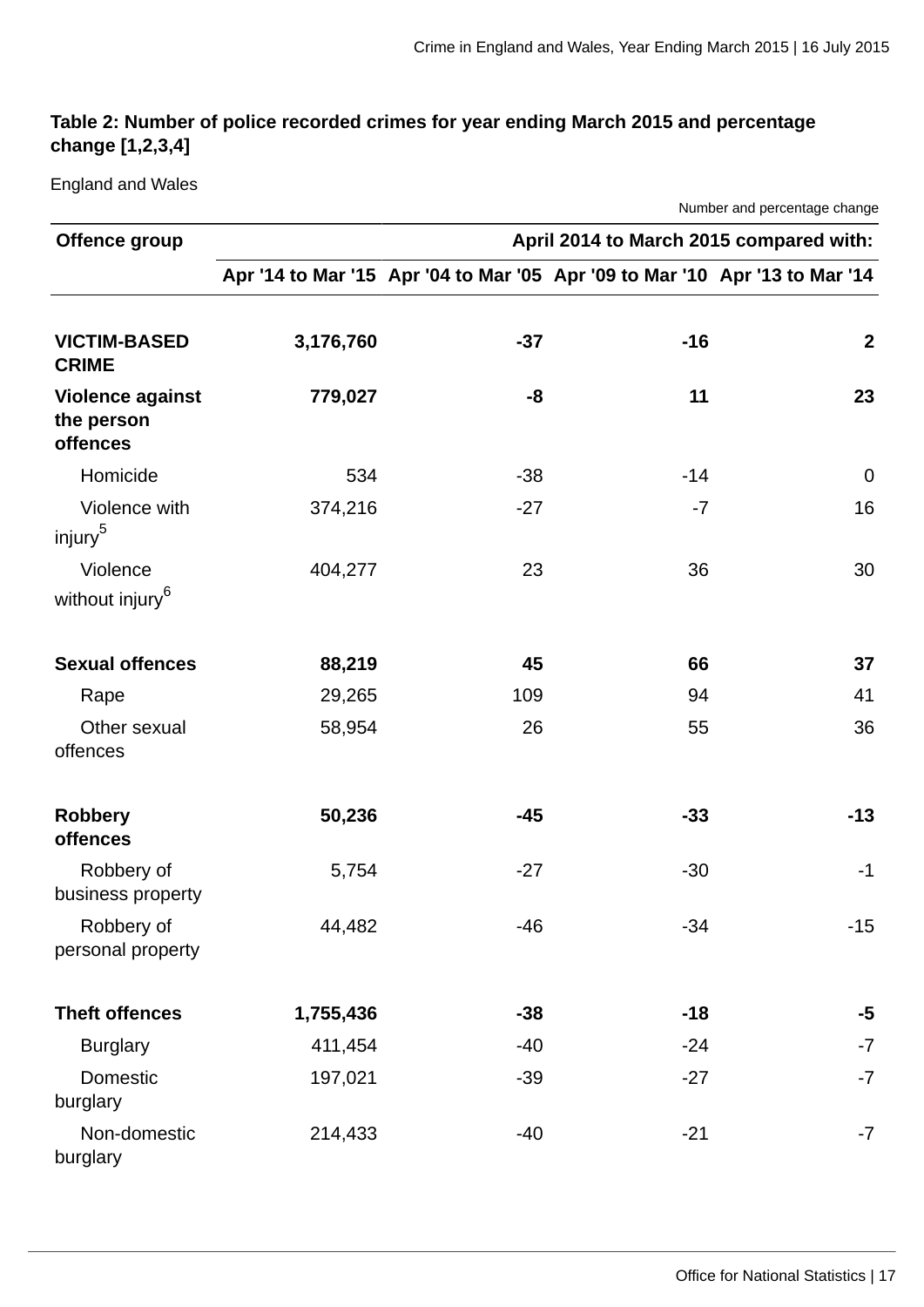**Table 2: Number of police recorded crimes for year ending March 2015 and percentage change [1,2,3,4]**

England and Wales

Number and percentage change

| Offence group | | April 2014 to March 2015 compared with: | | |
|---|---|---|---|---|
| | Apr '14 to Mar '15 | Apr '04 to Mar '05 | Apr '09 to Mar '10 | Apr '13 to Mar '14 |
| **VICTIM-BASED CRIME** | **3,176,760** | **-37** | **-16** | **2** |
| **Violence against the person offences** | **779,027** | **-8** | **11** | **23** |
| Homicide | 534 | -38 | -14 | 0 |
| Violence with injury[5] | 374,216 | -27 | -7 | 16 |
| Violence without injury[6] | 404,277 | 23 | 36 | 30 |
| **Sexual offences** | **88,219** | **45** | **66** | **37** |
| Rape | 29,265 | 109 | 94 | 41 |
| Other sexual offences | 58,954 | 26 | 55 | 36 |
| **Robbery offences** | **50,236** | **-45** | **-33** | **-13** |
| Robbery of business property | 5,754 | -27 | -30 | -1 |
| Robbery of personal property | 44,482 | -46 | -34 | -15 |
| **Theft offences** | **1,755,436** | **-38** | **-18** | **-5** |
| Burglary | 411,454 | -40 | -24 | -7 |
| Domestic burglary | 197,021 | -39 | -27 | -7 |
| Non-domestic burglary | 214,433 | -40 | -21 | -7 |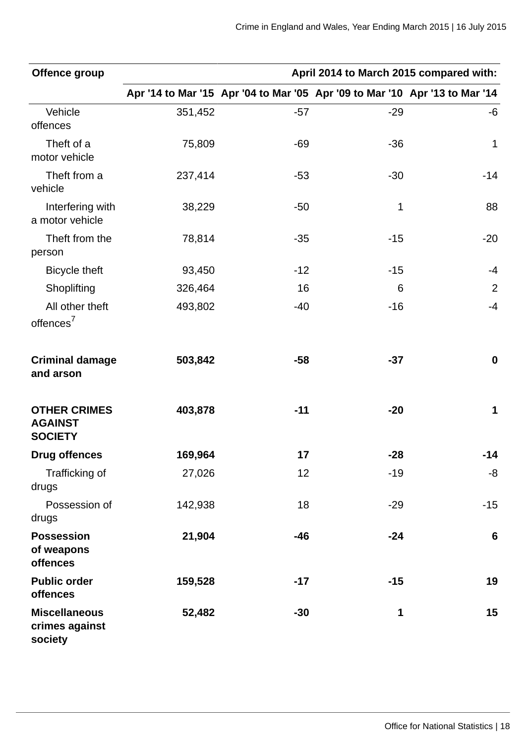| Offence group | April 2014 to March 2015 compared with: | | | |
|---|---|---|---|---|
| | Apr '14 to Mar '15 | Apr '04 to Mar '05 | Apr '09 to Mar '10 | Apr '13 to Mar '14 |
| Vehicle offences | 351,452 | -57 | -29 | -6 |
| Theft of a motor vehicle | 75,809 | -69 | -36 | 1 |
| Theft from a vehicle | 237,414 | -53 | -30 | -14 |
| Interfering with a motor vehicle | 38,229 | -50 | 1 | 88 |
| Theft from the person | 78,814 | -35 | -15 | -20 |
| Bicycle theft | 93,450 | -12 | -15 | -4 |
| Shoplifting | 326,464 | 16 | 6 | 2 |
| All other theft offences[7] | 493,802 | -40 | -16 | -4 |
| **Criminal damage and arson** | **503,842** | **-58** | **-37** | **0** |
| **OTHER CRIMES AGAINST SOCIETY** | **403,878** | **-11** | **-20** | **1** |
| **Drug offences** | **169,964** | **17** | **-28** | **-14** |
| Trafficking of drugs | 27,026 | 12 | -19 | -8 |
| Possession of drugs | 142,938 | 18 | -29 | -15 |
| **Possession of weapons offences** | **21,904** | **-46** | **-24** | **6** |
| **Public order offences** | **159,528** | **-17** | **-15** | **19** |
| **Miscellaneous crimes against society** | **52,482** | **-30** | **1** | **15** |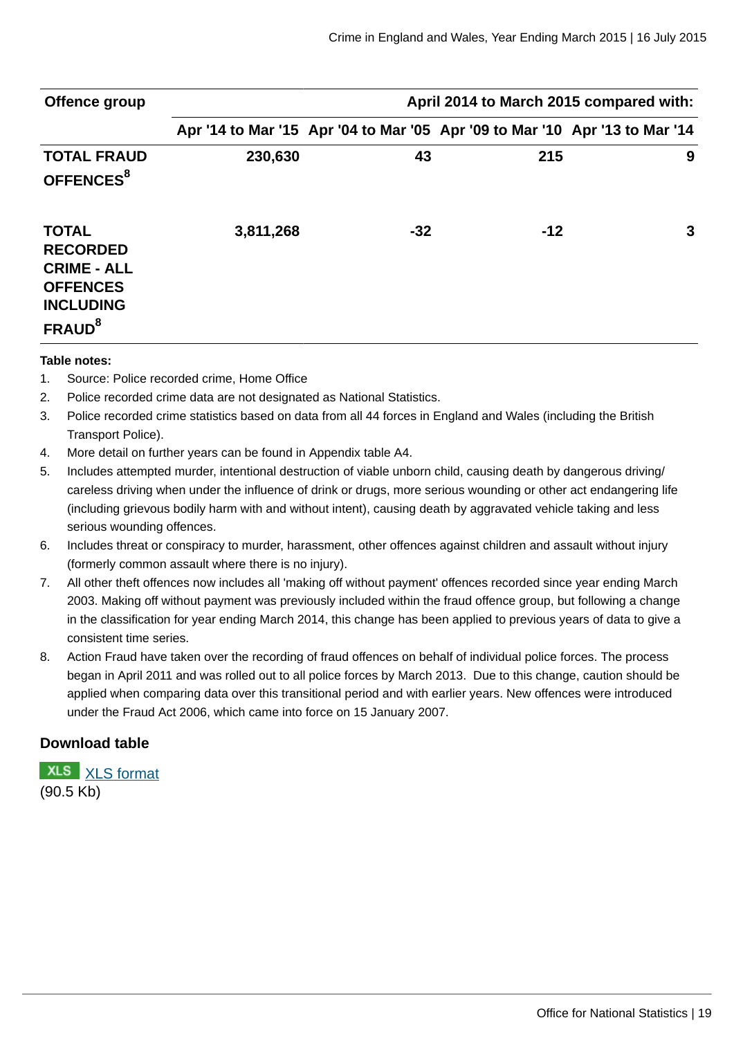| Offence group | | April 2014 to March 2015 compared with: | | |
|---|---|---|---|---|
| | Apr '14 to Mar '15 | Apr '04 to Mar '05 | Apr '09 to Mar '10 | Apr '13 to Mar '14 |
| **TOTAL FRAUD OFFENCES[8]** | **230,630** | **43** | **215** | **9** |
| **TOTAL RECORDED CRIME - ALL OFFENCES INCLUDING FRAUD[8]** | **3,811,268** | **-32** | **-12** | **3** |

**Table notes:**

1. Source: Police recorded crime, Home Office
2. Police recorded crime data are not designated as National Statistics.
3. Police recorded crime statistics based on data from all 44 forces in England and Wales (including the British Transport Police).
4. More detail on further years can be found in Appendix table A4.
5. Includes attempted murder, intentional destruction of viable unborn child, causing death by dangerous driving/ careless driving when under the influence of drink or drugs, more serious wounding or other act endangering life (including grievous bodily harm with and without intent), causing death by aggravated vehicle taking and less serious wounding offences.
6. Includes threat or conspiracy to murder, harassment, other offences against children and assault without injury (formerly common assault where there is no injury).
7. All other theft offences now includes all 'making off without payment' offences recorded since year ending March 2003. Making off without payment was previously included within the fraud offence group, but following a change in the classification for year ending March 2014, this change has been applied to previous years of data to give a consistent time series.
8. Action Fraud have taken over the recording of fraud offences on behalf of individual police forces. The process began in April 2011 and was rolled out to all police forces by March 2013. Due to this change, caution should be applied when comparing data over this transitional period and with earlier years. New offences were introduced under the Fraud Act 2006, which came into force on 15 January 2007.

### Download table

XLS XLS format
(90.5 Kb)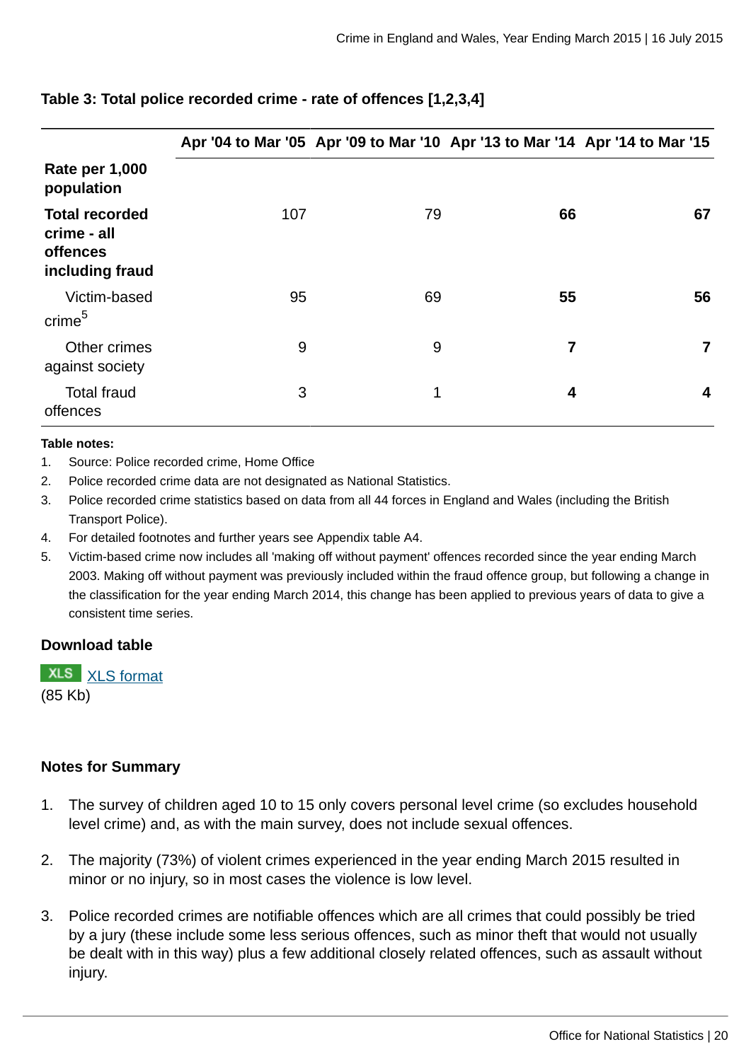**Table 3: Total police recorded crime - rate of offences [1,2,3,4]**

| | Apr '04 to Mar '05 | Apr '09 to Mar '10 | Apr '13 to Mar '14 | Apr '14 to Mar '15 |
|---|---|---|---|---|
| **Rate per 1,000 population** | | | | |
| **Total recorded crime - all offences including fraud** | 107 | 79 | **66** | **67** |
| Victim-based crime[5] | 95 | 69 | **55** | **56** |
| Other crimes against society | 9 | 9 | **7** | **7** |
| Total fraud offences | 3 | 1 | **4** | **4** |

**Table notes:**

1. Source: Police recorded crime, Home Office
2. Police recorded crime data are not designated as National Statistics.
3. Police recorded crime statistics based on data from all 44 forces in England and Wales (including the British Transport Police).
4. For detailed footnotes and further years see Appendix table A4.
5. Victim-based crime now includes all 'making off without payment' offences recorded since the year ending March 2003. Making off without payment was previously included within the fraud offence group, but following a change in the classification for the year ending March 2014, this change has been applied to previous years of data to give a consistent time series.

**Download table**

XLS XLS format
(85 Kb)

**Notes for Summary**

1. The survey of children aged 10 to 15 only covers personal level crime (so excludes household level crime) and, as with the main survey, does not include sexual offences.
2. The majority (73%) of violent crimes experienced in the year ending March 2015 resulted in minor or no injury, so in most cases the violence is low level.
3. Police recorded crimes are notifiable offences which are all crimes that could possibly be tried by a jury (these include some less serious offences, such as minor theft that would not usually be dealt with in this way) plus a few additional closely related offences, such as assault without injury.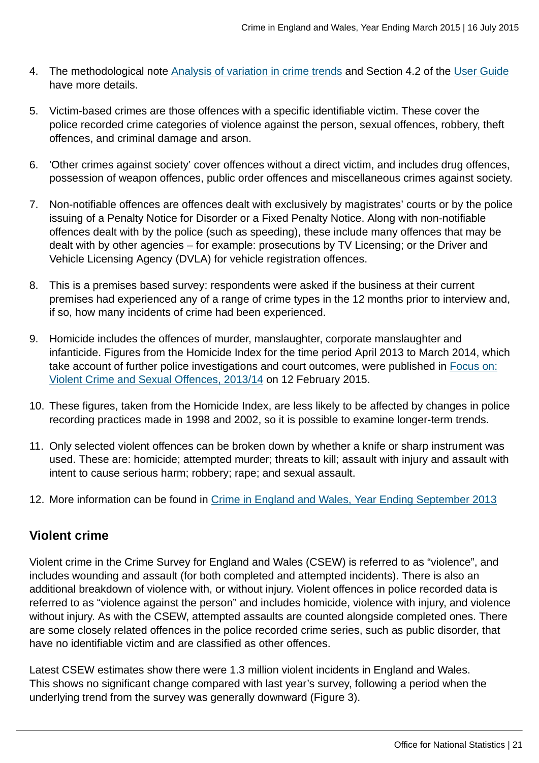4. The methodological note Analysis of variation in crime trends and Section 4.2 of the User Guide have more details.

5. Victim-based crimes are those offences with a specific identifiable victim. These cover the police recorded crime categories of violence against the person, sexual offences, robbery, theft offences, and criminal damage and arson.

6. 'Other crimes against society' cover offences without a direct victim, and includes drug offences, possession of weapon offences, public order offences and miscellaneous crimes against society.

7. Non-notifiable offences are offences dealt with exclusively by magistrates' courts or by the police issuing of a Penalty Notice for Disorder or a Fixed Penalty Notice. Along with non-notifiable offences dealt with by the police (such as speeding), these include many offences that may be dealt with by other agencies – for example: prosecutions by TV Licensing; or the Driver and Vehicle Licensing Agency (DVLA) for vehicle registration offences.

8. This is a premises based survey: respondents were asked if the business at their current premises had experienced any of a range of crime types in the 12 months prior to interview and, if so, how many incidents of crime had been experienced.

9. Homicide includes the offences of murder, manslaughter, corporate manslaughter and infanticide. Figures from the Homicide Index for the time period April 2013 to March 2014, which take account of further police investigations and court outcomes, were published in Focus on: Violent Crime and Sexual Offences, 2013/14 on 12 February 2015.

10. These figures, taken from the Homicide Index, are less likely to be affected by changes in police recording practices made in 1998 and 2002, so it is possible to examine longer-term trends.

11. Only selected violent offences can be broken down by whether a knife or sharp instrument was used. These are: homicide; attempted murder; threats to kill; assault with injury and assault with intent to cause serious harm; robbery; rape; and sexual assault.

12. More information can be found in Crime in England and Wales, Year Ending September 2013

## Violent crime

Violent crime in the Crime Survey for England and Wales (CSEW) is referred to as "violence", and includes wounding and assault (for both completed and attempted incidents). There is also an additional breakdown of violence with, or without injury. Violent offences in police recorded data is referred to as "violence against the person" and includes homicide, violence with injury, and violence without injury. As with the CSEW, attempted assaults are counted alongside completed ones. There are some closely related offences in the police recorded crime series, such as public disorder, that have no identifiable victim and are classified as other offences.

Latest CSEW estimates show there were 1.3 million violent incidents in England and Wales. This shows no significant change compared with last year's survey, following a period when the underlying trend from the survey was generally downward (Figure 3).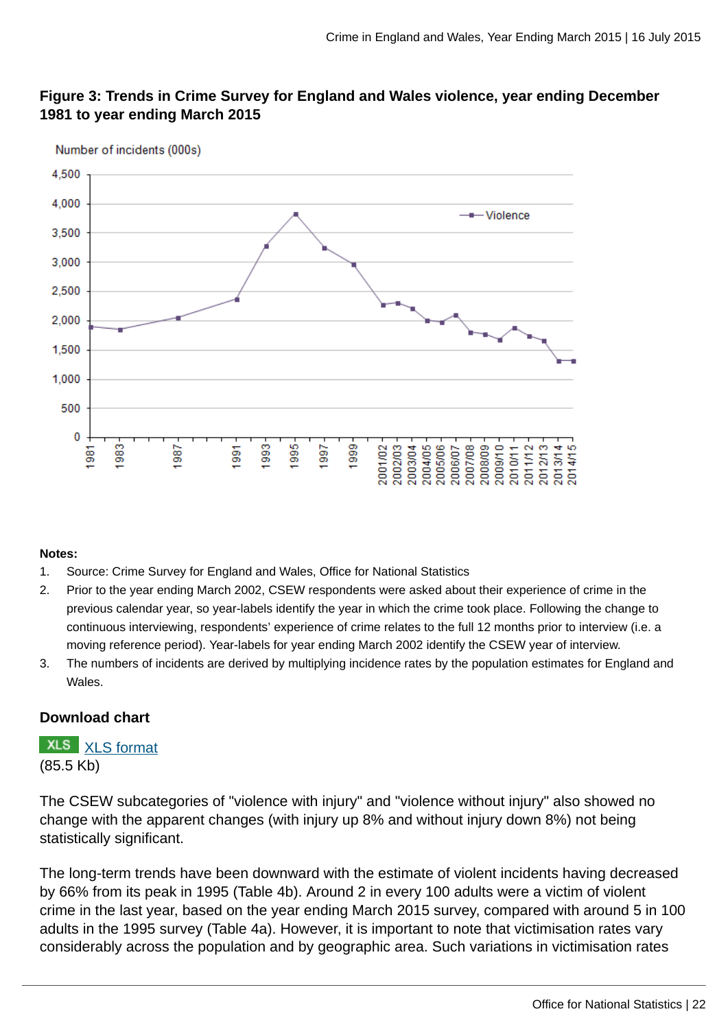**Figure 3: Trends in Crime Survey for England and Wales violence, year ending December 1981 to year ending March 2015**

**Notes:**

1. Source: Crime Survey for England and Wales, Office for National Statistics
2. Prior to the year ending March 2002, CSEW respondents were asked about their experience of crime in the previous calendar year, so year-labels identify the year in which the crime took place. Following the change to continuous interviewing, respondents' experience of crime relates to the full 12 months prior to interview (i.e. a moving reference period). Year-labels for year ending March 2002 identify the CSEW year of interview.
3. The numbers of incidents are derived by multiplying incidence rates by the population estimates for England and Wales.

**Download chart**

XLS [XLS format]
(85.5 Kb)

The CSEW subcategories of "violence with injury" and "violence without injury" also showed no change with the apparent changes (with injury up 8% and without injury down 8%) not being statistically significant.

The long-term trends have been downward with the estimate of violent incidents having decreased by 66% from its peak in 1995 (Table 4b). Around 2 in every 100 adults were a victim of violent crime in the last year, based on the year ending March 2015 survey, compared with around 5 in 100 adults in the 1995 survey (Table 4a). However, it is important to note that victimisation rates vary considerably across the population and by geographic area. Such variations in victimisation rates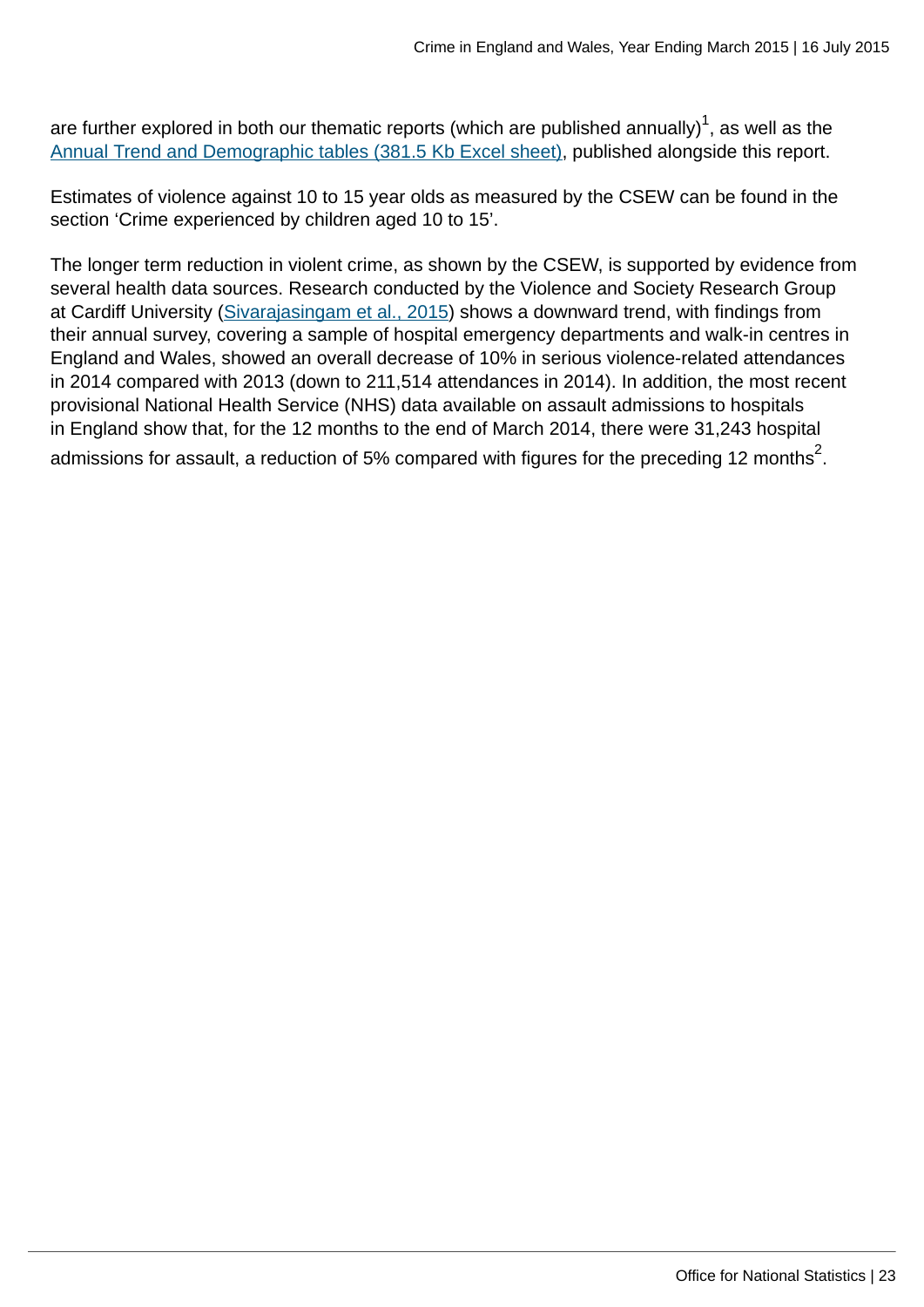are further explored in both our thematic reports (which are published annually)[1], as well as the [Annual Trend and Demographic tables (381.5 Kb Excel sheet)](), published alongside this report.

Estimates of violence against 10 to 15 year olds as measured by the CSEW can be found in the section 'Crime experienced by children aged 10 to 15'.

The longer term reduction in violent crime, as shown by the CSEW, is supported by evidence from several health data sources. Research conducted by the Violence and Society Research Group at Cardiff University ([Sivarajasingam et al., 2015]()) shows a downward trend, with findings from their annual survey, covering a sample of hospital emergency departments and walk-in centres in England and Wales, showed an overall decrease of 10% in serious violence-related attendances in 2014 compared with 2013 (down to 211,514 attendances in 2014). In addition, the most recent provisional National Health Service (NHS) data available on assault admissions to hospitals in England show that, for the 12 months to the end of March 2014, there were 31,243 hospital admissions for assault, a reduction of 5% compared with figures for the preceding 12 months[2].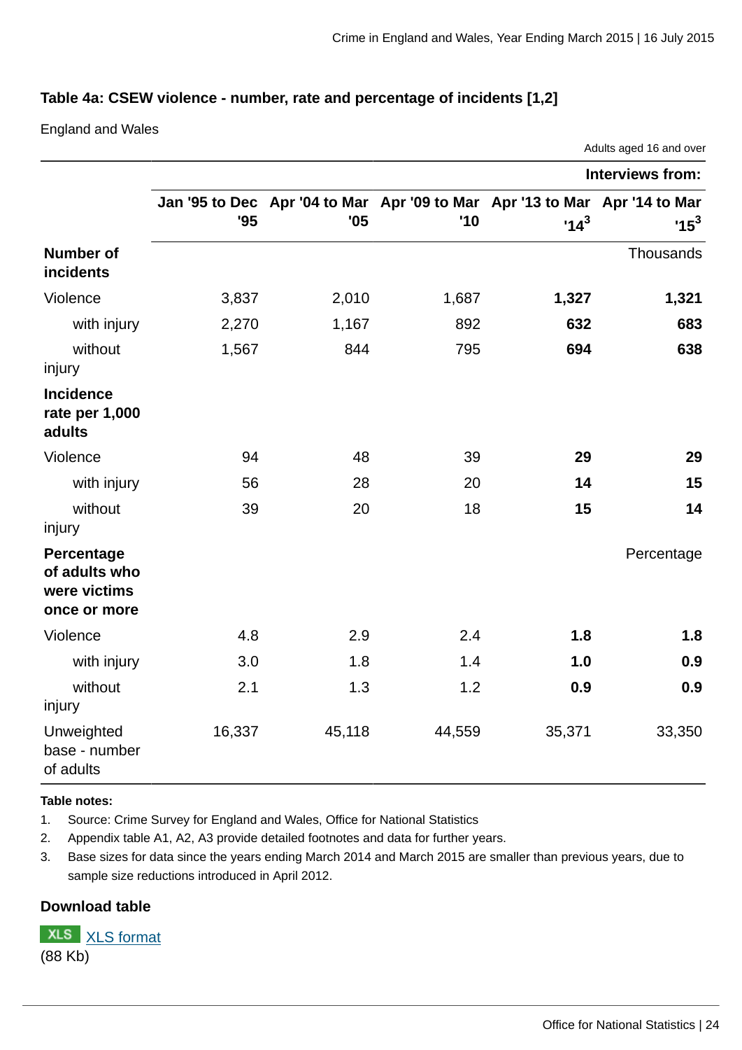### Table 4a: CSEW violence - number, rate and percentage of incidents [1,2]

England and Wales

Adults aged 16 and over

| | Interviews from: | | | | |
|---|---|---|---|---|---|
| | Jan '95 to Dec '95 | Apr '04 to Mar '05 | Apr '09 to Mar '10 | Apr '13 to Mar '14[3] | Apr '14 to Mar '15[3] |
| **Number of incidents** | | | | | Thousands |
| Violence | 3,837 | 2,010 | 1,687 | **1,327** | **1,321** |
| with injury | 2,270 | 1,167 | 892 | **632** | **683** |
| without injury | 1,567 | 844 | 795 | **694** | **638** |
| **Incidence rate per 1,000 adults** | | | | | |
| Violence | 94 | 48 | 39 | **29** | **29** |
| with injury | 56 | 28 | 20 | **14** | **15** |
| without injury | 39 | 20 | 18 | **15** | **14** |
| **Percentage of adults who were victims once or more** | | | | | Percentage |
| Violence | 4.8 | 2.9 | 2.4 | **1.8** | **1.8** |
| with injury | 3.0 | 1.8 | 1.4 | **1.0** | **0.9** |
| without injury | 2.1 | 1.3 | 1.2 | **0.9** | **0.9** |
| Unweighted base - number of adults | 16,337 | 45,118 | 44,559 | 35,371 | 33,350 |

**Table notes:**

1. Source: Crime Survey for England and Wales, Office for National Statistics
2. Appendix table A1, A2, A3 provide detailed footnotes and data for further years.
3. Base sizes for data since the years ending March 2014 and March 2015 are smaller than previous years, due to sample size reductions introduced in April 2012.

**Download table**

XLS XLS format
(88 Kb)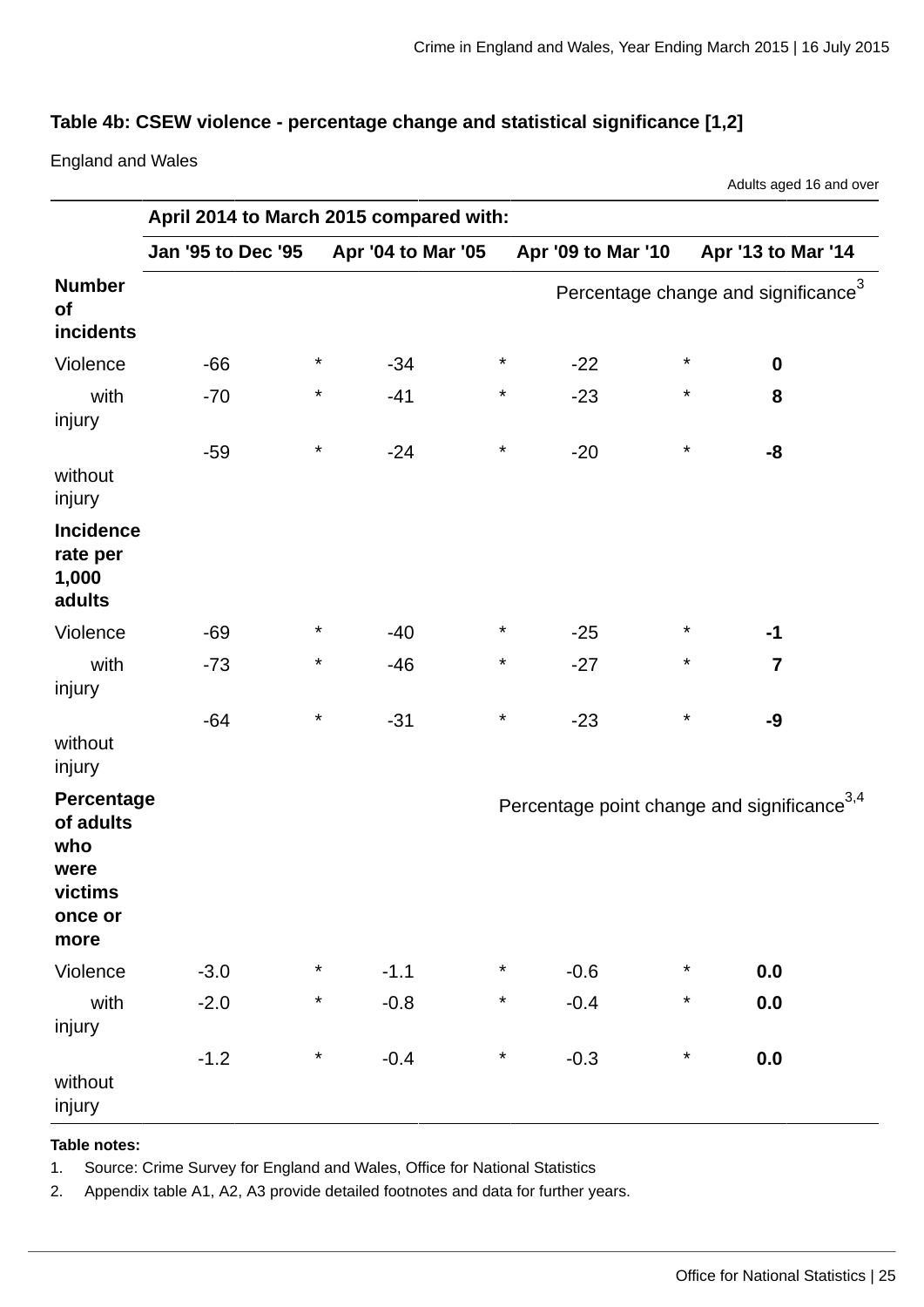### Table 4b: CSEW violence - percentage change and statistical significance [1,2]

England and Wales

Adults aged 16 and over

| | April 2014 to March 2015 compared with: | | | | | | | |
|---|---|---|---|---|---|---|---|---|
| | Jan '95 to Dec '95 | | Apr '04 to Mar '05 | | Apr '09 to Mar '10 | | Apr '13 to Mar '14 | |
| **Number of incidents** | | | | | Percentage change and significance[3] | | | |
| Violence | -66 | * | -34 | * | -22 | * | **0** | |
| with injury | -70 | * | -41 | * | -23 | * | **8** | |
| without injury | -59 | * | -24 | * | -20 | * | **-8** | |
| **Incidence rate per 1,000 adults** | | | | | | | | |
| Violence | -69 | * | -40 | * | -25 | * | **-1** | |
| with injury | -73 | * | -46 | * | -27 | * | **7** | |
| without injury | -64 | * | -31 | * | -23 | * | **-9** | |
| **Percentage of adults who were victims once or more** | | | | | Percentage point change and significance[3,4] | | | |
| Violence | -3.0 | * | -1.1 | * | -0.6 | * | **0.0** | |
| with injury | -2.0 | * | -0.8 | * | -0.4 | * | **0.0** | |
| without injury | -1.2 | * | -0.4 | * | -0.3 | * | **0.0** | |

**Table notes:**

1. Source: Crime Survey for England and Wales, Office for National Statistics
2. Appendix table A1, A2, A3 provide detailed footnotes and data for further years.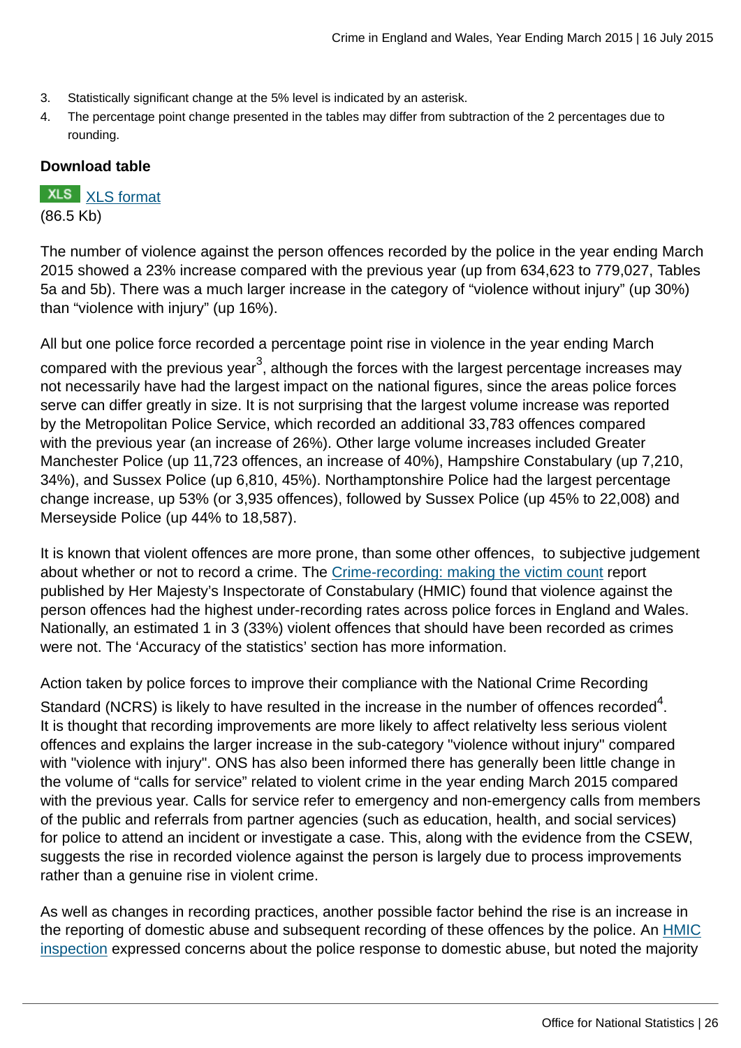3. Statistically significant change at the 5% level is indicated by an asterisk.
4. The percentage point change presented in the tables may differ from subtraction of the 2 percentages due to rounding.

**Download table**

XLS [XLS format](#)
(86.5 Kb)

The number of violence against the person offences recorded by the police in the year ending March 2015 showed a 23% increase compared with the previous year (up from 634,623 to 779,027, Tables 5a and 5b). There was a much larger increase in the category of “violence without injury” (up 30%) than “violence with injury” (up 16%).

All but one police force recorded a percentage point rise in violence in the year ending March compared with the previous year[3], although the forces with the largest percentage increases may not necessarily have had the largest impact on the national figures, since the areas police forces serve can differ greatly in size. It is not surprising that the largest volume increase was reported by the Metropolitan Police Service, which recorded an additional 33,783 offences compared with the previous year (an increase of 26%). Other large volume increases included Greater Manchester Police (up 11,723 offences, an increase of 40%), Hampshire Constabulary (up 7,210, 34%), and Sussex Police (up 6,810, 45%). Northamptonshire Police had the largest percentage change increase, up 53% (or 3,935 offences), followed by Sussex Police (up 45% to 22,008) and Merseyside Police (up 44% to 18,587).

It is known that violent offences are more prone, than some other offences, to subjective judgement about whether or not to record a crime. The [Crime-recording: making the victim count](#) report published by Her Majesty’s Inspectorate of Constabulary (HMIC) found that violence against the person offences had the highest under-recording rates across police forces in England and Wales. Nationally, an estimated 1 in 3 (33%) violent offences that should have been recorded as crimes were not. The ‘Accuracy of the statistics’ section has more information.

Action taken by police forces to improve their compliance with the National Crime Recording Standard (NCRS) is likely to have resulted in the increase in the number of offences recorded[4]. It is thought that recording improvements are more likely to affect relativelty less serious violent offences and explains the larger increase in the sub-category "violence without injury" compared with "violence with injury". ONS has also been informed there has generally been little change in the volume of “calls for service” related to violent crime in the year ending March 2015 compared with the previous year. Calls for service refer to emergency and non-emergency calls from members of the public and referrals from partner agencies (such as education, health, and social services) for police to attend an incident or investigate a case. This, along with the evidence from the CSEW, suggests the rise in recorded violence against the person is largely due to process improvements rather than a genuine rise in violent crime.

As well as changes in recording practices, another possible factor behind the rise is an increase in the reporting of domestic abuse and subsequent recording of these offences by the police. An [HMIC inspection](#) expressed concerns about the police response to domestic abuse, but noted the majority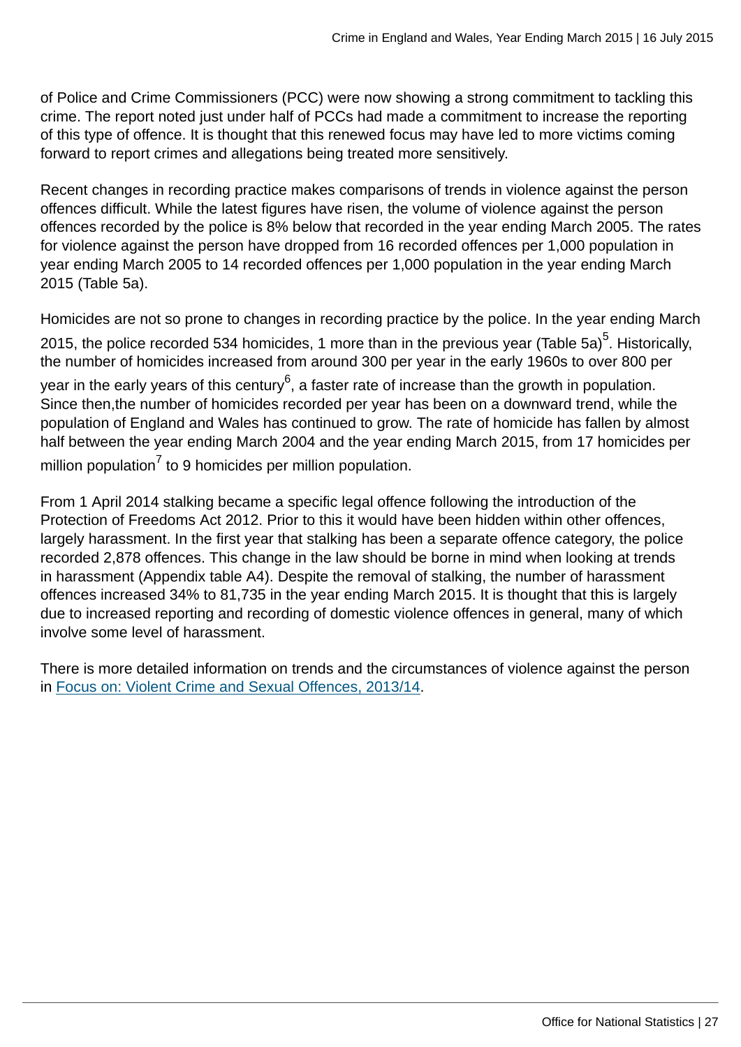of Police and Crime Commissioners (PCC) were now showing a strong commitment to tackling this crime. The report noted just under half of PCCs had made a commitment to increase the reporting of this type of offence. It is thought that this renewed focus may have led to more victims coming forward to report crimes and allegations being treated more sensitively.

Recent changes in recording practice makes comparisons of trends in violence against the person offences difficult. While the latest figures have risen, the volume of violence against the person offences recorded by the police is 8% below that recorded in the year ending March 2005. The rates for violence against the person have dropped from 16 recorded offences per 1,000 population in year ending March 2005 to 14 recorded offences per 1,000 population in the year ending March 2015 (Table 5a).

Homicides are not so prone to changes in recording practice by the police. In the year ending March 2015, the police recorded 534 homicides, 1 more than in the previous year (Table 5a)[5]. Historically, the number of homicides increased from around 300 per year in the early 1960s to over 800 per year in the early years of this century[6], a faster rate of increase than the growth in population. Since then,the number of homicides recorded per year has been on a downward trend, while the population of England and Wales has continued to grow. The rate of homicide has fallen by almost half between the year ending March 2004 and the year ending March 2015, from 17 homicides per million population[7] to 9 homicides per million population.

From 1 April 2014 stalking became a specific legal offence following the introduction of the Protection of Freedoms Act 2012. Prior to this it would have been hidden within other offences, largely harassment. In the first year that stalking has been a separate offence category, the police recorded 2,878 offences. This change in the law should be borne in mind when looking at trends in harassment (Appendix table A4). Despite the removal of stalking, the number of harassment offences increased 34% to 81,735 in the year ending March 2015. It is thought that this is largely due to increased reporting and recording of domestic violence offences in general, many of which involve some level of harassment.

There is more detailed information on trends and the circumstances of violence against the person in Focus on: Violent Crime and Sexual Offences, 2013/14.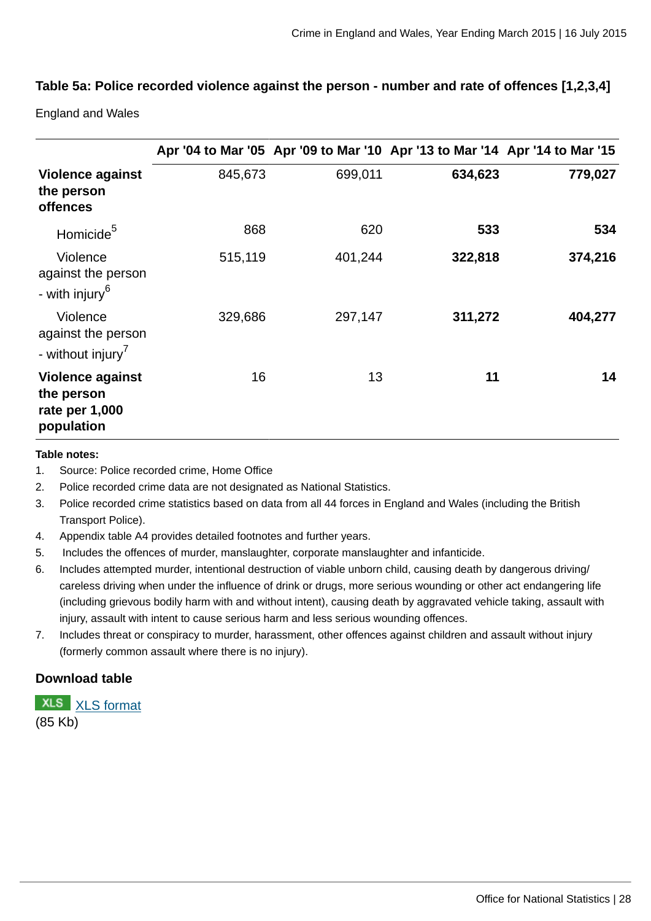### Table 5a: Police recorded violence against the person - number and rate of offences [1,2,3,4]

England and Wales

| | Apr '04 to Mar '05 | Apr '09 to Mar '10 | Apr '13 to Mar '14 | Apr '14 to Mar '15 |
|---|---|---|---|---|
| **Violence against the person offences** | 845,673 | 699,011 | **634,623** | **779,027** |
| Homicide[5] | 868 | 620 | **533** | **534** |
| Violence against the person - with injury[6] | 515,119 | 401,244 | **322,818** | **374,216** |
| Violence against the person - without injury[7] | 329,686 | 297,147 | **311,272** | **404,277** |
| **Violence against the person rate per 1,000 population** | 16 | 13 | **11** | **14** |

**Table notes:**

1. Source: Police recorded crime, Home Office
2. Police recorded crime data are not designated as National Statistics.
3. Police recorded crime statistics based on data from all 44 forces in England and Wales (including the British Transport Police).
4. Appendix table A4 provides detailed footnotes and further years.
5. Includes the offences of murder, manslaughter, corporate manslaughter and infanticide.
6. Includes attempted murder, intentional destruction of viable unborn child, causing death by dangerous driving/careless driving when under the influence of drink or drugs, more serious wounding or other act endangering life (including grievous bodily harm with and without intent), causing death by aggravated vehicle taking, assault with injury, assault with intent to cause serious harm and less serious wounding offences.
7. Includes threat or conspiracy to murder, harassment, other offences against children and assault without injury (formerly common assault where there is no injury).

**Download table**

XLS XLS format
(85 Kb)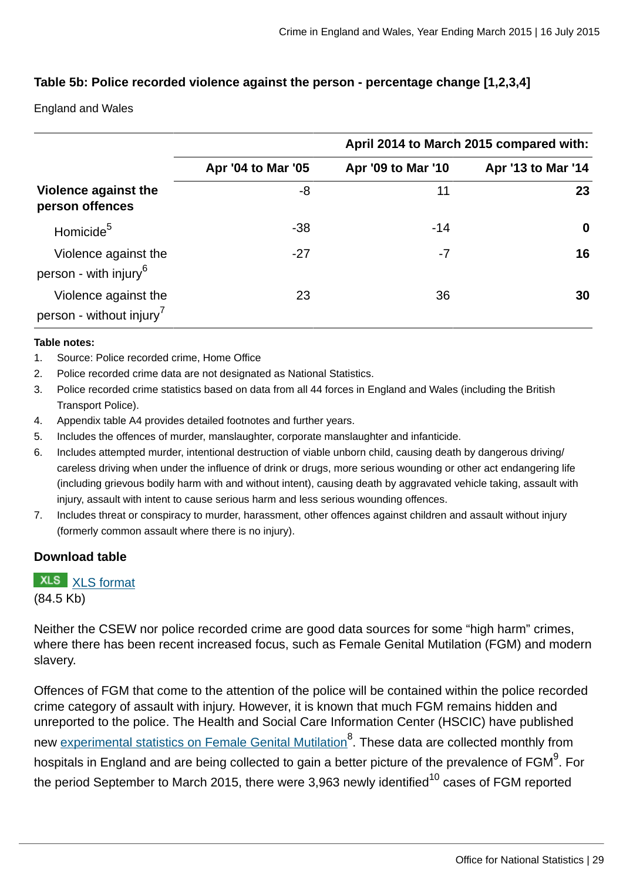### Table 5b: Police recorded violence against the person - percentage change [1,2,3,4]

England and Wales

| | April 2014 to March 2015 compared with: | | |
|---|---|---|---|
| | Apr '04 to Mar '05 | Apr '09 to Mar '10 | Apr '13 to Mar '14 |
| **Violence against the person offences** | -8 | 11 | **23** |
| Homicide[5] | -38 | -14 | **0** |
| Violence against the person - with injury[6] | -27 | -7 | **16** |
| Violence against the person - without injury[7] | 23 | 36 | **30** |

**Table notes:**

1. Source: Police recorded crime, Home Office
2. Police recorded crime data are not designated as National Statistics.
3. Police recorded crime statistics based on data from all 44 forces in England and Wales (including the British Transport Police).
4. Appendix table A4 provides detailed footnotes and further years.
5. Includes the offences of murder, manslaughter, corporate manslaughter and infanticide.
6. Includes attempted murder, intentional destruction of viable unborn child, causing death by dangerous driving/careless driving when under the influence of drink or drugs, more serious wounding or other act endangering life (including grievous bodily harm with and without intent), causing death by aggravated vehicle taking, assault with injury, assault with intent to cause serious harm and less serious wounding offences.
7. Includes threat or conspiracy to murder, harassment, other offences against children and assault without injury (formerly common assault where there is no injury).

**Download table**

XLS format (84.5 Kb)

Neither the CSEW nor police recorded crime are good data sources for some "high harm" crimes, where there has been recent increased focus, such as Female Genital Mutilation (FGM) and modern slavery.

Offences of FGM that come to the attention of the police will be contained within the police recorded crime category of assault with injury. However, it is known that much FGM remains hidden and unreported to the police. The Health and Social Care Information Center (HSCIC) have published new experimental statistics on Female Genital Mutilation[8]. These data are collected monthly from hospitals in England and are being collected to gain a better picture of the prevalence of FGM[9]. For the period September to March 2015, there were 3,963 newly identified[10] cases of FGM reported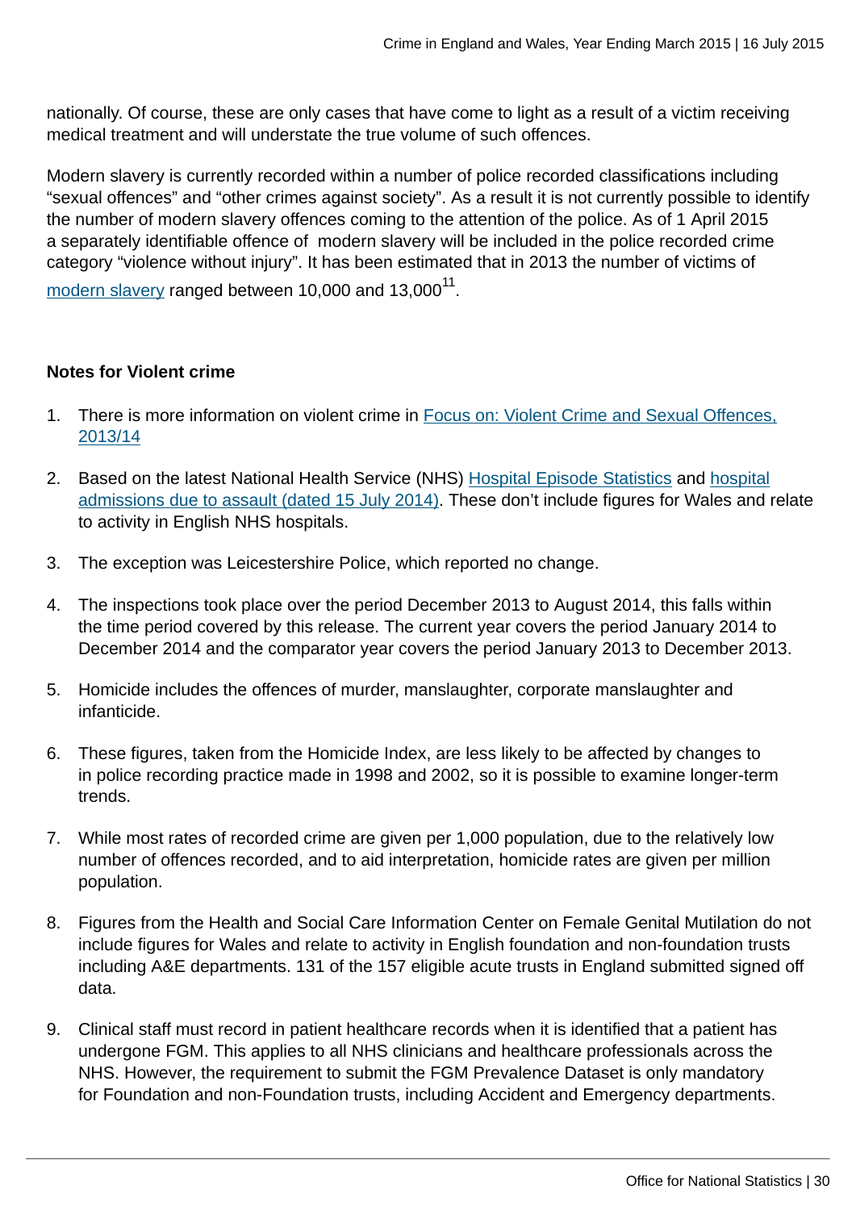nationally. Of course, these are only cases that have come to light as a result of a victim receiving medical treatment and will understate the true volume of such offences.

Modern slavery is currently recorded within a number of police recorded classifications including "sexual offences" and "other crimes against society". As a result it is not currently possible to identify the number of modern slavery offences coming to the attention of the police. As of 1 April 2015 a separately identifiable offence of modern slavery will be included in the police recorded crime category "violence without injury". It has been estimated that in 2013 the number of victims of modern slavery ranged between 10,000 and 13,000[11].

**Notes for Violent crime**

1. There is more information on violent crime in Focus on: Violent Crime and Sexual Offences, 2013/14
2. Based on the latest National Health Service (NHS) Hospital Episode Statistics and hospital admissions due to assault (dated 15 July 2014). These don't include figures for Wales and relate to activity in English NHS hospitals.
3. The exception was Leicestershire Police, which reported no change.
4. The inspections took place over the period December 2013 to August 2014, this falls within the time period covered by this release. The current year covers the period January 2014 to December 2014 and the comparator year covers the period January 2013 to December 2013.
5. Homicide includes the offences of murder, manslaughter, corporate manslaughter and infanticide.
6. These figures, taken from the Homicide Index, are less likely to be affected by changes to in police recording practice made in 1998 and 2002, so it is possible to examine longer-term trends.
7. While most rates of recorded crime are given per 1,000 population, due to the relatively low number of offences recorded, and to aid interpretation, homicide rates are given per million population.
8. Figures from the Health and Social Care Information Center on Female Genital Mutilation do not include figures for Wales and relate to activity in English foundation and non-foundation trusts including A&E departments. 131 of the 157 eligible acute trusts in England submitted signed off data.
9. Clinical staff must record in patient healthcare records when it is identified that a patient has undergone FGM. This applies to all NHS clinicians and healthcare professionals across the NHS. However, the requirement to submit the FGM Prevalence Dataset is only mandatory for Foundation and non-Foundation trusts, including Accident and Emergency departments.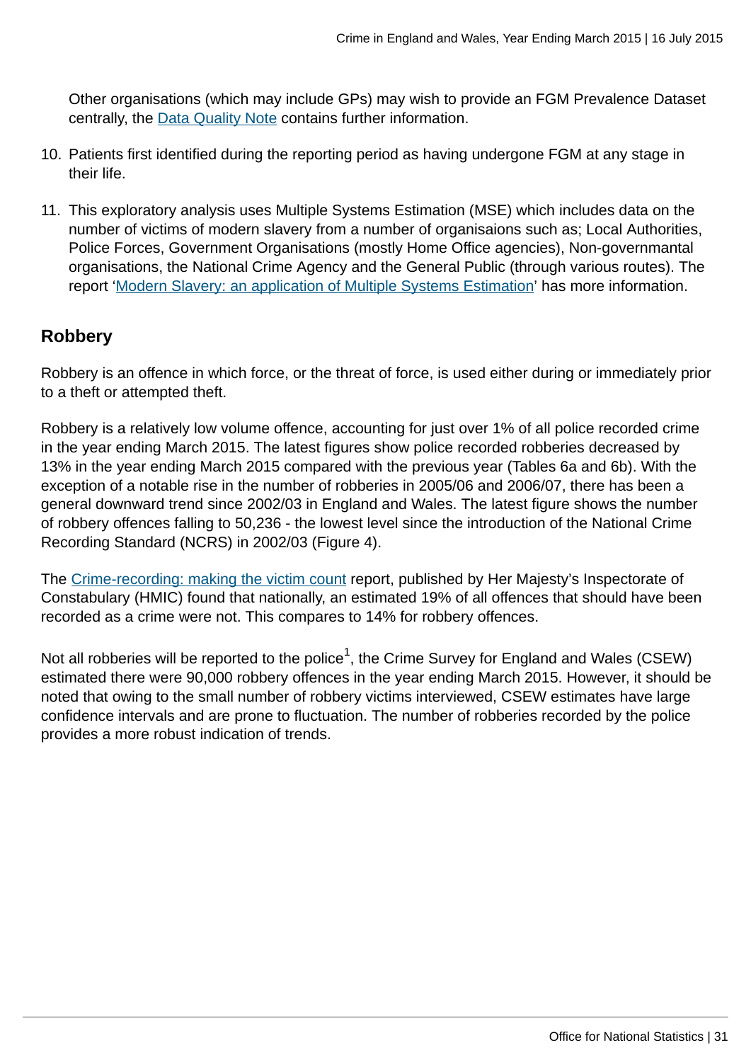Other organisations (which may include GPs) may wish to provide an FGM Prevalence Dataset centrally, the [Data Quality Note](#) contains further information.

10. Patients first identified during the reporting period as having undergone FGM at any stage in their life.

11. This exploratory analysis uses Multiple Systems Estimation (MSE) which includes data on the number of victims of modern slavery from a number of organisaions such as; Local Authorities, Police Forces, Government Organisations (mostly Home Office agencies), Non-governmantal organisations, the National Crime Agency and the General Public (through various routes). The report '[Modern Slavery: an application of Multiple Systems Estimation](#)' has more information.

## Robbery

Robbery is an offence in which force, or the threat of force, is used either during or immediately prior to a theft or attempted theft.

Robbery is a relatively low volume offence, accounting for just over 1% of all police recorded crime in the year ending March 2015. The latest figures show police recorded robberies decreased by 13% in the year ending March 2015 compared with the previous year (Tables 6a and 6b). With the exception of a notable rise in the number of robberies in 2005/06 and 2006/07, there has been a general downward trend since 2002/03 in England and Wales. The latest figure shows the number of robbery offences falling to 50,236 - the lowest level since the introduction of the National Crime Recording Standard (NCRS) in 2002/03 (Figure 4).

The [Crime-recording: making the victim count](#) report, published by Her Majesty's Inspectorate of Constabulary (HMIC) found that nationally, an estimated 19% of all offences that should have been recorded as a crime were not. This compares to 14% for robbery offences.

Not all robberies will be reported to the police[1], the Crime Survey for England and Wales (CSEW) estimated there were 90,000 robbery offences in the year ending March 2015. However, it should be noted that owing to the small number of robbery victims interviewed, CSEW estimates have large confidence intervals and are prone to fluctuation. The number of robberies recorded by the police provides a more robust indication of trends.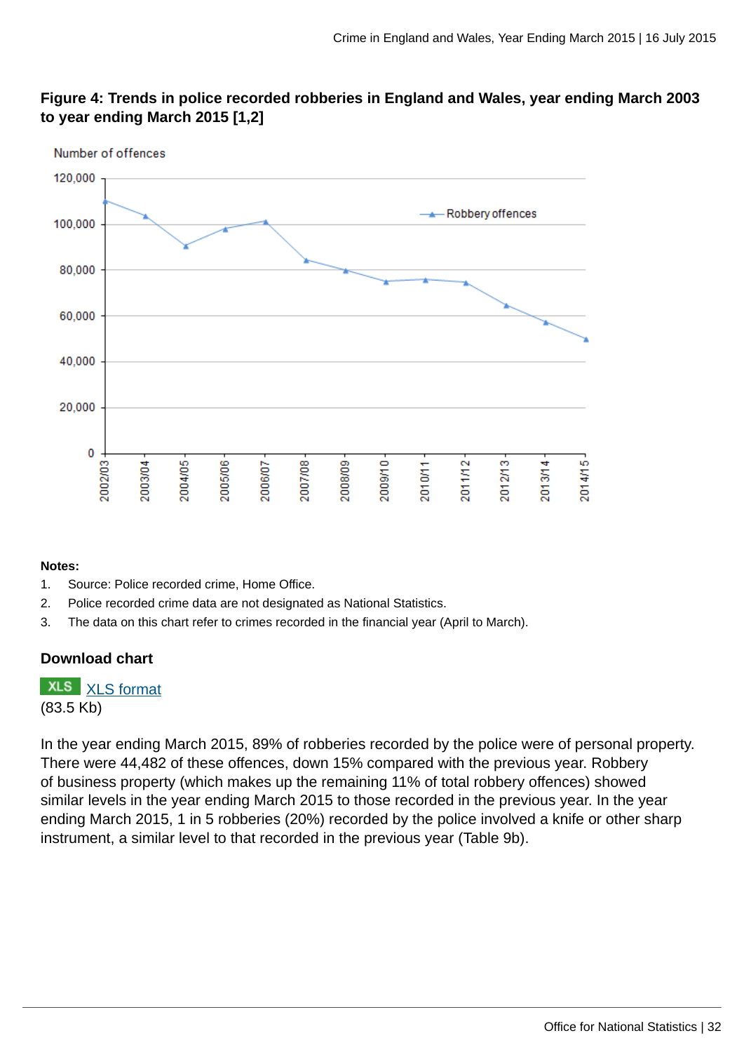**Figure 4: Trends in police recorded robberies in England and Wales, year ending March 2003 to year ending March 2015 [1,2]**

**Notes:**

1. Source: Police recorded crime, Home Office.
2. Police recorded crime data are not designated as National Statistics.
3. The data on this chart refer to crimes recorded in the financial year (April to March).

### Download chart

XLS [XLS format](#)
(83.5 Kb)

In the year ending March 2015, 89% of robberies recorded by the police were of personal property. There were 44,482 of these offences, down 15% compared with the previous year. Robbery of business property (which makes up the remaining 11% of total robbery offences) showed similar levels in the year ending March 2015 to those recorded in the previous year. In the year ending March 2015, 1 in 5 robberies (20%) recorded by the police involved a knife or other sharp instrument, a similar level to that recorded in the previous year (Table 9b).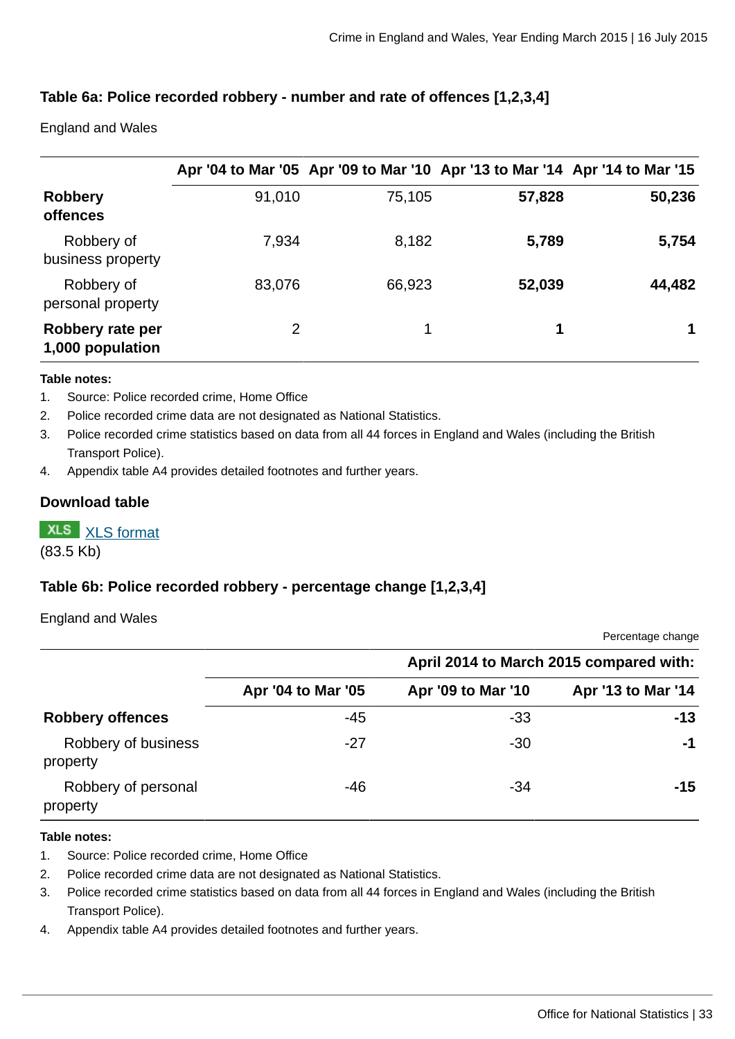### Table 6a: Police recorded robbery - number and rate of offences [1,2,3,4]

England and Wales

| | Apr '04 to Mar '05 | Apr '09 to Mar '10 | Apr '13 to Mar '14 | Apr '14 to Mar '15 |
|---|---|---|---|---|
| **Robbery offences** | 91,010 | 75,105 | **57,828** | **50,236** |
| Robbery of business property | 7,934 | 8,182 | **5,789** | **5,754** |
| Robbery of personal property | 83,076 | 66,923 | **52,039** | **44,482** |
| **Robbery rate per 1,000 population** | 2 | 1 | **1** | **1** |

**Table notes:**

1. Source: Police recorded crime, Home Office
2. Police recorded crime data are not designated as National Statistics.
3. Police recorded crime statistics based on data from all 44 forces in England and Wales (including the British Transport Police).
4. Appendix table A4 provides detailed footnotes and further years.

### Download table

XLS [XLS format](XLS format)
(83.5 Kb)

### Table 6b: Police recorded robbery - percentage change [1,2,3,4]

England and Wales

Percentage change

| | April 2014 to March 2015 compared with: | | |
|---|---|---|---|
| | Apr '04 to Mar '05 | Apr '09 to Mar '10 | Apr '13 to Mar '14 |
| **Robbery offences** | -45 | -33 | **-13** |
| Robbery of business property | -27 | -30 | **-1** |
| Robbery of personal property | -46 | -34 | **-15** |

**Table notes:**

1. Source: Police recorded crime, Home Office
2. Police recorded crime data are not designated as National Statistics.
3. Police recorded crime statistics based on data from all 44 forces in England and Wales (including the British Transport Police).
4. Appendix table A4 provides detailed footnotes and further years.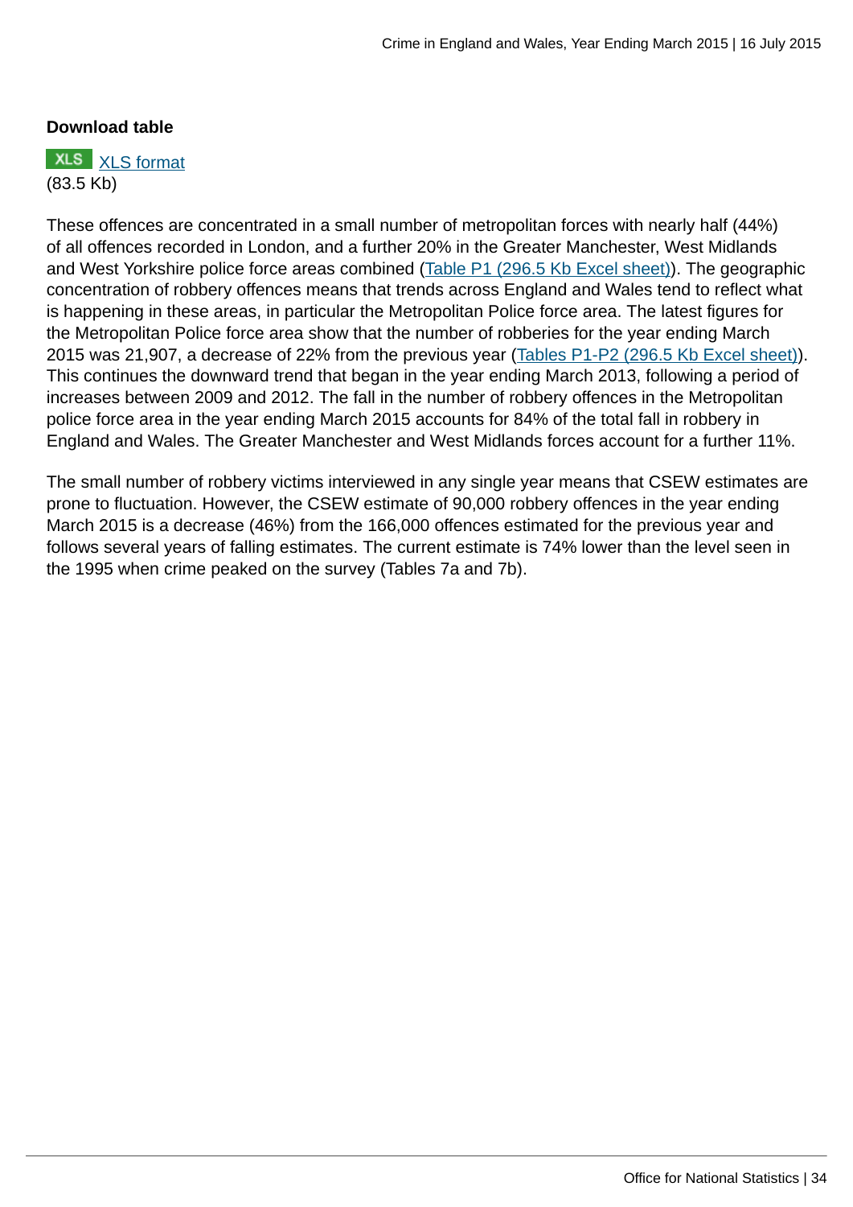**Download table**

XLS [XLS format](#)
(83.5 Kb)

These offences are concentrated in a small number of metropolitan forces with nearly half (44%) of all offences recorded in London, and a further 20% in the Greater Manchester, West Midlands and West Yorkshire police force areas combined ([Table P1 (296.5 Kb Excel sheet)](#)). The geographic concentration of robbery offences means that trends across England and Wales tend to reflect what is happening in these areas, in particular the Metropolitan Police force area. The latest figures for the Metropolitan Police force area show that the number of robberies for the year ending March 2015 was 21,907, a decrease of 22% from the previous year ([Tables P1-P2 (296.5 Kb Excel sheet)](#)). This continues the downward trend that began in the year ending March 2013, following a period of increases between 2009 and 2012. The fall in the number of robbery offences in the Metropolitan police force area in the year ending March 2015 accounts for 84% of the total fall in robbery in England and Wales. The Greater Manchester and West Midlands forces account for a further 11%.

The small number of robbery victims interviewed in any single year means that CSEW estimates are prone to fluctuation. However, the CSEW estimate of 90,000 robbery offences in the year ending March 2015 is a decrease (46%) from the 166,000 offences estimated for the previous year and follows several years of falling estimates. The current estimate is 74% lower than the level seen in the 1995 when crime peaked on the survey (Tables 7a and 7b).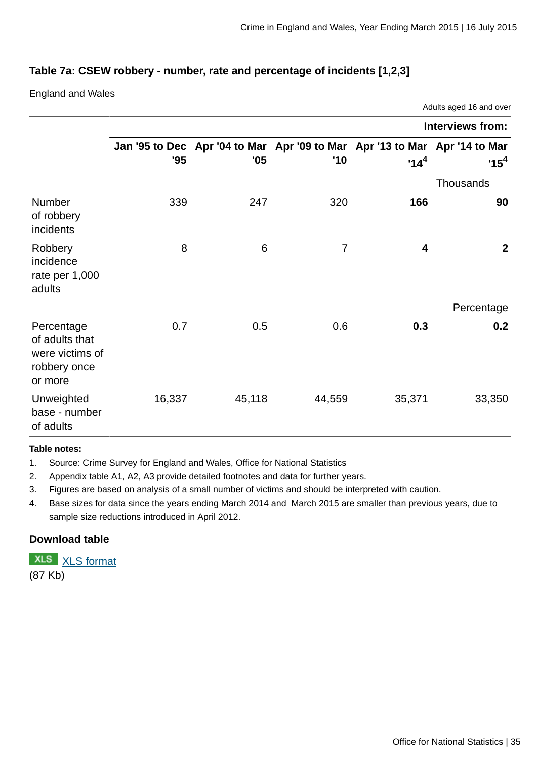### Table 7a: CSEW robbery - number, rate and percentage of incidents [1,2,3]

England and Wales

Adults aged 16 and over

| | Interviews from: | | | | |
|---|---|---|---|---|---|
| | Jan '95 to Dec '95 | Apr '04 to Mar '05 | Apr '09 to Mar '10 | Apr '13 to Mar '14[4] | Apr '14 to Mar '15[4] |
| | | | | | Thousands |
| Number of robbery incidents | 339 | 247 | 320 | **166** | **90** |
| Robbery incidence rate per 1,000 adults | 8 | 6 | 7 | **4** | **2** |
| | | | | | Percentage |
| Percentage of adults that were victims of robbery once or more | 0.7 | 0.5 | 0.6 | **0.3** | **0.2** |
| Unweighted base - number of adults | 16,337 | 45,118 | 44,559 | 35,371 | 33,350 |

**Table notes:**

1. Source: Crime Survey for England and Wales, Office for National Statistics
2. Appendix table A1, A2, A3 provide detailed footnotes and data for further years.
3. Figures are based on analysis of a small number of victims and should be interpreted with caution.
4. Base sizes for data since the years ending March 2014 and March 2015 are smaller than previous years, due to sample size reductions introduced in April 2012.

#### Download table

XLS XLS format
(87 Kb)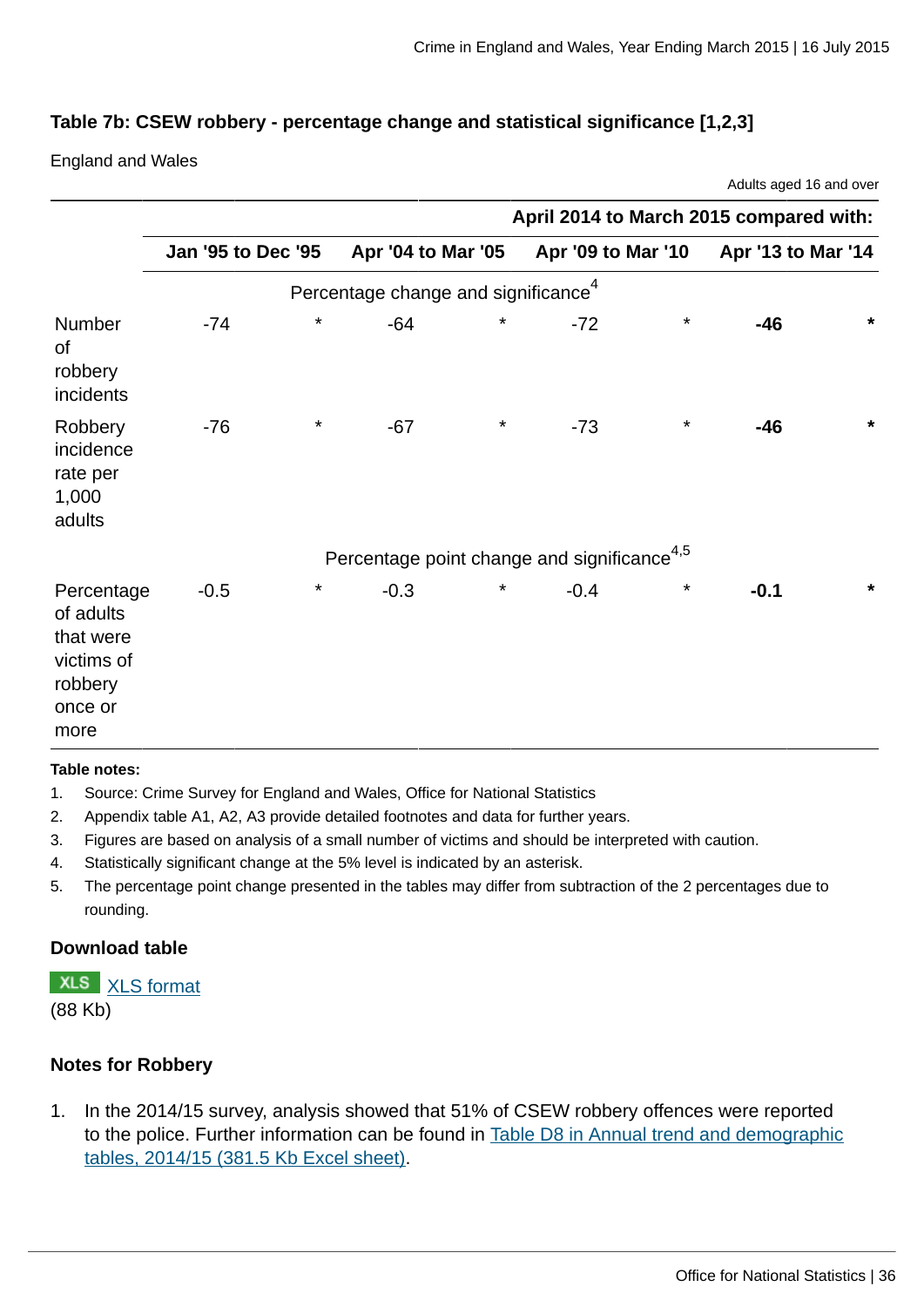### Table 7b: CSEW robbery - percentage change and statistical significance [1,2,3]

England and Wales

Adults aged 16 and over

| | April 2014 to March 2015 compared with: | | | | | | | |
|---|---|---|---|---|---|---|---|---|
| | Jan '95 to Dec '95 | | Apr '04 to Mar '05 | | Apr '09 to Mar '10 | | Apr '13 to Mar '14 | |
| | Percentage change and significance[4] | | | | | | | |
| Number of robbery incidents | -74 | * | -64 | * | -72 | * | **-46** | **\*** |
| Robbery incidence rate per 1,000 adults | -76 | * | -67 | * | -73 | * | **-46** | **\*** |
| | Percentage point change and significance[4,5] | | | | | | | |
| Percentage of adults that were victims of robbery once or more | -0.5 | * | -0.3 | * | -0.4 | * | **-0.1** | **\*** |

**Table notes:**

1. Source: Crime Survey for England and Wales, Office for National Statistics
2. Appendix table A1, A2, A3 provide detailed footnotes and data for further years.
3. Figures are based on analysis of a small number of victims and should be interpreted with caution.
4. Statistically significant change at the 5% level is indicated by an asterisk.
5. The percentage point change presented in the tables may differ from subtraction of the 2 percentages due to rounding.

#### Download table

XLS XLS format
(88 Kb)

#### Notes for Robbery

1. In the 2014/15 survey, analysis showed that 51% of CSEW robbery offences were reported to the police. Further information can be found in Table D8 in Annual trend and demographic tables, 2014/15 (381.5 Kb Excel sheet).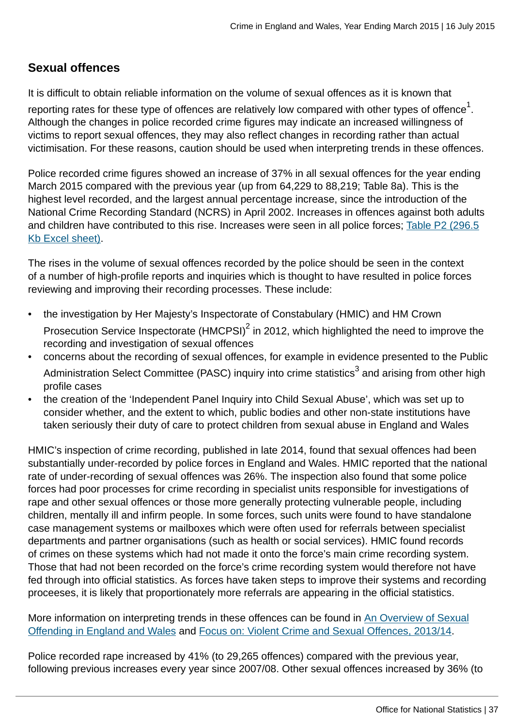## Sexual offences

It is difficult to obtain reliable information on the volume of sexual offences as it is known that reporting rates for these type of offences are relatively low compared with other types of offence[1]. Although the changes in police recorded crime figures may indicate an increased willingness of victims to report sexual offences, they may also reflect changes in recording rather than actual victimisation. For these reasons, caution should be used when interpreting trends in these offences.

Police recorded crime figures showed an increase of 37% in all sexual offences for the year ending March 2015 compared with the previous year (up from 64,229 to 88,219; Table 8a). This is the highest level recorded, and the largest annual percentage increase, since the introduction of the National Crime Recording Standard (NCRS) in April 2002. Increases in offences against both adults and children have contributed to this rise. Increases were seen in all police forces; Table P2 (296.5 Kb Excel sheet).

The rises in the volume of sexual offences recorded by the police should be seen in the context of a number of high-profile reports and inquiries which is thought to have resulted in police forces reviewing and improving their recording processes. These include:

- the investigation by Her Majesty's Inspectorate of Constabulary (HMIC) and HM Crown Prosecution Service Inspectorate (HMCPSI)[2] in 2012, which highlighted the need to improve the recording and investigation of sexual offences
- concerns about the recording of sexual offences, for example in evidence presented to the Public Administration Select Committee (PASC) inquiry into crime statistics[3] and arising from other high profile cases
- the creation of the 'Independent Panel Inquiry into Child Sexual Abuse', which was set up to consider whether, and the extent to which, public bodies and other non-state institutions have taken seriously their duty of care to protect children from sexual abuse in England and Wales

HMIC's inspection of crime recording, published in late 2014, found that sexual offences had been substantially under-recorded by police forces in England and Wales. HMIC reported that the national rate of under-recording of sexual offences was 26%. The inspection also found that some police forces had poor processes for crime recording in specialist units responsible for investigations of rape and other sexual offences or those more generally protecting vulnerable people, including children, mentally ill and infirm people. In some forces, such units were found to have standalone case management systems or mailboxes which were often used for referrals between specialist departments and partner organisations (such as health or social services). HMIC found records of crimes on these systems which had not made it onto the force's main crime recording system. Those that had not been recorded on the force's crime recording system would therefore not have fed through into official statistics. As forces have taken steps to improve their systems and recording proceeses, it is likely that proportionately more referrals are appearing in the official statistics.

More information on interpreting trends in these offences can be found in An Overview of Sexual Offending in England and Wales and Focus on: Violent Crime and Sexual Offences, 2013/14.

Police recorded rape increased by 41% (to 29,265 offences) compared with the previous year, following previous increases every year since 2007/08. Other sexual offences increased by 36% (to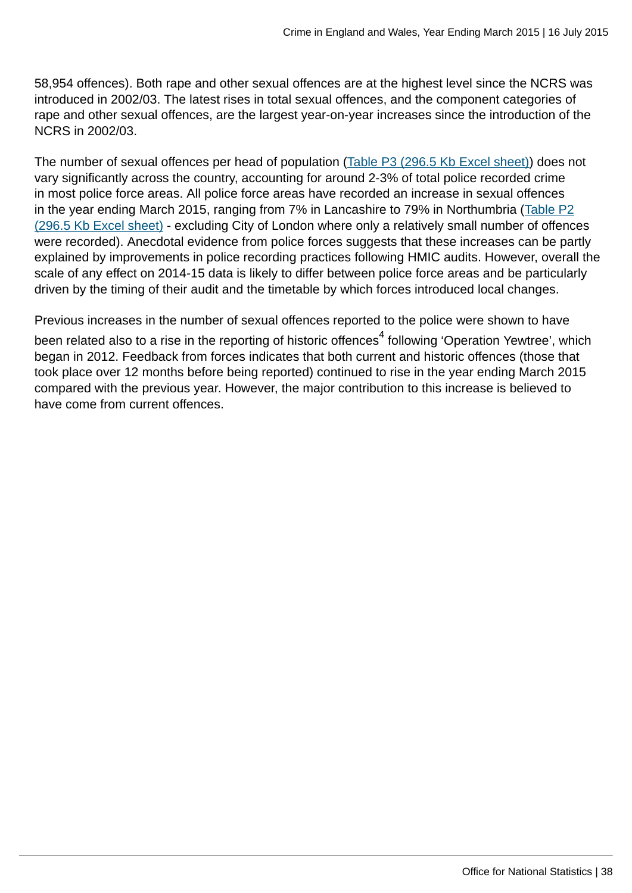58,954 offences). Both rape and other sexual offences are at the highest level since the NCRS was introduced in 2002/03. The latest rises in total sexual offences, and the component categories of rape and other sexual offences, are the largest year-on-year increases since the introduction of the NCRS in 2002/03.

The number of sexual offences per head of population (Table P3 (296.5 Kb Excel sheet)) does not vary significantly across the country, accounting for around 2-3% of total police recorded crime in most police force areas. All police force areas have recorded an increase in sexual offences in the year ending March 2015, ranging from 7% in Lancashire to 79% in Northumbria (Table P2 (296.5 Kb Excel sheet) - excluding City of London where only a relatively small number of offences were recorded). Anecdotal evidence from police forces suggests that these increases can be partly explained by improvements in police recording practices following HMIC audits. However, overall the scale of any effect on 2014-15 data is likely to differ between police force areas and be particularly driven by the timing of their audit and the timetable by which forces introduced local changes.

Previous increases in the number of sexual offences reported to the police were shown to have been related also to a rise in the reporting of historic offences[4] following 'Operation Yewtree', which began in 2012. Feedback from forces indicates that both current and historic offences (those that took place over 12 months before being reported) continued to rise in the year ending March 2015 compared with the previous year. However, the major contribution to this increase is believed to have come from current offences.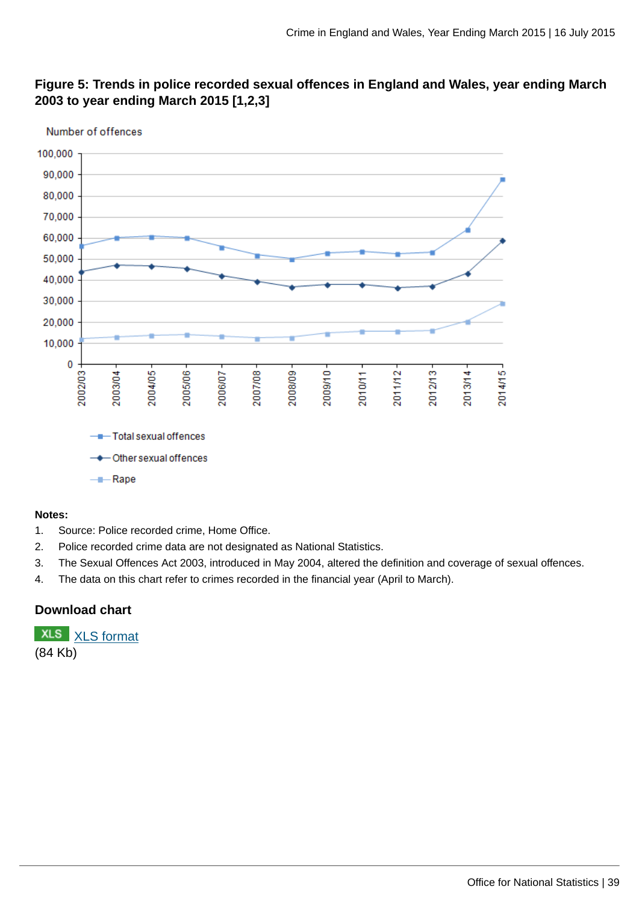**Figure 5: Trends in police recorded sexual offences in England and Wales, year ending March 2003 to year ending March 2015 [1,2,3]**

**Notes:**

1. Source: Police recorded crime, Home Office.
2. Police recorded crime data are not designated as National Statistics.
3. The Sexual Offences Act 2003, introduced in May 2004, altered the definition and coverage of sexual offences.
4. The data on this chart refer to crimes recorded in the financial year (April to March).

**Download chart**

XLS XLS format
(84 Kb)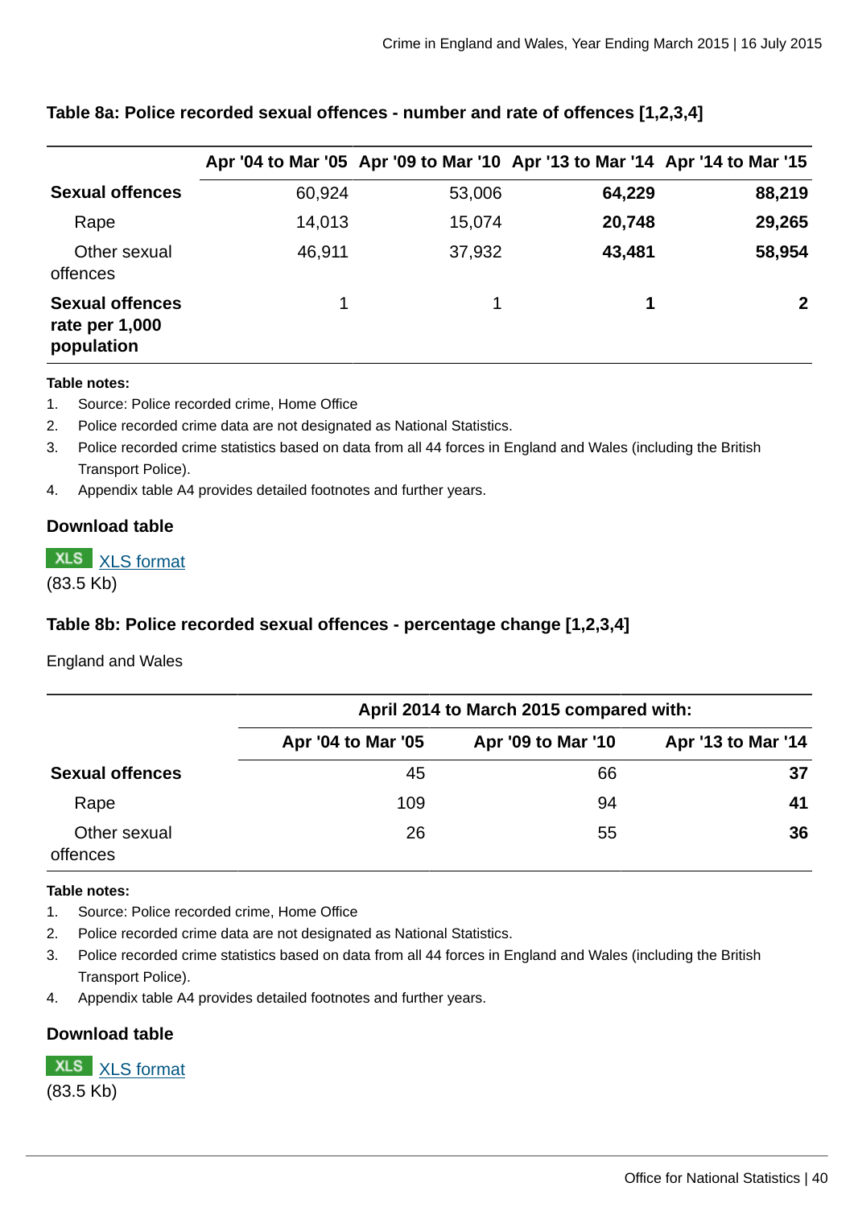### Table 8a: Police recorded sexual offences - number and rate of offences [1,2,3,4]

| | Apr '04 to Mar '05 | Apr '09 to Mar '10 | Apr '13 to Mar '14 | Apr '14 to Mar '15 |
|---|---|---|---|---|
| **Sexual offences** | 60,924 | 53,006 | **64,229** | **88,219** |
| Rape | 14,013 | 15,074 | **20,748** | **29,265** |
| Other sexual offences | 46,911 | 37,932 | **43,481** | **58,954** |
| **Sexual offences rate per 1,000 population** | 1 | 1 | **1** | **2** |

**Table notes:**

1. Source: Police recorded crime, Home Office
2. Police recorded crime data are not designated as National Statistics.
3. Police recorded crime statistics based on data from all 44 forces in England and Wales (including the British Transport Police).
4. Appendix table A4 provides detailed footnotes and further years.

#### Download table

XLS XLS format
(83.5 Kb)

### Table 8b: Police recorded sexual offences - percentage change [1,2,3,4]

England and Wales

| | April 2014 to March 2015 compared with: | | |
|---|---|---|---|
| | Apr '04 to Mar '05 | Apr '09 to Mar '10 | Apr '13 to Mar '14 |
| **Sexual offences** | 45 | 66 | **37** |
| Rape | 109 | 94 | **41** |
| Other sexual offences | 26 | 55 | **36** |

**Table notes:**

1. Source: Police recorded crime, Home Office
2. Police recorded crime data are not designated as National Statistics.
3. Police recorded crime statistics based on data from all 44 forces in England and Wales (including the British Transport Police).
4. Appendix table A4 provides detailed footnotes and further years.

#### Download table

XLS XLS format
(83.5 Kb)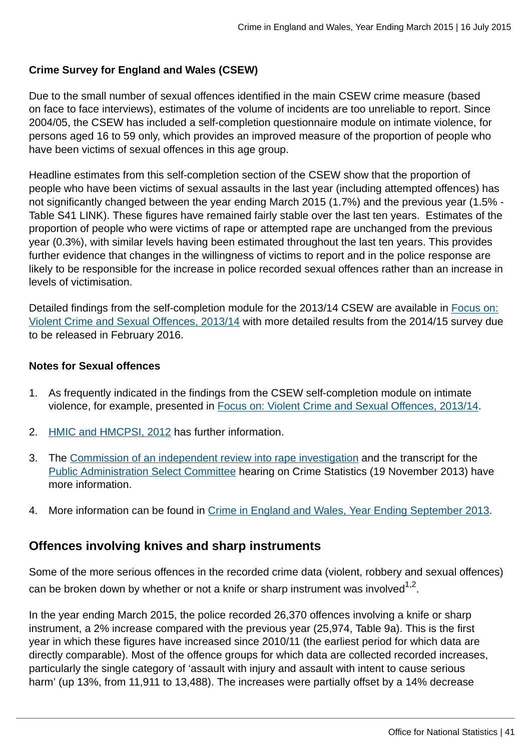**Crime Survey for England and Wales (CSEW)**

Due to the small number of sexual offences identified in the main CSEW crime measure (based on face to face interviews), estimates of the volume of incidents are too unreliable to report. Since 2004/05, the CSEW has included a self-completion questionnaire module on intimate violence, for persons aged 16 to 59 only, which provides an improved measure of the proportion of people who have been victims of sexual offences in this age group.

Headline estimates from this self-completion section of the CSEW show that the proportion of people who have been victims of sexual assaults in the last year (including attempted offences) has not significantly changed between the year ending March 2015 (1.7%) and the previous year (1.5% - Table S41 LINK). These figures have remained fairly stable over the last ten years. Estimates of the proportion of people who were victims of rape or attempted rape are unchanged from the previous year (0.3%), with similar levels having been estimated throughout the last ten years. This provides further evidence that changes in the willingness of victims to report and in the police response are likely to be responsible for the increase in police recorded sexual offences rather than an increase in levels of victimisation.

Detailed findings from the self-completion module for the 2013/14 CSEW are available in Focus on: Violent Crime and Sexual Offences, 2013/14 with more detailed results from the 2014/15 survey due to be released in February 2016.

**Notes for Sexual offences**

1. As frequently indicated in the findings from the CSEW self-completion module on intimate violence, for example, presented in Focus on: Violent Crime and Sexual Offences, 2013/14.
2. HMIC and HMCPSI, 2012 has further information.
3. The Commission of an independent review into rape investigation and the transcript for the Public Administration Select Committee hearing on Crime Statistics (19 November 2013) have more information.
4. More information can be found in Crime in England and Wales, Year Ending September 2013.

## Offences involving knives and sharp instruments

Some of the more serious offences in the recorded crime data (violent, robbery and sexual offences) can be broken down by whether or not a knife or sharp instrument was involved[1,2].

In the year ending March 2015, the police recorded 26,370 offences involving a knife or sharp instrument, a 2% increase compared with the previous year (25,974, Table 9a). This is the first year in which these figures have increased since 2010/11 (the earliest period for which data are directly comparable). Most of the offence groups for which data are collected recorded increases, particularly the single category of 'assault with injury and assault with intent to cause serious harm' (up 13%, from 11,911 to 13,488). The increases were partially offset by a 14% decrease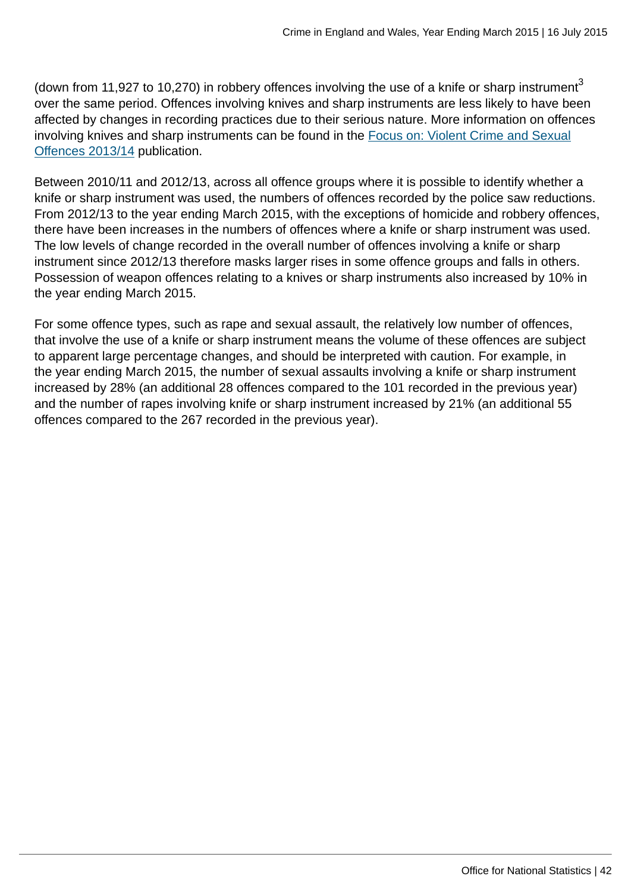(down from 11,927 to 10,270) in robbery offences involving the use of a knife or sharp instrument[3] over the same period. Offences involving knives and sharp instruments are less likely to have been affected by changes in recording practices due to their serious nature. More information on offences involving knives and sharp instruments can be found in the Focus on: Violent Crime and Sexual Offences 2013/14 publication.

Between 2010/11 and 2012/13, across all offence groups where it is possible to identify whether a knife or sharp instrument was used, the numbers of offences recorded by the police saw reductions. From 2012/13 to the year ending March 2015, with the exceptions of homicide and robbery offences, there have been increases in the numbers of offences where a knife or sharp instrument was used. The low levels of change recorded in the overall number of offences involving a knife or sharp instrument since 2012/13 therefore masks larger rises in some offence groups and falls in others. Possession of weapon offences relating to a knives or sharp instruments also increased by 10% in the year ending March 2015.

For some offence types, such as rape and sexual assault, the relatively low number of offences, that involve the use of a knife or sharp instrument means the volume of these offences are subject to apparent large percentage changes, and should be interpreted with caution. For example, in the year ending March 2015, the number of sexual assaults involving a knife or sharp instrument increased by 28% (an additional 28 offences compared to the 101 recorded in the previous year) and the number of rapes involving knife or sharp instrument increased by 21% (an additional 55 offences compared to the 267 recorded in the previous year).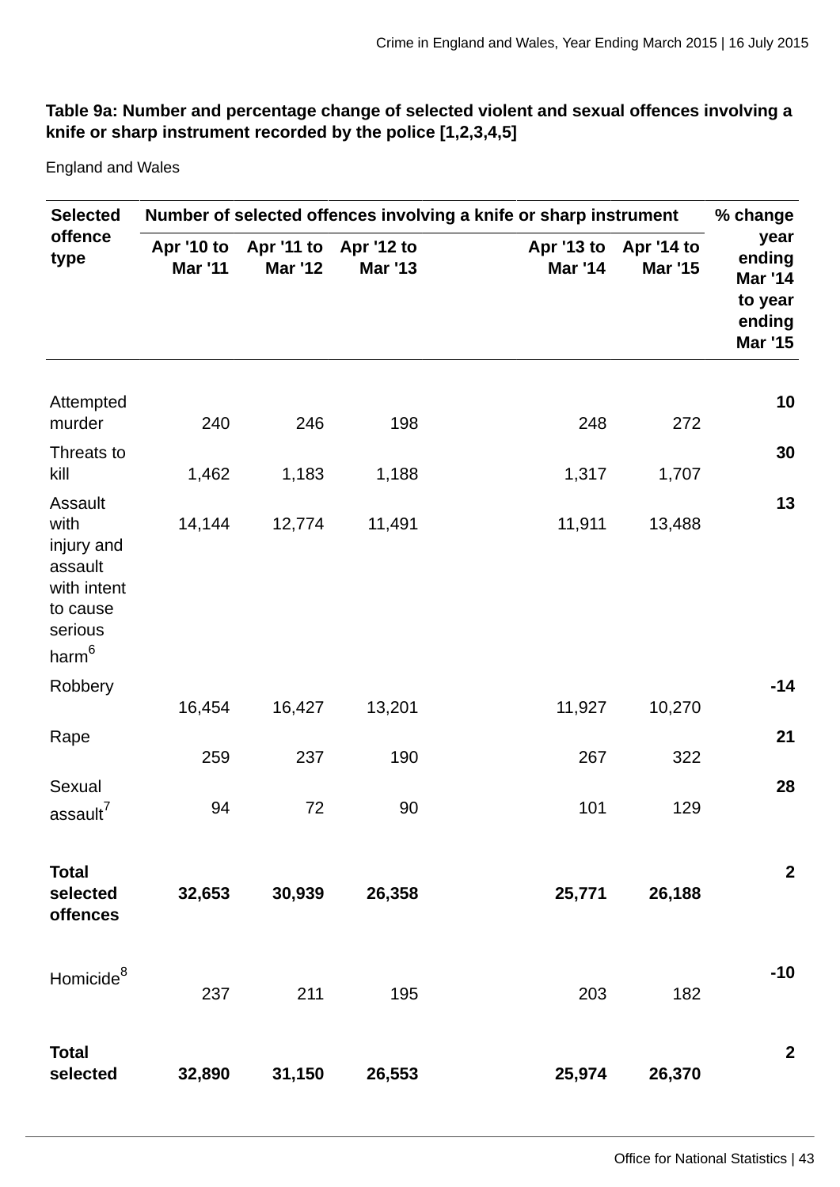**Table 9a: Number and percentage change of selected violent and sexual offences involving a knife or sharp instrument recorded by the police [1,2,3,4,5]**

England and Wales

| Selected offence type | Number of selected offences involving a knife or sharp instrument | | | | | % change year ending Mar '14 to year ending Mar '15 |
|---|---|---|---|---|---|---|
| | Apr '10 to Mar '11 | Apr '11 to Mar '12 | Apr '12 to Mar '13 | Apr '13 to Mar '14 | Apr '14 to Mar '15 | |
| Attempted murder | 240 | 246 | 198 | 248 | 272 | **10** |
| Threats to kill | 1,462 | 1,183 | 1,188 | 1,317 | 1,707 | **30** |
| Assault with injury and assault with intent to cause serious harm[6] | 14,144 | 12,774 | 11,491 | 11,911 | 13,488 | **13** |
| Robbery | 16,454 | 16,427 | 13,201 | 11,927 | 10,270 | **-14** |
| Rape | 259 | 237 | 190 | 267 | 322 | **21** |
| Sexual assault[7] | 94 | 72 | 90 | 101 | 129 | **28** |
| **Total selected offences** | **32,653** | **30,939** | **26,358** | **25,771** | **26,188** | **2** |
| Homicide[8] | 237 | 211 | 195 | 203 | 182 | **-10** |
| **Total selected** | **32,890** | **31,150** | **26,553** | **25,974** | **26,370** | **2** |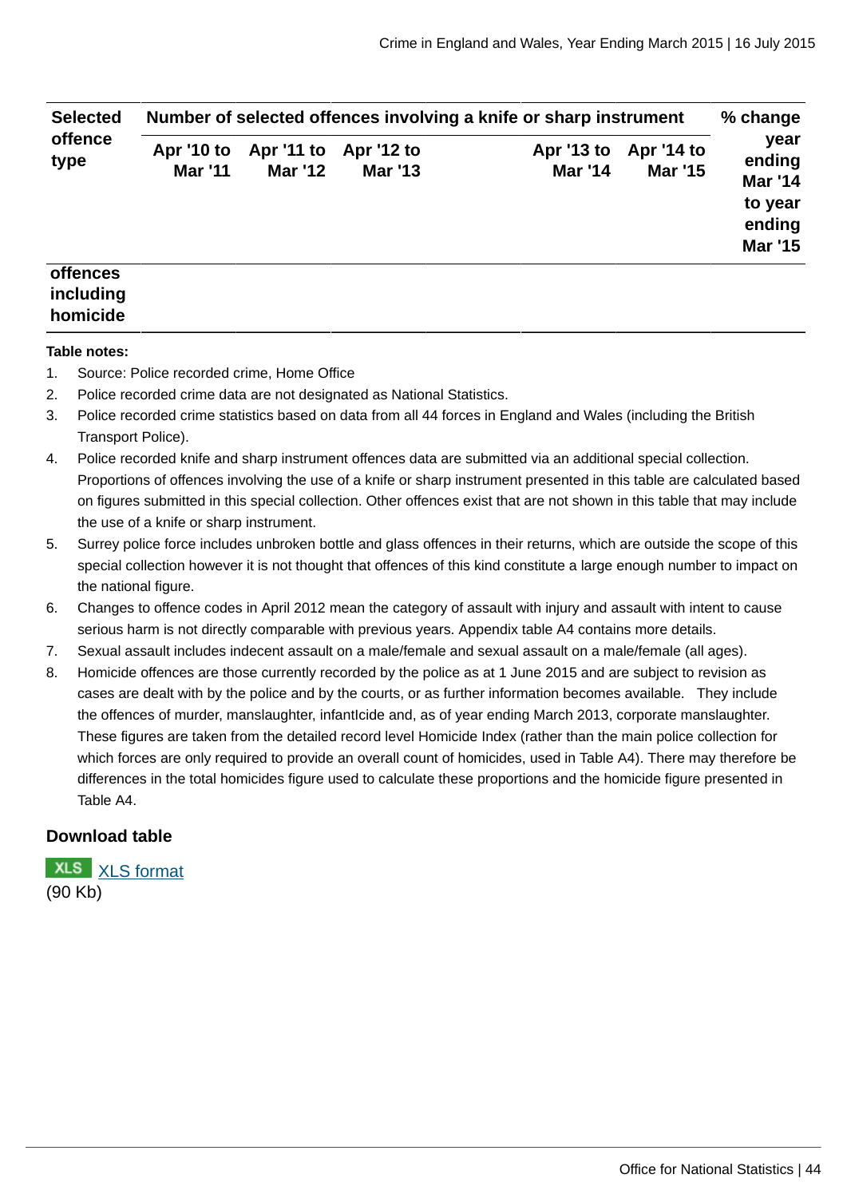| Selected offence type | Number of selected offences involving a knife or sharp instrument | | | | | % change year ending Mar '14 to year ending Mar '15 |
|---|---|---|---|---|---|---|
| | Apr '10 to Mar '11 | Apr '11 to Mar '12 | Apr '12 to Mar '13 | Apr '13 to Mar '14 | Apr '14 to Mar '15 | |
| offences including homicide | | | | | | |

**Table notes:**

1. Source: Police recorded crime, Home Office
2. Police recorded crime data are not designated as National Statistics.
3. Police recorded crime statistics based on data from all 44 forces in England and Wales (including the British Transport Police).
4. Police recorded knife and sharp instrument offences data are submitted via an additional special collection. Proportions of offences involving the use of a knife or sharp instrument presented in this table are calculated based on figures submitted in this special collection. Other offences exist that are not shown in this table that may include the use of a knife or sharp instrument.
5. Surrey police force includes unbroken bottle and glass offences in their returns, which are outside the scope of this special collection however it is not thought that offences of this kind constitute a large enough number to impact on the national figure.
6. Changes to offence codes in April 2012 mean the category of assault with injury and assault with intent to cause serious harm is not directly comparable with previous years. Appendix table A4 contains more details.
7. Sexual assault includes indecent assault on a male/female and sexual assault on a male/female (all ages).
8. Homicide offences are those currently recorded by the police as at 1 June 2015 and are subject to revision as cases are dealt with by the police and by the courts, or as further information becomes available. They include the offences of murder, manslaughter, infantIcide and, as of year ending March 2013, corporate manslaughter. These figures are taken from the detailed record level Homicide Index (rather than the main police collection for which forces are only required to provide an overall count of homicides, used in Table A4). There may therefore be differences in the total homicides figure used to calculate these proportions and the homicide figure presented in Table A4.

### Download table

XLS [XLS format](#)
(90 Kb)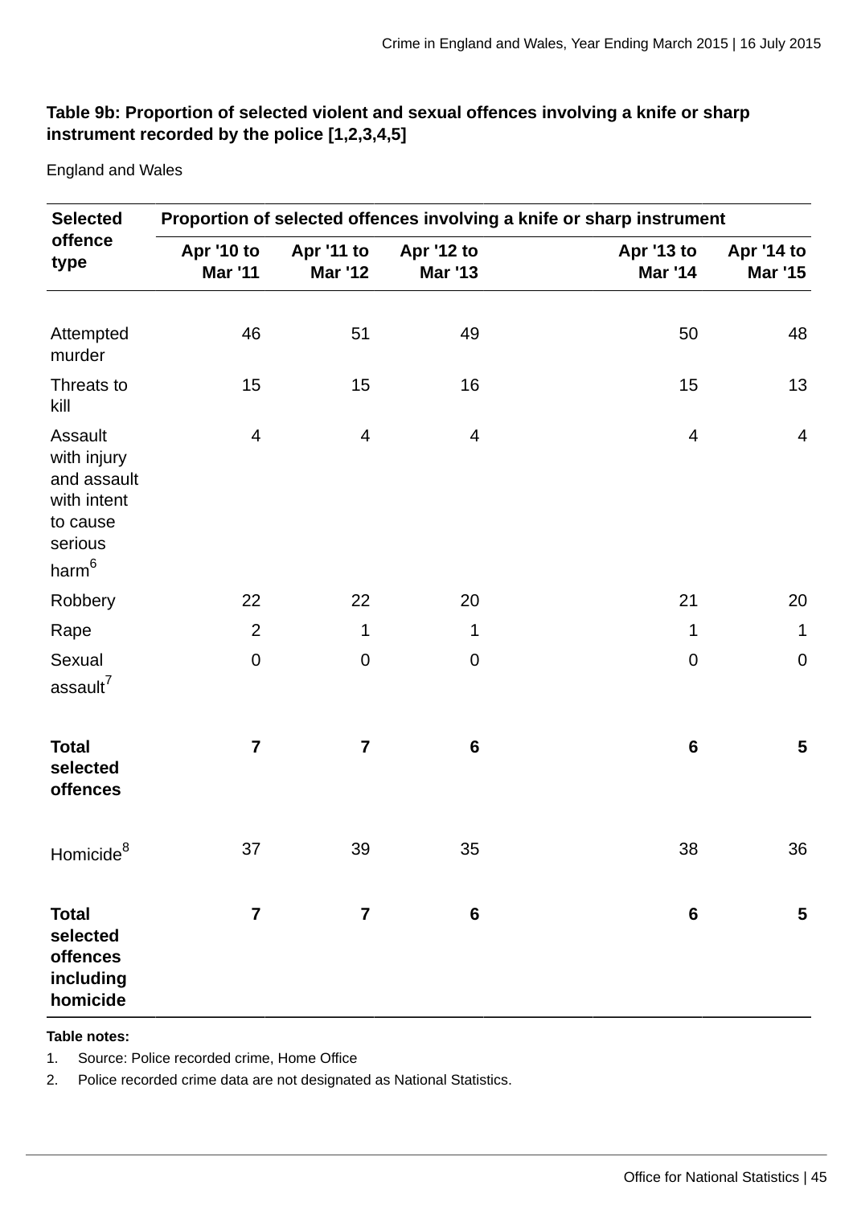**Table 9b: Proportion of selected violent and sexual offences involving a knife or sharp instrument recorded by the police [1,2,3,4,5]**

England and Wales

| Selected offence type | Proportion of selected offences involving a knife or sharp instrument | | | | |
|---|---|---|---|---|---|
| | Apr '10 to Mar '11 | Apr '11 to Mar '12 | Apr '12 to Mar '13 | Apr '13 to Mar '14 | Apr '14 to Mar '15 |
| Attempted murder | 46 | 51 | 49 | 50 | 48 |
| Threats to kill | 15 | 15 | 16 | 15 | 13 |
| Assault with injury and assault with intent to cause serious harm[6] | 4 | 4 | 4 | 4 | 4 |
| Robbery | 22 | 22 | 20 | 21 | 20 |
| Rape | 2 | 1 | 1 | 1 | 1 |
| Sexual assault[7] | 0 | 0 | 0 | 0 | 0 |
| **Total selected offences** | **7** | **7** | **6** | **6** | **5** |
| Homicide[8] | 37 | 39 | 35 | 38 | 36 |
| **Total selected offences including homicide** | **7** | **7** | **6** | **6** | **5** |

**Table notes:**

1. Source: Police recorded crime, Home Office
2. Police recorded crime data are not designated as National Statistics.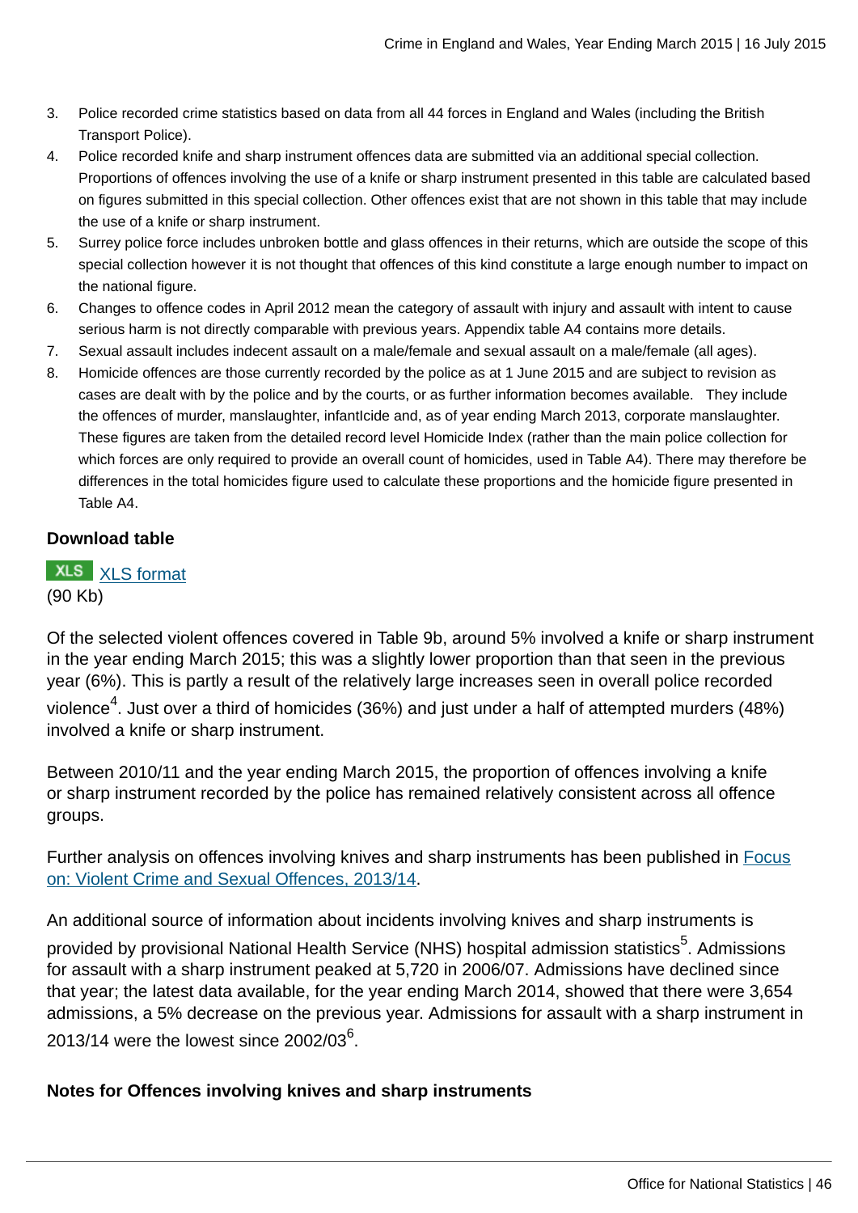3. Police recorded crime statistics based on data from all 44 forces in England and Wales (including the British Transport Police).
4. Police recorded knife and sharp instrument offences data are submitted via an additional special collection. Proportions of offences involving the use of a knife or sharp instrument presented in this table are calculated based on figures submitted in this special collection. Other offences exist that are not shown in this table that may include the use of a knife or sharp instrument.
5. Surrey police force includes unbroken bottle and glass offences in their returns, which are outside the scope of this special collection however it is not thought that offences of this kind constitute a large enough number to impact on the national figure.
6. Changes to offence codes in April 2012 mean the category of assault with injury and assault with intent to cause serious harm is not directly comparable with previous years. Appendix table A4 contains more details.
7. Sexual assault includes indecent assault on a male/female and sexual assault on a male/female (all ages).
8. Homicide offences are those currently recorded by the police as at 1 June 2015 and are subject to revision as cases are dealt with by the police and by the courts, or as further information becomes available. They include the offences of murder, manslaughter, infantIcide and, as of year ending March 2013, corporate manslaughter. These figures are taken from the detailed record level Homicide Index (rather than the main police collection for which forces are only required to provide an overall count of homicides, used in Table A4). There may therefore be differences in the total homicides figure used to calculate these proportions and the homicide figure presented in Table A4.

**Download table**

XLS [XLS format](XLS format)
(90 Kb)

Of the selected violent offences covered in Table 9b, around 5% involved a knife or sharp instrument in the year ending March 2015; this was a slightly lower proportion than that seen in the previous year (6%). This is partly a result of the relatively large increases seen in overall police recorded violence[4]. Just over a third of homicides (36%) and just under a half of attempted murders (48%) involved a knife or sharp instrument.

Between 2010/11 and the year ending March 2015, the proportion of offences involving a knife or sharp instrument recorded by the police has remained relatively consistent across all offence groups.

Further analysis on offences involving knives and sharp instruments has been published in Focus on: Violent Crime and Sexual Offences, 2013/14.

An additional source of information about incidents involving knives and sharp instruments is provided by provisional National Health Service (NHS) hospital admission statistics[5]. Admissions for assault with a sharp instrument peaked at 5,720 in 2006/07. Admissions have declined since that year; the latest data available, for the year ending March 2014, showed that there were 3,654 admissions, a 5% decrease on the previous year. Admissions for assault with a sharp instrument in 2013/14 were the lowest since 2002/03[6].

**Notes for Offences involving knives and sharp instruments**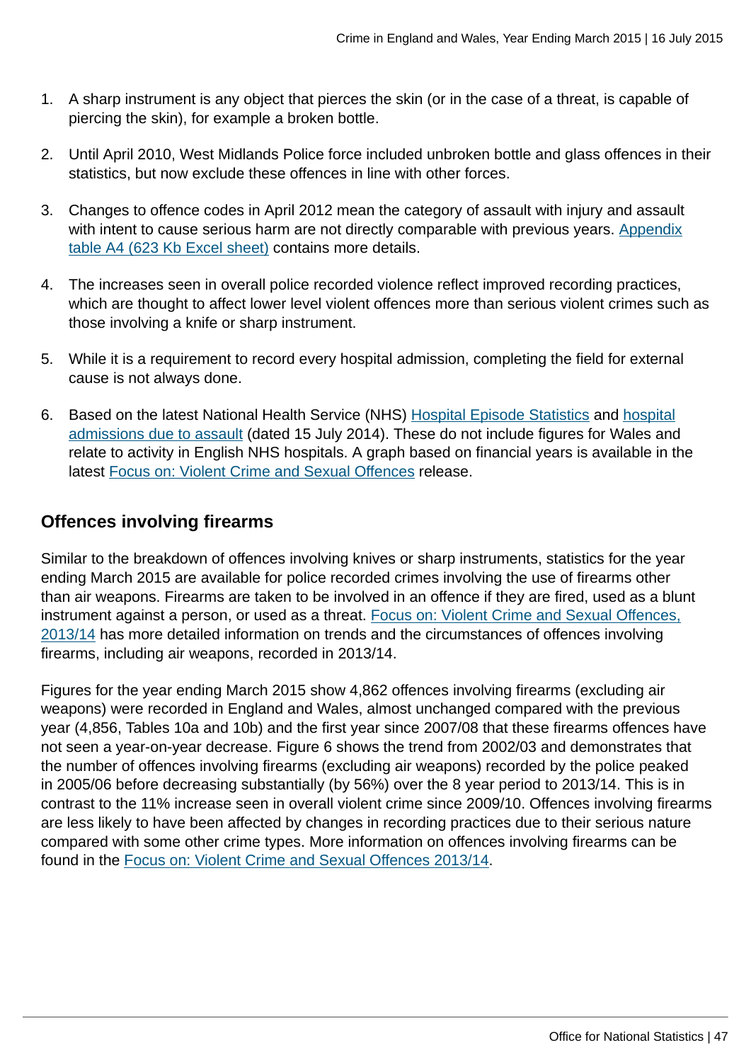1. A sharp instrument is any object that pierces the skin (or in the case of a threat, is capable of piercing the skin), for example a broken bottle.

2. Until April 2010, West Midlands Police force included unbroken bottle and glass offences in their statistics, but now exclude these offences in line with other forces.

3. Changes to offence codes in April 2012 mean the category of assault with injury and assault with intent to cause serious harm are not directly comparable with previous years. Appendix table A4 (623 Kb Excel sheet) contains more details.

4. The increases seen in overall police recorded violence reflect improved recording practices, which are thought to affect lower level violent offences more than serious violent crimes such as those involving a knife or sharp instrument.

5. While it is a requirement to record every hospital admission, completing the field for external cause is not always done.

6. Based on the latest National Health Service (NHS) Hospital Episode Statistics and hospital admissions due to assault (dated 15 July 2014). These do not include figures for Wales and relate to activity in English NHS hospitals. A graph based on financial years is available in the latest Focus on: Violent Crime and Sexual Offences release.

## Offences involving firearms

Similar to the breakdown of offences involving knives or sharp instruments, statistics for the year ending March 2015 are available for police recorded crimes involving the use of firearms other than air weapons. Firearms are taken to be involved in an offence if they are fired, used as a blunt instrument against a person, or used as a threat. Focus on: Violent Crime and Sexual Offences, 2013/14 has more detailed information on trends and the circumstances of offences involving firearms, including air weapons, recorded in 2013/14.

Figures for the year ending March 2015 show 4,862 offences involving firearms (excluding air weapons) were recorded in England and Wales, almost unchanged compared with the previous year (4,856, Tables 10a and 10b) and the first year since 2007/08 that these firearms offences have not seen a year-on-year decrease. Figure 6 shows the trend from 2002/03 and demonstrates that the number of offences involving firearms (excluding air weapons) recorded by the police peaked in 2005/06 before decreasing substantially (by 56%) over the 8 year period to 2013/14. This is in contrast to the 11% increase seen in overall violent crime since 2009/10. Offences involving firearms are less likely to have been affected by changes in recording practices due to their serious nature compared with some other crime types. More information on offences involving firearms can be found in the Focus on: Violent Crime and Sexual Offences 2013/14.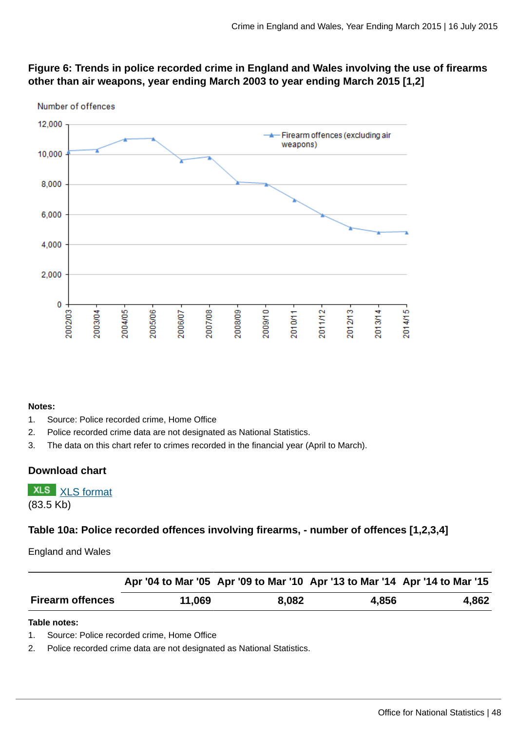**Figure 6: Trends in police recorded crime in England and Wales involving the use of firearms other than air weapons, year ending March 2003 to year ending March 2015 [1,2]**

Number of offences

12,000
10,000
8,000
6,000
4,000
2,000
0

Firearm offences (excluding air weapons)

2002/03 2003/04 2004/05 2005/06 2006/07 2007/08 2008/09 2009/10 2010/11 2011/12 2012/13 2013/14 2014/15

**Notes:**

1. Source: Police recorded crime, Home Office
2. Police recorded crime data are not designated as National Statistics.
3. The data on this chart refer to crimes recorded in the financial year (April to March).

### Download chart

XLS XLS format
(83.5 Kb)

### Table 10a: Police recorded offences involving firearms, - number of offences [1,2,3,4]

England and Wales

| | Apr '04 to Mar '05 | Apr '09 to Mar '10 | Apr '13 to Mar '14 | Apr '14 to Mar '15 |
|---|---|---|---|---|
| **Firearm offences** | 11,069 | 8,082 | 4,856 | 4,862 |

**Table notes:**

1. Source: Police recorded crime, Home Office
2. Police recorded crime data are not designated as National Statistics.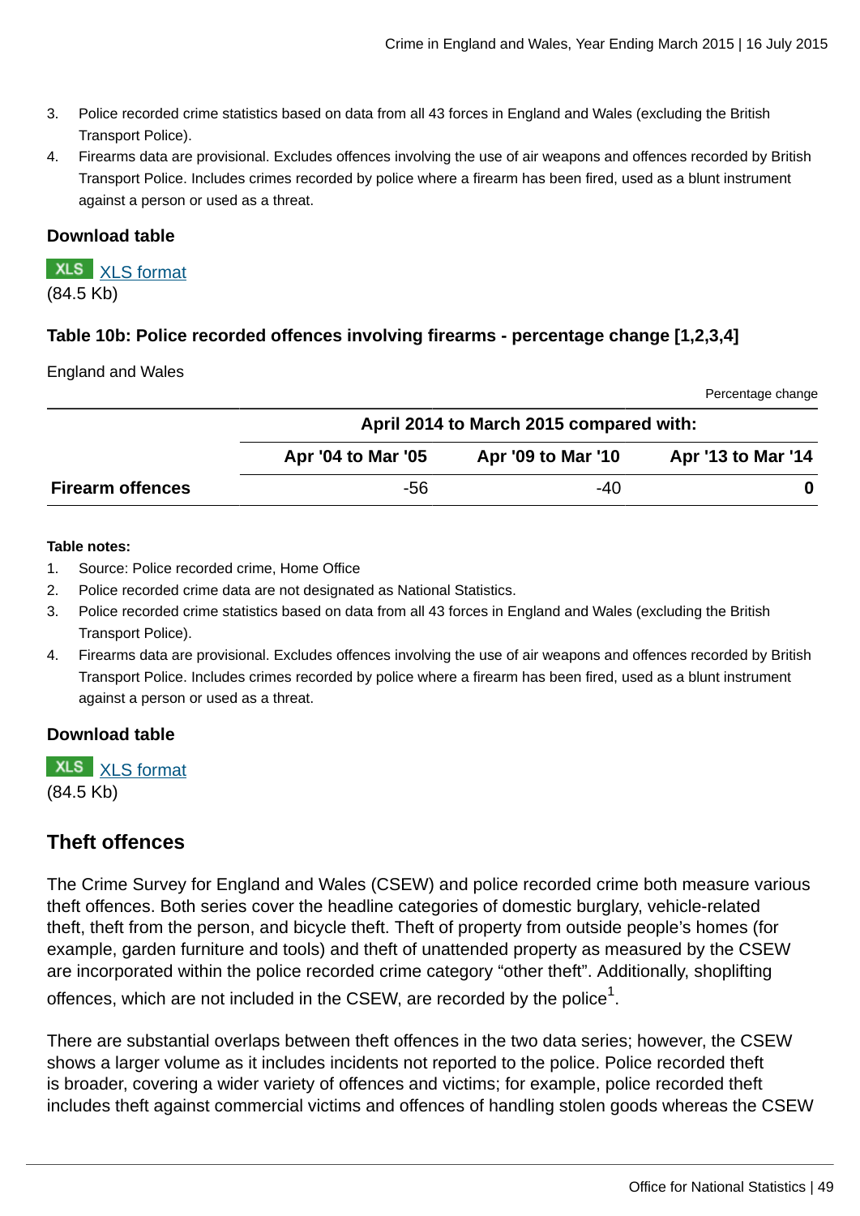3. Police recorded crime statistics based on data from all 43 forces in England and Wales (excluding the British Transport Police).
4. Firearms data are provisional. Excludes offences involving the use of air weapons and offences recorded by British Transport Police. Includes crimes recorded by police where a firearm has been fired, used as a blunt instrument against a person or used as a threat.

**Download table**

XLS format
(84.5 Kb)

### Table 10b: Police recorded offences involving firearms - percentage change [1,2,3,4]

England and Wales

Percentage change

| | April 2014 to March 2015 compared with: | | |
|---|---|---|---|
| | Apr '04 to Mar '05 | Apr '09 to Mar '10 | Apr '13 to Mar '14 |
| **Firearm offences** | -56 | -40 | **0** |

**Table notes:**

1. Source: Police recorded crime, Home Office
2. Police recorded crime data are not designated as National Statistics.
3. Police recorded crime statistics based on data from all 43 forces in England and Wales (excluding the British Transport Police).
4. Firearms data are provisional. Excludes offences involving the use of air weapons and offences recorded by British Transport Police. Includes crimes recorded by police where a firearm has been fired, used as a blunt instrument against a person or used as a threat.

**Download table**

XLS format
(84.5 Kb)

## Theft offences

The Crime Survey for England and Wales (CSEW) and police recorded crime both measure various theft offences. Both series cover the headline categories of domestic burglary, vehicle-related theft, theft from the person, and bicycle theft. Theft of property from outside people's homes (for example, garden furniture and tools) and theft of unattended property as measured by the CSEW are incorporated within the police recorded crime category "other theft". Additionally, shoplifting offences, which are not included in the CSEW, are recorded by the police[1].

There are substantial overlaps between theft offences in the two data series; however, the CSEW shows a larger volume as it includes incidents not reported to the police. Police recorded theft is broader, covering a wider variety of offences and victims; for example, police recorded theft includes theft against commercial victims and offences of handling stolen goods whereas the CSEW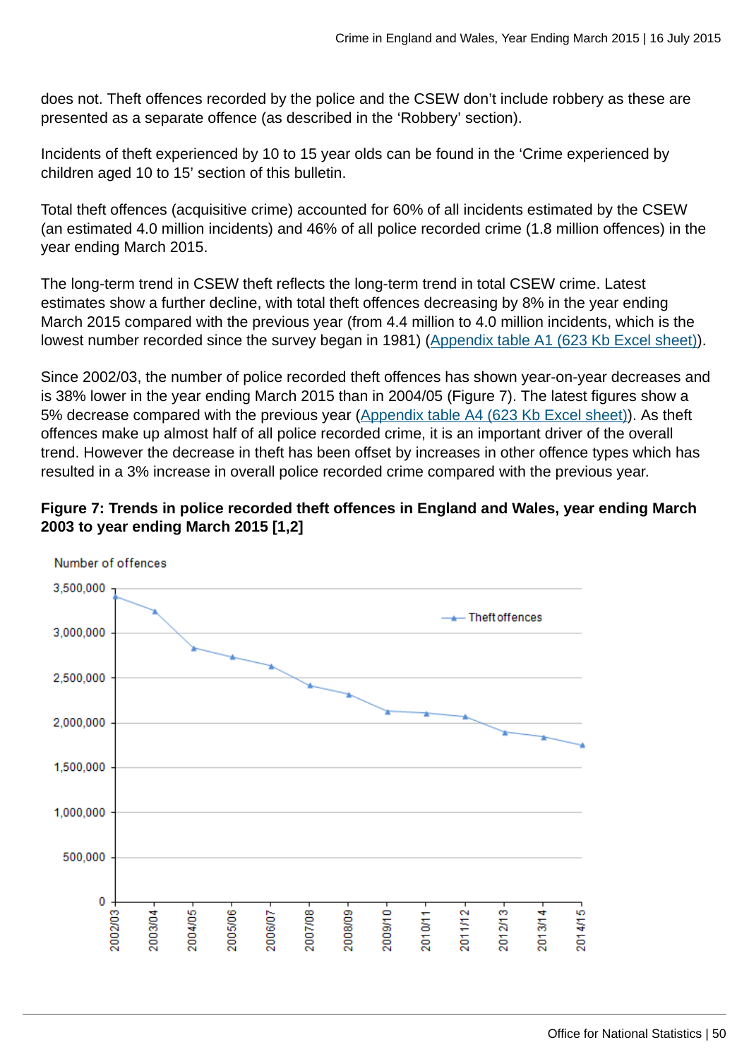does not. Theft offences recorded by the police and the CSEW don't include robbery as these are presented as a separate offence (as described in the 'Robbery' section).

Incidents of theft experienced by 10 to 15 year olds can be found in the 'Crime experienced by children aged 10 to 15' section of this bulletin.

Total theft offences (acquisitive crime) accounted for 60% of all incidents estimated by the CSEW (an estimated 4.0 million incidents) and 46% of all police recorded crime (1.8 million offences) in the year ending March 2015.

The long-term trend in CSEW theft reflects the long-term trend in total CSEW crime. Latest estimates show a further decline, with total theft offences decreasing by 8% in the year ending March 2015 compared with the previous year (from 4.4 million to 4.0 million incidents, which is the lowest number recorded since the survey began in 1981) (Appendix table A1 (623 Kb Excel sheet)).

Since 2002/03, the number of police recorded theft offences has shown year-on-year decreases and is 38% lower in the year ending March 2015 than in 2004/05 (Figure 7). The latest figures show a 5% decrease compared with the previous year (Appendix table A4 (623 Kb Excel sheet)). As theft offences make up almost half of all police recorded crime, it is an important driver of the overall trend. However the decrease in theft has been offset by increases in other offence types which has resulted in a 3% increase in overall police recorded crime compared with the previous year.

**Figure 7: Trends in police recorded theft offences in England and Wales, year ending March 2003 to year ending March 2015 [1,2]**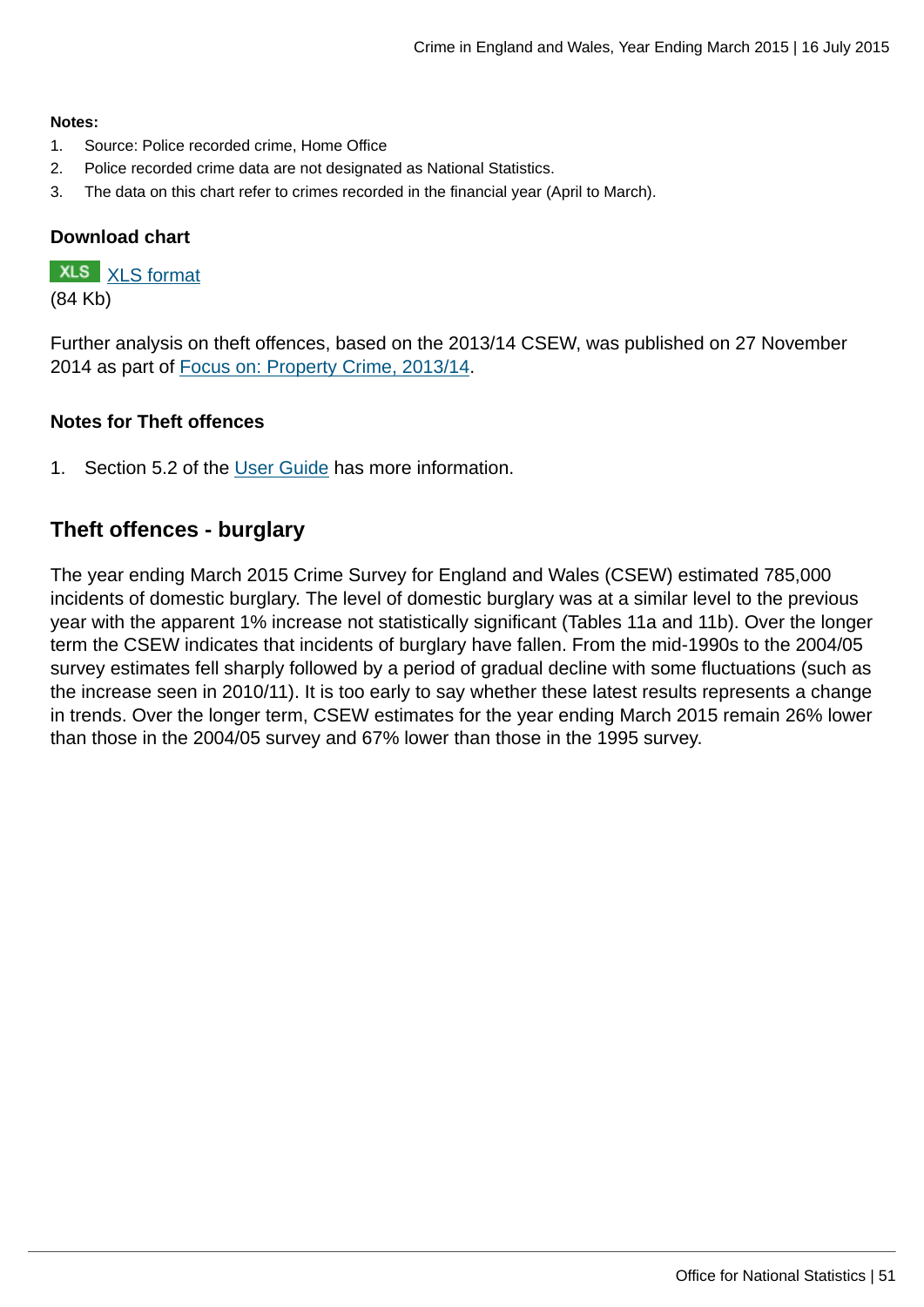**Notes:**

1. Source: Police recorded crime, Home Office
2. Police recorded crime data are not designated as National Statistics.
3. The data on this chart refer to crimes recorded in the financial year (April to March).

**Download chart**

XLS XLS format
(84 Kb)

Further analysis on theft offences, based on the 2013/14 CSEW, was published on 27 November 2014 as part of Focus on: Property Crime, 2013/14.

**Notes for Theft offences**

1. Section 5.2 of the User Guide has more information.

## Theft offences - burglary

The year ending March 2015 Crime Survey for England and Wales (CSEW) estimated 785,000 incidents of domestic burglary. The level of domestic burglary was at a similar level to the previous year with the apparent 1% increase not statistically significant (Tables 11a and 11b). Over the longer term the CSEW indicates that incidents of burglary have fallen. From the mid-1990s to the 2004/05 survey estimates fell sharply followed by a period of gradual decline with some fluctuations (such as the increase seen in 2010/11). It is too early to say whether these latest results represents a change in trends. Over the longer term, CSEW estimates for the year ending March 2015 remain 26% lower than those in the 2004/05 survey and 67% lower than those in the 1995 survey.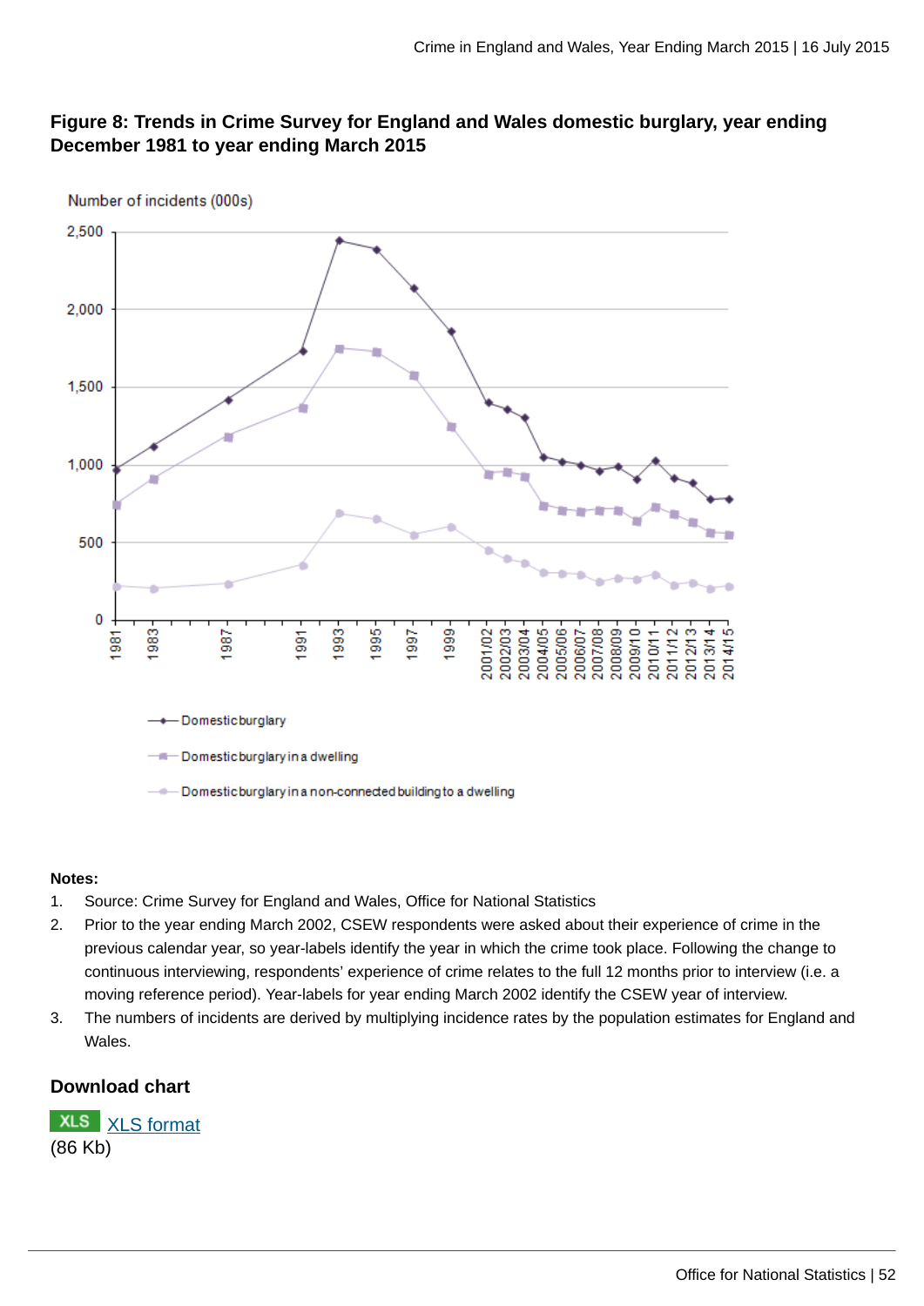**Figure 8: Trends in Crime Survey for England and Wales domestic burglary, year ending December 1981 to year ending March 2015**

**Notes:**

1. Source: Crime Survey for England and Wales, Office for National Statistics
2. Prior to the year ending March 2002, CSEW respondents were asked about their experience of crime in the previous calendar year, so year-labels identify the year in which the crime took place. Following the change to continuous interviewing, respondents' experience of crime relates to the full 12 months prior to interview (i.e. a moving reference period). Year-labels for year ending March 2002 identify the CSEW year of interview.
3. The numbers of incidents are derived by multiplying incidence rates by the population estimates for England and Wales.

### Download chart

XLS [XLS format](#)
(86 Kb)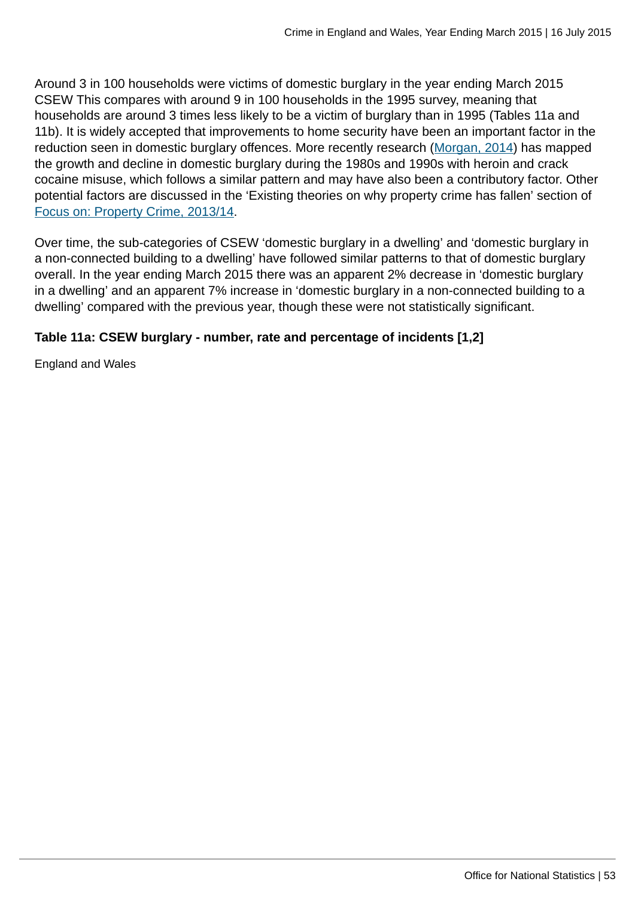Around 3 in 100 households were victims of domestic burglary in the year ending March 2015 CSEW This compares with around 9 in 100 households in the 1995 survey, meaning that households are around 3 times less likely to be a victim of burglary than in 1995 (Tables 11a and 11b). It is widely accepted that improvements to home security have been an important factor in the reduction seen in domestic burglary offences. More recently research (Morgan, 2014) has mapped the growth and decline in domestic burglary during the 1980s and 1990s with heroin and crack cocaine misuse, which follows a similar pattern and may have also been a contributory factor. Other potential factors are discussed in the 'Existing theories on why property crime has fallen' section of Focus on: Property Crime, 2013/14.

Over time, the sub-categories of CSEW 'domestic burglary in a dwelling' and 'domestic burglary in a non-connected building to a dwelling' have followed similar patterns to that of domestic burglary overall. In the year ending March 2015 there was an apparent 2% decrease in 'domestic burglary in a dwelling' and an apparent 7% increase in 'domestic burglary in a non-connected building to a dwelling' compared with the previous year, though these were not statistically significant.

**Table 11a: CSEW burglary - number, rate and percentage of incidents [1,2]**

England and Wales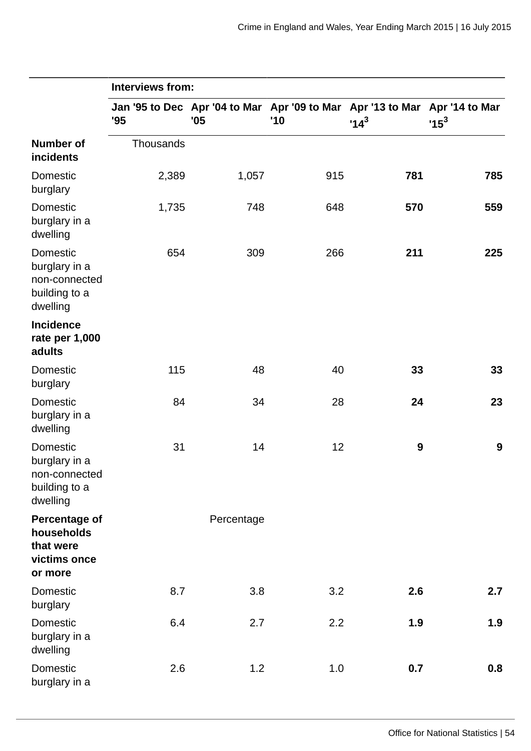| | Interviews from: | | | | |
|---|---|---|---|---|---|
| | Jan '95 to Dec '95 | Apr '04 to Mar '05 | Apr '09 to Mar '10 | Apr '13 to Mar '14[3] | Apr '14 to Mar '15[3] |
| **Number of incidents** | Thousands | | | | |
| Domestic burglary | 2,389 | 1,057 | 915 | **781** | **785** |
| Domestic burglary in a dwelling | 1,735 | 748 | 648 | **570** | **559** |
| Domestic burglary in a non-connected building to a dwelling | 654 | 309 | 266 | **211** | **225** |
| **Incidence rate per 1,000 adults** | | | | | |
| Domestic burglary | 115 | 48 | 40 | **33** | **33** |
| Domestic burglary in a dwelling | 84 | 34 | 28 | **24** | **23** |
| Domestic burglary in a non-connected building to a dwelling | 31 | 14 | 12 | **9** | **9** |
| **Percentage of households that were victims once or more** | | Percentage | | | |
| Domestic burglary | 8.7 | 3.8 | 3.2 | **2.6** | **2.7** |
| Domestic burglary in a dwelling | 6.4 | 2.7 | 2.2 | **1.9** | **1.9** |
| Domestic burglary in a | 2.6 | 1.2 | 1.0 | **0.7** | **0.8** |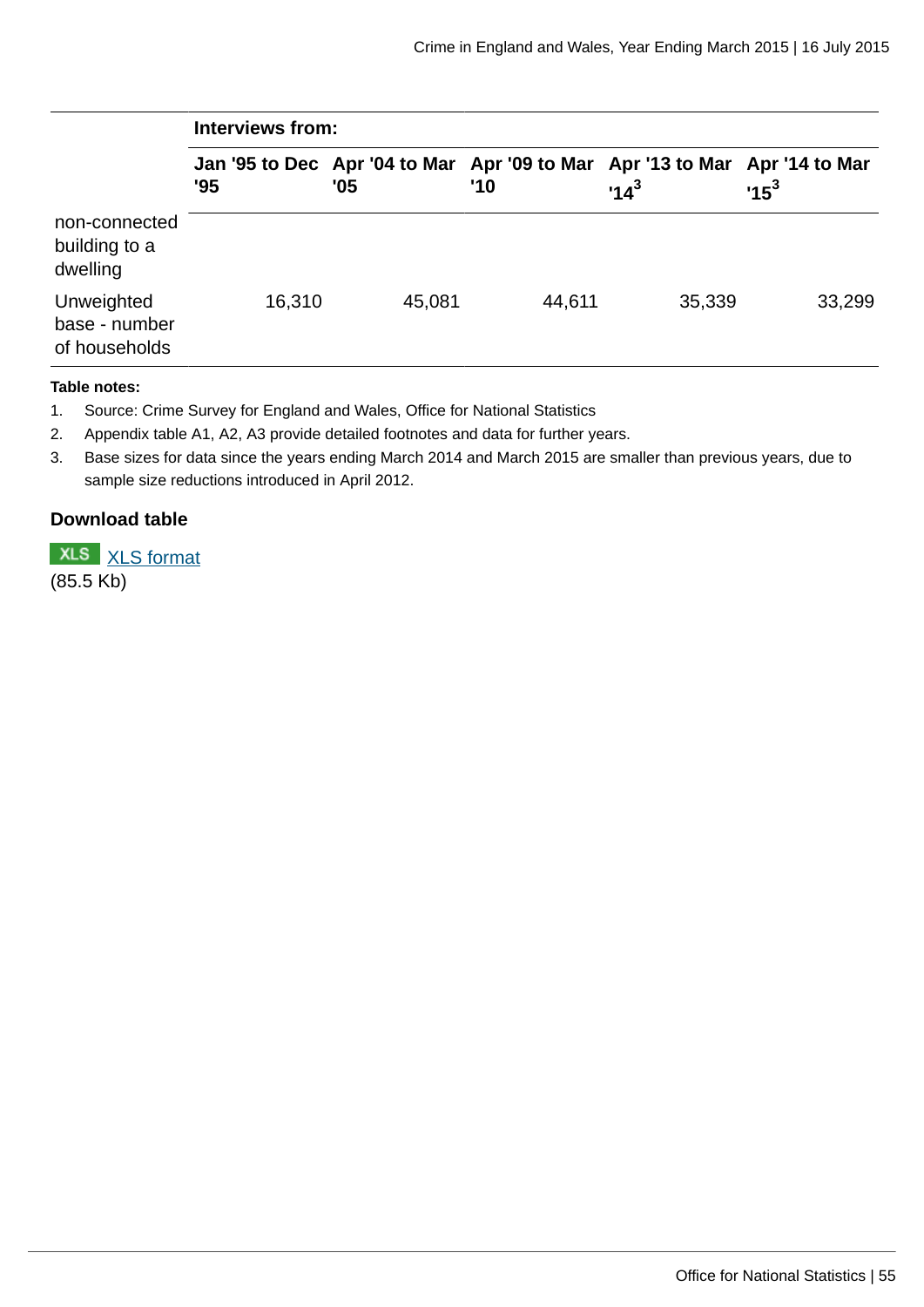| | Interviews from: | | | | |
|---|---|---|---|---|---|
| | Jan '95 to Dec '95 | Apr '04 to Mar '05 | Apr '09 to Mar '10 | Apr '13 to Mar '14[3] | Apr '14 to Mar '15[3] |
| non-connected building to a dwelling | | | | | |
| Unweighted base - number of households | 16,310 | 45,081 | 44,611 | 35,339 | 33,299 |

**Table notes:**

1. Source: Crime Survey for England and Wales, Office for National Statistics
2. Appendix table A1, A2, A3 provide detailed footnotes and data for further years.
3. Base sizes for data since the years ending March 2014 and March 2015 are smaller than previous years, due to sample size reductions introduced in April 2012.

**Download table**

XLS [XLS format](XLS format)
(85.5 Kb)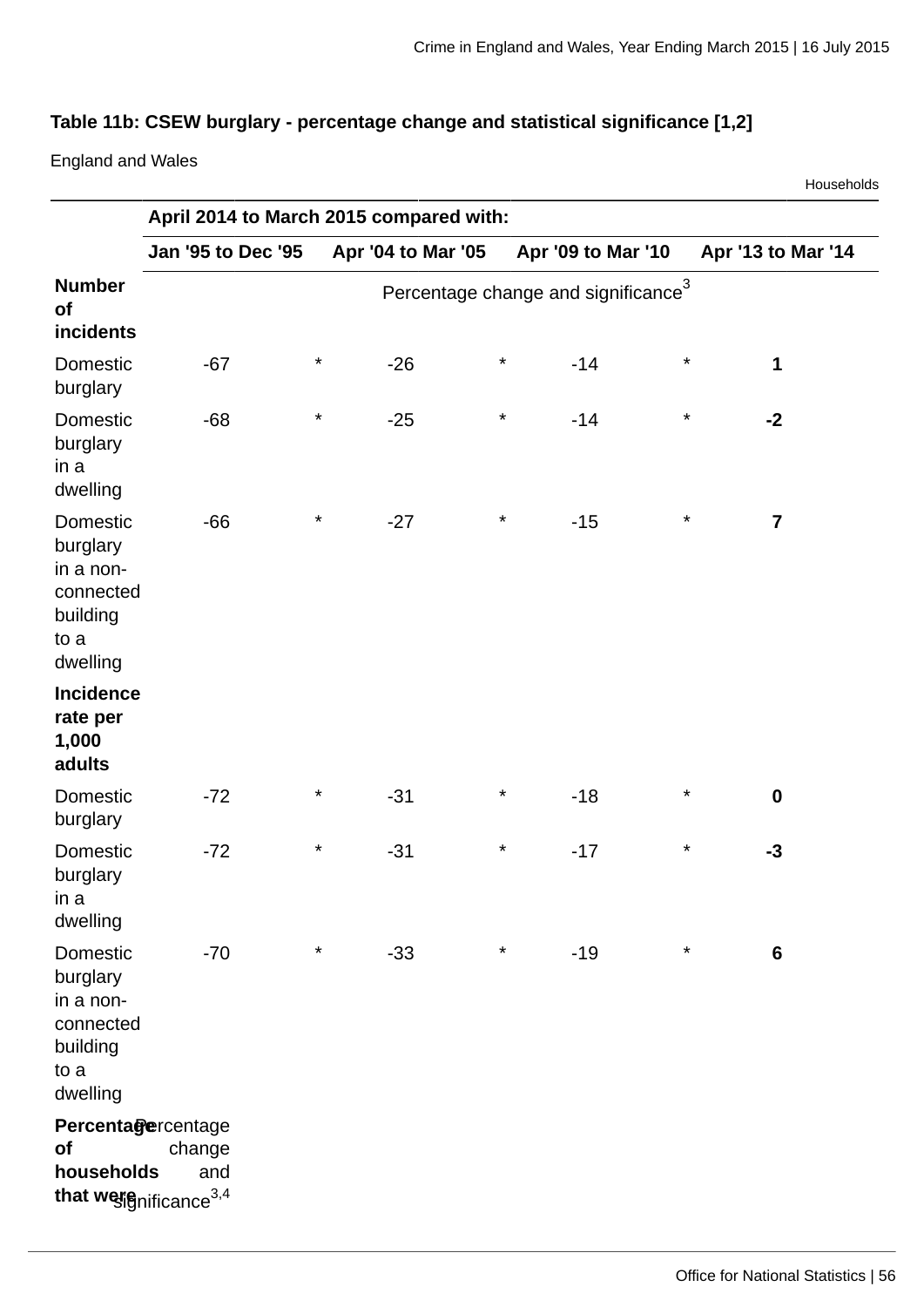**Table 11b: CSEW burglary - percentage change and statistical significance [1,2]**

England and Wales

Households

| | April 2014 to March 2015 compared with: | | | | | | | |
|---|---|---|---|---|---|---|---|---|
| | Jan '95 to Dec '95 | | Apr '04 to Mar '05 | | Apr '09 to Mar '10 | | Apr '13 to Mar '14 | |
| **Number of incidents** | Percentage change and significance[3] | | | | | | | |
| Domestic burglary | -67 | * | -26 | * | -14 | * | **1** | |
| Domestic burglary in a dwelling | -68 | * | -25 | * | -14 | * | **-2** | |
| Domestic burglary in a non-connected building to a dwelling | -66 | * | -27 | * | -15 | * | **7** | |
| **Incidence rate per 1,000 adults** | | | | | | | | |
| Domestic burglary | -72 | * | -31 | * | -18 | * | **0** | |
| Domestic burglary in a dwelling | -72 | * | -31 | * | -17 | * | **-3** | |
| Domestic burglary in a non-connected building to a dwelling | -70 | * | -33 | * | -19 | * | **6** | |
| **Percentage of households that were** | Percentage change and significance[3,4] | | | | | | | |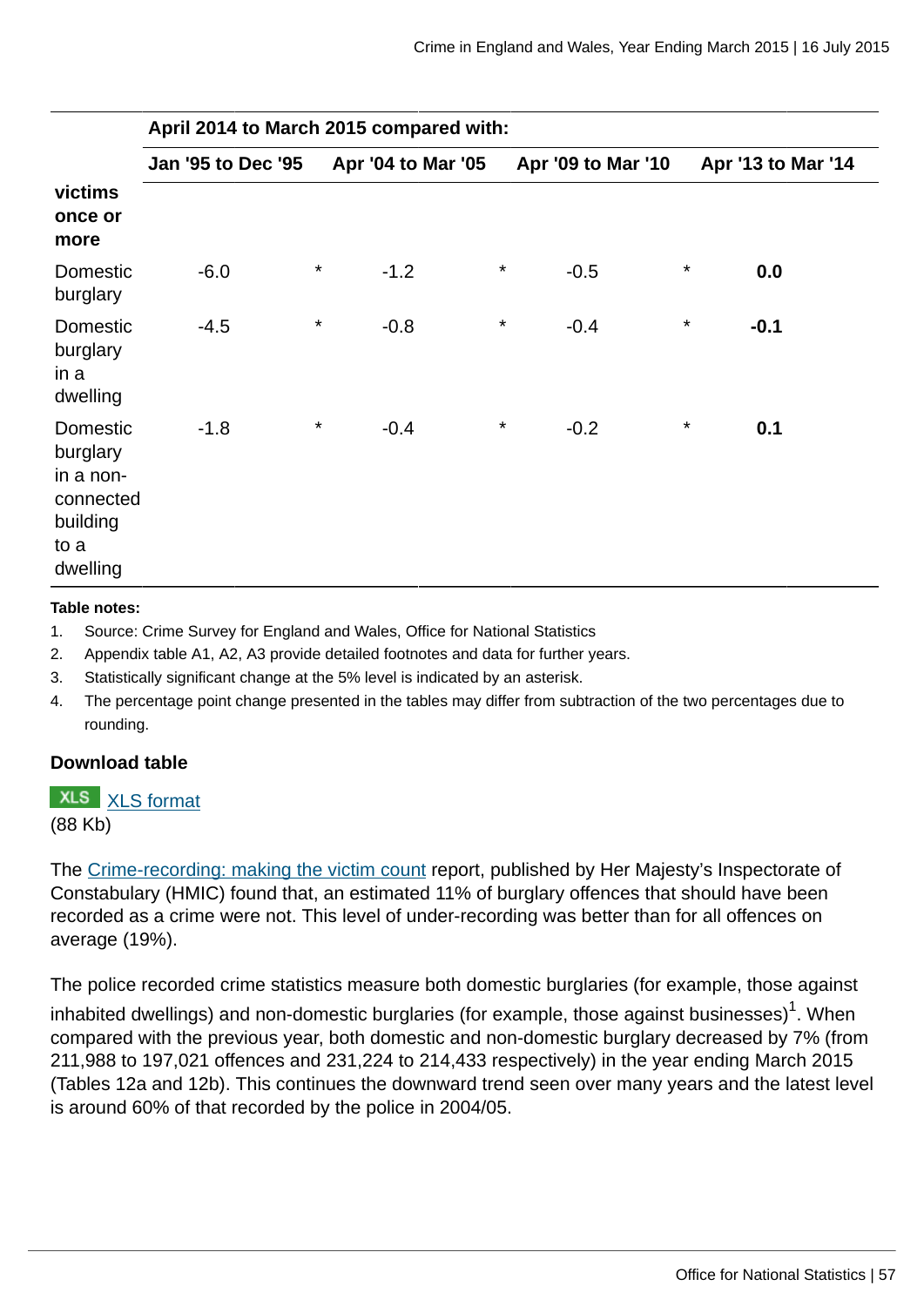| | April 2014 to March 2015 compared with: | | | | | | | |
|---|---|---|---|---|---|---|---|---|
| | Jan '95 to Dec '95 | | Apr '04 to Mar '05 | | Apr '09 to Mar '10 | | Apr '13 to Mar '14 | |
| **victims once or more** | | | | | | | | |
| Domestic burglary | -6.0 | * | -1.2 | * | -0.5 | * | **0.0** | |
| Domestic burglary in a dwelling | -4.5 | * | -0.8 | * | -0.4 | * | **-0.1** | |
| Domestic burglary in a non-connected building to a dwelling | -1.8 | * | -0.4 | * | -0.2 | * | **0.1** | |

**Table notes:**

1. Source: Crime Survey for England and Wales, Office for National Statistics
2. Appendix table A1, A2, A3 provide detailed footnotes and data for further years.
3. Statistically significant change at the 5% level is indicated by an asterisk.
4. The percentage point change presented in the tables may differ from subtraction of the two percentages due to rounding.

**Download table**

XLS [XLS format](#)
(88 Kb)

The [Crime-recording: making the victim count](#) report, published by Her Majesty's Inspectorate of Constabulary (HMIC) found that, an estimated 11% of burglary offences that should have been recorded as a crime were not. This level of under-recording was better than for all offences on average (19%).

The police recorded crime statistics measure both domestic burglaries (for example, those against inhabited dwellings) and non-domestic burglaries (for example, those against businesses)[1]. When compared with the previous year, both domestic and non-domestic burglary decreased by 7% (from 211,988 to 197,021 offences and 231,224 to 214,433 respectively) in the year ending March 2015 (Tables 12a and 12b). This continues the downward trend seen over many years and the latest level is around 60% of that recorded by the police in 2004/05.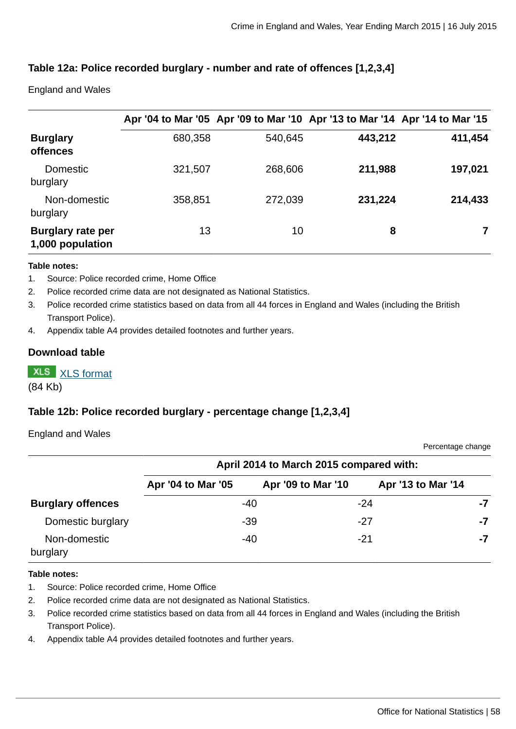### Table 12a: Police recorded burglary - number and rate of offences [1,2,3,4]

England and Wales

| | Apr '04 to Mar '05 | Apr '09 to Mar '10 | Apr '13 to Mar '14 | Apr '14 to Mar '15 |
|---|---|---|---|---|
| **Burglary offences** | 680,358 | 540,645 | **443,212** | **411,454** |
| Domestic burglary | 321,507 | 268,606 | **211,988** | **197,021** |
| Non-domestic burglary | 358,851 | 272,039 | **231,224** | **214,433** |
| **Burglary rate per 1,000 population** | 13 | 10 | **8** | **7** |

**Table notes:**

1. Source: Police recorded crime, Home Office
2. Police recorded crime data are not designated as National Statistics.
3. Police recorded crime statistics based on data from all 44 forces in England and Wales (including the British Transport Police).
4. Appendix table A4 provides detailed footnotes and further years.

#### Download table

XLS [XLS format](#)
(84 Kb)

### Table 12b: Police recorded burglary - percentage change [1,2,3,4]

England and Wales

Percentage change

| | April 2014 to March 2015 compared with: | | |
|---|---|---|---|
| | Apr '04 to Mar '05 | Apr '09 to Mar '10 | Apr '13 to Mar '14 |
| **Burglary offences** | -40 | -24 | **-7** |
| Domestic burglary | -39 | -27 | **-7** |
| Non-domestic burglary | -40 | -21 | **-7** |

**Table notes:**

1. Source: Police recorded crime, Home Office
2. Police recorded crime data are not designated as National Statistics.
3. Police recorded crime statistics based on data from all 44 forces in England and Wales (including the British Transport Police).
4. Appendix table A4 provides detailed footnotes and further years.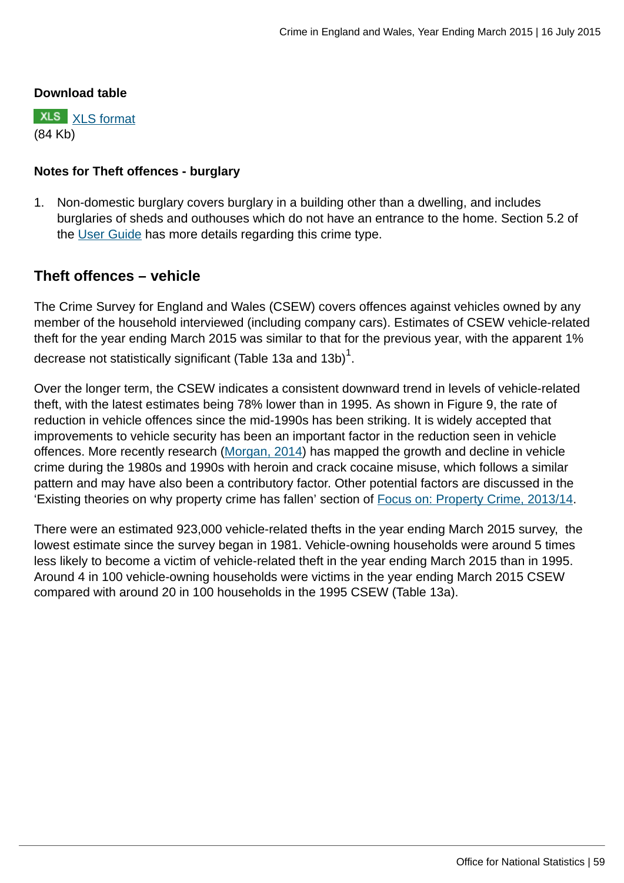**Download table**

XLS [XLS format](#)
(84 Kb)

**Notes for Theft offences - burglary**

1. Non-domestic burglary covers burglary in a building other than a dwelling, and includes burglaries of sheds and outhouses which do not have an entrance to the home. Section 5.2 of the User Guide has more details regarding this crime type.

## Theft offences – vehicle

The Crime Survey for England and Wales (CSEW) covers offences against vehicles owned by any member of the household interviewed (including company cars). Estimates of CSEW vehicle-related theft for the year ending March 2015 was similar to that for the previous year, with the apparent 1% decrease not statistically significant (Table 13a and 13b)[1].

Over the longer term, the CSEW indicates a consistent downward trend in levels of vehicle-related theft, with the latest estimates being 78% lower than in 1995. As shown in Figure 9, the rate of reduction in vehicle offences since the mid-1990s has been striking. It is widely accepted that improvements to vehicle security has been an important factor in the reduction seen in vehicle offences. More recently research (Morgan, 2014) has mapped the growth and decline in vehicle crime during the 1980s and 1990s with heroin and crack cocaine misuse, which follows a similar pattern and may have also been a contributory factor. Other potential factors are discussed in the 'Existing theories on why property crime has fallen' section of Focus on: Property Crime, 2013/14.

There were an estimated 923,000 vehicle-related thefts in the year ending March 2015 survey, the lowest estimate since the survey began in 1981. Vehicle-owning households were around 5 times less likely to become a victim of vehicle-related theft in the year ending March 2015 than in 1995. Around 4 in 100 vehicle-owning households were victims in the year ending March 2015 CSEW compared with around 20 in 100 households in the 1995 CSEW (Table 13a).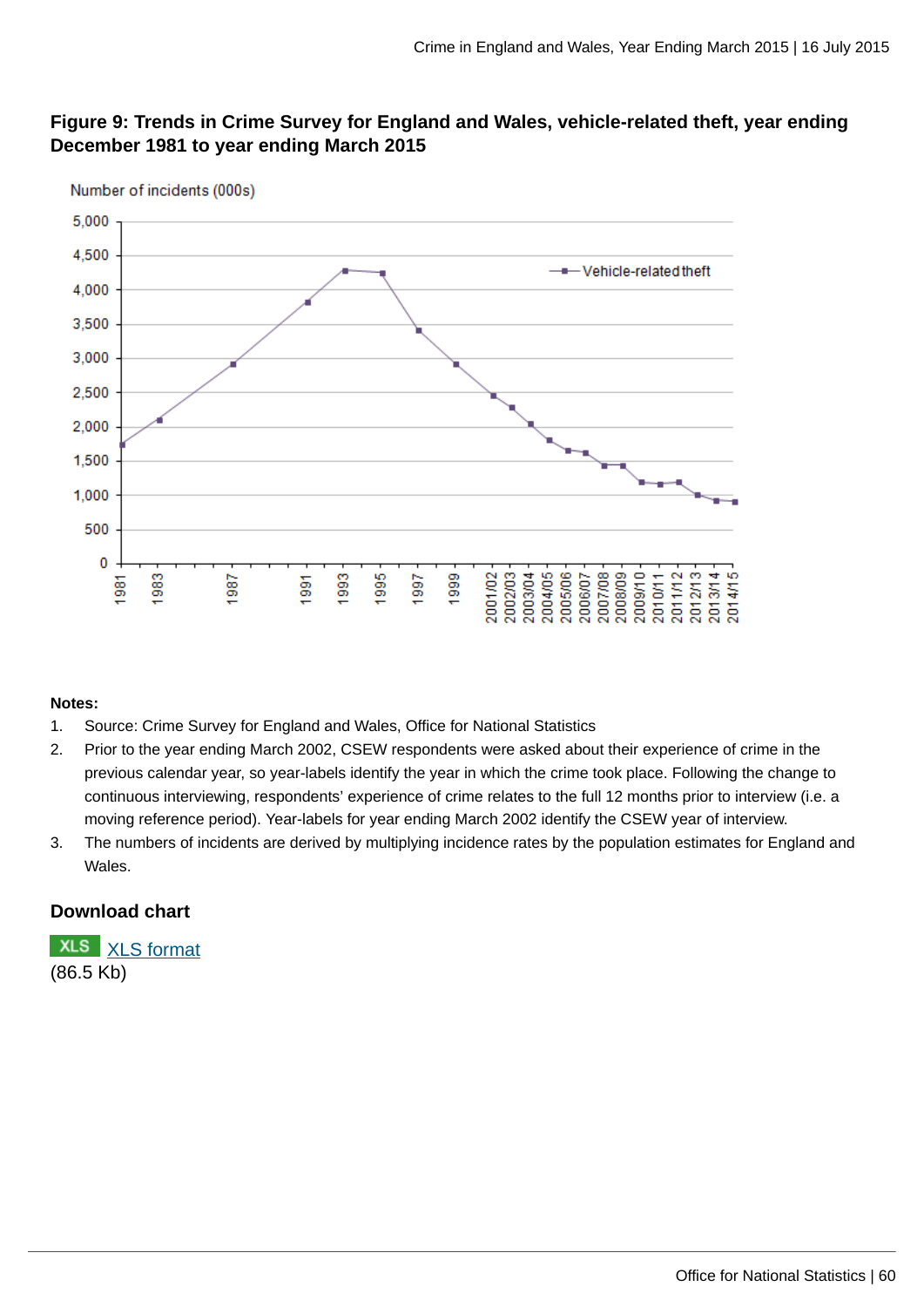### Figure 9: Trends in Crime Survey for England and Wales, vehicle-related theft, year ending December 1981 to year ending March 2015

**Notes:**

1. Source: Crime Survey for England and Wales, Office for National Statistics
2. Prior to the year ending March 2002, CSEW respondents were asked about their experience of crime in the previous calendar year, so year-labels identify the year in which the crime took place. Following the change to continuous interviewing, respondents' experience of crime relates to the full 12 months prior to interview (i.e. a moving reference period). Year-labels for year ending March 2002 identify the CSEW year of interview.
3. The numbers of incidents are derived by multiplying incidence rates by the population estimates for England and Wales.

### Download chart

XLS [XLS format](#)
(86.5 Kb)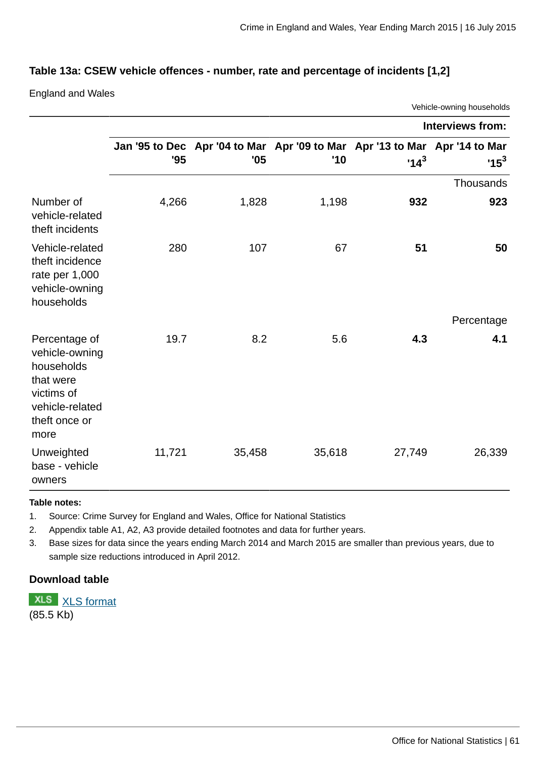### Table 13a: CSEW vehicle offences - number, rate and percentage of incidents [1,2]

England and Wales

Vehicle-owning households

| | Interviews from: | | | | |
|---|---|---|---|---|---|
| | Jan '95 to Dec '95 | Apr '04 to Mar '05 | Apr '09 to Mar '10 | Apr '13 to Mar '14[3] | Apr '14 to Mar '15[3] |
| | | | | | Thousands |
| Number of vehicle-related theft incidents | 4,266 | 1,828 | 1,198 | **932** | **923** |
| Vehicle-related theft incidence rate per 1,000 vehicle-owning households | 280 | 107 | 67 | **51** | **50** |
| | | | | | Percentage |
| Percentage of vehicle-owning households that were victims of vehicle-related theft once or more | 19.7 | 8.2 | 5.6 | **4.3** | **4.1** |
| Unweighted base - vehicle owners | 11,721 | 35,458 | 35,618 | 27,749 | 26,339 |

**Table notes:**

1. Source: Crime Survey for England and Wales, Office for National Statistics
2. Appendix table A1, A2, A3 provide detailed footnotes and data for further years.
3. Base sizes for data since the years ending March 2014 and March 2015 are smaller than previous years, due to sample size reductions introduced in April 2012.

#### Download table

XLS XLS format
(85.5 Kb)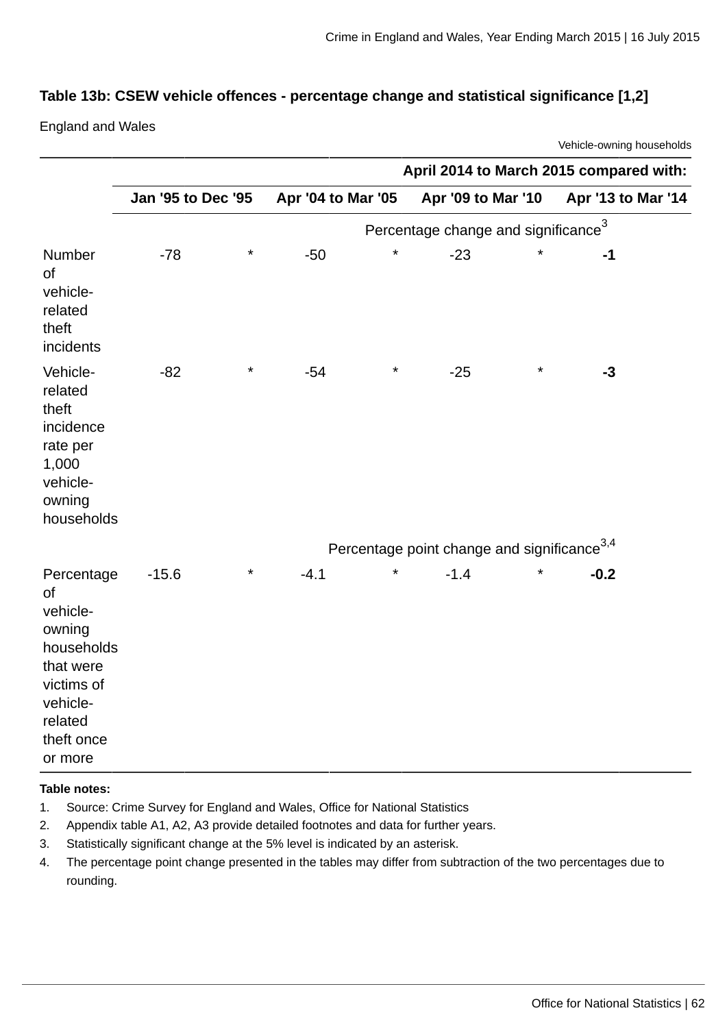**Table 13b: CSEW vehicle offences - percentage change and statistical significance [1,2]**

England and Wales

Vehicle-owning households

| | April 2014 to March 2015 compared with: | | | | | | | |
|---|---|---|---|---|---|---|---|---|
| | Jan '95 to Dec '95 | | Apr '04 to Mar '05 | | Apr '09 to Mar '10 | | Apr '13 to Mar '14 | |
| | Percentage change and significance[3] | | | | | | | |
| Number of vehicle-related theft incidents | -78 | * | -50 | * | -23 | * | **-1** | |
| Vehicle-related theft incidence rate per 1,000 vehicle-owning households | -82 | * | -54 | * | -25 | * | **-3** | |
| | Percentage point change and significance[3,4] | | | | | | | |
| Percentage of vehicle-owning households that were victims of vehicle-related theft once or more | -15.6 | * | -4.1 | * | -1.4 | * | **-0.2** | |

**Table notes:**

1. Source: Crime Survey for England and Wales, Office for National Statistics
2. Appendix table A1, A2, A3 provide detailed footnotes and data for further years.
3. Statistically significant change at the 5% level is indicated by an asterisk.
4. The percentage point change presented in the tables may differ from subtraction of the two percentages due to rounding.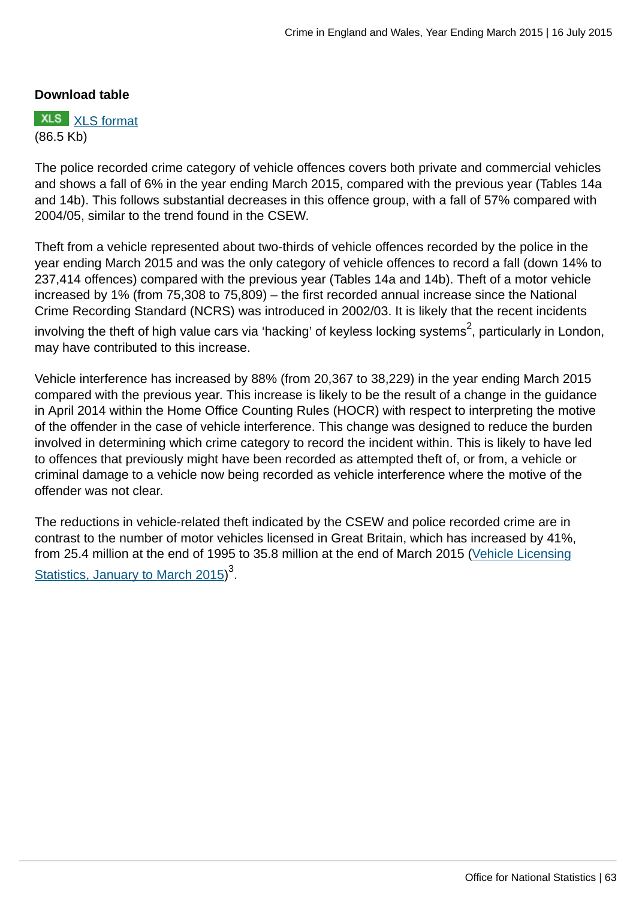**Download table**

XLS [XLS format](#)
(86.5 Kb)

The police recorded crime category of vehicle offences covers both private and commercial vehicles and shows a fall of 6% in the year ending March 2015, compared with the previous year (Tables 14a and 14b). This follows substantial decreases in this offence group, with a fall of 57% compared with 2004/05, similar to the trend found in the CSEW.

Theft from a vehicle represented about two-thirds of vehicle offences recorded by the police in the year ending March 2015 and was the only category of vehicle offences to record a fall (down 14% to 237,414 offences) compared with the previous year (Tables 14a and 14b). Theft of a motor vehicle increased by 1% (from 75,308 to 75,809) – the first recorded annual increase since the National Crime Recording Standard (NCRS) was introduced in 2002/03. It is likely that the recent incidents involving the theft of high value cars via 'hacking' of keyless locking systems[2], particularly in London, may have contributed to this increase.

Vehicle interference has increased by 88% (from 20,367 to 38,229) in the year ending March 2015 compared with the previous year. This increase is likely to be the result of a change in the guidance in April 2014 within the Home Office Counting Rules (HOCR) with respect to interpreting the motive of the offender in the case of vehicle interference. This change was designed to reduce the burden involved in determining which crime category to record the incident within. This is likely to have led to offences that previously might have been recorded as attempted theft of, or from, a vehicle or criminal damage to a vehicle now being recorded as vehicle interference where the motive of the offender was not clear.

The reductions in vehicle-related theft indicated by the CSEW and police recorded crime are in contrast to the number of motor vehicles licensed in Great Britain, which has increased by 41%, from 25.4 million at the end of 1995 to 35.8 million at the end of March 2015 ([Vehicle Licensing Statistics, January to March 2015](#))[3].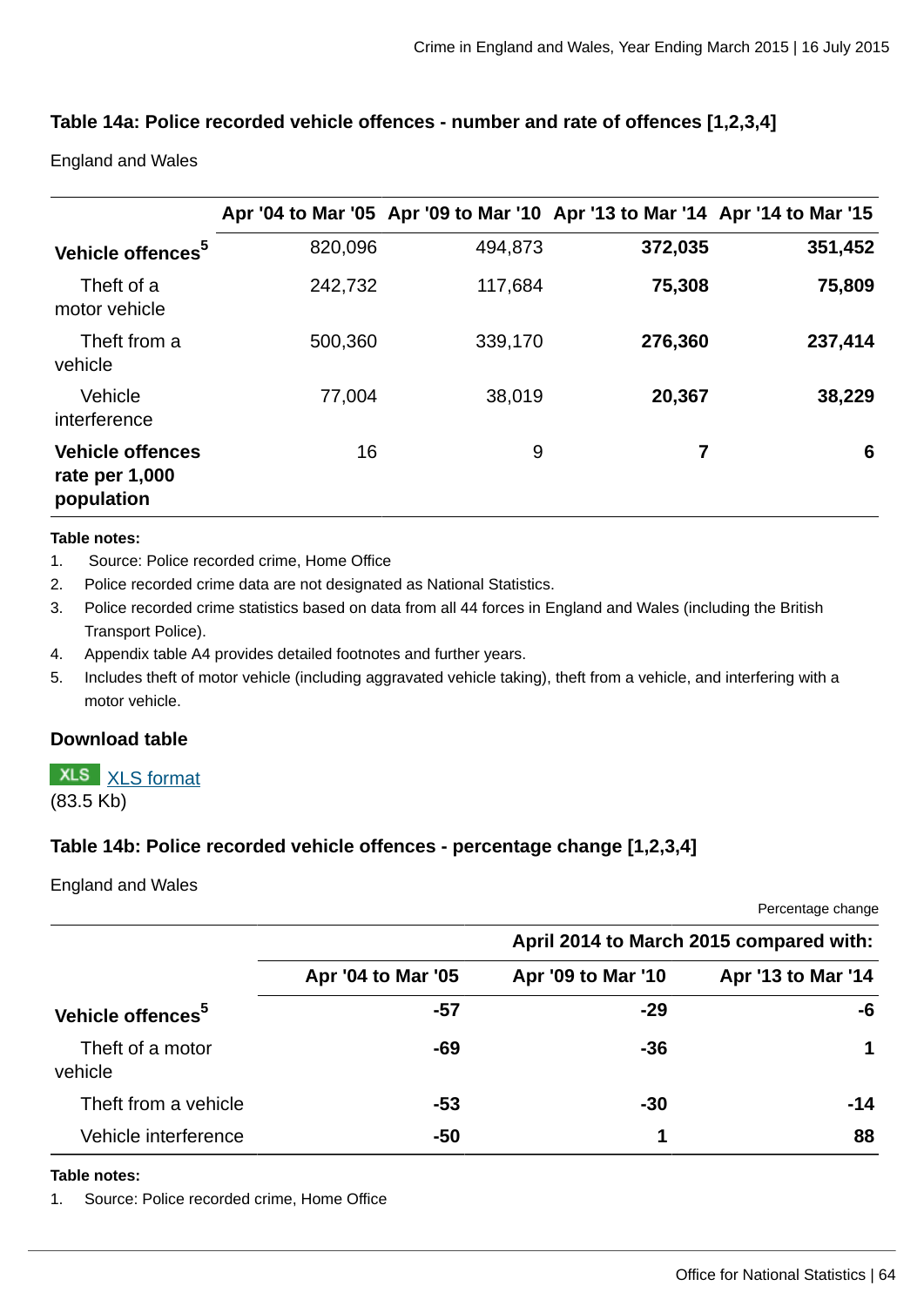### Table 14a: Police recorded vehicle offences - number and rate of offences [1,2,3,4]

England and Wales

| | Apr '04 to Mar '05 | Apr '09 to Mar '10 | Apr '13 to Mar '14 | Apr '14 to Mar '15 |
|---|---|---|---|---|
| **Vehicle offences[5]** | 820,096 | 494,873 | **372,035** | **351,452** |
| Theft of a motor vehicle | 242,732 | 117,684 | **75,308** | **75,809** |
| Theft from a vehicle | 500,360 | 339,170 | **276,360** | **237,414** |
| Vehicle interference | 77,004 | 38,019 | **20,367** | **38,229** |
| **Vehicle offences rate per 1,000 population** | 16 | 9 | **7** | **6** |

**Table notes:**

1. Source: Police recorded crime, Home Office
2. Police recorded crime data are not designated as National Statistics.
3. Police recorded crime statistics based on data from all 44 forces in England and Wales (including the British Transport Police).
4. Appendix table A4 provides detailed footnotes and further years.
5. Includes theft of motor vehicle (including aggravated vehicle taking), theft from a vehicle, and interfering with a motor vehicle.

**Download table**

XLS [XLS format](#)
(83.5 Kb)

### Table 14b: Police recorded vehicle offences - percentage change [1,2,3,4]

England and Wales

Percentage change

| | April 2014 to March 2015 compared with: | | |
|---|---|---|---|
| | Apr '04 to Mar '05 | Apr '09 to Mar '10 | Apr '13 to Mar '14 |
| **Vehicle offences[5]** | **-57** | **-29** | **-6** |
| Theft of a motor vehicle | **-69** | **-36** | **1** |
| Theft from a vehicle | **-53** | **-30** | **-14** |
| Vehicle interference | **-50** | **1** | **88** |

**Table notes:**

1. Source: Police recorded crime, Home Office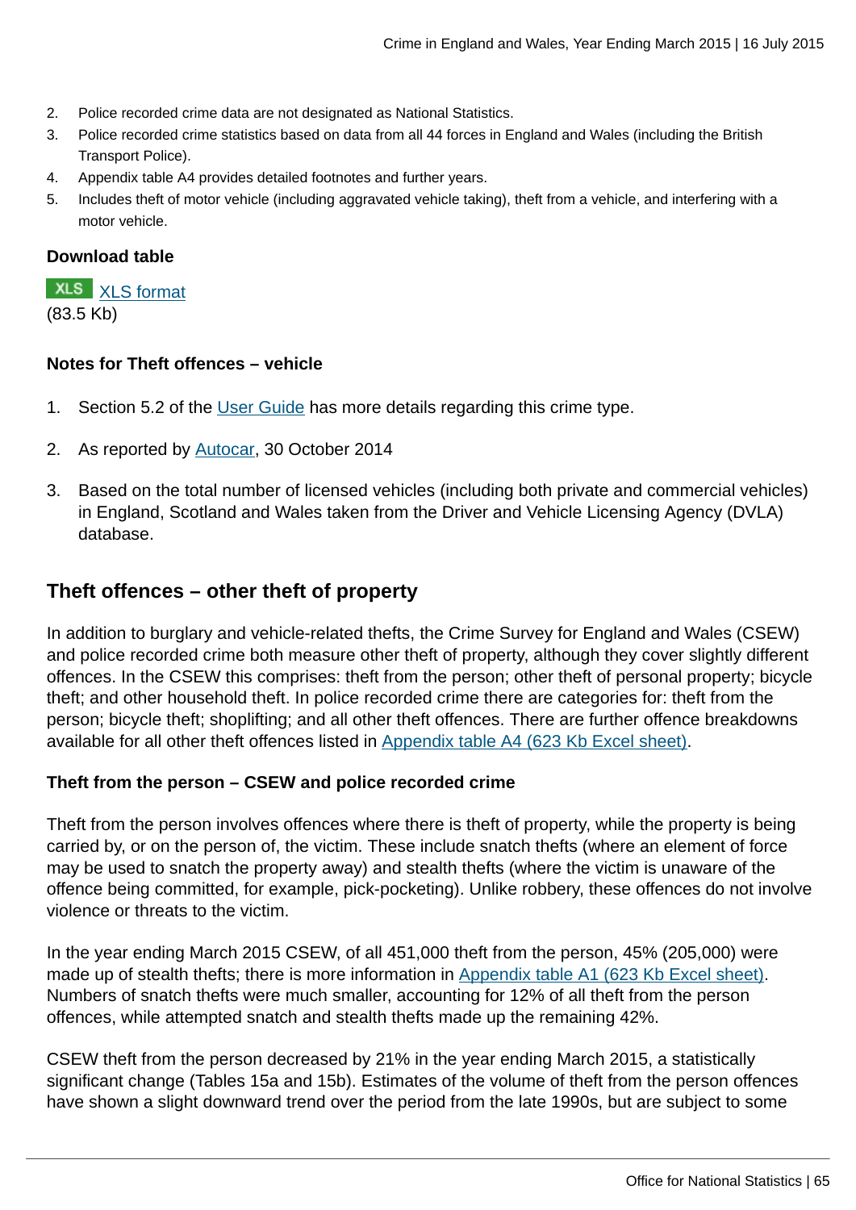2. Police recorded crime data are not designated as National Statistics.
3. Police recorded crime statistics based on data from all 44 forces in England and Wales (including the British Transport Police).
4. Appendix table A4 provides detailed footnotes and further years.
5. Includes theft of motor vehicle (including aggravated vehicle taking), theft from a vehicle, and interfering with a motor vehicle.

**Download table**

XLS [XLS format](#)
(83.5 Kb)

**Notes for Theft offences – vehicle**

1. Section 5.2 of the [User Guide](#) has more details regarding this crime type.
2. As reported by [Autocar](#), 30 October 2014
3. Based on the total number of licensed vehicles (including both private and commercial vehicles) in England, Scotland and Wales taken from the Driver and Vehicle Licensing Agency (DVLA) database.

## Theft offences – other theft of property

In addition to burglary and vehicle-related thefts, the Crime Survey for England and Wales (CSEW) and police recorded crime both measure other theft of property, although they cover slightly different offences. In the CSEW this comprises: theft from the person; other theft of personal property; bicycle theft; and other household theft. In police recorded crime there are categories for: theft from the person; bicycle theft; shoplifting; and all other theft offences. There are further offence breakdowns available for all other theft offences listed in [Appendix table A4 (623 Kb Excel sheet)](#).

### Theft from the person – CSEW and police recorded crime

Theft from the person involves offences where there is theft of property, while the property is being carried by, or on the person of, the victim. These include snatch thefts (where an element of force may be used to snatch the property away) and stealth thefts (where the victim is unaware of the offence being committed, for example, pick-pocketing). Unlike robbery, these offences do not involve violence or threats to the victim.

In the year ending March 2015 CSEW, of all 451,000 theft from the person, 45% (205,000) were made up of stealth thefts; there is more information in [Appendix table A1 (623 Kb Excel sheet)](#). Numbers of snatch thefts were much smaller, accounting for 12% of all theft from the person offences, while attempted snatch and stealth thefts made up the remaining 42%.

CSEW theft from the person decreased by 21% in the year ending March 2015, a statistically significant change (Tables 15a and 15b). Estimates of the volume of theft from the person offences have shown a slight downward trend over the period from the late 1990s, but are subject to some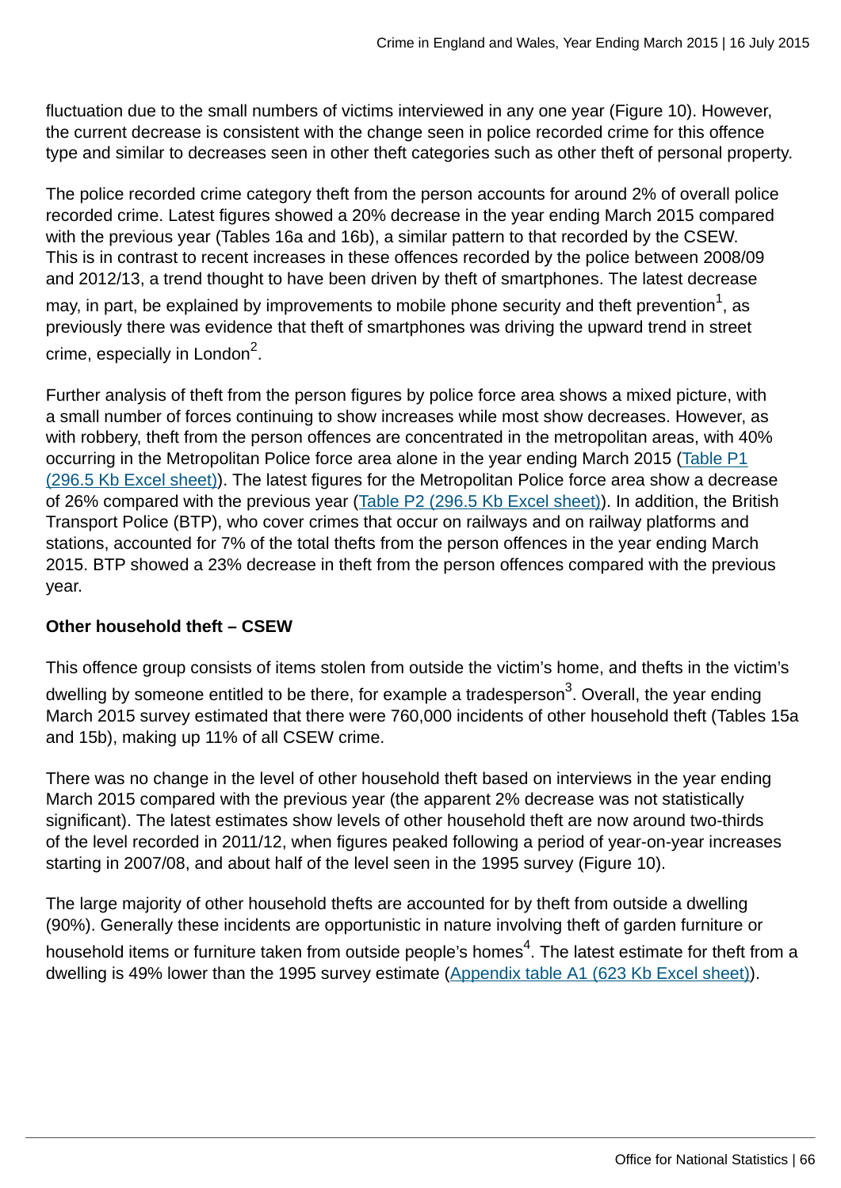fluctuation due to the small numbers of victims interviewed in any one year (Figure 10). However, the current decrease is consistent with the change seen in police recorded crime for this offence type and similar to decreases seen in other theft categories such as other theft of personal property.

The police recorded crime category theft from the person accounts for around 2% of overall police recorded crime. Latest figures showed a 20% decrease in the year ending March 2015 compared with the previous year (Tables 16a and 16b), a similar pattern to that recorded by the CSEW. This is in contrast to recent increases in these offences recorded by the police between 2008/09 and 2012/13, a trend thought to have been driven by theft of smartphones. The latest decrease may, in part, be explained by improvements to mobile phone security and theft prevention[1], as previously there was evidence that theft of smartphones was driving the upward trend in street crime, especially in London[2].

Further analysis of theft from the person figures by police force area shows a mixed picture, with a small number of forces continuing to show increases while most show decreases. However, as with robbery, theft from the person offences are concentrated in the metropolitan areas, with 40% occurring in the Metropolitan Police force area alone in the year ending March 2015 (Table P1 (296.5 Kb Excel sheet)). The latest figures for the Metropolitan Police force area show a decrease of 26% compared with the previous year (Table P2 (296.5 Kb Excel sheet)). In addition, the British Transport Police (BTP), who cover crimes that occur on railways and on railway platforms and stations, accounted for 7% of the total thefts from the person offences in the year ending March 2015. BTP showed a 23% decrease in theft from the person offences compared with the previous year.

**Other household theft – CSEW**

This offence group consists of items stolen from outside the victim's home, and thefts in the victim's dwelling by someone entitled to be there, for example a tradesperson[3]. Overall, the year ending March 2015 survey estimated that there were 760,000 incidents of other household theft (Tables 15a and 15b), making up 11% of all CSEW crime.

There was no change in the level of other household theft based on interviews in the year ending March 2015 compared with the previous year (the apparent 2% decrease was not statistically significant). The latest estimates show levels of other household theft are now around two-thirds of the level recorded in 2011/12, when figures peaked following a period of year-on-year increases starting in 2007/08, and about half of the level seen in the 1995 survey (Figure 10).

The large majority of other household thefts are accounted for by theft from outside a dwelling (90%). Generally these incidents are opportunistic in nature involving theft of garden furniture or household items or furniture taken from outside people's homes[4]. The latest estimate for theft from a dwelling is 49% lower than the 1995 survey estimate (Appendix table A1 (623 Kb Excel sheet)).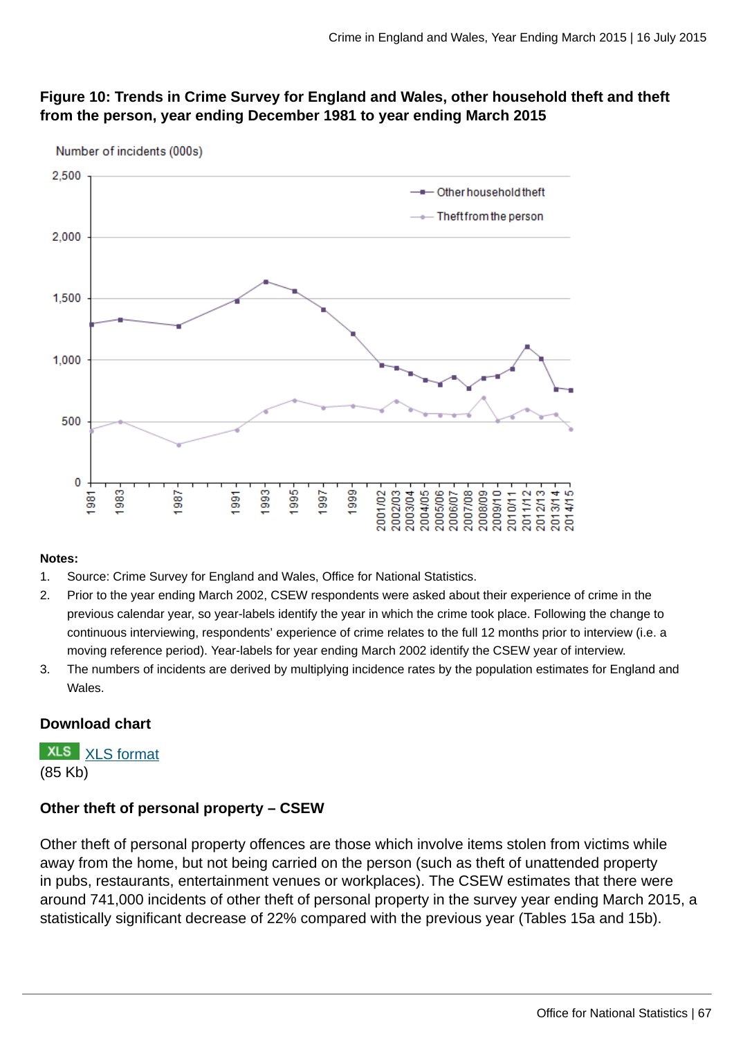### Figure 10: Trends in Crime Survey for England and Wales, other household theft and theft from the person, year ending December 1981 to year ending March 2015

**Notes:**

1. Source: Crime Survey for England and Wales, Office for National Statistics.
2. Prior to the year ending March 2002, CSEW respondents were asked about their experience of crime in the previous calendar year, so year-labels identify the year in which the crime took place. Following the change to continuous interviewing, respondents' experience of crime relates to the full 12 months prior to interview (i.e. a moving reference period). Year-labels for year ending March 2002 identify the CSEW year of interview.
3. The numbers of incidents are derived by multiplying incidence rates by the population estimates for England and Wales.

#### Download chart

XLS [XLS format](#)
(85 Kb)

### Other theft of personal property – CSEW

Other theft of personal property offences are those which involve items stolen from victims while away from the home, but not being carried on the person (such as theft of unattended property in pubs, restaurants, entertainment venues or workplaces). The CSEW estimates that there were around 741,000 incidents of other theft of personal property in the survey year ending March 2015, a statistically significant decrease of 22% compared with the previous year (Tables 15a and 15b).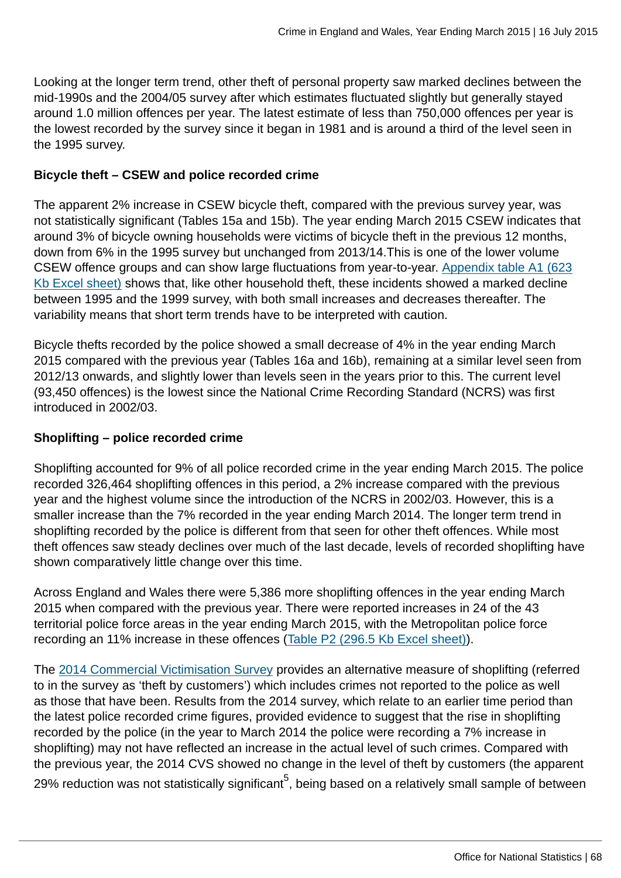Looking at the longer term trend, other theft of personal property saw marked declines between the mid-1990s and the 2004/05 survey after which estimates fluctuated slightly but generally stayed around 1.0 million offences per year. The latest estimate of less than 750,000 offences per year is the lowest recorded by the survey since it began in 1981 and is around a third of the level seen in the 1995 survey.

**Bicycle theft – CSEW and police recorded crime**

The apparent 2% increase in CSEW bicycle theft, compared with the previous survey year, was not statistically significant (Tables 15a and 15b). The year ending March 2015 CSEW indicates that around 3% of bicycle owning households were victims of bicycle theft in the previous 12 months, down from 6% in the 1995 survey but unchanged from 2013/14.This is one of the lower volume CSEW offence groups and can show large fluctuations from year-to-year. Appendix table A1 (623 Kb Excel sheet) shows that, like other household theft, these incidents showed a marked decline between 1995 and the 1999 survey, with both small increases and decreases thereafter. The variability means that short term trends have to be interpreted with caution.

Bicycle thefts recorded by the police showed a small decrease of 4% in the year ending March 2015 compared with the previous year (Tables 16a and 16b), remaining at a similar level seen from 2012/13 onwards, and slightly lower than levels seen in the years prior to this. The current level (93,450 offences) is the lowest since the National Crime Recording Standard (NCRS) was first introduced in 2002/03.

**Shoplifting – police recorded crime**

Shoplifting accounted for 9% of all police recorded crime in the year ending March 2015. The police recorded 326,464 shoplifting offences in this period, a 2% increase compared with the previous year and the highest volume since the introduction of the NCRS in 2002/03. However, this is a smaller increase than the 7% recorded in the year ending March 2014. The longer term trend in shoplifting recorded by the police is different from that seen for other theft offences. While most theft offences saw steady declines over much of the last decade, levels of recorded shoplifting have shown comparatively little change over this time.

Across England and Wales there were 5,386 more shoplifting offences in the year ending March 2015 when compared with the previous year. There were reported increases in 24 of the 43 territorial police force areas in the year ending March 2015, with the Metropolitan police force recording an 11% increase in these offences (Table P2 (296.5 Kb Excel sheet)).

The 2014 Commercial Victimisation Survey provides an alternative measure of shoplifting (referred to in the survey as 'theft by customers') which includes crimes not reported to the police as well as those that have been. Results from the 2014 survey, which relate to an earlier time period than the latest police recorded crime figures, provided evidence to suggest that the rise in shoplifting recorded by the police (in the year to March 2014 the police were recording a 7% increase in shoplifting) may not have reflected an increase in the actual level of such crimes. Compared with the previous year, the 2014 CVS showed no change in the level of theft by customers (the apparent 29% reduction was not statistically significant[5], being based on a relatively small sample of between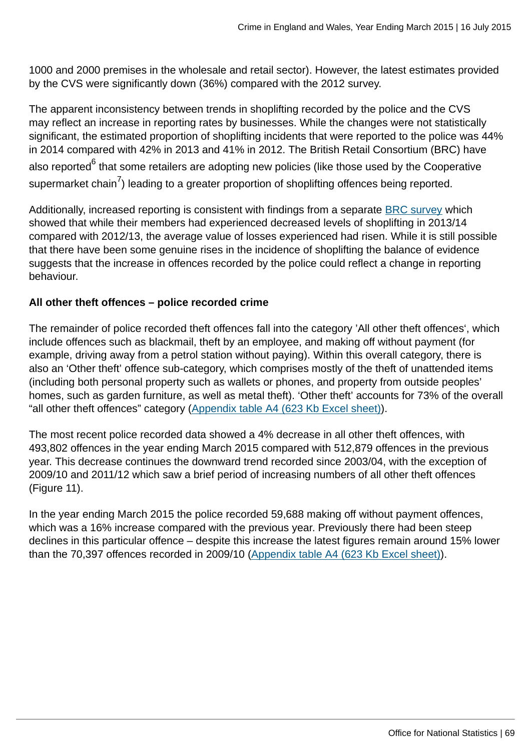1000 and 2000 premises in the wholesale and retail sector). However, the latest estimates provided by the CVS were significantly down (36%) compared with the 2012 survey.

The apparent inconsistency between trends in shoplifting recorded by the police and the CVS may reflect an increase in reporting rates by businesses. While the changes were not statistically significant, the estimated proportion of shoplifting incidents that were reported to the police was 44% in 2014 compared with 42% in 2013 and 41% in 2012. The British Retail Consortium (BRC) have also reported[6] that some retailers are adopting new policies (like those used by the Cooperative supermarket chain[7]) leading to a greater proportion of shoplifting offences being reported.

Additionally, increased reporting is consistent with findings from a separate BRC survey which showed that while their members had experienced decreased levels of shoplifting in 2013/14 compared with 2012/13, the average value of losses experienced had risen. While it is still possible that there have been some genuine rises in the incidence of shoplifting the balance of evidence suggests that the increase in offences recorded by the police could reflect a change in reporting behaviour.

**All other theft offences – police recorded crime**

The remainder of police recorded theft offences fall into the category 'All other theft offences', which include offences such as blackmail, theft by an employee, and making off without payment (for example, driving away from a petrol station without paying). Within this overall category, there is also an 'Other theft' offence sub-category, which comprises mostly of the theft of unattended items (including both personal property such as wallets or phones, and property from outside peoples' homes, such as garden furniture, as well as metal theft). 'Other theft' accounts for 73% of the overall "all other theft offences" category (Appendix table A4 (623 Kb Excel sheet)).

The most recent police recorded data showed a 4% decrease in all other theft offences, with 493,802 offences in the year ending March 2015 compared with 512,879 offences in the previous year. This decrease continues the downward trend recorded since 2003/04, with the exception of 2009/10 and 2011/12 which saw a brief period of increasing numbers of all other theft offences (Figure 11).

In the year ending March 2015 the police recorded 59,688 making off without payment offences, which was a 16% increase compared with the previous year. Previously there had been steep declines in this particular offence – despite this increase the latest figures remain around 15% lower than the 70,397 offences recorded in 2009/10 (Appendix table A4 (623 Kb Excel sheet)).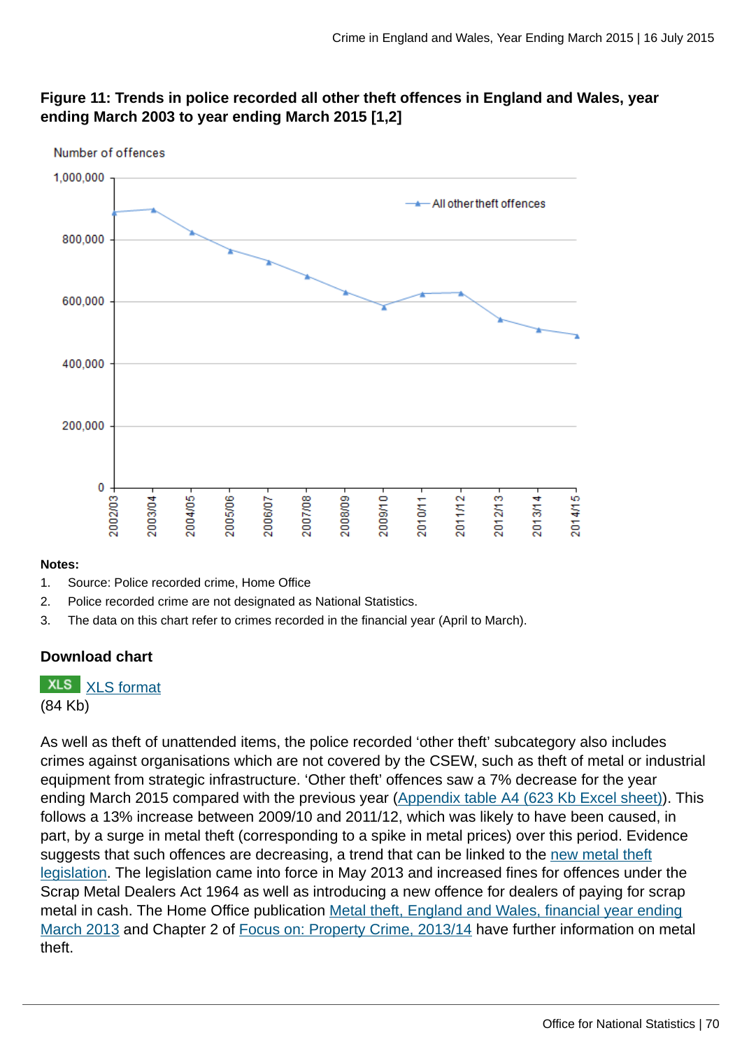**Figure 11: Trends in police recorded all other theft offences in England and Wales, year ending March 2003 to year ending March 2015 [1,2]**

**Notes:**

1. Source: Police recorded crime, Home Office
2. Police recorded crime are not designated as National Statistics.
3. The data on this chart refer to crimes recorded in the financial year (April to March).

**Download chart**

XLS format (84 Kb)

As well as theft of unattended items, the police recorded 'other theft' subcategory also includes crimes against organisations which are not covered by the CSEW, such as theft of metal or industrial equipment from strategic infrastructure. 'Other theft' offences saw a 7% decrease for the year ending March 2015 compared with the previous year (Appendix table A4 (623 Kb Excel sheet)). This follows a 13% increase between 2009/10 and 2011/12, which was likely to have been caused, in part, by a surge in metal theft (corresponding to a spike in metal prices) over this period. Evidence suggests that such offences are decreasing, a trend that can be linked to the new metal theft legislation. The legislation came into force in May 2013 and increased fines for offences under the Scrap Metal Dealers Act 1964 as well as introducing a new offence for dealers of paying for scrap metal in cash. The Home Office publication Metal theft, England and Wales, financial year ending March 2013 and Chapter 2 of Focus on: Property Crime, 2013/14 have further information on metal theft.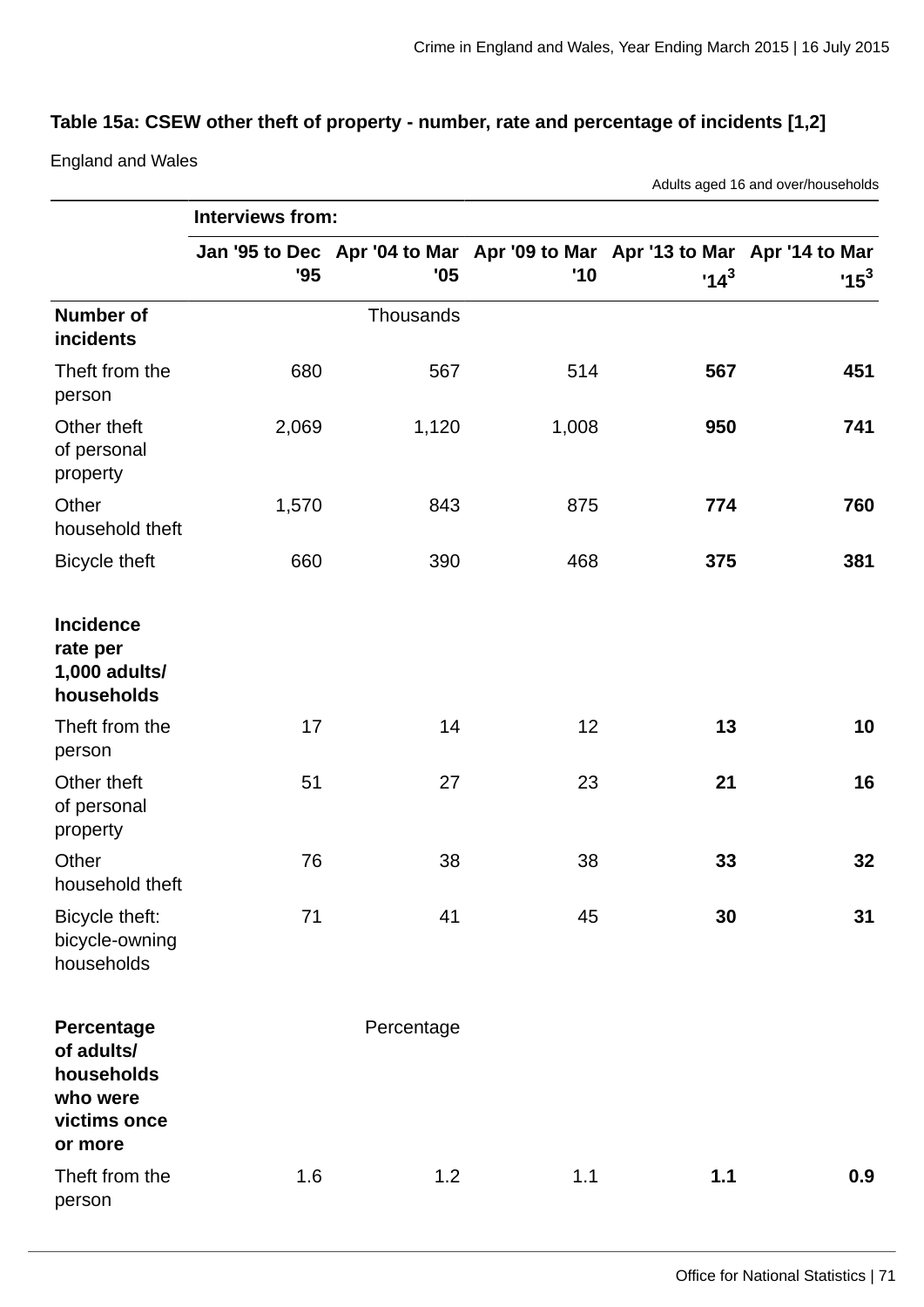**Table 15a: CSEW other theft of property - number, rate and percentage of incidents [1,2]**

England and Wales

Adults aged 16 and over/households

| | Interviews from: | | | | |
|---|---|---|---|---|---|
| | Jan '95 to Dec '95 | Apr '04 to Mar '05 | Apr '09 to Mar '10 | Apr '13 to Mar '14[3] | Apr '14 to Mar '15[3] |
| **Number of incidents** | | Thousands | | | |
| Theft from the person | 680 | 567 | 514 | **567** | **451** |
| Other theft of personal property | 2,069 | 1,120 | 1,008 | **950** | **741** |
| Other household theft | 1,570 | 843 | 875 | **774** | **760** |
| Bicycle theft | 660 | 390 | 468 | **375** | **381** |
| **Incidence rate per 1,000 adults/ households** | | | | | |
| Theft from the person | 17 | 14 | 12 | **13** | **10** |
| Other theft of personal property | 51 | 27 | 23 | **21** | **16** |
| Other household theft | 76 | 38 | 38 | **33** | **32** |
| Bicycle theft: bicycle-owning households | 71 | 41 | 45 | **30** | **31** |
| **Percentage of adults/ households who were victims once or more** | | Percentage | | | |
| Theft from the person | 1.6 | 1.2 | 1.1 | **1.1** | **0.9** |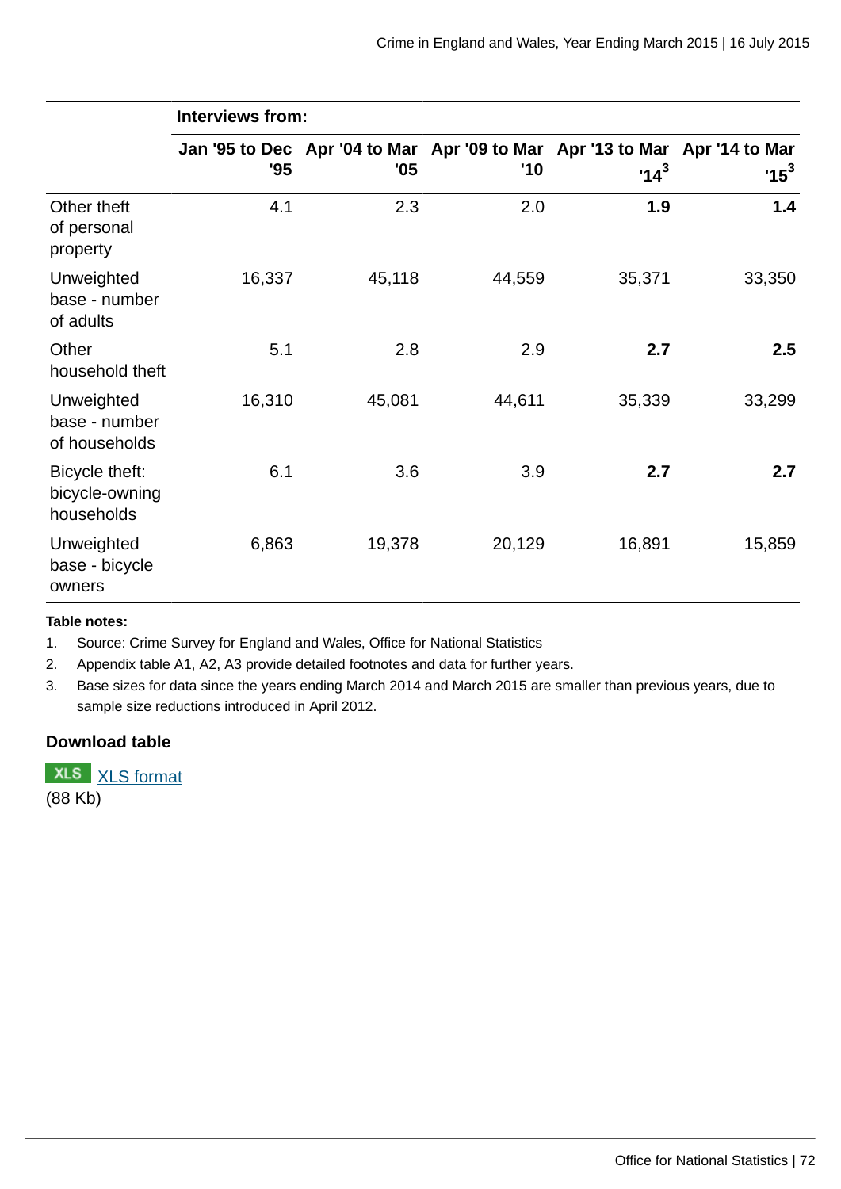| | Interviews from: | | | | |
|---|---|---|---|---|---|
| | Jan '95 to Dec '95 | Apr '04 to Mar '05 | Apr '09 to Mar '10 | Apr '13 to Mar '14[3] | Apr '14 to Mar '15[3] |
| Other theft of personal property | 4.1 | 2.3 | 2.0 | **1.9** | **1.4** |
| Unweighted base - number of adults | 16,337 | 45,118 | 44,559 | 35,371 | 33,350 |
| Other household theft | 5.1 | 2.8 | 2.9 | **2.7** | **2.5** |
| Unweighted base - number of households | 16,310 | 45,081 | 44,611 | 35,339 | 33,299 |
| Bicycle theft: bicycle-owning households | 6.1 | 3.6 | 3.9 | **2.7** | **2.7** |
| Unweighted base - bicycle owners | 6,863 | 19,378 | 20,129 | 16,891 | 15,859 |

**Table notes:**

1. Source: Crime Survey for England and Wales, Office for National Statistics
2. Appendix table A1, A2, A3 provide detailed footnotes and data for further years.
3. Base sizes for data since the years ending March 2014 and March 2015 are smaller than previous years, due to sample size reductions introduced in April 2012.

**Download table**

XLS [XLS format](XLS format)
(88 Kb)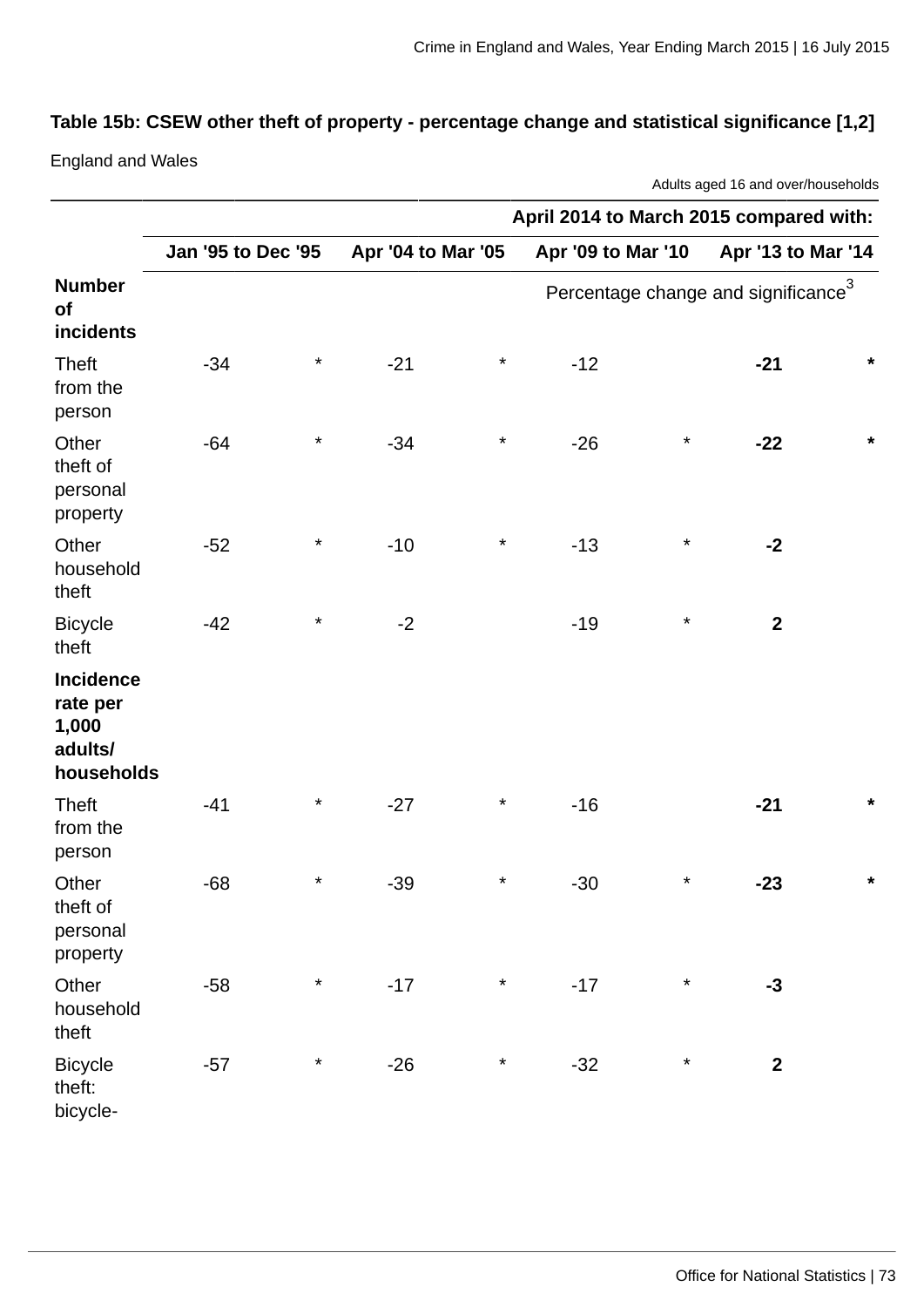## Table 15b: CSEW other theft of property - percentage change and statistical significance [1,2]

England and Wales

Adults aged 16 and over/households

| | April 2014 to March 2015 compared with: | | | | | | | |
|---|---|---|---|---|---|---|---|---|
| | Jan '95 to Dec '95 | | Apr '04 to Mar '05 | | Apr '09 to Mar '10 | | Apr '13 to Mar '14 | |
| **Number of incidents** | Percentage change and significance[3] | | | | | | | |
| Theft from the person | -34 | * | -21 | * | -12 | | **-21** | **\*** |
| Other theft of personal property | -64 | * | -34 | * | -26 | * | **-22** | **\*** |
| Other household theft | -52 | * | -10 | * | -13 | * | **-2** | |
| Bicycle theft | -42 | * | -2 | | -19 | * | **2** | |
| **Incidence rate per 1,000 adults/ households** | | | | | | | | |
| Theft from the person | -41 | * | -27 | * | -16 | | **-21** | **\*** |
| Other theft of personal property | -68 | * | -39 | * | -30 | * | **-23** | **\*** |
| Other household theft | -58 | * | -17 | * | -17 | * | **-3** | |
| Bicycle theft: bicycle- | -57 | * | -26 | * | -32 | * | **2** | |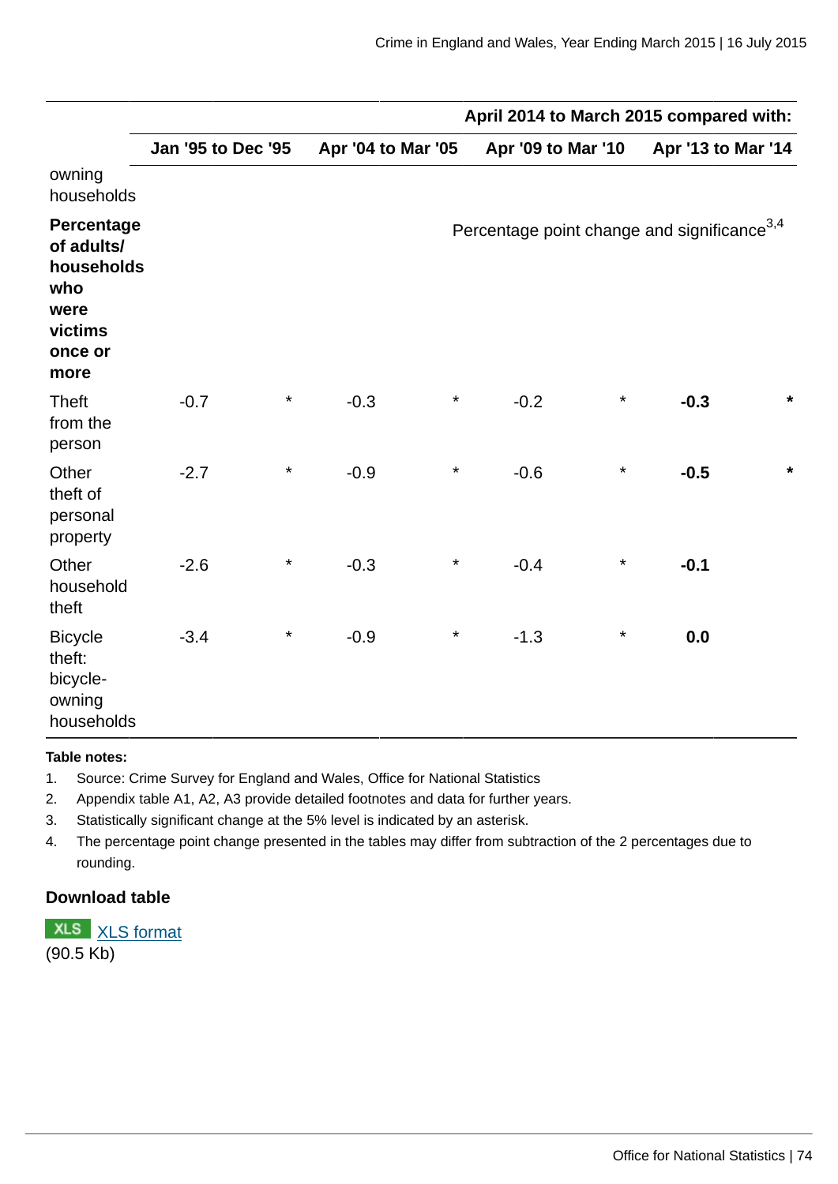| | April 2014 to March 2015 compared with: | | | | | | | |
|---|---|---|---|---|---|---|---|---|
| | Jan '95 to Dec '95 | | Apr '04 to Mar '05 | | Apr '09 to Mar '10 | | Apr '13 to Mar '14 | |
| owning households | | | | | | | | |
| **Percentage of adults/ households who were victims once or more** | Percentage point change and significance[3,4] | | | | | | | |
| Theft from the person | -0.7 | * | -0.3 | * | -0.2 | * | **-0.3** | * |
| Other theft of personal property | -2.7 | * | -0.9 | * | -0.6 | * | **-0.5** | * |
| Other household theft | -2.6 | * | -0.3 | * | -0.4 | * | **-0.1** | |
| Bicycle theft: bicycle-owning households | -3.4 | * | -0.9 | * | -1.3 | * | **0.0** | |

**Table notes:**

1. Source: Crime Survey for England and Wales, Office for National Statistics
2. Appendix table A1, A2, A3 provide detailed footnotes and data for further years.
3. Statistically significant change at the 5% level is indicated by an asterisk.
4. The percentage point change presented in the tables may differ from subtraction of the 2 percentages due to rounding.

**Download table**

XLS [XLS format](#)
(90.5 Kb)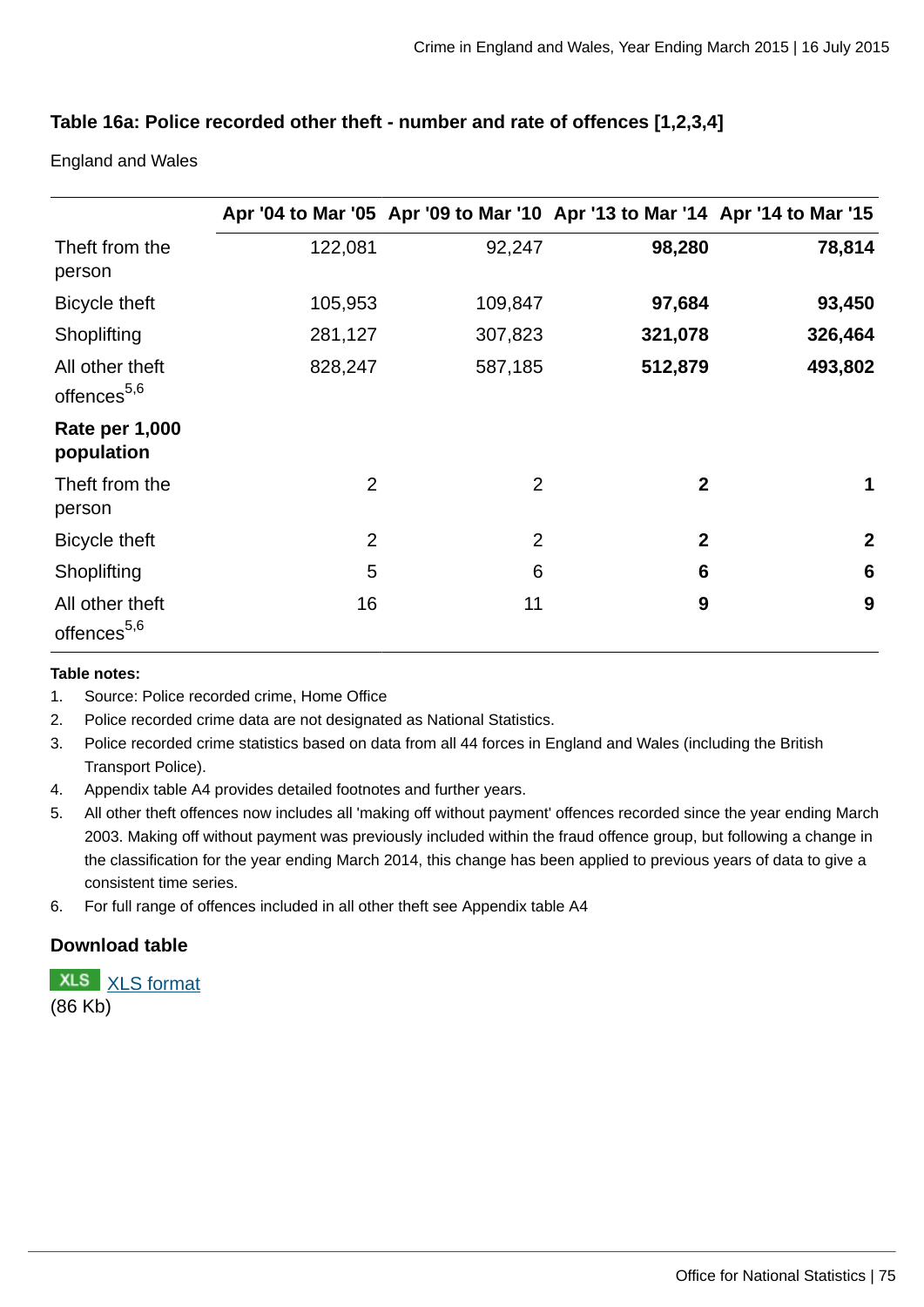### Table 16a: Police recorded other theft - number and rate of offences [1,2,3,4]

England and Wales

| | Apr '04 to Mar '05 | Apr '09 to Mar '10 | Apr '13 to Mar '14 | Apr '14 to Mar '15 |
|---|---|---|---|---|
| Theft from the person | 122,081 | 92,247 | **98,280** | **78,814** |
| Bicycle theft | 105,953 | 109,847 | **97,684** | **93,450** |
| Shoplifting | 281,127 | 307,823 | **321,078** | **326,464** |
| All other theft offences[5,6] | 828,247 | 587,185 | **512,879** | **493,802** |
| **Rate per 1,000 population** | | | | |
| Theft from the person | 2 | 2 | **2** | **1** |
| Bicycle theft | 2 | 2 | **2** | **2** |
| Shoplifting | 5 | 6 | **6** | **6** |
| All other theft offences[5,6] | 16 | 11 | **9** | **9** |

**Table notes:**

1. Source: Police recorded crime, Home Office
2. Police recorded crime data are not designated as National Statistics.
3. Police recorded crime statistics based on data from all 44 forces in England and Wales (including the British Transport Police).
4. Appendix table A4 provides detailed footnotes and further years.
5. All other theft offences now includes all 'making off without payment' offences recorded since the year ending March 2003. Making off without payment was previously included within the fraud offence group, but following a change in the classification for the year ending March 2014, this change has been applied to previous years of data to give a consistent time series.
6. For full range of offences included in all other theft see Appendix table A4

### Download table

XLS XLS format
(86 Kb)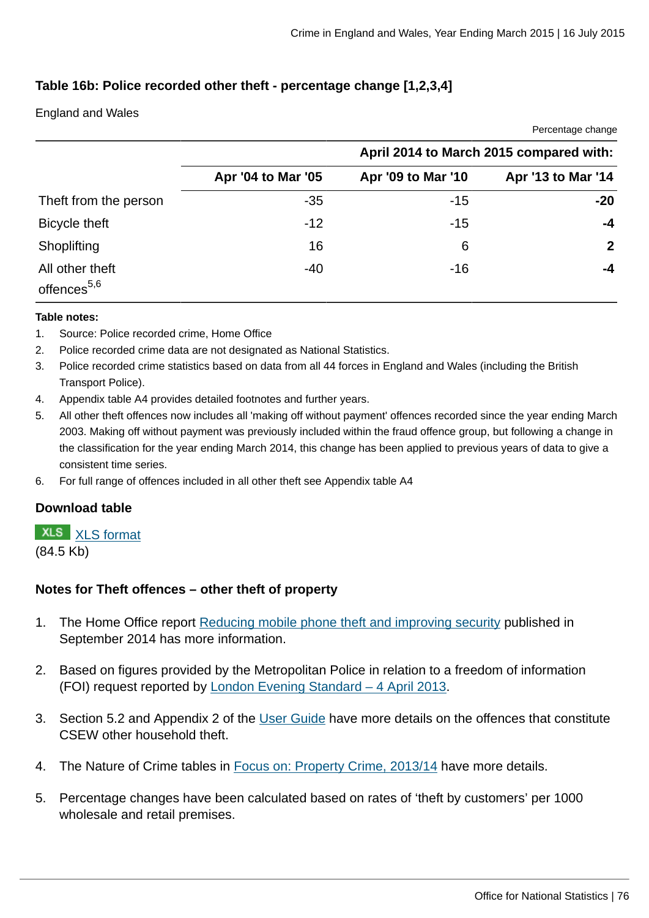### Table 16b: Police recorded other theft - percentage change [1,2,3,4]

England and Wales

Percentage change

| | April 2014 to March 2015 compared with: | | |
|---|---|---|---|
| | Apr '04 to Mar '05 | Apr '09 to Mar '10 | Apr '13 to Mar '14 |
| Theft from the person | -35 | -15 | **-20** |
| Bicycle theft | -12 | -15 | **-4** |
| Shoplifting | 16 | 6 | **2** |
| All other theft offences[5,6] | -40 | -16 | **-4** |

**Table notes:**

1. Source: Police recorded crime, Home Office
2. Police recorded crime data are not designated as National Statistics.
3. Police recorded crime statistics based on data from all 44 forces in England and Wales (including the British Transport Police).
4. Appendix table A4 provides detailed footnotes and further years.
5. All other theft offences now includes all 'making off without payment' offences recorded since the year ending March 2003. Making off without payment was previously included within the fraud offence group, but following a change in the classification for the year ending March 2014, this change has been applied to previous years of data to give a consistent time series.
6. For full range of offences included in all other theft see Appendix table A4

### Download table

XLS XLS format
(84.5 Kb)

### Notes for Theft offences – other theft of property

1. The Home Office report Reducing mobile phone theft and improving security published in September 2014 has more information.
2. Based on figures provided by the Metropolitan Police in relation to a freedom of information (FOI) request reported by London Evening Standard – 4 April 2013.
3. Section 5.2 and Appendix 2 of the User Guide have more details on the offences that constitute CSEW other household theft.
4. The Nature of Crime tables in Focus on: Property Crime, 2013/14 have more details.
5. Percentage changes have been calculated based on rates of 'theft by customers' per 1000 wholesale and retail premises.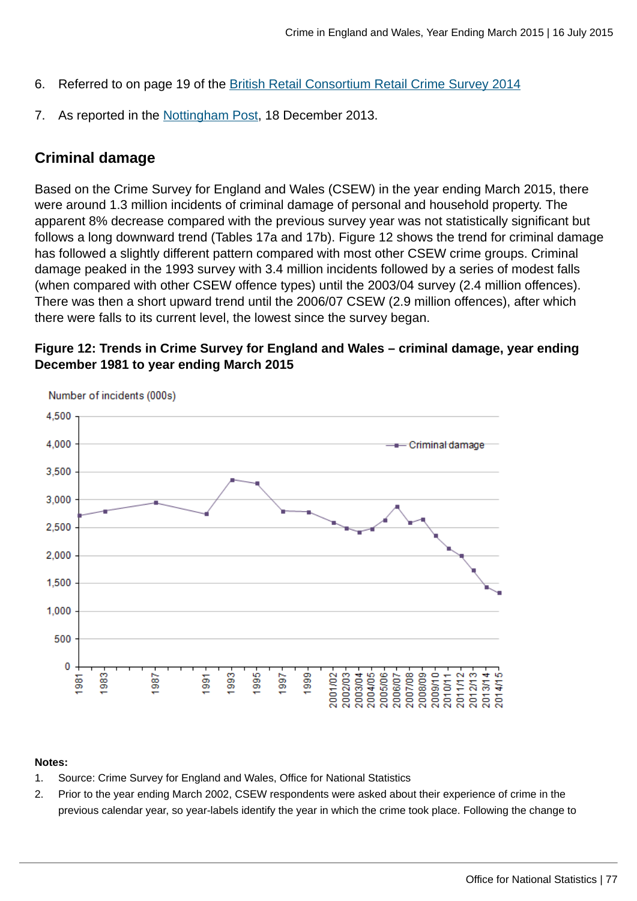6. Referred to on page 19 of the British Retail Consortium Retail Crime Survey 2014

7. As reported in the Nottingham Post, 18 December 2013.

## Criminal damage

Based on the Crime Survey for England and Wales (CSEW) in the year ending March 2015, there were around 1.3 million incidents of criminal damage of personal and household property. The apparent 8% decrease compared with the previous survey year was not statistically significant but follows a long downward trend (Tables 17a and 17b). Figure 12 shows the trend for criminal damage has followed a slightly different pattern compared with most other CSEW crime groups. Criminal damage peaked in the 1993 survey with 3.4 million incidents followed by a series of modest falls (when compared with other CSEW offence types) until the 2003/04 survey (2.4 million offences). There was then a short upward trend until the 2006/07 CSEW (2.9 million offences), after which there were falls to its current level, the lowest since the survey began.

**Figure 12: Trends in Crime Survey for England and Wales – criminal damage, year ending December 1981 to year ending March 2015**

**Notes:**

1. Source: Crime Survey for England and Wales, Office for National Statistics
2. Prior to the year ending March 2002, CSEW respondents were asked about their experience of crime in the previous calendar year, so year-labels identify the year in which the crime took place. Following the change to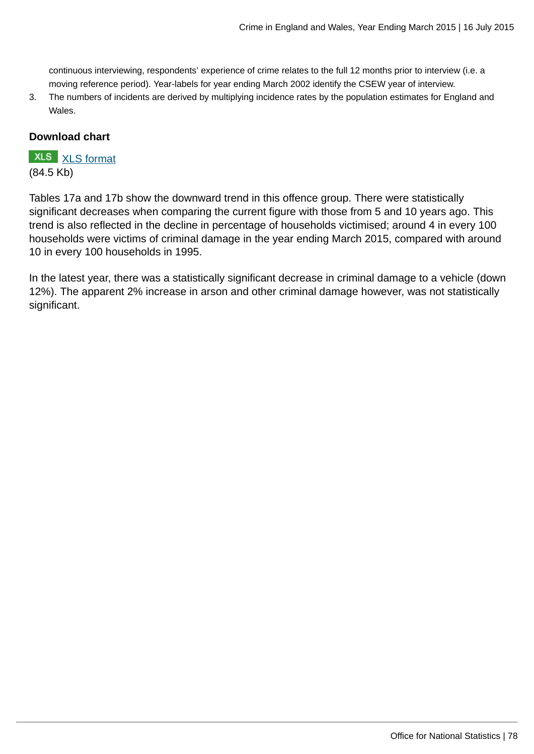continuous interviewing, respondents' experience of crime relates to the full 12 months prior to interview (i.e. a moving reference period). Year-labels for year ending March 2002 identify the CSEW year of interview.

3. The numbers of incidents are derived by multiplying incidence rates by the population estimates for England and Wales.

**Download chart**

XLS [XLS format]
(84.5 Kb)

Tables 17a and 17b show the downward trend in this offence group. There were statistically significant decreases when comparing the current figure with those from 5 and 10 years ago. This trend is also reflected in the decline in percentage of households victimised; around 4 in every 100 households were victims of criminal damage in the year ending March 2015, compared with around 10 in every 100 households in 1995.

In the latest year, there was a statistically significant decrease in criminal damage to a vehicle (down 12%). The apparent 2% increase in arson and other criminal damage however, was not statistically significant.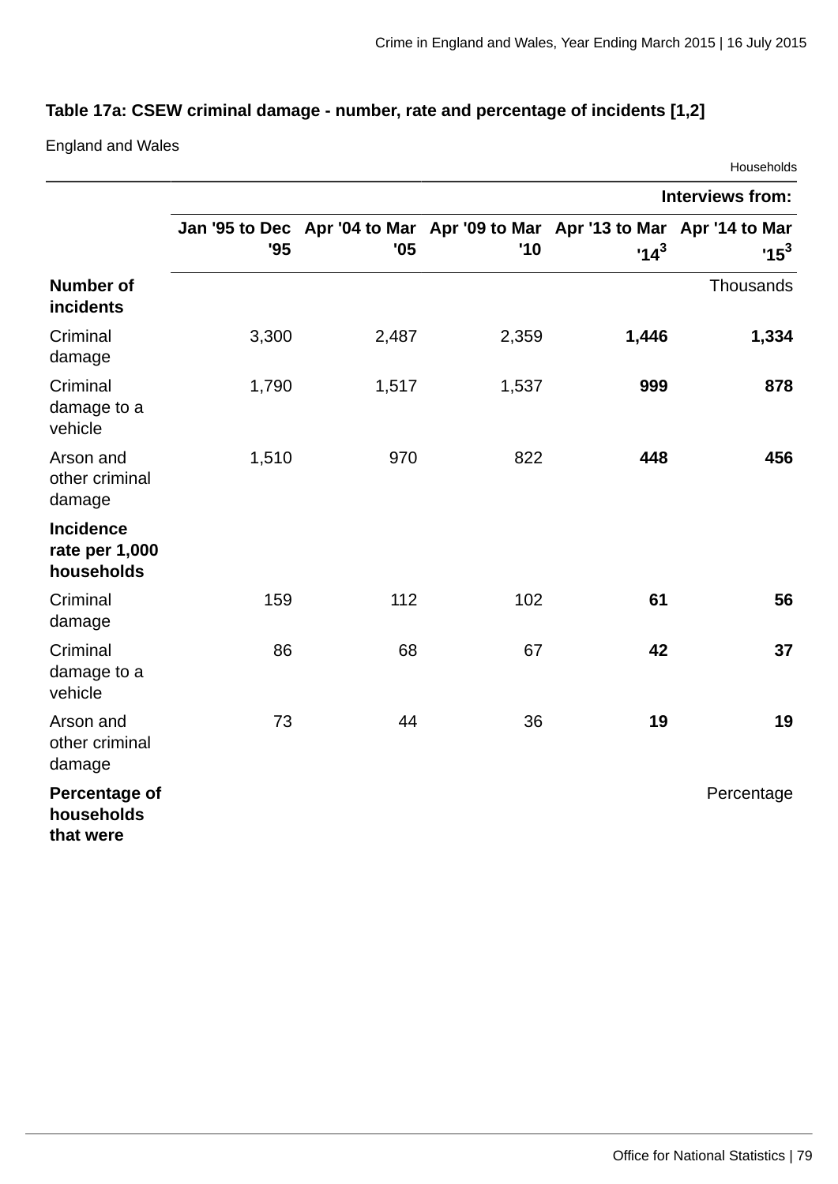**Table 17a: CSEW criminal damage - number, rate and percentage of incidents [1,2]**

England and Wales

Households

| | Interviews from: | | | | |
|---|---|---|---|---|---|
| | Jan '95 to Dec '95 | Apr '04 to Mar '05 | Apr '09 to Mar '10 | Apr '13 to Mar '14[3] | Apr '14 to Mar '15[3] |
| **Number of incidents** | | | | | Thousands |
| Criminal damage | 3,300 | 2,487 | 2,359 | **1,446** | **1,334** |
| Criminal damage to a vehicle | 1,790 | 1,517 | 1,537 | **999** | **878** |
| Arson and other criminal damage | 1,510 | 970 | 822 | **448** | **456** |
| **Incidence rate per 1,000 households** | | | | | |
| Criminal damage | 159 | 112 | 102 | **61** | **56** |
| Criminal damage to a vehicle | 86 | 68 | 67 | **42** | **37** |
| Arson and other criminal damage | 73 | 44 | 36 | **19** | **19** |
| **Percentage of households that were** | | | | | Percentage |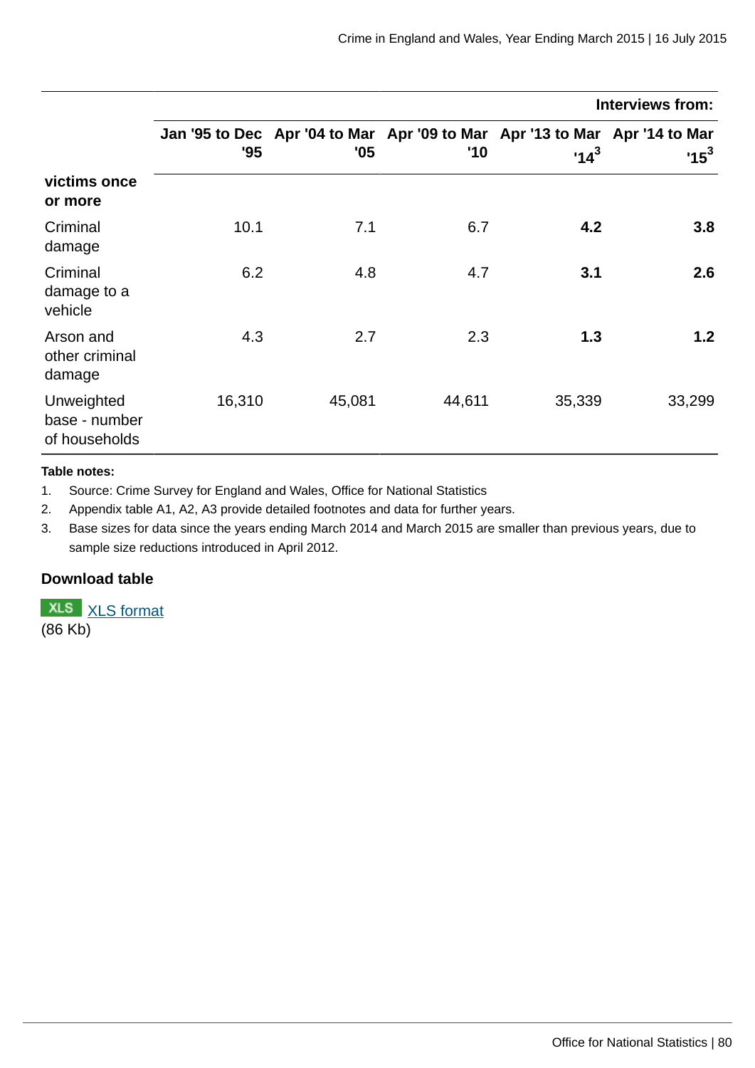| | Interviews from: | | | | |
|---|---|---|---|---|---|
| | Jan '95 to Dec '95 | Apr '04 to Mar '05 | Apr '09 to Mar '10 | Apr '13 to Mar '14[3] | Apr '14 to Mar '15[3] |
| **victims once or more** | | | | | |
| Criminal damage | 10.1 | 7.1 | 6.7 | **4.2** | **3.8** |
| Criminal damage to a vehicle | 6.2 | 4.8 | 4.7 | **3.1** | **2.6** |
| Arson and other criminal damage | 4.3 | 2.7 | 2.3 | **1.3** | **1.2** |
| Unweighted base - number of households | 16,310 | 45,081 | 44,611 | 35,339 | 33,299 |

**Table notes:**

1. Source: Crime Survey for England and Wales, Office for National Statistics
2. Appendix table A1, A2, A3 provide detailed footnotes and data for further years.
3. Base sizes for data since the years ending March 2014 and March 2015 are smaller than previous years, due to sample size reductions introduced in April 2012.

**Download table**

XLS XLS format
(86 Kb)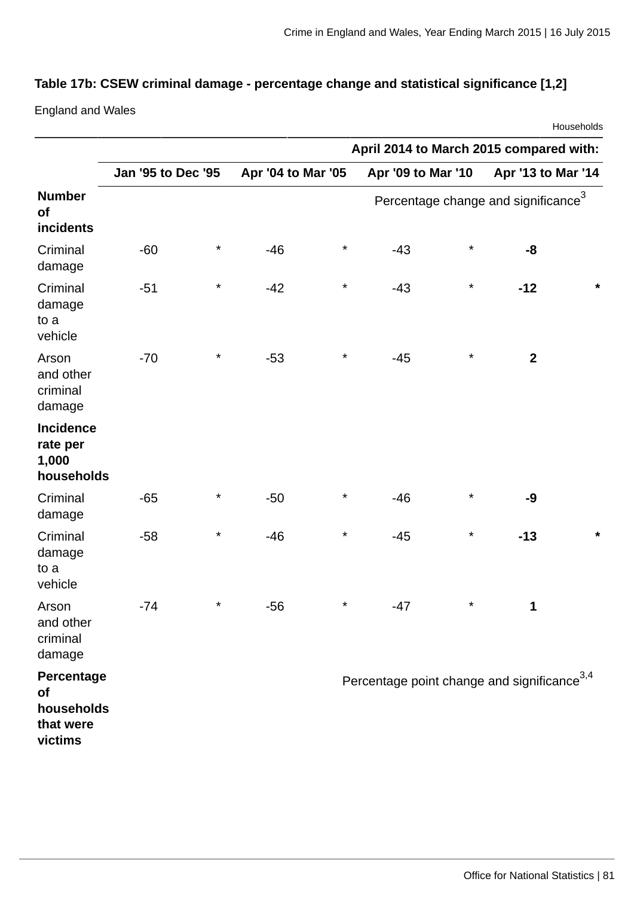**Table 17b: CSEW criminal damage - percentage change and statistical significance [1,2]**

England and Wales

Households

| | April 2014 to March 2015 compared with: | | | | | | | |
|---|---|---|---|---|---|---|---|---|
| | Jan '95 to Dec '95 | | Apr '04 to Mar '05 | | Apr '09 to Mar '10 | | Apr '13 to Mar '14 | |
| **Number of incidents** | Percentage change and significance[3] | | | | | | | |
| Criminal damage | -60 | * | -46 | * | -43 | * | **-8** | |
| Criminal damage to a vehicle | -51 | * | -42 | * | -43 | * | **-12** | **\*** |
| Arson and other criminal damage | -70 | * | -53 | * | -45 | * | **2** | |
| **Incidence rate per 1,000 households** | | | | | | | | |
| Criminal damage | -65 | * | -50 | * | -46 | * | **-9** | |
| Criminal damage to a vehicle | -58 | * | -46 | * | -45 | * | **-13** | **\*** |
| Arson and other criminal damage | -74 | * | -56 | * | -47 | * | **1** | |
| **Percentage of households that were victims** | Percentage point change and significance[3,4] | | | | | | | |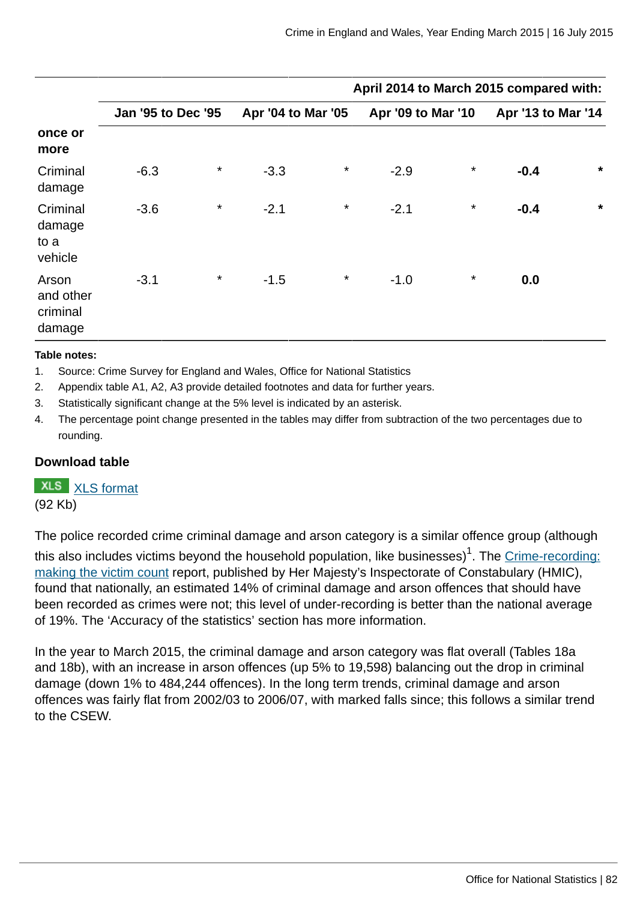| | April 2014 to March 2015 compared with: | | | | | | | |
|---|---|---|---|---|---|---|---|---|
| | Jan '95 to Dec '95 | | Apr '04 to Mar '05 | | Apr '09 to Mar '10 | | Apr '13 to Mar '14 | |
| **once or more** | | | | | | | | |
| Criminal damage | -6.3 | * | -3.3 | * | -2.9 | * | **-0.4** | * |
| Criminal damage to a vehicle | -3.6 | * | -2.1 | * | -2.1 | * | **-0.4** | * |
| Arson and other criminal damage | -3.1 | * | -1.5 | * | -1.0 | * | **0.0** | |

**Table notes:**

1. Source: Crime Survey for England and Wales, Office for National Statistics
2. Appendix table A1, A2, A3 provide detailed footnotes and data for further years.
3. Statistically significant change at the 5% level is indicated by an asterisk.
4. The percentage point change presented in the tables may differ from subtraction of the two percentages due to rounding.

**Download table**

XLS [XLS format](XLS format)
(92 Kb)

The police recorded crime criminal damage and arson category is a similar offence group (although this also includes victims beyond the household population, like businesses)[1]. The Crime-recording: making the victim count report, published by Her Majesty's Inspectorate of Constabulary (HMIC), found that nationally, an estimated 14% of criminal damage and arson offences that should have been recorded as crimes were not; this level of under-recording is better than the national average of 19%. The 'Accuracy of the statistics' section has more information.

In the year to March 2015, the criminal damage and arson category was flat overall (Tables 18a and 18b), with an increase in arson offences (up 5% to 19,598) balancing out the drop in criminal damage (down 1% to 484,244 offences). In the long term trends, criminal damage and arson offences was fairly flat from 2002/03 to 2006/07, with marked falls since; this follows a similar trend to the CSEW.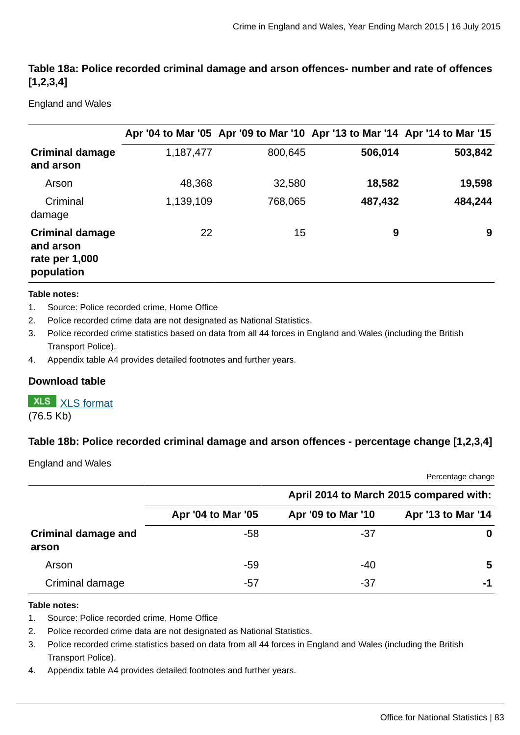### Table 18a: Police recorded criminal damage and arson offences- number and rate of offences [1,2,3,4]

England and Wales

| | Apr '04 to Mar '05 | Apr '09 to Mar '10 | Apr '13 to Mar '14 | Apr '14 to Mar '15 |
|---|---|---|---|---|
| **Criminal damage and arson** | 1,187,477 | 800,645 | **506,014** | **503,842** |
| Arson | 48,368 | 32,580 | **18,582** | **19,598** |
| Criminal damage | 1,139,109 | 768,065 | **487,432** | **484,244** |
| **Criminal damage and arson rate per 1,000 population** | 22 | 15 | **9** | **9** |

**Table notes:**

1. Source: Police recorded crime, Home Office
2. Police recorded crime data are not designated as National Statistics.
3. Police recorded crime statistics based on data from all 44 forces in England and Wales (including the British Transport Police).
4. Appendix table A4 provides detailed footnotes and further years.

**Download table**

XLS [XLS format](#)
(76.5 Kb)

### Table 18b: Police recorded criminal damage and arson offences - percentage change [1,2,3,4]

England and Wales

Percentage change

| | April 2014 to March 2015 compared with: | | |
|---|---|---|---|
| | Apr '04 to Mar '05 | Apr '09 to Mar '10 | Apr '13 to Mar '14 |
| **Criminal damage and arson** | -58 | -37 | **0** |
| Arson | -59 | -40 | **5** |
| Criminal damage | -57 | -37 | **-1** |

**Table notes:**

1. Source: Police recorded crime, Home Office
2. Police recorded crime data are not designated as National Statistics.
3. Police recorded crime statistics based on data from all 44 forces in England and Wales (including the British Transport Police).
4. Appendix table A4 provides detailed footnotes and further years.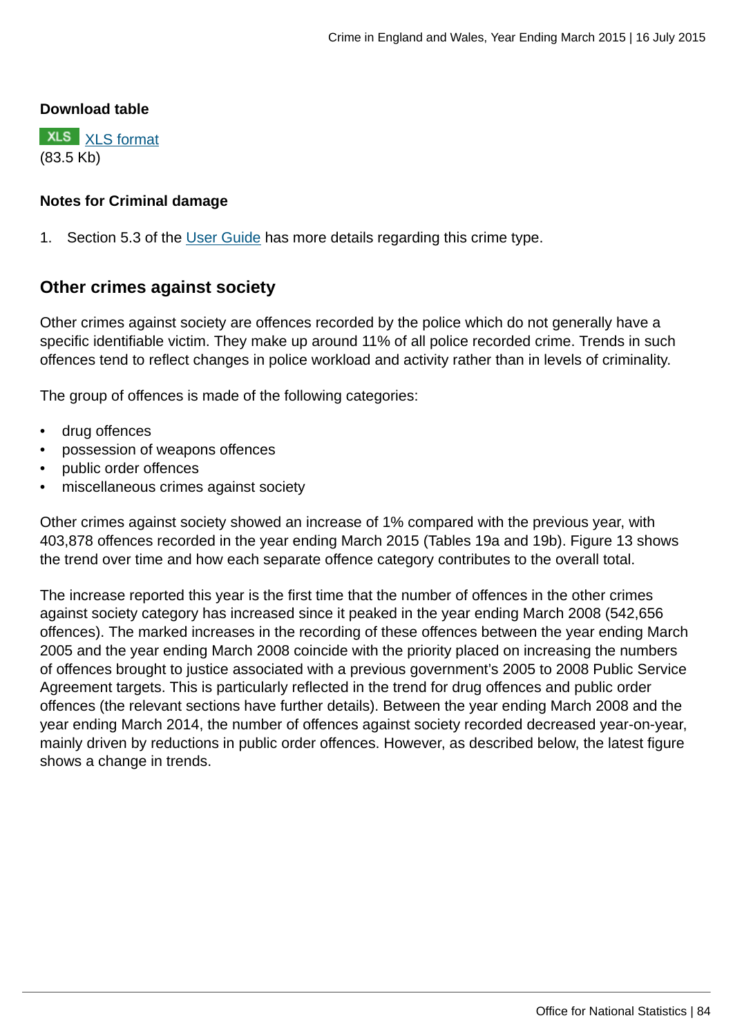**Download table**

XLS [XLS format](#)
(83.5 Kb)

**Notes for Criminal damage**

1. Section 5.3 of the [User Guide](#) has more details regarding this crime type.

## Other crimes against society

Other crimes against society are offences recorded by the police which do not generally have a specific identifiable victim. They make up around 11% of all police recorded crime. Trends in such offences tend to reflect changes in police workload and activity rather than in levels of criminality.

The group of offences is made of the following categories:

- drug offences
- possession of weapons offences
- public order offences
- miscellaneous crimes against society

Other crimes against society showed an increase of 1% compared with the previous year, with 403,878 offences recorded in the year ending March 2015 (Tables 19a and 19b). Figure 13 shows the trend over time and how each separate offence category contributes to the overall total.

The increase reported this year is the first time that the number of offences in the other crimes against society category has increased since it peaked in the year ending March 2008 (542,656 offences). The marked increases in the recording of these offences between the year ending March 2005 and the year ending March 2008 coincide with the priority placed on increasing the numbers of offences brought to justice associated with a previous government's 2005 to 2008 Public Service Agreement targets. This is particularly reflected in the trend for drug offences and public order offences (the relevant sections have further details). Between the year ending March 2008 and the year ending March 2014, the number of offences against society recorded decreased year-on-year, mainly driven by reductions in public order offences. However, as described below, the latest figure shows a change in trends.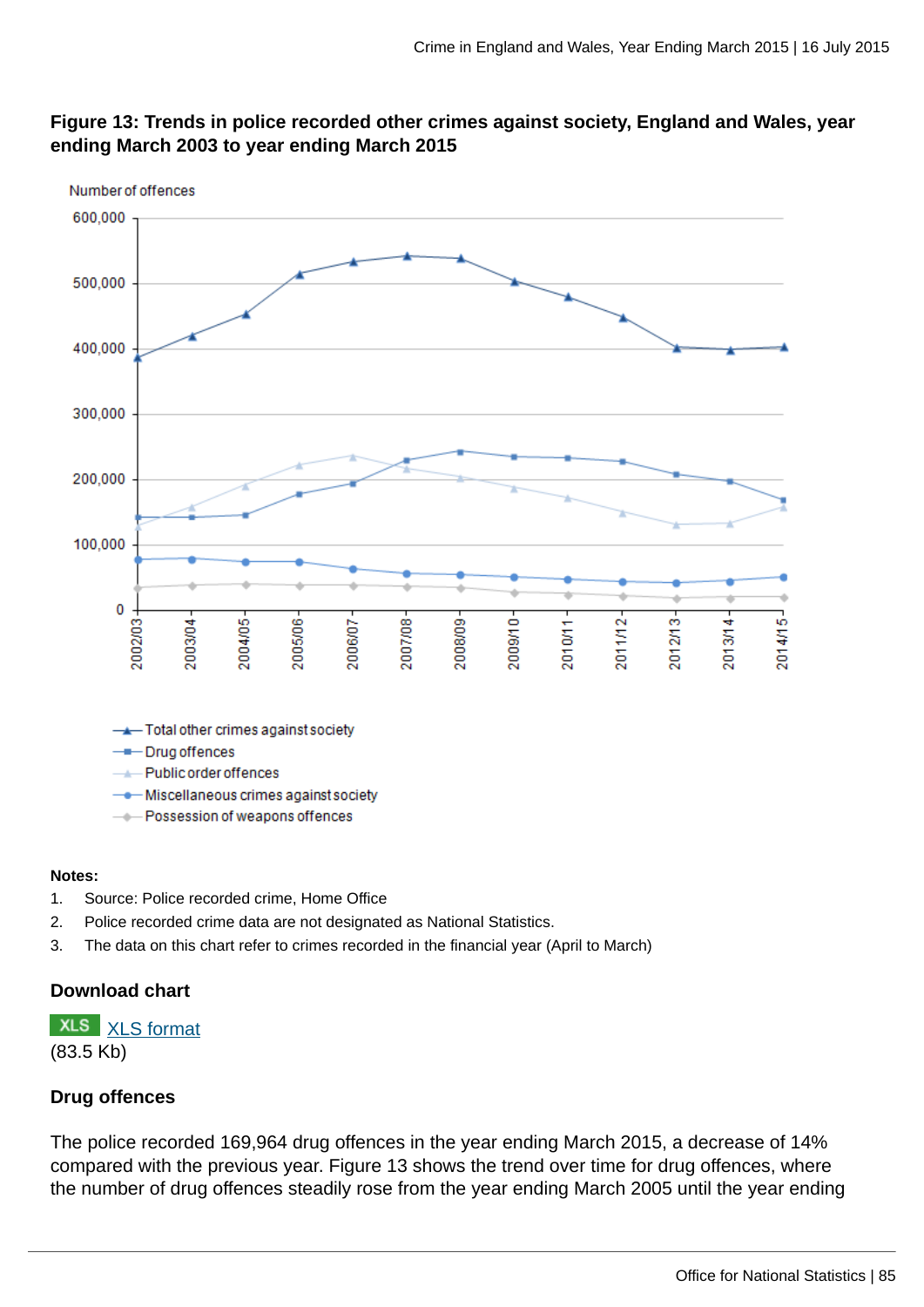**Figure 13: Trends in police recorded other crimes against society, England and Wales, year ending March 2003 to year ending March 2015**

**Notes:**

1. Source: Police recorded crime, Home Office
2. Police recorded crime data are not designated as National Statistics.
3. The data on this chart refer to crimes recorded in the financial year (April to March)

### Download chart

XLS [XLS format](#)
(83.5 Kb)

### Drug offences

The police recorded 169,964 drug offences in the year ending March 2015, a decrease of 14% compared with the previous year. Figure 13 shows the trend over time for drug offences, where the number of drug offences steadily rose from the year ending March 2005 until the year ending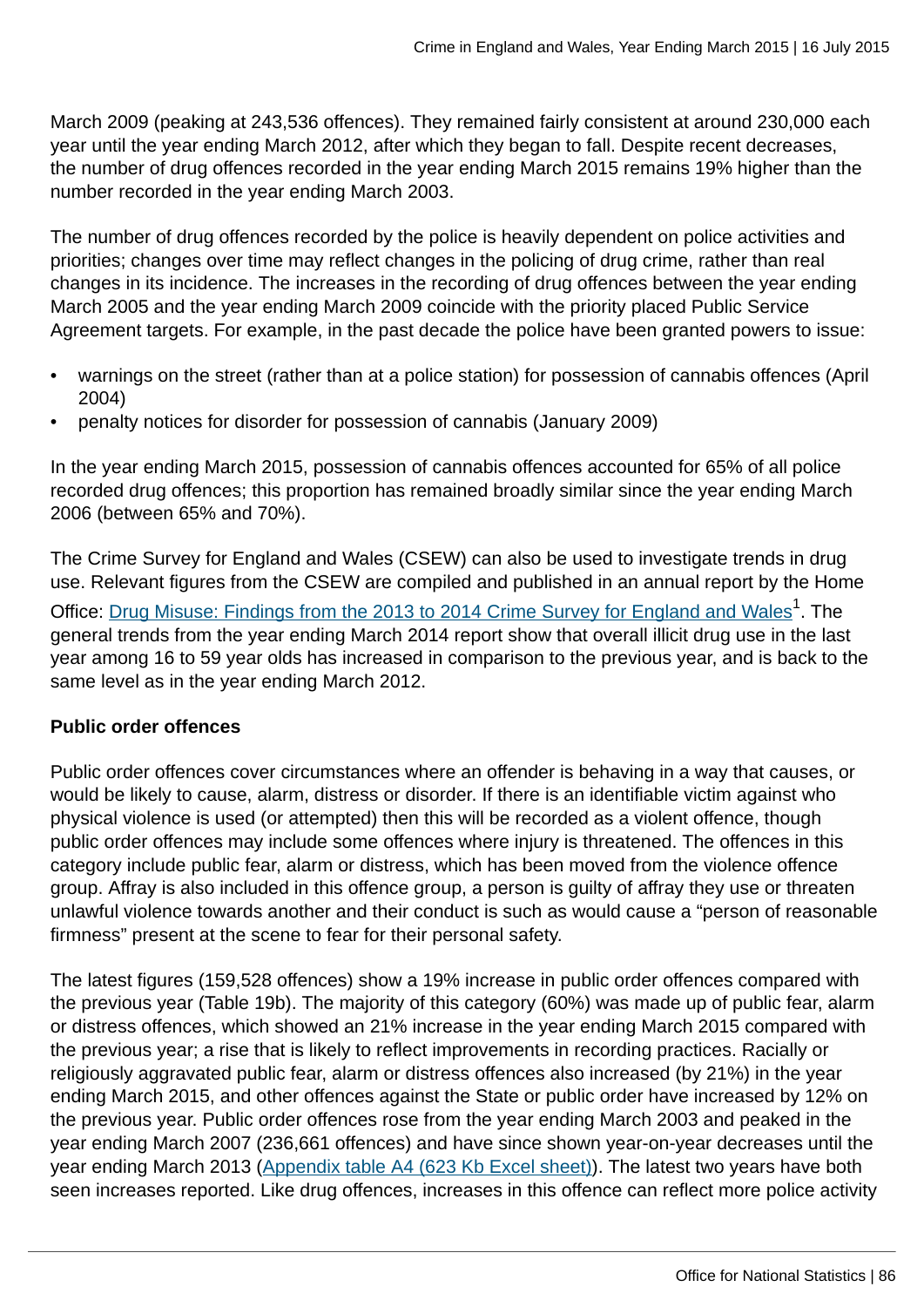March 2009 (peaking at 243,536 offences). They remained fairly consistent at around 230,000 each year until the year ending March 2012, after which they began to fall. Despite recent decreases, the number of drug offences recorded in the year ending March 2015 remains 19% higher than the number recorded in the year ending March 2003.

The number of drug offences recorded by the police is heavily dependent on police activities and priorities; changes over time may reflect changes in the policing of drug crime, rather than real changes in its incidence. The increases in the recording of drug offences between the year ending March 2005 and the year ending March 2009 coincide with the priority placed Public Service Agreement targets. For example, in the past decade the police have been granted powers to issue:

- warnings on the street (rather than at a police station) for possession of cannabis offences (April 2004)
- penalty notices for disorder for possession of cannabis (January 2009)

In the year ending March 2015, possession of cannabis offences accounted for 65% of all police recorded drug offences; this proportion has remained broadly similar since the year ending March 2006 (between 65% and 70%).

The Crime Survey for England and Wales (CSEW) can also be used to investigate trends in drug use. Relevant figures from the CSEW are compiled and published in an annual report by the Home Office: [Drug Misuse: Findings from the 2013 to 2014 Crime Survey for England and Wales][1]. The general trends from the year ending March 2014 report show that overall illicit drug use in the last year among 16 to 59 year olds has increased in comparison to the previous year, and is back to the same level as in the year ending March 2012.

**Public order offences**

Public order offences cover circumstances where an offender is behaving in a way that causes, or would be likely to cause, alarm, distress or disorder. If there is an identifiable victim against who physical violence is used (or attempted) then this will be recorded as a violent offence, though public order offences may include some offences where injury is threatened. The offences in this category include public fear, alarm or distress, which has been moved from the violence offence group. Affray is also included in this offence group, a person is guilty of affray they use or threaten unlawful violence towards another and their conduct is such as would cause a "person of reasonable firmness" present at the scene to fear for their personal safety.

The latest figures (159,528 offences) show a 19% increase in public order offences compared with the previous year (Table 19b). The majority of this category (60%) was made up of public fear, alarm or distress offences, which showed an 21% increase in the year ending March 2015 compared with the previous year; a rise that is likely to reflect improvements in recording practices. Racially or religiously aggravated public fear, alarm or distress offences also increased (by 21%) in the year ending March 2015, and other offences against the State or public order have increased by 12% on the previous year. Public order offences rose from the year ending March 2003 and peaked in the year ending March 2007 (236,661 offences) and have since shown year-on-year decreases until the year ending March 2013 (Appendix table A4 (623 Kb Excel sheet)). The latest two years have both seen increases reported. Like drug offences, increases in this offence can reflect more police activity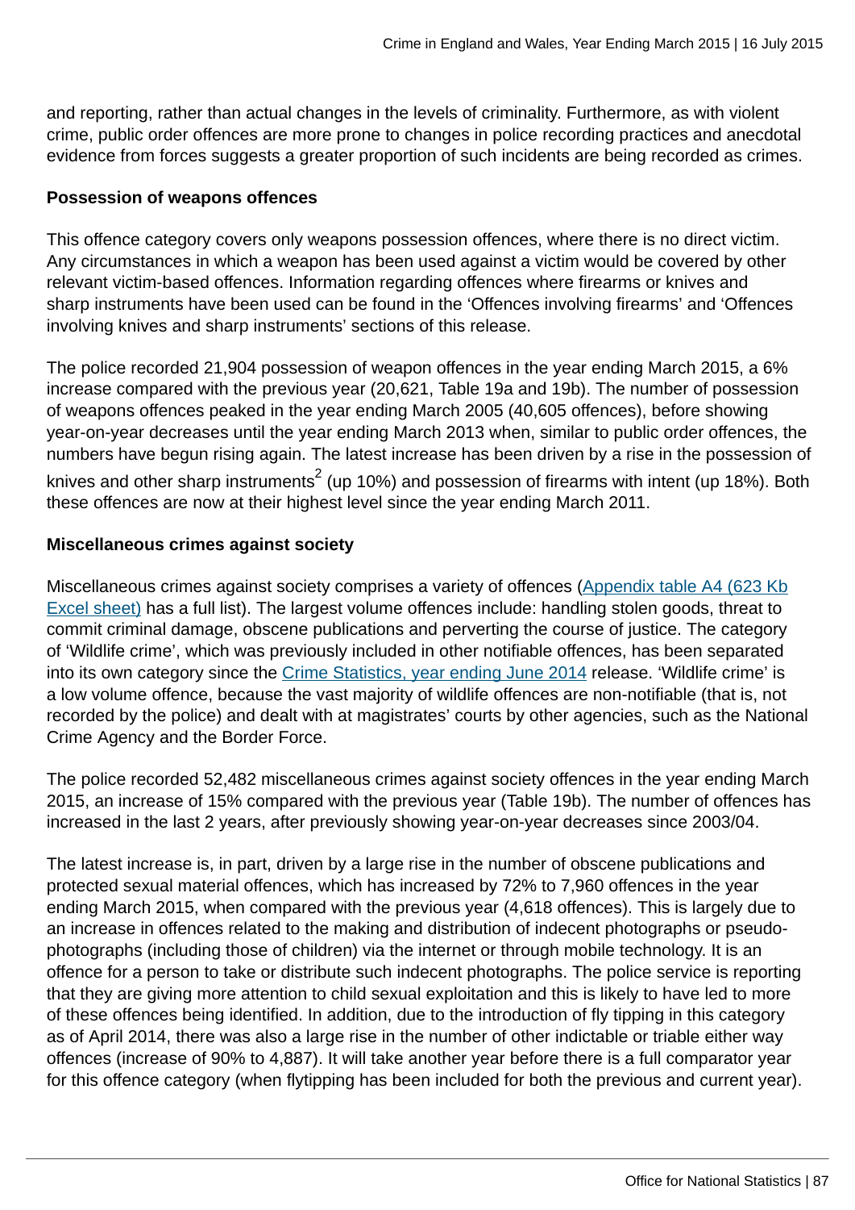and reporting, rather than actual changes in the levels of criminality. Furthermore, as with violent crime, public order offences are more prone to changes in police recording practices and anecdotal evidence from forces suggests a greater proportion of such incidents are being recorded as crimes.

**Possession of weapons offences**

This offence category covers only weapons possession offences, where there is no direct victim. Any circumstances in which a weapon has been used against a victim would be covered by other relevant victim-based offences. Information regarding offences where firearms or knives and sharp instruments have been used can be found in the 'Offences involving firearms' and 'Offences involving knives and sharp instruments' sections of this release.

The police recorded 21,904 possession of weapon offences in the year ending March 2015, a 6% increase compared with the previous year (20,621, Table 19a and 19b). The number of possession of weapons offences peaked in the year ending March 2005 (40,605 offences), before showing year-on-year decreases until the year ending March 2013 when, similar to public order offences, the numbers have begun rising again. The latest increase has been driven by a rise in the possession of knives and other sharp instruments[2] (up 10%) and possession of firearms with intent (up 18%). Both these offences are now at their highest level since the year ending March 2011.

**Miscellaneous crimes against society**

Miscellaneous crimes against society comprises a variety of offences (Appendix table A4 (623 Kb Excel sheet) has a full list). The largest volume offences include: handling stolen goods, threat to commit criminal damage, obscene publications and perverting the course of justice. The category of 'Wildlife crime', which was previously included in other notifiable offences, has been separated into its own category since the Crime Statistics, year ending June 2014 release. 'Wildlife crime' is a low volume offence, because the vast majority of wildlife offences are non-notifiable (that is, not recorded by the police) and dealt with at magistrates' courts by other agencies, such as the National Crime Agency and the Border Force.

The police recorded 52,482 miscellaneous crimes against society offences in the year ending March 2015, an increase of 15% compared with the previous year (Table 19b). The number of offences has increased in the last 2 years, after previously showing year-on-year decreases since 2003/04.

The latest increase is, in part, driven by a large rise in the number of obscene publications and protected sexual material offences, which has increased by 72% to 7,960 offences in the year ending March 2015, when compared with the previous year (4,618 offences). This is largely due to an increase in offences related to the making and distribution of indecent photographs or pseudo-photographs (including those of children) via the internet or through mobile technology. It is an offence for a person to take or distribute such indecent photographs. The police service is reporting that they are giving more attention to child sexual exploitation and this is likely to have led to more of these offences being identified. In addition, due to the introduction of fly tipping in this category as of April 2014, there was also a large rise in the number of other indictable or triable either way offences (increase of 90% to 4,887). It will take another year before there is a full comparator year for this offence category (when flytipping has been included for both the previous and current year).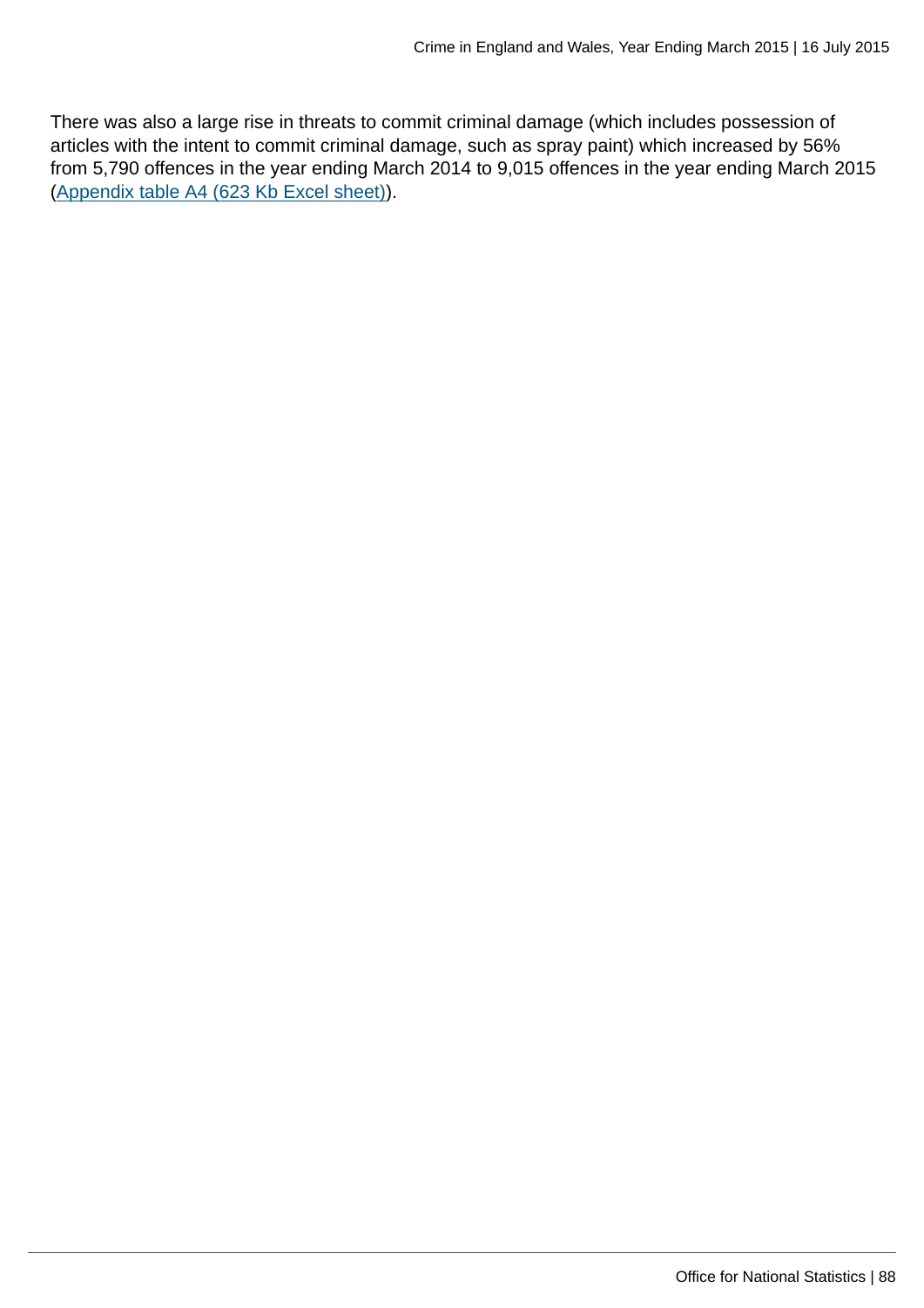There was also a large rise in threats to commit criminal damage (which includes possession of articles with the intent to commit criminal damage, such as spray paint) which increased by 56% from 5,790 offences in the year ending March 2014 to 9,015 offences in the year ending March 2015 (Appendix table A4 (623 Kb Excel sheet)).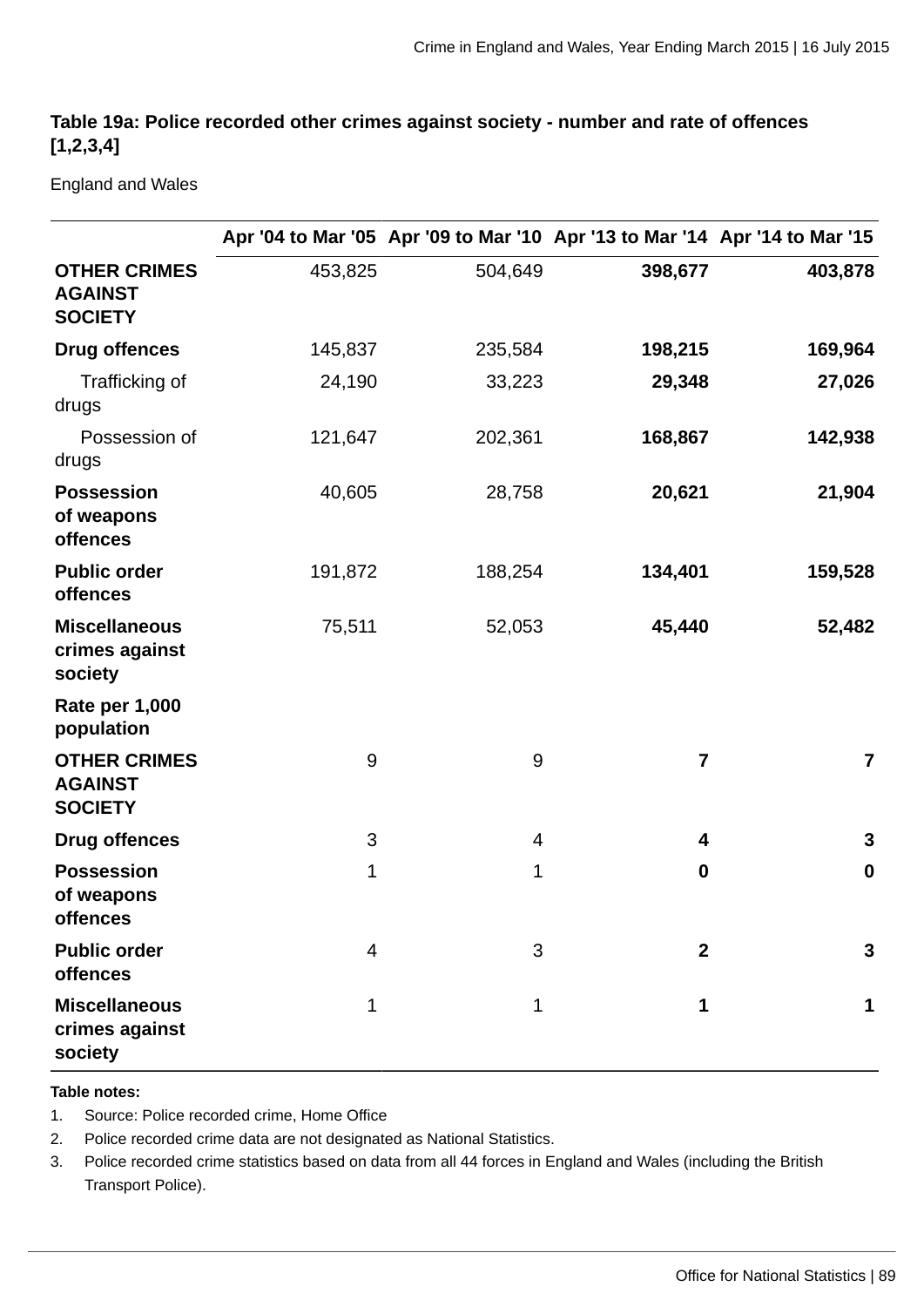**Table 19a: Police recorded other crimes against society - number and rate of offences [1,2,3,4]**

England and Wales

| | Apr '04 to Mar '05 | Apr '09 to Mar '10 | Apr '13 to Mar '14 | Apr '14 to Mar '15 |
|---|---|---|---|---|
| **OTHER CRIMES AGAINST SOCIETY** | 453,825 | 504,649 | **398,677** | **403,878** |
| **Drug offences** | 145,837 | 235,584 | **198,215** | **169,964** |
| Trafficking of drugs | 24,190 | 33,223 | **29,348** | **27,026** |
| Possession of drugs | 121,647 | 202,361 | **168,867** | **142,938** |
| **Possession of weapons offences** | 40,605 | 28,758 | **20,621** | **21,904** |
| **Public order offences** | 191,872 | 188,254 | **134,401** | **159,528** |
| **Miscellaneous crimes against society** | 75,511 | 52,053 | **45,440** | **52,482** |
| **Rate per 1,000 population** | | | | |
| **OTHER CRIMES AGAINST SOCIETY** | 9 | 9 | **7** | **7** |
| **Drug offences** | 3 | 4 | **4** | **3** |
| **Possession of weapons offences** | 1 | 1 | **0** | **0** |
| **Public order offences** | 4 | 3 | **2** | **3** |
| **Miscellaneous crimes against society** | 1 | 1 | **1** | **1** |

**Table notes:**

1. Source: Police recorded crime, Home Office
2. Police recorded crime data are not designated as National Statistics.
3. Police recorded crime statistics based on data from all 44 forces in England and Wales (including the British Transport Police).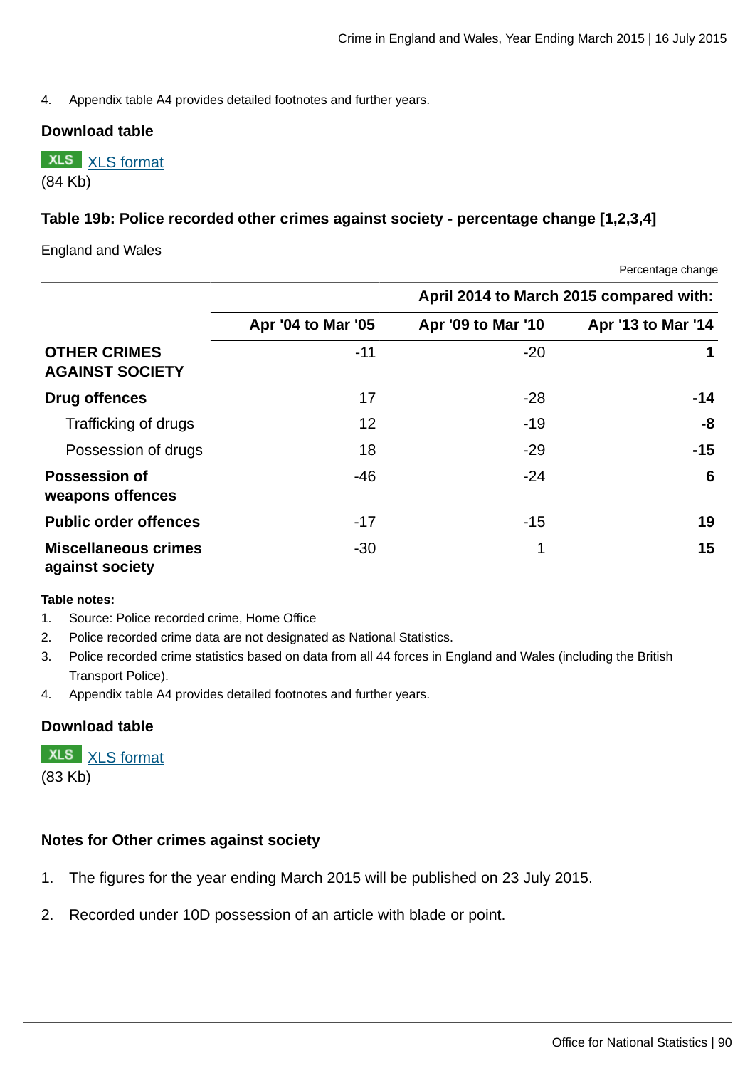4. Appendix table A4 provides detailed footnotes and further years.

**Download table**

XLS [XLS format](#)
(84 Kb)

### Table 19b: Police recorded other crimes against society - percentage change [1,2,3,4]

England and Wales

Percentage change

| | April 2014 to March 2015 compared with: | | |
|---|---|---|---|
| | Apr '04 to Mar '05 | Apr '09 to Mar '10 | Apr '13 to Mar '14 |
| **OTHER CRIMES AGAINST SOCIETY** | -11 | -20 | **1** |
| **Drug offences** | 17 | -28 | **-14** |
| Trafficking of drugs | 12 | -19 | **-8** |
| Possession of drugs | 18 | -29 | **-15** |
| **Possession of weapons offences** | -46 | -24 | **6** |
| **Public order offences** | -17 | -15 | **19** |
| **Miscellaneous crimes against society** | -30 | 1 | **15** |

**Table notes:**

1. Source: Police recorded crime, Home Office
2. Police recorded crime data are not designated as National Statistics.
3. Police recorded crime statistics based on data from all 44 forces in England and Wales (including the British Transport Police).
4. Appendix table A4 provides detailed footnotes and further years.

**Download table**

XLS [XLS format](#)
(83 Kb)

### Notes for Other crimes against society

1. The figures for the year ending March 2015 will be published on 23 July 2015.
2. Recorded under 10D possession of an article with blade or point.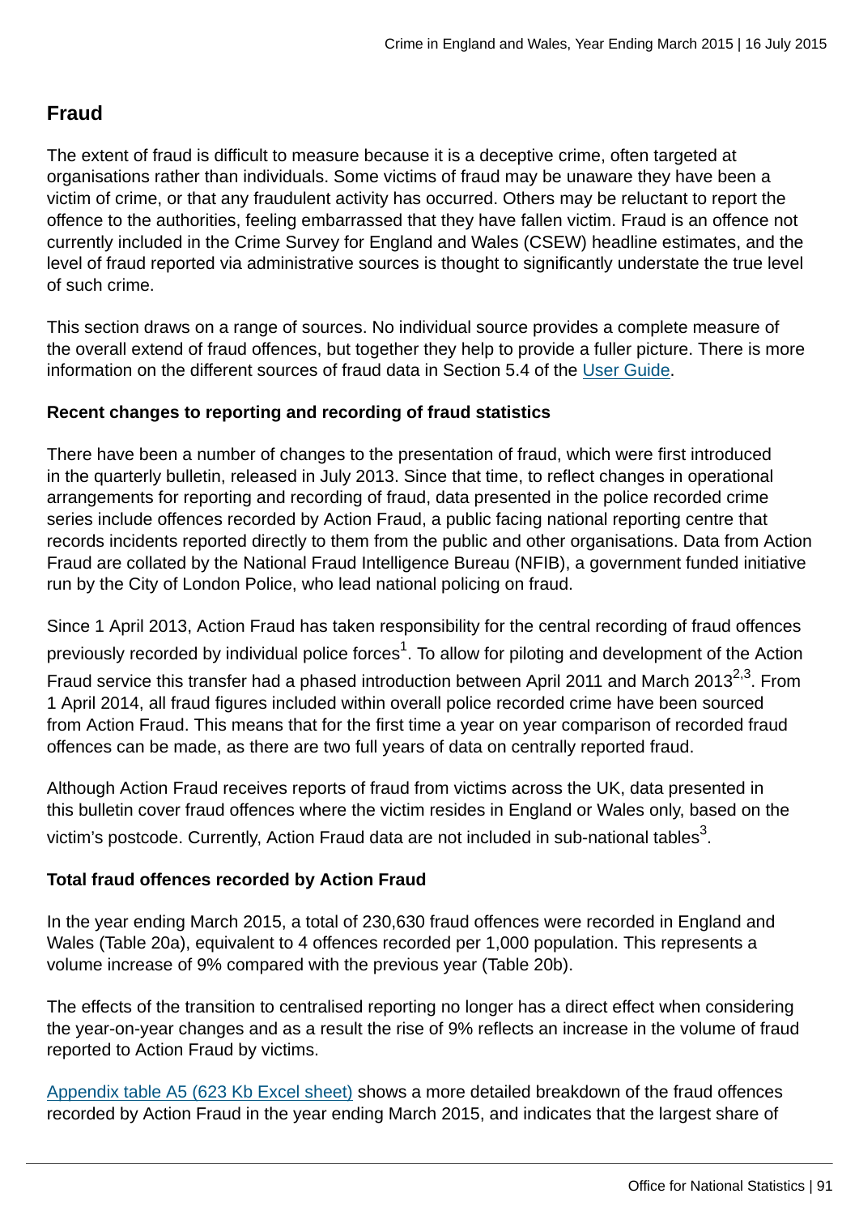## Fraud

The extent of fraud is difficult to measure because it is a deceptive crime, often targeted at organisations rather than individuals. Some victims of fraud may be unaware they have been a victim of crime, or that any fraudulent activity has occurred. Others may be reluctant to report the offence to the authorities, feeling embarrassed that they have fallen victim. Fraud is an offence not currently included in the Crime Survey for England and Wales (CSEW) headline estimates, and the level of fraud reported via administrative sources is thought to significantly understate the true level of such crime.

This section draws on a range of sources. No individual source provides a complete measure of the overall extend of fraud offences, but together they help to provide a fuller picture. There is more information on the different sources of fraud data in Section 5.4 of the User Guide.

**Recent changes to reporting and recording of fraud statistics**

There have been a number of changes to the presentation of fraud, which were first introduced in the quarterly bulletin, released in July 2013. Since that time, to reflect changes in operational arrangements for reporting and recording of fraud, data presented in the police recorded crime series include offences recorded by Action Fraud, a public facing national reporting centre that records incidents reported directly to them from the public and other organisations. Data from Action Fraud are collated by the National Fraud Intelligence Bureau (NFIB), a government funded initiative run by the City of London Police, who lead national policing on fraud.

Since 1 April 2013, Action Fraud has taken responsibility for the central recording of fraud offences previously recorded by individual police forces[1]. To allow for piloting and development of the Action Fraud service this transfer had a phased introduction between April 2011 and March 2013[2,3]. From 1 April 2014, all fraud figures included within overall police recorded crime have been sourced from Action Fraud. This means that for the first time a year on year comparison of recorded fraud offences can be made, as there are two full years of data on centrally reported fraud.

Although Action Fraud receives reports of fraud from victims across the UK, data presented in this bulletin cover fraud offences where the victim resides in England or Wales only, based on the victim's postcode. Currently, Action Fraud data are not included in sub-national tables[3].

**Total fraud offences recorded by Action Fraud**

In the year ending March 2015, a total of 230,630 fraud offences were recorded in England and Wales (Table 20a), equivalent to 4 offences recorded per 1,000 population. This represents a volume increase of 9% compared with the previous year (Table 20b).

The effects of the transition to centralised reporting no longer has a direct effect when considering the year-on-year changes and as a result the rise of 9% reflects an increase in the volume of fraud reported to Action Fraud by victims.

Appendix table A5 (623 Kb Excel sheet) shows a more detailed breakdown of the fraud offences recorded by Action Fraud in the year ending March 2015, and indicates that the largest share of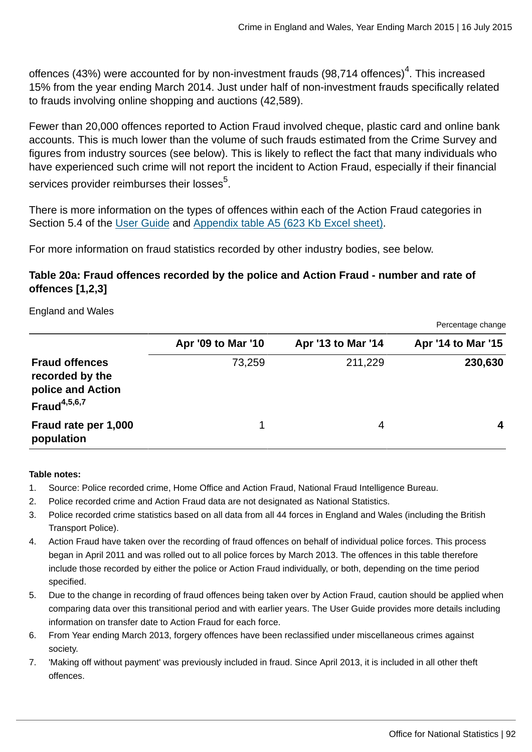offences (43%) were accounted for by non-investment frauds (98,714 offences)[4]. This increased 15% from the year ending March 2014. Just under half of non-investment frauds specifically related to frauds involving online shopping and auctions (42,589).

Fewer than 20,000 offences reported to Action Fraud involved cheque, plastic card and online bank accounts. This is much lower than the volume of such frauds estimated from the Crime Survey and figures from industry sources (see below). This is likely to reflect the fact that many individuals who have experienced such crime will not report the incident to Action Fraud, especially if their financial services provider reimburses their losses[5].

There is more information on the types of offences within each of the Action Fraud categories in Section 5.4 of the User Guide and Appendix table A5 (623 Kb Excel sheet).

For more information on fraud statistics recorded by other industry bodies, see below.

### Table 20a: Fraud offences recorded by the police and Action Fraud - number and rate of offences [1,2,3]

England and Wales

Percentage change

| | Apr '09 to Mar '10 | Apr '13 to Mar '14 | Apr '14 to Mar '15 |
|---|---|---|---|
| **Fraud offences recorded by the police and Action Fraud[4,5,6,7]** | 73,259 | 211,229 | **230,630** |
| **Fraud rate per 1,000 population** | 1 | 4 | **4** |

**Table notes:**

1. Source: Police recorded crime, Home Office and Action Fraud, National Fraud Intelligence Bureau.
2. Police recorded crime and Action Fraud data are not designated as National Statistics.
3. Police recorded crime statistics based on all data from all 44 forces in England and Wales (including the British Transport Police).
4. Action Fraud have taken over the recording of fraud offences on behalf of individual police forces. This process began in April 2011 and was rolled out to all police forces by March 2013. The offences in this table therefore include those recorded by either the police or Action Fraud individually, or both, depending on the time period specified.
5. Due to the change in recording of fraud offences being taken over by Action Fraud, caution should be applied when comparing data over this transitional period and with earlier years. The User Guide provides more details including information on transfer date to Action Fraud for each force.
6. From Year ending March 2013, forgery offences have been reclassified under miscellaneous crimes against society.
7. 'Making off without payment' was previously included in fraud. Since April 2013, it is included in all other theft offences.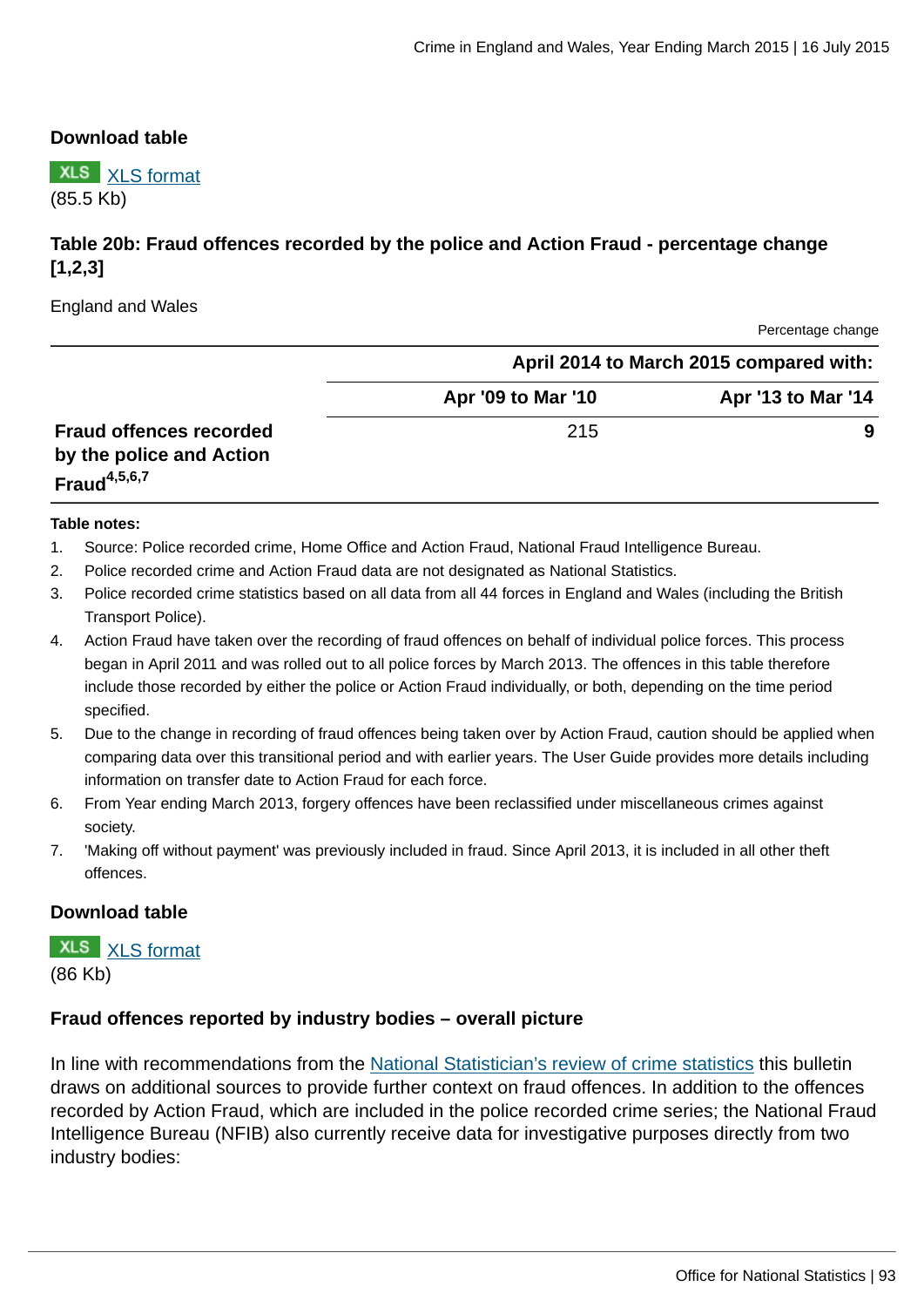**Download table**

XLS [XLS format](#)
(85.5 Kb)

### Table 20b: Fraud offences recorded by the police and Action Fraud - percentage change [1,2,3]

England and Wales

Percentage change

| | April 2014 to March 2015 compared with: | |
|---|---|---|
| | Apr '09 to Mar '10 | Apr '13 to Mar '14 |
| **Fraud offences recorded by the police and Action Fraud[4,5,6,7]** | 215 | **9** |

**Table notes:**

1. Source: Police recorded crime, Home Office and Action Fraud, National Fraud Intelligence Bureau.
2. Police recorded crime and Action Fraud data are not designated as National Statistics.
3. Police recorded crime statistics based on all data from all 44 forces in England and Wales (including the British Transport Police).
4. Action Fraud have taken over the recording of fraud offences on behalf of individual police forces. This process began in April 2011 and was rolled out to all police forces by March 2013. The offences in this table therefore include those recorded by either the police or Action Fraud individually, or both, depending on the time period specified.
5. Due to the change in recording of fraud offences being taken over by Action Fraud, caution should be applied when comparing data over this transitional period and with earlier years. The User Guide provides more details including information on transfer date to Action Fraud for each force.
6. From Year ending March 2013, forgery offences have been reclassified under miscellaneous crimes against society.
7. 'Making off without payment' was previously included in fraud. Since April 2013, it is included in all other theft offences.

**Download table**

XLS [XLS format](#)
(86 Kb)

### Fraud offences reported by industry bodies – overall picture

In line with recommendations from the [National Statistician's review of crime statistics](#) this bulletin draws on additional sources to provide further context on fraud offences. In addition to the offences recorded by Action Fraud, which are included in the police recorded crime series; the National Fraud Intelligence Bureau (NFIB) also currently receive data for investigative purposes directly from two industry bodies: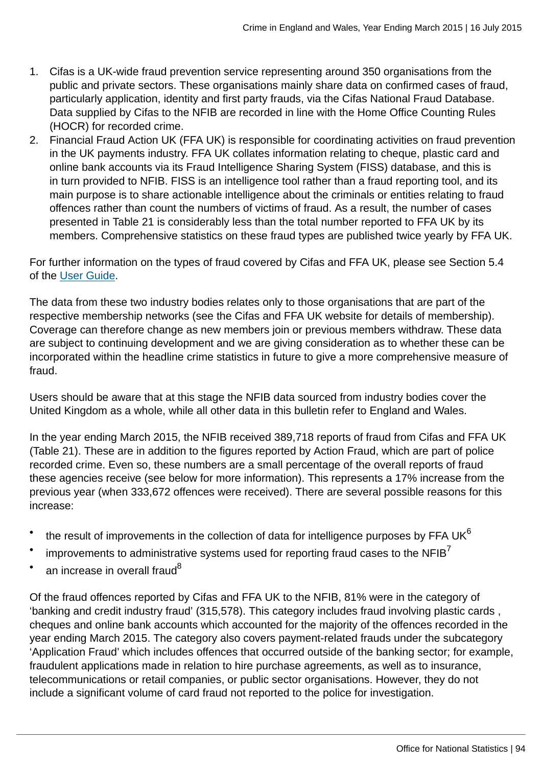1. Cifas is a UK-wide fraud prevention service representing around 350 organisations from the public and private sectors. These organisations mainly share data on confirmed cases of fraud, particularly application, identity and first party frauds, via the Cifas National Fraud Database. Data supplied by Cifas to the NFIB are recorded in line with the Home Office Counting Rules (HOCR) for recorded crime.
2. Financial Fraud Action UK (FFA UK) is responsible for coordinating activities on fraud prevention in the UK payments industry. FFA UK collates information relating to cheque, plastic card and online bank accounts via its Fraud Intelligence Sharing System (FISS) database, and this is in turn provided to NFIB. FISS is an intelligence tool rather than a fraud reporting tool, and its main purpose is to share actionable intelligence about the criminals or entities relating to fraud offences rather than count the numbers of victims of fraud. As a result, the number of cases presented in Table 21 is considerably less than the total number reported to FFA UK by its members. Comprehensive statistics on these fraud types are published twice yearly by FFA UK.

For further information on the types of fraud covered by Cifas and FFA UK, please see Section 5.4 of the User Guide.

The data from these two industry bodies relates only to those organisations that are part of the respective membership networks (see the Cifas and FFA UK website for details of membership). Coverage can therefore change as new members join or previous members withdraw. These data are subject to continuing development and we are giving consideration as to whether these can be incorporated within the headline crime statistics in future to give a more comprehensive measure of fraud.

Users should be aware that at this stage the NFIB data sourced from industry bodies cover the United Kingdom as a whole, while all other data in this bulletin refer to England and Wales.

In the year ending March 2015, the NFIB received 389,718 reports of fraud from Cifas and FFA UK (Table 21). These are in addition to the figures reported by Action Fraud, which are part of police recorded crime. Even so, these numbers are a small percentage of the overall reports of fraud these agencies receive (see below for more information). This represents a 17% increase from the previous year (when 333,672 offences were received). There are several possible reasons for this increase:

- the result of improvements in the collection of data for intelligence purposes by FFA UK[6]
- improvements to administrative systems used for reporting fraud cases to the NFIB[7]
- an increase in overall fraud[8]

Of the fraud offences reported by Cifas and FFA UK to the NFIB, 81% were in the category of 'banking and credit industry fraud' (315,578). This category includes fraud involving plastic cards , cheques and online bank accounts which accounted for the majority of the offences recorded in the year ending March 2015. The category also covers payment-related frauds under the subcategory 'Application Fraud' which includes offences that occurred outside of the banking sector; for example, fraudulent applications made in relation to hire purchase agreements, as well as to insurance, telecommunications or retail companies, or public sector organisations. However, they do not include a significant volume of card fraud not reported to the police for investigation.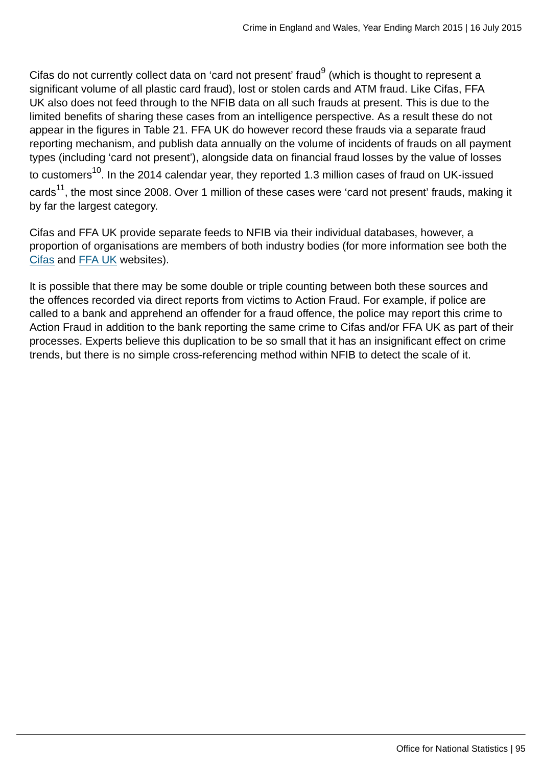Cifas do not currently collect data on ‘card not present’ fraud[9] (which is thought to represent a significant volume of all plastic card fraud), lost or stolen cards and ATM fraud. Like Cifas, FFA UK also does not feed through to the NFIB data on all such frauds at present. This is due to the limited benefits of sharing these cases from an intelligence perspective. As a result these do not appear in the figures in Table 21. FFA UK do however record these frauds via a separate fraud reporting mechanism, and publish data annually on the volume of incidents of frauds on all payment types (including ‘card not present’), alongside data on financial fraud losses by the value of losses to customers[10]. In the 2014 calendar year, they reported 1.3 million cases of fraud on UK-issued cards[11], the most since 2008. Over 1 million of these cases were ‘card not present’ frauds, making it by far the largest category.

Cifas and FFA UK provide separate feeds to NFIB via their individual databases, however, a proportion of organisations are members of both industry bodies (for more information see both the Cifas and FFA UK websites).

It is possible that there may be some double or triple counting between both these sources and the offences recorded via direct reports from victims to Action Fraud. For example, if police are called to a bank and apprehend an offender for a fraud offence, the police may report this crime to Action Fraud in addition to the bank reporting the same crime to Cifas and/or FFA UK as part of their processes. Experts believe this duplication to be so small that it has an insignificant effect on crime trends, but there is no simple cross-referencing method within NFIB to detect the scale of it.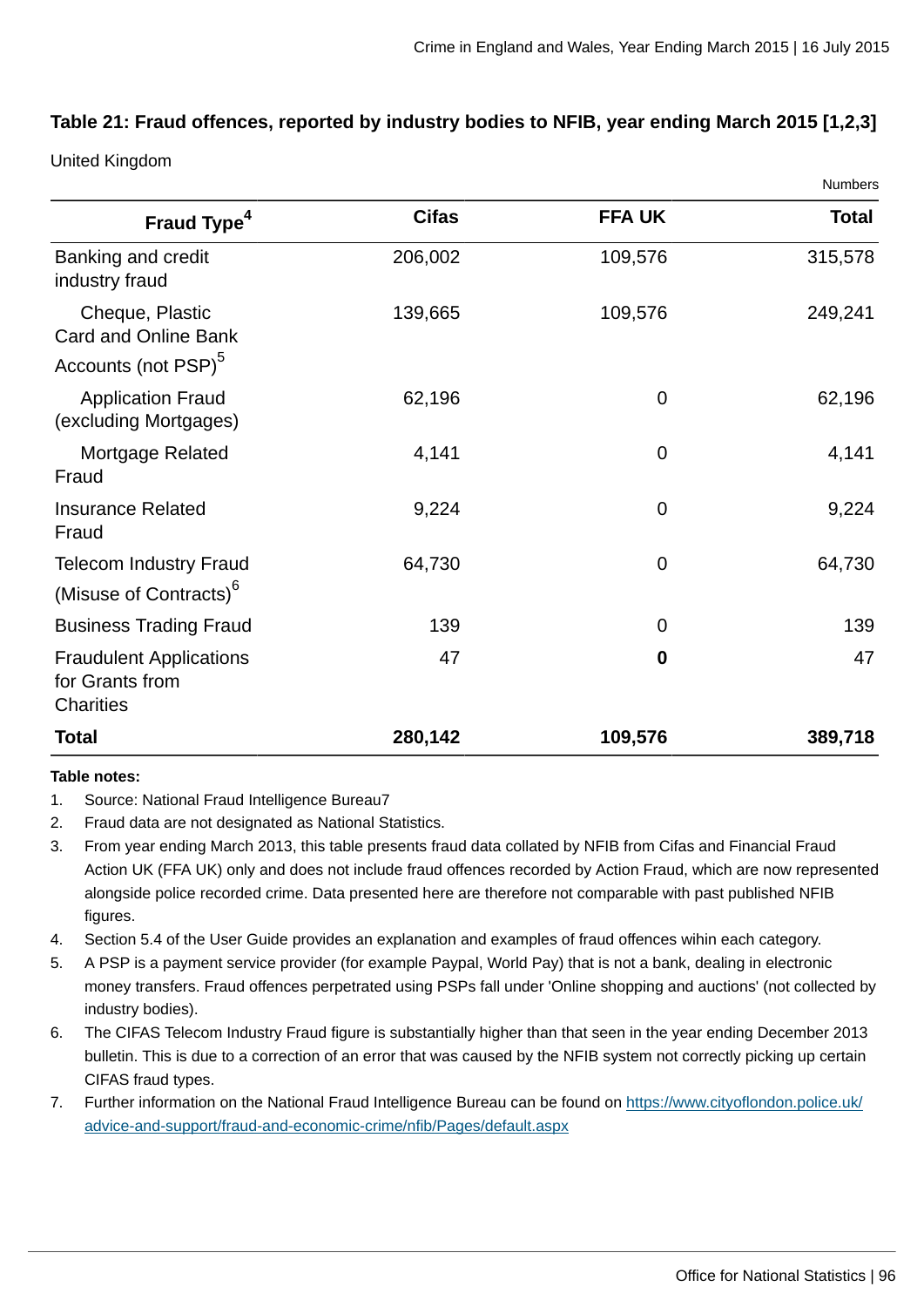### Table 21: Fraud offences, reported by industry bodies to NFIB, year ending March 2015 [1,2,3]

United Kingdom

Numbers

| Fraud Type[4] | Cifas | FFA UK | Total |
|---|---|---|---|
| Banking and credit industry fraud | 206,002 | 109,576 | 315,578 |
| Cheque, Plastic Card and Online Bank Accounts (not PSP)[5] | 139,665 | 109,576 | 249,241 |
| Application Fraud (excluding Mortgages) | 62,196 | 0 | 62,196 |
| Mortgage Related Fraud | 4,141 | 0 | 4,141 |
| Insurance Related Fraud | 9,224 | 0 | 9,224 |
| Telecom Industry Fraud (Misuse of Contracts)[6] | 64,730 | 0 | 64,730 |
| Business Trading Fraud | 139 | 0 | 139 |
| Fraudulent Applications for Grants from Charities | 47 | **0** | 47 |
| **Total** | **280,142** | **109,576** | **389,718** |

**Table notes:**

1. Source: National Fraud Intelligence Bureau7
2. Fraud data are not designated as National Statistics.
3. From year ending March 2013, this table presents fraud data collated by NFIB from Cifas and Financial Fraud Action UK (FFA UK) only and does not include fraud offences recorded by Action Fraud, which are now represented alongside police recorded crime. Data presented here are therefore not comparable with past published NFIB figures.
4. Section 5.4 of the User Guide provides an explanation and examples of fraud offences wihin each category.
5. A PSP is a payment service provider (for example Paypal, World Pay) that is not a bank, dealing in electronic money transfers. Fraud offences perpetrated using PSPs fall under 'Online shopping and auctions' (not collected by industry bodies).
6. The CIFAS Telecom Industry Fraud figure is substantially higher than that seen in the year ending December 2013 bulletin. This is due to a correction of an error that was caused by the NFIB system not correctly picking up certain CIFAS fraud types.
7. Further information on the National Fraud Intelligence Bureau can be found on https://www.cityoflondon.police.uk/advice-and-support/fraud-and-economic-crime/nfib/Pages/default.aspx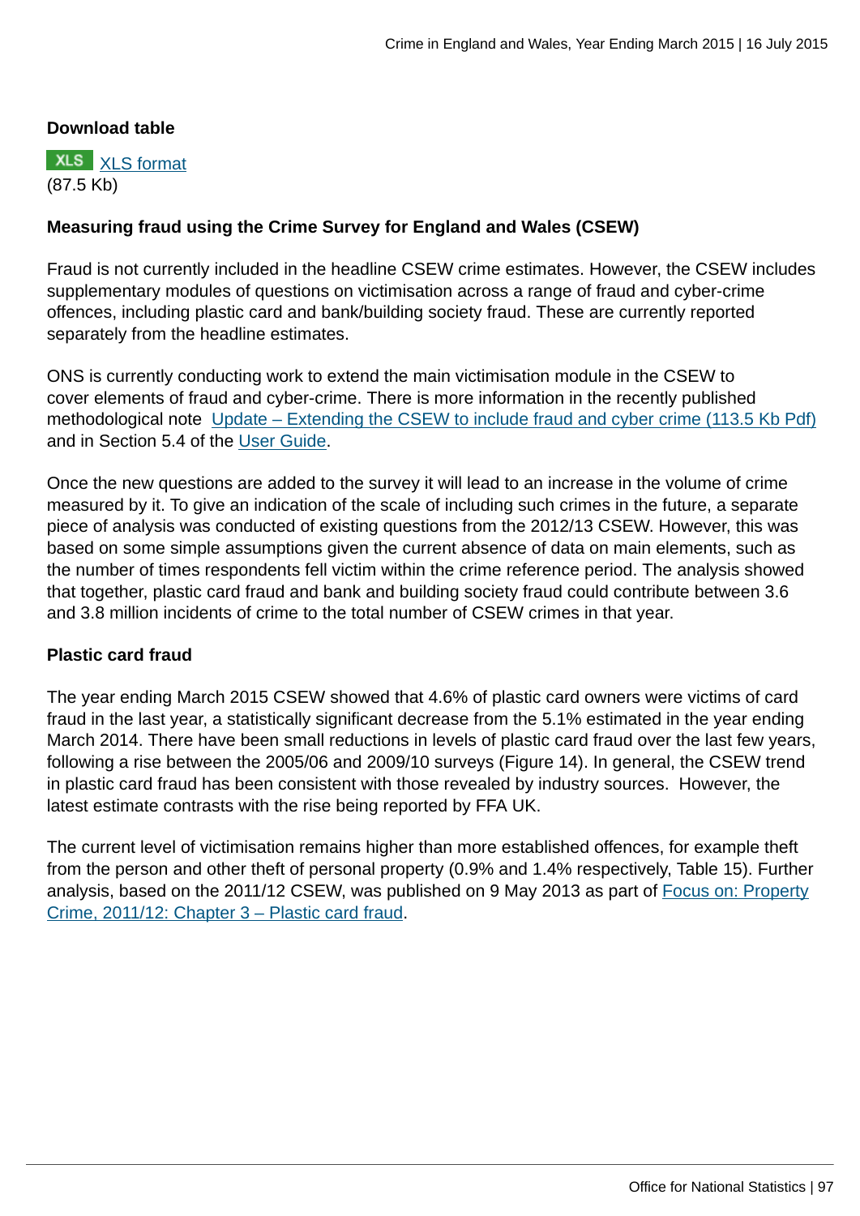**Download table**

XLS [XLS format](#)
(87.5 Kb)

**Measuring fraud using the Crime Survey for England and Wales (CSEW)**

Fraud is not currently included in the headline CSEW crime estimates. However, the CSEW includes supplementary modules of questions on victimisation across a range of fraud and cyber-crime offences, including plastic card and bank/building society fraud. These are currently reported separately from the headline estimates.

ONS is currently conducting work to extend the main victimisation module in the CSEW to cover elements of fraud and cyber-crime. There is more information in the recently published methodological note [Update – Extending the CSEW to include fraud and cyber crime (113.5 Kb Pdf)](#) and in Section 5.4 of the [User Guide](#).

Once the new questions are added to the survey it will lead to an increase in the volume of crime measured by it. To give an indication of the scale of including such crimes in the future, a separate piece of analysis was conducted of existing questions from the 2012/13 CSEW. However, this was based on some simple assumptions given the current absence of data on main elements, such as the number of times respondents fell victim within the crime reference period. The analysis showed that together, plastic card fraud and bank and building society fraud could contribute between 3.6 and 3.8 million incidents of crime to the total number of CSEW crimes in that year.

**Plastic card fraud**

The year ending March 2015 CSEW showed that 4.6% of plastic card owners were victims of card fraud in the last year, a statistically significant decrease from the 5.1% estimated in the year ending March 2014. There have been small reductions in levels of plastic card fraud over the last few years, following a rise between the 2005/06 and 2009/10 surveys (Figure 14). In general, the CSEW trend in plastic card fraud has been consistent with those revealed by industry sources. However, the latest estimate contrasts with the rise being reported by FFA UK.

The current level of victimisation remains higher than more established offences, for example theft from the person and other theft of personal property (0.9% and 1.4% respectively, Table 15). Further analysis, based on the 2011/12 CSEW, was published on 9 May 2013 as part of [Focus on: Property Crime, 2011/12: Chapter 3 – Plastic card fraud](#).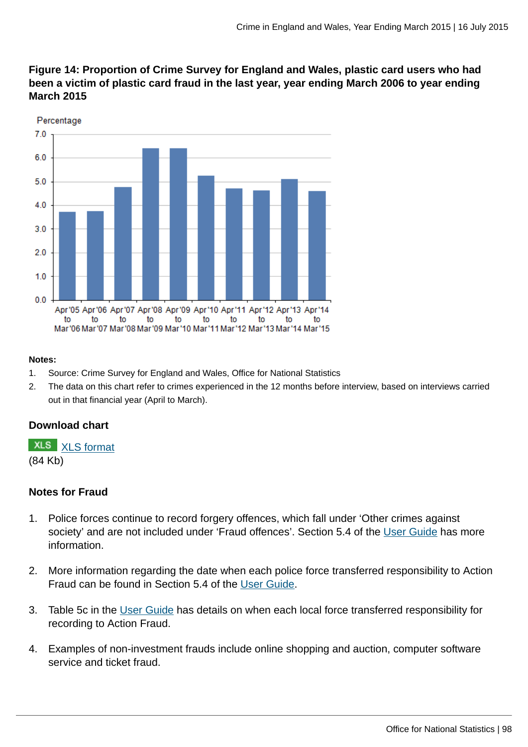**Figure 14: Proportion of Crime Survey for England and Wales, plastic card users who had been a victim of plastic card fraud in the last year, year ending March 2006 to year ending March 2015**

**Notes:**

1. Source: Crime Survey for England and Wales, Office for National Statistics
2. The data on this chart refer to crimes experienced in the 12 months before interview, based on interviews carried out in that financial year (April to March).

### Download chart

XLS [XLS format](#)
(84 Kb)

### Notes for Fraud

1. Police forces continue to record forgery offences, which fall under 'Other crimes against society' and are not included under 'Fraud offences'. Section 5.4 of the User Guide has more information.
2. More information regarding the date when each police force transferred responsibility to Action Fraud can be found in Section 5.4 of the User Guide.
3. Table 5c in the User Guide has details on when each local force transferred responsibility for recording to Action Fraud.
4. Examples of non-investment frauds include online shopping and auction, computer software service and ticket fraud.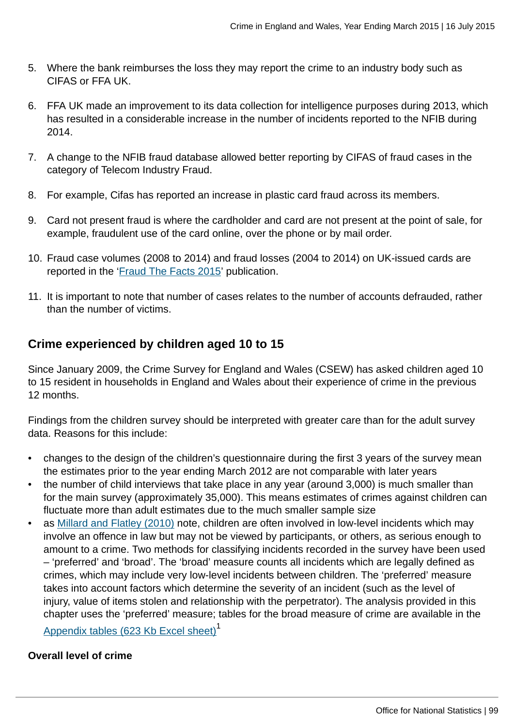5. Where the bank reimburses the loss they may report the crime to an industry body such as CIFAS or FFA UK.

6. FFA UK made an improvement to its data collection for intelligence purposes during 2013, which has resulted in a considerable increase in the number of incidents reported to the NFIB during 2014.

7. A change to the NFIB fraud database allowed better reporting by CIFAS of fraud cases in the category of Telecom Industry Fraud.

8. For example, Cifas has reported an increase in plastic card fraud across its members.

9. Card not present fraud is where the cardholder and card are not present at the point of sale, for example, fraudulent use of the card online, over the phone or by mail order.

10. Fraud case volumes (2008 to 2014) and fraud losses (2004 to 2014) on UK-issued cards are reported in the 'Fraud The Facts 2015' publication.

11. It is important to note that number of cases relates to the number of accounts defrauded, rather than the number of victims.

## Crime experienced by children aged 10 to 15

Since January 2009, the Crime Survey for England and Wales (CSEW) has asked children aged 10 to 15 resident in households in England and Wales about their experience of crime in the previous 12 months.

Findings from the children survey should be interpreted with greater care than for the adult survey data. Reasons for this include:

- changes to the design of the children's questionnaire during the first 3 years of the survey mean the estimates prior to the year ending March 2012 are not comparable with later years
- the number of child interviews that take place in any year (around 3,000) is much smaller than for the main survey (approximately 35,000). This means estimates of crimes against children can fluctuate more than adult estimates due to the much smaller sample size
- as Millard and Flatley (2010) note, children are often involved in low-level incidents which may involve an offence in law but may not be viewed by participants, or others, as serious enough to amount to a crime. Two methods for classifying incidents recorded in the survey have been used – 'preferred' and 'broad'. The 'broad' measure counts all incidents which are legally defined as crimes, which may include very low-level incidents between children. The 'preferred' measure takes into account factors which determine the severity of an incident (such as the level of injury, value of items stolen and relationship with the perpetrator). The analysis provided in this chapter uses the 'preferred' measure; tables for the broad measure of crime are available in the Appendix tables (623 Kb Excel sheet)[1]

### Overall level of crime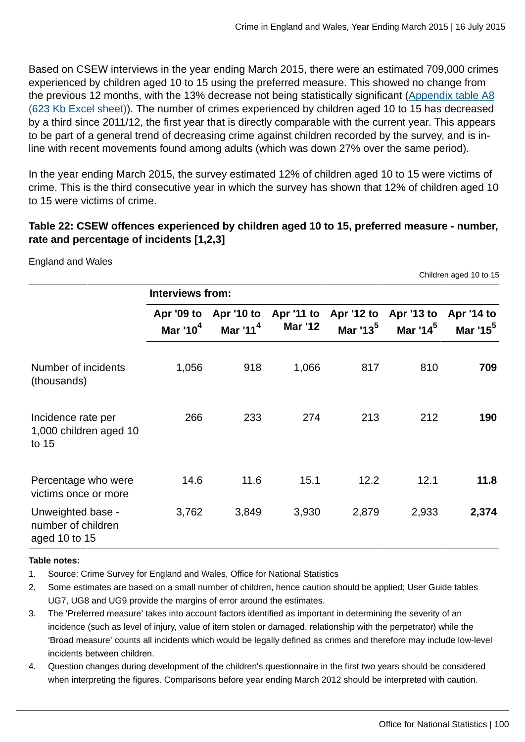Based on CSEW interviews in the year ending March 2015, there were an estimated 709,000 crimes experienced by children aged 10 to 15 using the preferred measure. This showed no change from the previous 12 months, with the 13% decrease not being statistically significant (Appendix table A8 (623 Kb Excel sheet)). The number of crimes experienced by children aged 10 to 15 has decreased by a third since 2011/12, the first year that is directly comparable with the current year. This appears to be part of a general trend of decreasing crime against children recorded by the survey, and is in-line with recent movements found among adults (which was down 27% over the same period).

In the year ending March 2015, the survey estimated 12% of children aged 10 to 15 were victims of crime. This is the third consecutive year in which the survey has shown that 12% of children aged 10 to 15 were victims of crime.

**Table 22: CSEW offences experienced by children aged 10 to 15, preferred measure - number, rate and percentage of incidents [1,2,3]**

England and Wales

Children aged 10 to 15

| | Interviews from: | | | | | |
|---|---|---|---|---|---|---|
| | Apr '09 to Mar '10[4] | Apr '10 to Mar '11[4] | Apr '11 to Mar '12 | Apr '12 to Mar '13[5] | Apr '13 to Mar '14[5] | Apr '14 to Mar '15[5] |
| Number of incidents (thousands) | 1,056 | 918 | 1,066 | 817 | 810 | **709** |
| Incidence rate per 1,000 children aged 10 to 15 | 266 | 233 | 274 | 213 | 212 | **190** |
| Percentage who were victims once or more | 14.6 | 11.6 | 15.1 | 12.2 | 12.1 | **11.8** |
| Unweighted base - number of children aged 10 to 15 | 3,762 | 3,849 | 3,930 | 2,879 | 2,933 | **2,374** |

**Table notes:**

1. Source: Crime Survey for England and Wales, Office for National Statistics
2. Some estimates are based on a small number of children, hence caution should be applied; User Guide tables UG7, UG8 and UG9 provide the margins of error around the estimates.
3. The 'Preferred measure' takes into account factors identified as important in determining the severity of an incidence (such as level of injury, value of item stolen or damaged, relationship with the perpetrator) while the 'Broad measure' counts all incidents which would be legally defined as crimes and therefore may include low-level incidents between children.
4. Question changes during development of the children's questionnaire in the first two years should be considered when interpreting the figures. Comparisons before year ending March 2012 should be interpreted with caution.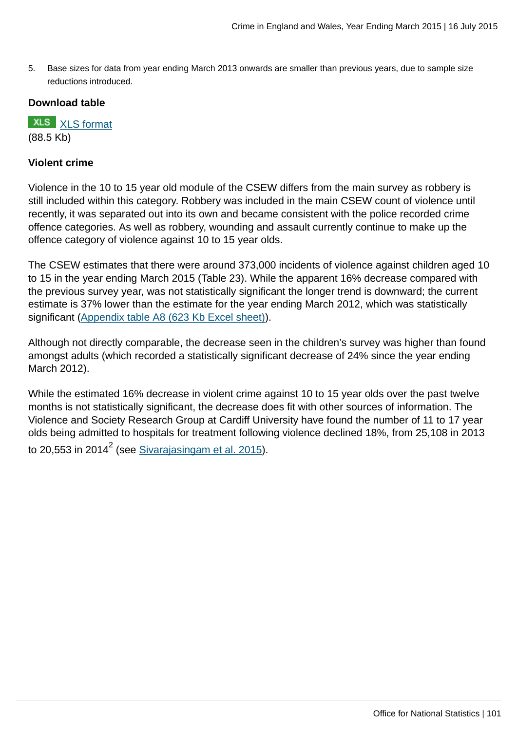5. Base sizes for data from year ending March 2013 onwards are smaller than previous years, due to sample size reductions introduced.

**Download table**

XLS [XLS format](#)
(88.5 Kb)

**Violent crime**

Violence in the 10 to 15 year old module of the CSEW differs from the main survey as robbery is still included within this category. Robbery was included in the main CSEW count of violence until recently, it was separated out into its own and became consistent with the police recorded crime offence categories. As well as robbery, wounding and assault currently continue to make up the offence category of violence against 10 to 15 year olds.

The CSEW estimates that there were around 373,000 incidents of violence against children aged 10 to 15 in the year ending March 2015 (Table 23). While the apparent 16% decrease compared with the previous survey year, was not statistically significant the longer trend is downward; the current estimate is 37% lower than the estimate for the year ending March 2012, which was statistically significant ([Appendix table A8 (623 Kb Excel sheet)](#)).

Although not directly comparable, the decrease seen in the children's survey was higher than found amongst adults (which recorded a statistically significant decrease of 24% since the year ending March 2012).

While the estimated 16% decrease in violent crime against 10 to 15 year olds over the past twelve months is not statistically significant, the decrease does fit with other sources of information. The Violence and Society Research Group at Cardiff University have found the number of 11 to 17 year olds being admitted to hospitals for treatment following violence declined 18%, from 25,108 in 2013 to 20,553 in 2014[2] (see [Sivarajasingam et al. 2015](#)).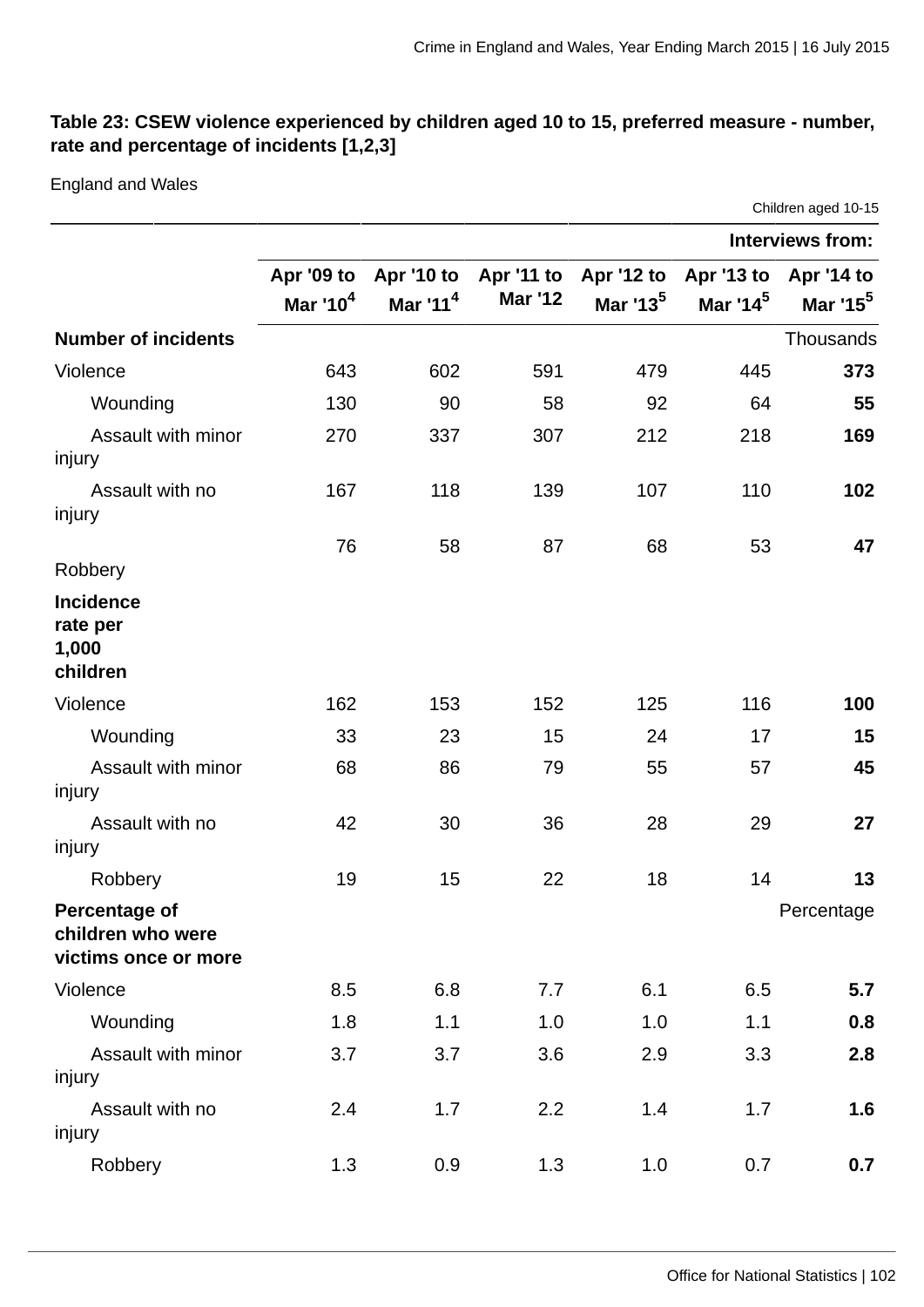**Table 23: CSEW violence experienced by children aged 10 to 15, preferred measure - number, rate and percentage of incidents [1,2,3]**

England and Wales

Children aged 10-15

| | Interviews from: | | | | | |
|---|---|---|---|---|---|---|
| | Apr '09 to Mar '10[4] | Apr '10 to Mar '11[4] | Apr '11 to Mar '12 | Apr '12 to Mar '13[5] | Apr '13 to Mar '14[5] | Apr '14 to Mar '15[5] |
| **Number of incidents** | | | | | | Thousands |
| Violence | 643 | 602 | 591 | 479 | 445 | **373** |
| Wounding | 130 | 90 | 58 | 92 | 64 | **55** |
| Assault with minor injury | 270 | 337 | 307 | 212 | 218 | **169** |
| Assault with no injury | 167 | 118 | 139 | 107 | 110 | **102** |
| Robbery | 76 | 58 | 87 | 68 | 53 | **47** |
| **Incidence rate per 1,000 children** | | | | | | |
| Violence | 162 | 153 | 152 | 125 | 116 | **100** |
| Wounding | 33 | 23 | 15 | 24 | 17 | **15** |
| Assault with minor injury | 68 | 86 | 79 | 55 | 57 | **45** |
| Assault with no injury | 42 | 30 | 36 | 28 | 29 | **27** |
| Robbery | 19 | 15 | 22 | 18 | 14 | **13** |
| **Percentage of children who were victims once or more** | | | | | | Percentage |
| Violence | 8.5 | 6.8 | 7.7 | 6.1 | 6.5 | **5.7** |
| Wounding | 1.8 | 1.1 | 1.0 | 1.0 | 1.1 | **0.8** |
| Assault with minor injury | 3.7 | 3.7 | 3.6 | 2.9 | 3.3 | **2.8** |
| Assault with no injury | 2.4 | 1.7 | 2.2 | 1.4 | 1.7 | **1.6** |
| Robbery | 1.3 | 0.9 | 1.3 | 1.0 | 0.7 | **0.7** |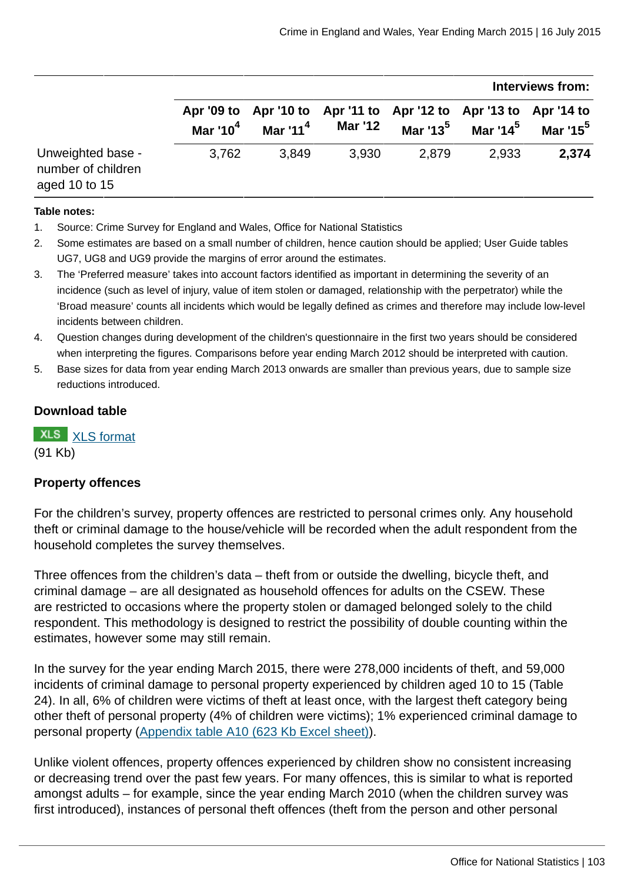| | Interviews from: | | | | | |
|---|---|---|---|---|---|---|
| | Apr '09 to Mar '10[4] | Apr '10 to Mar '11[4] | Apr '11 to Mar '12 | Apr '12 to Mar '13[5] | Apr '13 to Mar '14[5] | Apr '14 to Mar '15[5] |
| Unweighted base - number of children aged 10 to 15 | 3,762 | 3,849 | 3,930 | 2,879 | 2,933 | **2,374** |

**Table notes:**

1. Source: Crime Survey for England and Wales, Office for National Statistics
2. Some estimates are based on a small number of children, hence caution should be applied; User Guide tables UG7, UG8 and UG9 provide the margins of error around the estimates.
3. The 'Preferred measure' takes into account factors identified as important in determining the severity of an incidence (such as level of injury, value of item stolen or damaged, relationship with the perpetrator) while the 'Broad measure' counts all incidents which would be legally defined as crimes and therefore may include low-level incidents between children.
4. Question changes during development of the children's questionnaire in the first two years should be considered when interpreting the figures. Comparisons before year ending March 2012 should be interpreted with caution.
5. Base sizes for data from year ending March 2013 onwards are smaller than previous years, due to sample size reductions introduced.

**Download table**

XLS [XLS format](#)
(91 Kb)

**Property offences**

For the children's survey, property offences are restricted to personal crimes only. Any household theft or criminal damage to the house/vehicle will be recorded when the adult respondent from the household completes the survey themselves.

Three offences from the children's data – theft from or outside the dwelling, bicycle theft, and criminal damage – are all designated as household offences for adults on the CSEW. These are restricted to occasions where the property stolen or damaged belonged solely to the child respondent. This methodology is designed to restrict the possibility of double counting within the estimates, however some may still remain.

In the survey for the year ending March 2015, there were 278,000 incidents of theft, and 59,000 incidents of criminal damage to personal property experienced by children aged 10 to 15 (Table 24). In all, 6% of children were victims of theft at least once, with the largest theft category being other theft of personal property (4% of children were victims); 1% experienced criminal damage to personal property ([Appendix table A10 (623 Kb Excel sheet)](#)).

Unlike violent offences, property offences experienced by children show no consistent increasing or decreasing trend over the past few years. For many offences, this is similar to what is reported amongst adults – for example, since the year ending March 2010 (when the children survey was first introduced), instances of personal theft offences (theft from the person and other personal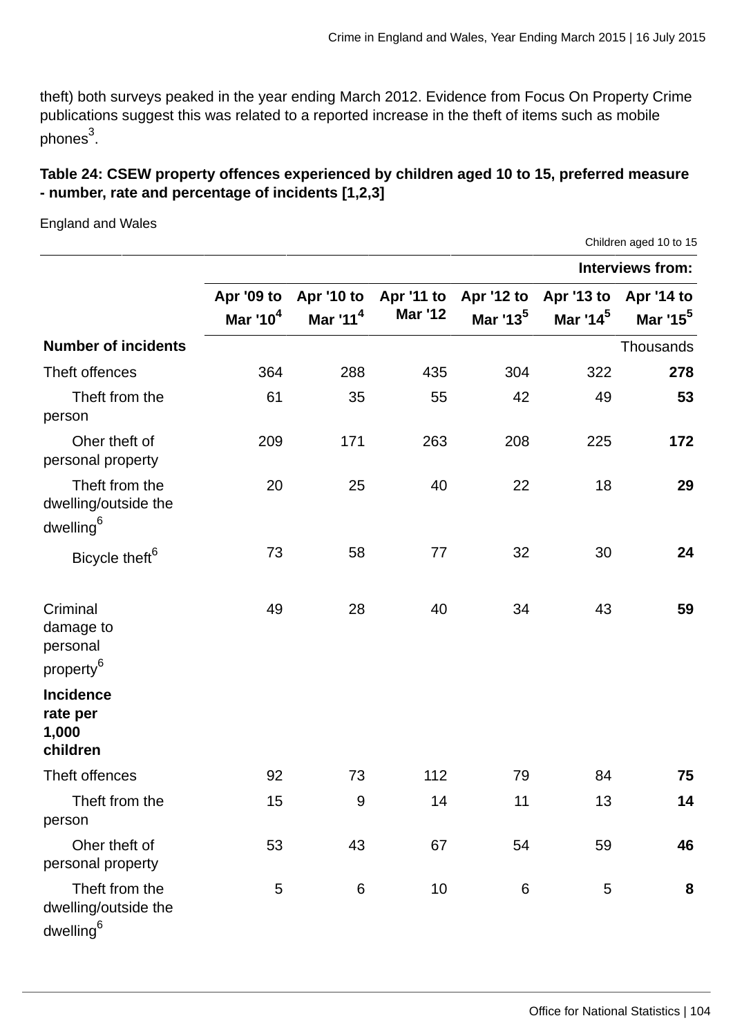theft) both surveys peaked in the year ending March 2012. Evidence from Focus On Property Crime publications suggest this was related to a reported increase in the theft of items such as mobile phones[3].

**Table 24: CSEW property offences experienced by children aged 10 to 15, preferred measure - number, rate and percentage of incidents [1,2,3]**

England and Wales

Children aged 10 to 15

| | Interviews from: | | | | | |
|---|---|---|---|---|---|---|
| | Apr '09 to Mar '10[4] | Apr '10 to Mar '11[4] | Apr '11 to Mar '12 | Apr '12 to Mar '13[5] | Apr '13 to Mar '14[5] | Apr '14 to Mar '15[5] |
| **Number of incidents** | | | | | | Thousands |
| Theft offences | 364 | 288 | 435 | 304 | 322 | **278** |
| Theft from the person | 61 | 35 | 55 | 42 | 49 | **53** |
| Oher theft of personal property | 209 | 171 | 263 | 208 | 225 | **172** |
| Theft from the dwelling/outside the dwelling[6] | 20 | 25 | 40 | 22 | 18 | **29** |
| Bicycle theft[6] | 73 | 58 | 77 | 32 | 30 | **24** |
| Criminal damage to personal property[6] | 49 | 28 | 40 | 34 | 43 | **59** |
| **Incidence rate per 1,000 children** | | | | | | |
| Theft offences | 92 | 73 | 112 | 79 | 84 | **75** |
| Theft from the person | 15 | 9 | 14 | 11 | 13 | **14** |
| Oher theft of personal property | 53 | 43 | 67 | 54 | 59 | **46** |
| Theft from the dwelling/outside the dwelling[6] | 5 | 6 | 10 | 6 | 5 | **8** |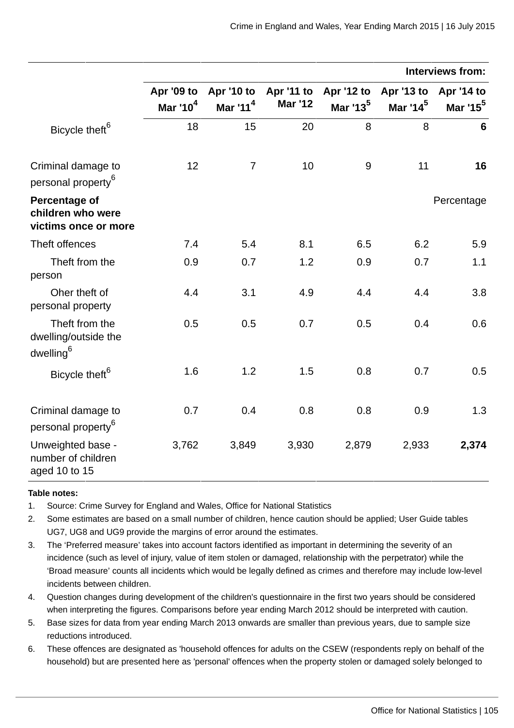| | Interviews from: | | | | | |
|---|---|---|---|---|---|---|
| | Apr '09 to Mar '10[4] | Apr '10 to Mar '11[4] | Apr '11 to Mar '12 | Apr '12 to Mar '13[5] | Apr '13 to Mar '14[5] | Apr '14 to Mar '15[5] |
| Bicycle theft[6] | 18 | 15 | 20 | 8 | 8 | **6** |
| Criminal damage to personal property[6] | 12 | 7 | 10 | 9 | 11 | **16** |
| **Percentage of children who were victims once or more** | | | | | | Percentage |
| Theft offences | 7.4 | 5.4 | 8.1 | 6.5 | 6.2 | 5.9 |
| Theft from the person | 0.9 | 0.7 | 1.2 | 0.9 | 0.7 | 1.1 |
| Oher theft of personal property | 4.4 | 3.1 | 4.9 | 4.4 | 4.4 | 3.8 |
| Theft from the dwelling/outside the dwelling[6] | 0.5 | 0.5 | 0.7 | 0.5 | 0.4 | 0.6 |
| Bicycle theft[6] | 1.6 | 1.2 | 1.5 | 0.8 | 0.7 | 0.5 |
| Criminal damage to personal property[6] | 0.7 | 0.4 | 0.8 | 0.8 | 0.9 | 1.3 |
| Unweighted base - number of children aged 10 to 15 | 3,762 | 3,849 | 3,930 | 2,879 | 2,933 | **2,374** |

**Table notes:**

1. Source: Crime Survey for England and Wales, Office for National Statistics
2. Some estimates are based on a small number of children, hence caution should be applied; User Guide tables UG7, UG8 and UG9 provide the margins of error around the estimates.
3. The ‘Preferred measure’ takes into account factors identified as important in determining the severity of an incidence (such as level of injury, value of item stolen or damaged, relationship with the perpetrator) while the ‘Broad measure’ counts all incidents which would be legally defined as crimes and therefore may include low-level incidents between children.
4. Question changes during development of the children's questionnaire in the first two years should be considered when interpreting the figures. Comparisons before year ending March 2012 should be interpreted with caution.
5. Base sizes for data from year ending March 2013 onwards are smaller than previous years, due to sample size reductions introduced.
6. These offences are designated as 'household offences for adults on the CSEW (respondents reply on behalf of the household) but are presented here as 'personal' offences when the property stolen or damaged solely belonged to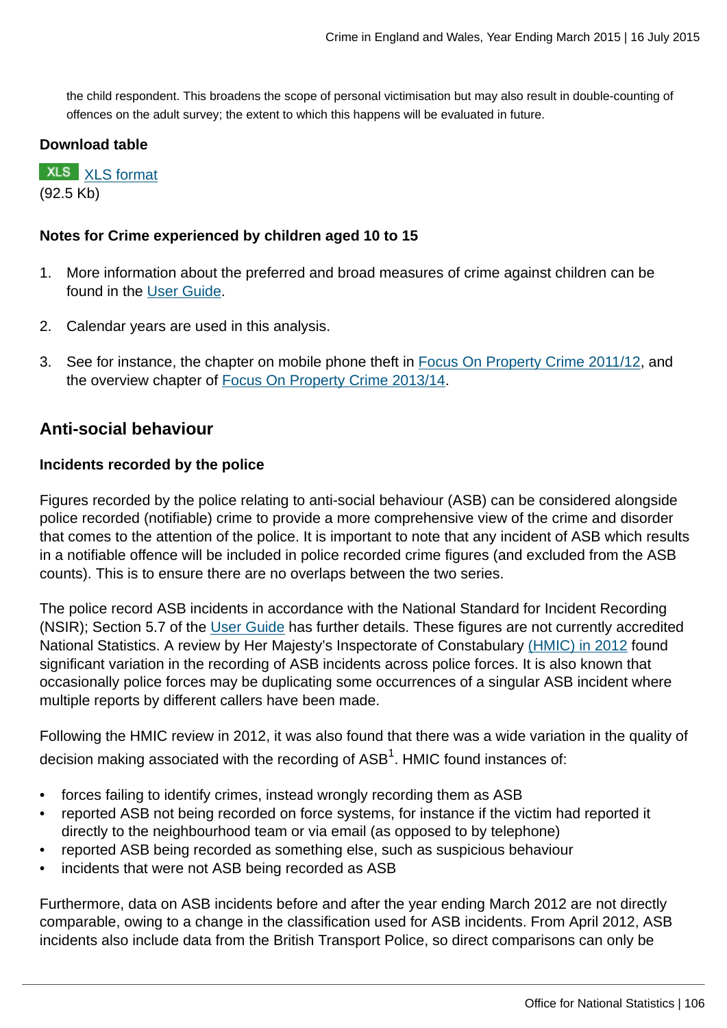the child respondent. This broadens the scope of personal victimisation but may also result in double-counting of offences on the adult survey; the extent to which this happens will be evaluated in future.

**Download table**

XLS [XLS format](#)
(92.5 Kb)

**Notes for Crime experienced by children aged 10 to 15**

1. More information about the preferred and broad measures of crime against children can be found in the User Guide.

2. Calendar years are used in this analysis.

3. See for instance, the chapter on mobile phone theft in Focus On Property Crime 2011/12, and the overview chapter of Focus On Property Crime 2013/14.

## Anti-social behaviour

### Incidents recorded by the police

Figures recorded by the police relating to anti-social behaviour (ASB) can be considered alongside police recorded (notifiable) crime to provide a more comprehensive view of the crime and disorder that comes to the attention of the police. It is important to note that any incident of ASB which results in a notifiable offence will be included in police recorded crime figures (and excluded from the ASB counts). This is to ensure there are no overlaps between the two series.

The police record ASB incidents in accordance with the National Standard for Incident Recording (NSIR); Section 5.7 of the User Guide has further details. These figures are not currently accredited National Statistics. A review by Her Majesty's Inspectorate of Constabulary (HMIC) in 2012 found significant variation in the recording of ASB incidents across police forces. It is also known that occasionally police forces may be duplicating some occurrences of a singular ASB incident where multiple reports by different callers have been made.

Following the HMIC review in 2012, it was also found that there was a wide variation in the quality of decision making associated with the recording of ASB[1]. HMIC found instances of:

- forces failing to identify crimes, instead wrongly recording them as ASB
- reported ASB not being recorded on force systems, for instance if the victim had reported it directly to the neighbourhood team or via email (as opposed to by telephone)
- reported ASB being recorded as something else, such as suspicious behaviour
- incidents that were not ASB being recorded as ASB

Furthermore, data on ASB incidents before and after the year ending March 2012 are not directly comparable, owing to a change in the classification used for ASB incidents. From April 2012, ASB incidents also include data from the British Transport Police, so direct comparisons can only be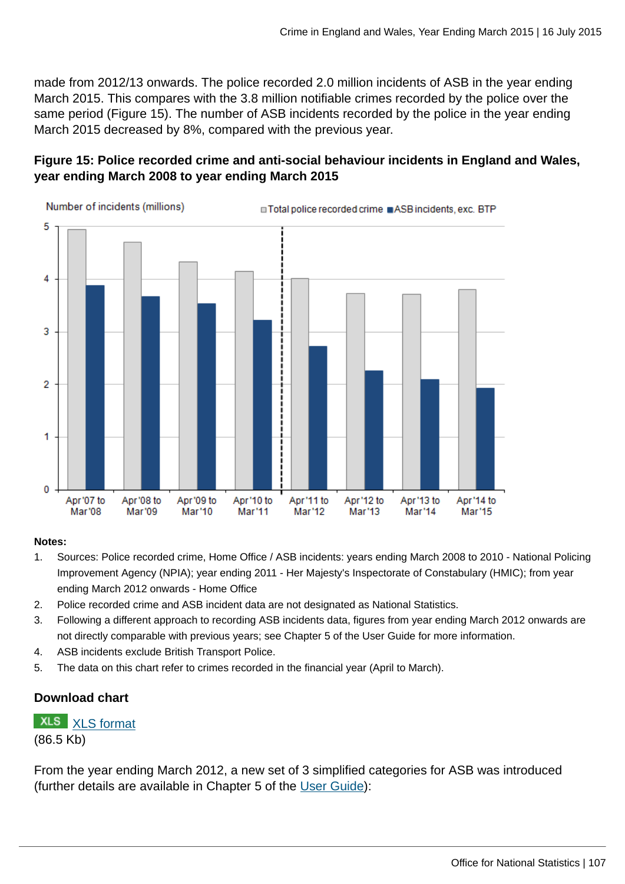made from 2012/13 onwards. The police recorded 2.0 million incidents of ASB in the year ending March 2015. This compares with the 3.8 million notifiable crimes recorded by the police over the same period (Figure 15). The number of ASB incidents recorded by the police in the year ending March 2015 decreased by 8%, compared with the previous year.

**Figure 15: Police recorded crime and anti-social behaviour incidents in England and Wales, year ending March 2008 to year ending March 2015**

**Notes:**

1. Sources: Police recorded crime, Home Office / ASB incidents: years ending March 2008 to 2010 - National Policing Improvement Agency (NPIA); year ending 2011 - Her Majesty's Inspectorate of Constabulary (HMIC); from year ending March 2012 onwards - Home Office
2. Police recorded crime and ASB incident data are not designated as National Statistics.
3. Following a different approach to recording ASB incidents data, figures from year ending March 2012 onwards are not directly comparable with previous years; see Chapter 5 of the User Guide for more information.
4. ASB incidents exclude British Transport Police.
5. The data on this chart refer to crimes recorded in the financial year (April to March).

### Download chart

XLS [XLS format](#)
(86.5 Kb)

From the year ending March 2012, a new set of 3 simplified categories for ASB was introduced (further details are available in Chapter 5 of the [User Guide](#)):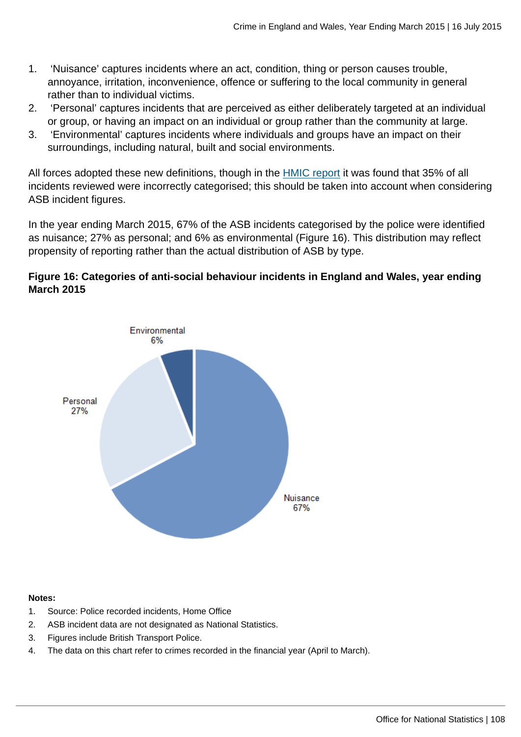1. 'Nuisance' captures incidents where an act, condition, thing or person causes trouble, annoyance, irritation, inconvenience, offence or suffering to the local community in general rather than to individual victims.
2. 'Personal' captures incidents that are perceived as either deliberately targeted at an individual or group, or having an impact on an individual or group rather than the community at large.
3. 'Environmental' captures incidents where individuals and groups have an impact on their surroundings, including natural, built and social environments.

All forces adopted these new definitions, though in the HMIC report it was found that 35% of all incidents reviewed were incorrectly categorised; this should be taken into account when considering ASB incident figures.

In the year ending March 2015, 67% of the ASB incidents categorised by the police were identified as nuisance; 27% as personal; and 6% as environmental (Figure 16). This distribution may reflect propensity of reporting rather than the actual distribution of ASB by type.

**Figure 16: Categories of anti-social behaviour incidents in England and Wales, year ending March 2015**

Environmental 6%

Personal 27%

Nuisance 67%

**Notes:**

1. Source: Police recorded incidents, Home Office
2. ASB incident data are not designated as National Statistics.
3. Figures include British Transport Police.
4. The data on this chart refer to crimes recorded in the financial year (April to March).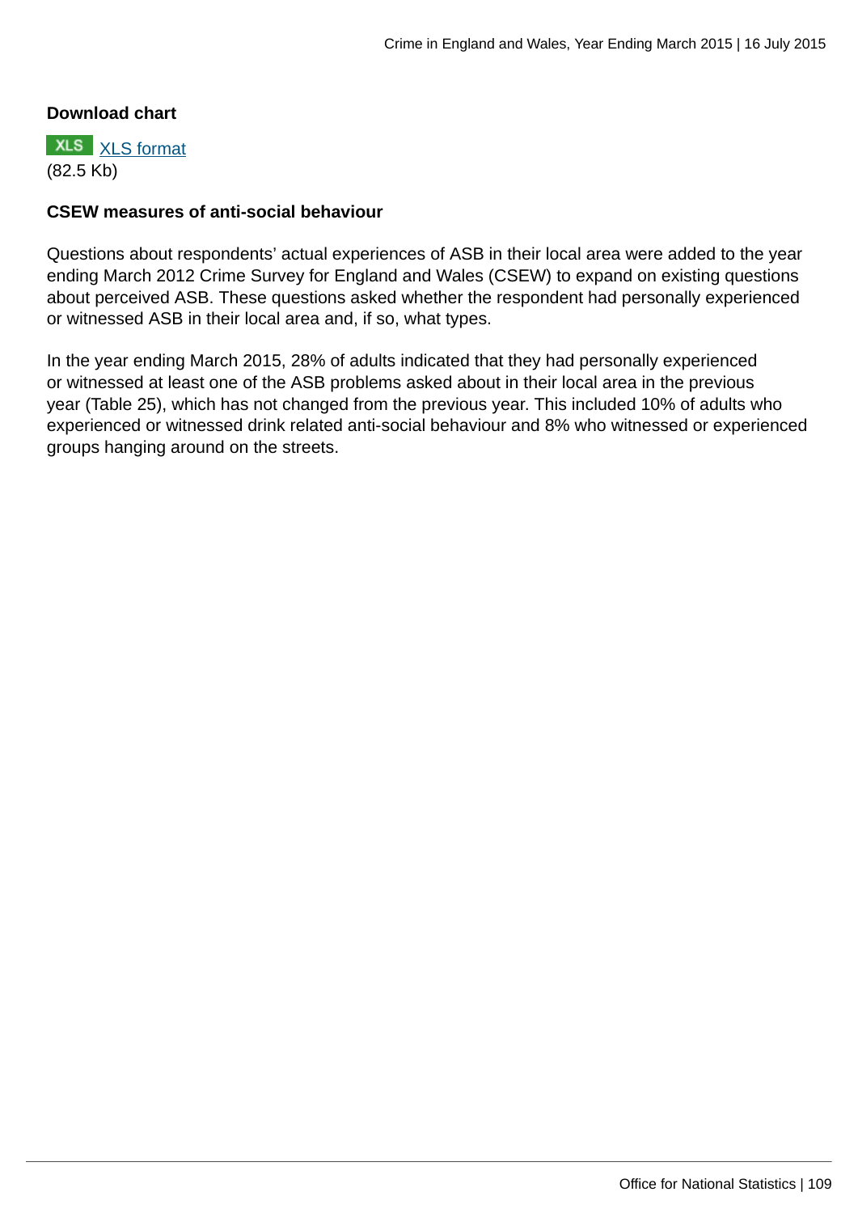**Download chart**

XLS [XLS format](#)
(82.5 Kb)

**CSEW measures of anti-social behaviour**

Questions about respondents' actual experiences of ASB in their local area were added to the year ending March 2012 Crime Survey for England and Wales (CSEW) to expand on existing questions about perceived ASB. These questions asked whether the respondent had personally experienced or witnessed ASB in their local area and, if so, what types.

In the year ending March 2015, 28% of adults indicated that they had personally experienced or witnessed at least one of the ASB problems asked about in their local area in the previous year (Table 25), which has not changed from the previous year. This included 10% of adults who experienced or witnessed drink related anti-social behaviour and 8% who witnessed or experienced groups hanging around on the streets.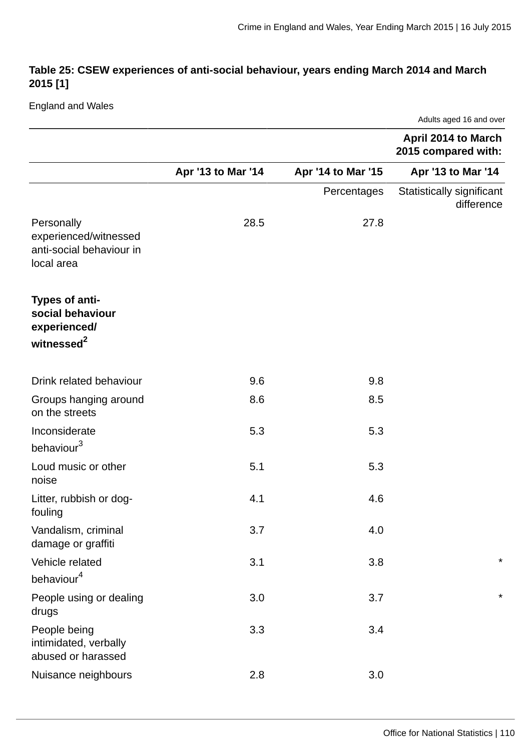**Table 25: CSEW experiences of anti-social behaviour, years ending March 2014 and March 2015 [1]**

England and Wales

Adults aged 16 and over

| | | | April 2014 to March 2015 compared with: |
|---|---|---|---|
| | Apr '13 to Mar '14 | Apr '14 to Mar '15 | Apr '13 to Mar '14 |
| | | Percentages | Statistically significant difference |
| Personally experienced/witnessed anti-social behaviour in local area | 28.5 | 27.8 | |
| **Types of anti-social behaviour experienced/ witnessed[2]** | | | |
| Drink related behaviour | 9.6 | 9.8 | |
| Groups hanging around on the streets | 8.6 | 8.5 | |
| Inconsiderate behaviour[3] | 5.3 | 5.3 | |
| Loud music or other noise | 5.1 | 5.3 | |
| Litter, rubbish or dog-fouling | 4.1 | 4.6 | |
| Vandalism, criminal damage or graffiti | 3.7 | 4.0 | |
| Vehicle related behaviour[4] | 3.1 | 3.8 | * |
| People using or dealing drugs | 3.0 | 3.7 | * |
| People being intimidated, verbally abused or harassed | 3.3 | 3.4 | |
| Nuisance neighbours | 2.8 | 3.0 | |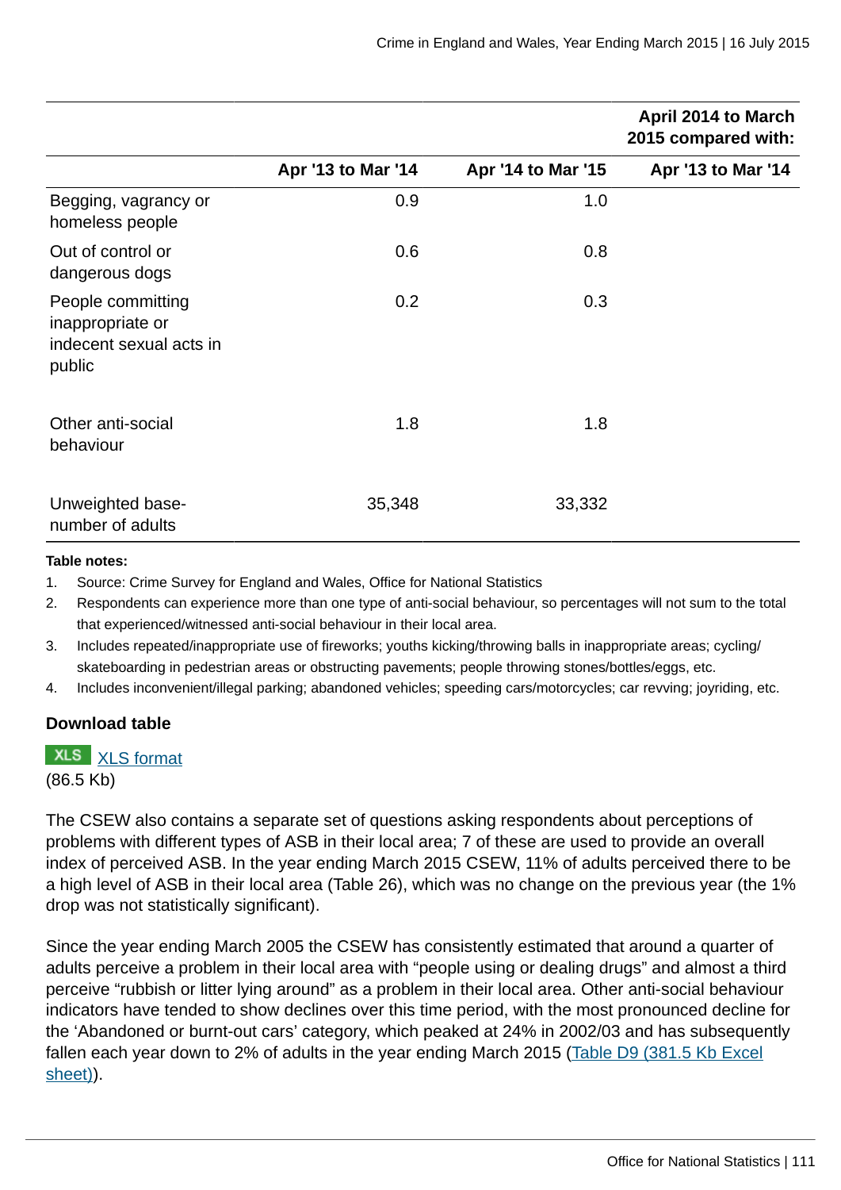| | | | April 2014 to March 2015 compared with: |
|---|---|---|---|
| | Apr '13 to Mar '14 | Apr '14 to Mar '15 | Apr '13 to Mar '14 |
| Begging, vagrancy or homeless people | 0.9 | 1.0 | |
| Out of control or dangerous dogs | 0.6 | 0.8 | |
| People committing inappropriate or indecent sexual acts in public | 0.2 | 0.3 | |
| Other anti-social behaviour | 1.8 | 1.8 | |
| Unweighted base- number of adults | 35,348 | 33,332 | |

**Table notes:**

1. Source: Crime Survey for England and Wales, Office for National Statistics
2. Respondents can experience more than one type of anti-social behaviour, so percentages will not sum to the total that experienced/witnessed anti-social behaviour in their local area.
3. Includes repeated/inappropriate use of fireworks; youths kicking/throwing balls in inappropriate areas; cycling/skateboarding in pedestrian areas or obstructing pavements; people throwing stones/bottles/eggs, etc.
4. Includes inconvenient/illegal parking; abandoned vehicles; speeding cars/motorcycles; car revving; joyriding, etc.

**Download table**

XLS [XLS format](#)
(86.5 Kb)

The CSEW also contains a separate set of questions asking respondents about perceptions of problems with different types of ASB in their local area; 7 of these are used to provide an overall index of perceived ASB. In the year ending March 2015 CSEW, 11% of adults perceived there to be a high level of ASB in their local area (Table 26), which was no change on the previous year (the 1% drop was not statistically significant).

Since the year ending March 2005 the CSEW has consistently estimated that around a quarter of adults perceive a problem in their local area with "people using or dealing drugs" and almost a third perceive "rubbish or litter lying around" as a problem in their local area. Other anti-social behaviour indicators have tended to show declines over this time period, with the most pronounced decline for the 'Abandoned or burnt-out cars' category, which peaked at 24% in 2002/03 and has subsequently fallen each year down to 2% of adults in the year ending March 2015 ([Table D9 (381.5 Kb Excel sheet)](#)).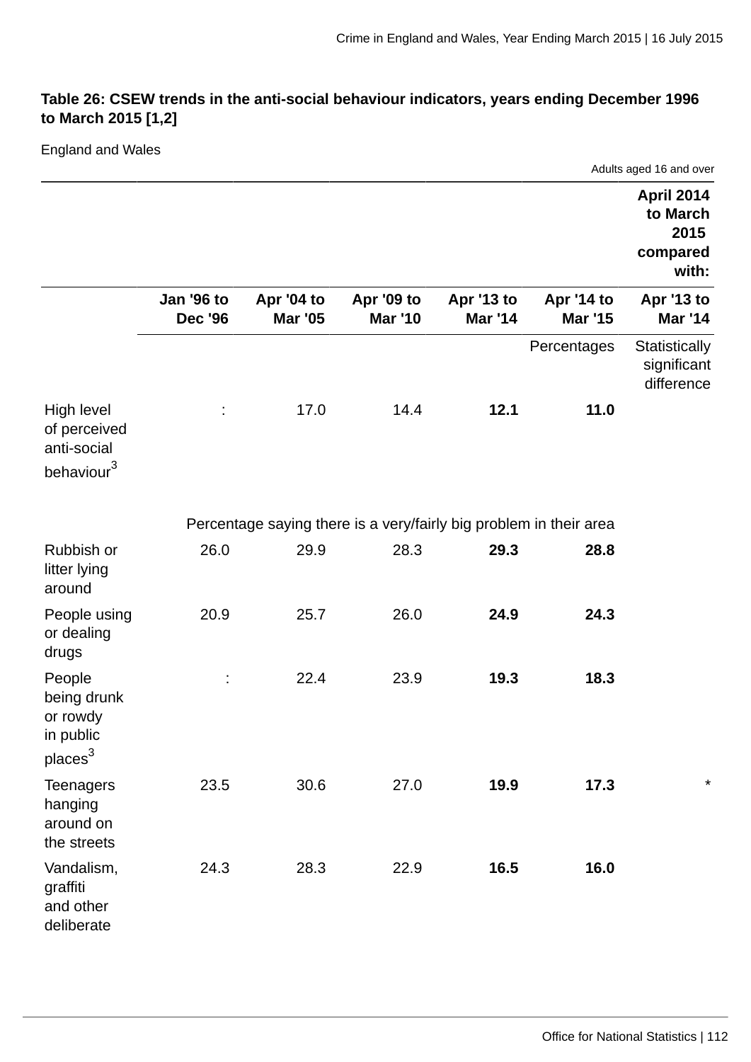**Table 26: CSEW trends in the anti-social behaviour indicators, years ending December 1996 to March 2015 [1,2]**

England and Wales

Adults aged 16 and over

| | | | | | | April 2014 to March 2015 compared with: |
|---|---|---|---|---|---|---|
| | Jan '96 to Dec '96 | Apr '04 to Mar '05 | Apr '09 to Mar '10 | Apr '13 to Mar '14 | Apr '14 to Mar '15 | Apr '13 to Mar '14 |
| | | | | | Percentages | Statistically significant difference |
| High level of perceived anti-social behaviour[3] | : | 17.0 | 14.4 | **12.1** | **11.0** | |
| | Percentage saying there is a very/fairly big problem in their area | | | | | |
| Rubbish or litter lying around | 26.0 | 29.9 | 28.3 | **29.3** | **28.8** | |
| People using or dealing drugs | 20.9 | 25.7 | 26.0 | **24.9** | **24.3** | |
| People being drunk or rowdy in public places[3] | : | 22.4 | 23.9 | **19.3** | **18.3** | |
| Teenagers hanging around on the streets | 23.5 | 30.6 | 27.0 | **19.9** | **17.3** | * |
| Vandalism, graffiti and other deliberate | 24.3 | 28.3 | 22.9 | **16.5** | **16.0** | |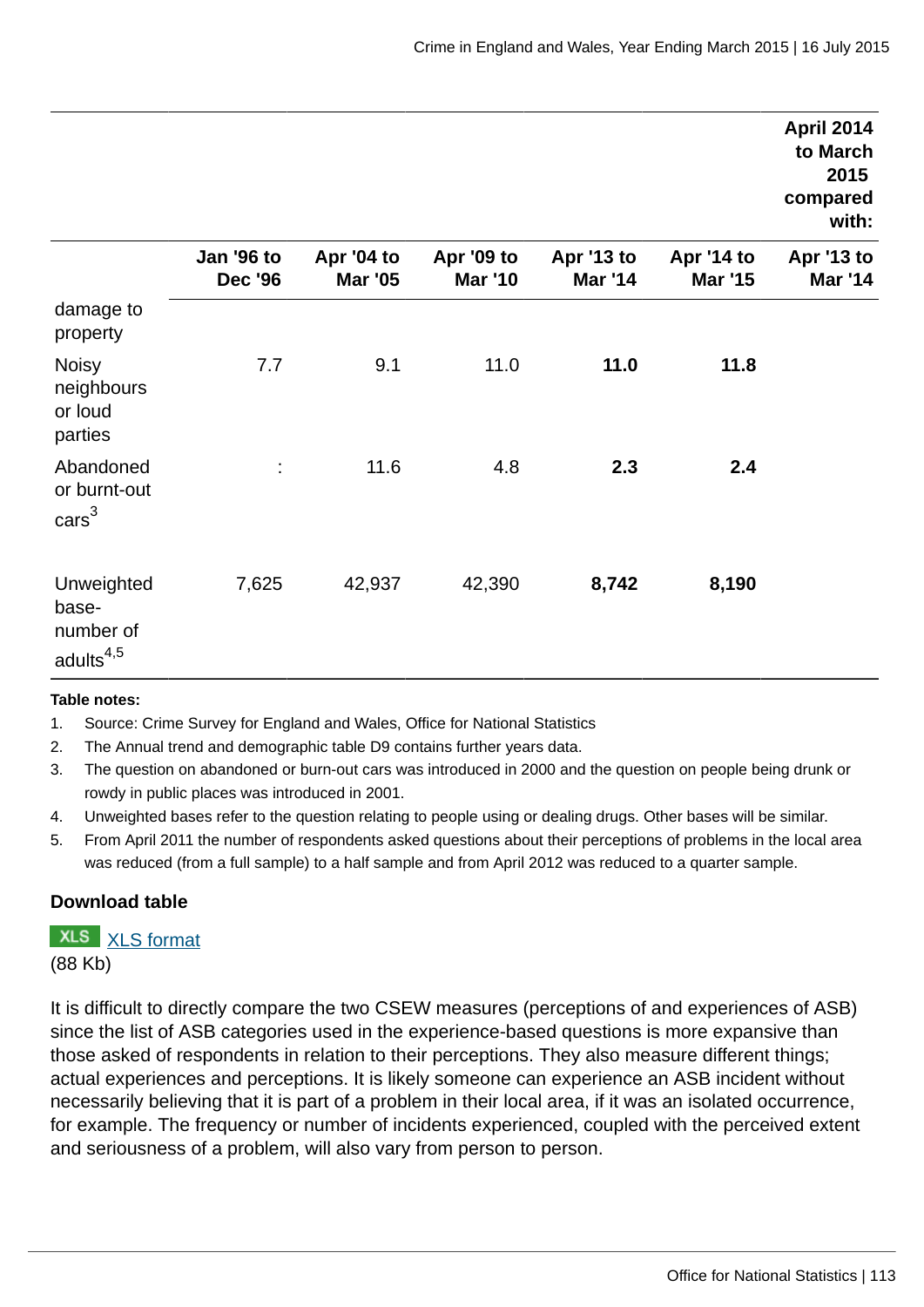| | | | | | | April 2014 to March 2015 compared with: |
|---|---|---|---|---|---|---|
| | Jan '96 to Dec '96 | Apr '04 to Mar '05 | Apr '09 to Mar '10 | Apr '13 to Mar '14 | Apr '14 to Mar '15 | Apr '13 to Mar '14 |
| damage to property | | | | | | |
| Noisy neighbours or loud parties | 7.7 | 9.1 | 11.0 | **11.0** | **11.8** | |
| Abandoned or burnt-out cars[3] | : | 11.6 | 4.8 | **2.3** | **2.4** | |
| Unweighted base-number of adults[4,5] | 7,625 | 42,937 | 42,390 | **8,742** | **8,190** | |

**Table notes:**

1. Source: Crime Survey for England and Wales, Office for National Statistics
2. The Annual trend and demographic table D9 contains further years data.
3. The question on abandoned or burn-out cars was introduced in 2000 and the question on people being drunk or rowdy in public places was introduced in 2001.
4. Unweighted bases refer to the question relating to people using or dealing drugs. Other bases will be similar.
5. From April 2011 the number of respondents asked questions about their perceptions of problems in the local area was reduced (from a full sample) to a half sample and from April 2012 was reduced to a quarter sample.

**Download table**

XLS [XLS format](#)
(88 Kb)

It is difficult to directly compare the two CSEW measures (perceptions of and experiences of ASB) since the list of ASB categories used in the experience-based questions is more expansive than those asked of respondents in relation to their perceptions. They also measure different things; actual experiences and perceptions. It is likely someone can experience an ASB incident without necessarily believing that it is part of a problem in their local area, if it was an isolated occurrence, for example. The frequency or number of incidents experienced, coupled with the perceived extent and seriousness of a problem, will also vary from person to person.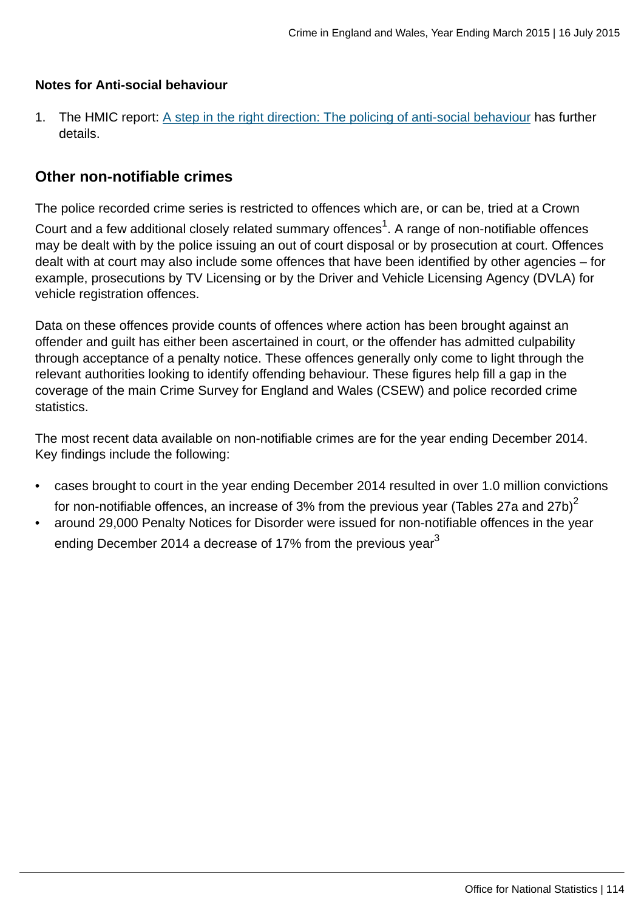**Notes for Anti-social behaviour**

1. The HMIC report: [A step in the right direction: The policing of anti-social behaviour] has further details.

## Other non-notifiable crimes

The police recorded crime series is restricted to offences which are, or can be, tried at a Crown Court and a few additional closely related summary offences[1]. A range of non-notifiable offences may be dealt with by the police issuing an out of court disposal or by prosecution at court. Offences dealt with at court may also include some offences that have been identified by other agencies – for example, prosecutions by TV Licensing or by the Driver and Vehicle Licensing Agency (DVLA) for vehicle registration offences.

Data on these offences provide counts of offences where action has been brought against an offender and guilt has either been ascertained in court, or the offender has admitted culpability through acceptance of a penalty notice. These offences generally only come to light through the relevant authorities looking to identify offending behaviour. These figures help fill a gap in the coverage of the main Crime Survey for England and Wales (CSEW) and police recorded crime statistics.

The most recent data available on non-notifiable crimes are for the year ending December 2014. Key findings include the following:

- cases brought to court in the year ending December 2014 resulted in over 1.0 million convictions for non-notifiable offences, an increase of 3% from the previous year (Tables 27a and 27b)[2]
- around 29,000 Penalty Notices for Disorder were issued for non-notifiable offences in the year ending December 2014 a decrease of 17% from the previous year[3]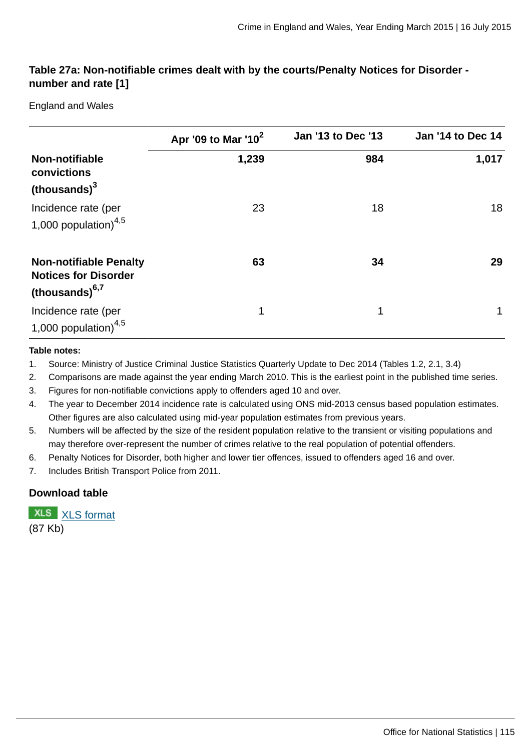### Table 27a: Non-notifiable crimes dealt with by the courts/Penalty Notices for Disorder - number and rate [1]

England and Wales

| | Apr '09 to Mar '10[2] | Jan '13 to Dec '13 | Jan '14 to Dec 14 |
|---|---|---|---|
| **Non-notifiable convictions (thousands)[3]** | **1,239** | **984** | **1,017** |
| Incidence rate (per 1,000 population)[4,5] | 23 | 18 | 18 |
| **Non-notifiable Penalty Notices for Disorder (thousands)[6,7]** | **63** | **34** | **29** |
| Incidence rate (per 1,000 population)[4,5] | 1 | 1 | 1 |

**Table notes:**

1. Source: Ministry of Justice Criminal Justice Statistics Quarterly Update to Dec 2014 (Tables 1.2, 2.1, 3.4)
2. Comparisons are made against the year ending March 2010. This is the earliest point in the published time series.
3. Figures for non-notifiable convictions apply to offenders aged 10 and over.
4. The year to December 2014 incidence rate is calculated using ONS mid-2013 census based population estimates. Other figures are also calculated using mid-year population estimates from previous years.
5. Numbers will be affected by the size of the resident population relative to the transient or visiting populations and may therefore over-represent the number of crimes relative to the real population of potential offenders.
6. Penalty Notices for Disorder, both higher and lower tier offences, issued to offenders aged 16 and over.
7. Includes British Transport Police from 2011.

### Download table

XLS XLS format
(87 Kb)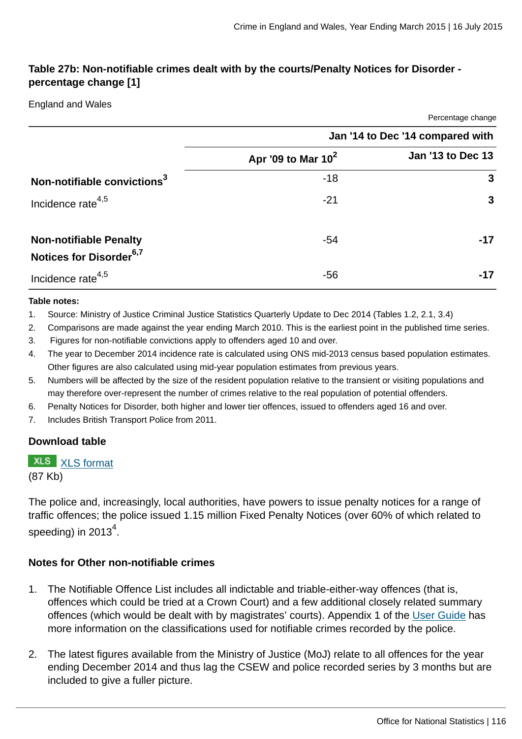### Table 27b: Non-notifiable crimes dealt with by the courts/Penalty Notices for Disorder - percentage change [1]

England and Wales

Percentage change

| | Jan '14 to Dec '14 compared with | |
|---|---|---|
| | Apr '09 to Mar 10[2] | Jan '13 to Dec 13 |
| **Non-notifiable convictions[3]** | -18 | **3** |
| Incidence rate[4,5] | -21 | **3** |
| **Non-notifiable Penalty Notices for Disorder[6,7]** | -54 | **-17** |
| Incidence rate[4,5] | -56 | **-17** |

**Table notes:**

1. Source: Ministry of Justice Criminal Justice Statistics Quarterly Update to Dec 2014 (Tables 1.2, 2.1, 3.4)
2. Comparisons are made against the year ending March 2010. This is the earliest point in the published time series.
3. Figures for non-notifiable convictions apply to offenders aged 10 and over.
4. The year to December 2014 incidence rate is calculated using ONS mid-2013 census based population estimates. Other figures are also calculated using mid-year population estimates from previous years.
5. Numbers will be affected by the size of the resident population relative to the transient or visiting populations and may therefore over-represent the number of crimes relative to the real population of potential offenders.
6. Penalty Notices for Disorder, both higher and lower tier offences, issued to offenders aged 16 and over.
7. Includes British Transport Police from 2011.

**Download table**

XLS [XLS format](#)
(87 Kb)

The police and, increasingly, local authorities, have powers to issue penalty notices for a range of traffic offences; the police issued 1.15 million Fixed Penalty Notices (over 60% of which related to speeding) in 2013[4].

### Notes for Other non-notifiable crimes

1. The Notifiable Offence List includes all indictable and triable-either-way offences (that is, offences which could be tried at a Crown Court) and a few additional closely related summary offences (which would be dealt with by magistrates' courts). Appendix 1 of the [User Guide](#) has more information on the classifications used for notifiable crimes recorded by the police.

2. The latest figures available from the Ministry of Justice (MoJ) relate to all offences for the year ending December 2014 and thus lag the CSEW and police recorded series by 3 months but are included to give a fuller picture.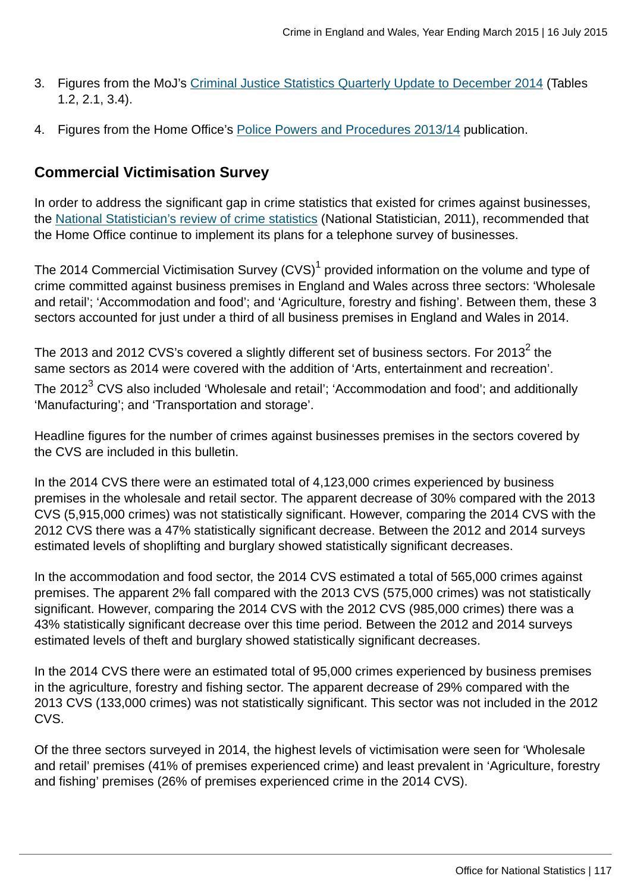3. Figures from the MoJ's Criminal Justice Statistics Quarterly Update to December 2014 (Tables 1.2, 2.1, 3.4).

4. Figures from the Home Office's Police Powers and Procedures 2013/14 publication.

## Commercial Victimisation Survey

In order to address the significant gap in crime statistics that existed for crimes against businesses, the National Statistician's review of crime statistics (National Statistician, 2011), recommended that the Home Office continue to implement its plans for a telephone survey of businesses.

The 2014 Commercial Victimisation Survey (CVS)[1] provided information on the volume and type of crime committed against business premises in England and Wales across three sectors: 'Wholesale and retail'; 'Accommodation and food'; and 'Agriculture, forestry and fishing'. Between them, these 3 sectors accounted for just under a third of all business premises in England and Wales in 2014.

The 2013 and 2012 CVS's covered a slightly different set of business sectors. For 2013[2] the same sectors as 2014 were covered with the addition of 'Arts, entertainment and recreation'. The 2012[3] CVS also included 'Wholesale and retail'; 'Accommodation and food'; and additionally 'Manufacturing'; and 'Transportation and storage'.

Headline figures for the number of crimes against businesses premises in the sectors covered by the CVS are included in this bulletin.

In the 2014 CVS there were an estimated total of 4,123,000 crimes experienced by business premises in the wholesale and retail sector. The apparent decrease of 30% compared with the 2013 CVS (5,915,000 crimes) was not statistically significant. However, comparing the 2014 CVS with the 2012 CVS there was a 47% statistically significant decrease. Between the 2012 and 2014 surveys estimated levels of shoplifting and burglary showed statistically significant decreases.

In the accommodation and food sector, the 2014 CVS estimated a total of 565,000 crimes against premises. The apparent 2% fall compared with the 2013 CVS (575,000 crimes) was not statistically significant. However, comparing the 2014 CVS with the 2012 CVS (985,000 crimes) there was a 43% statistically significant decrease over this time period. Between the 2012 and 2014 surveys estimated levels of theft and burglary showed statistically significant decreases.

In the 2014 CVS there were an estimated total of 95,000 crimes experienced by business premises in the agriculture, forestry and fishing sector. The apparent decrease of 29% compared with the 2013 CVS (133,000 crimes) was not statistically significant. This sector was not included in the 2012 CVS.

Of the three sectors surveyed in 2014, the highest levels of victimisation were seen for 'Wholesale and retail' premises (41% of premises experienced crime) and least prevalent in 'Agriculture, forestry and fishing' premises (26% of premises experienced crime in the 2014 CVS).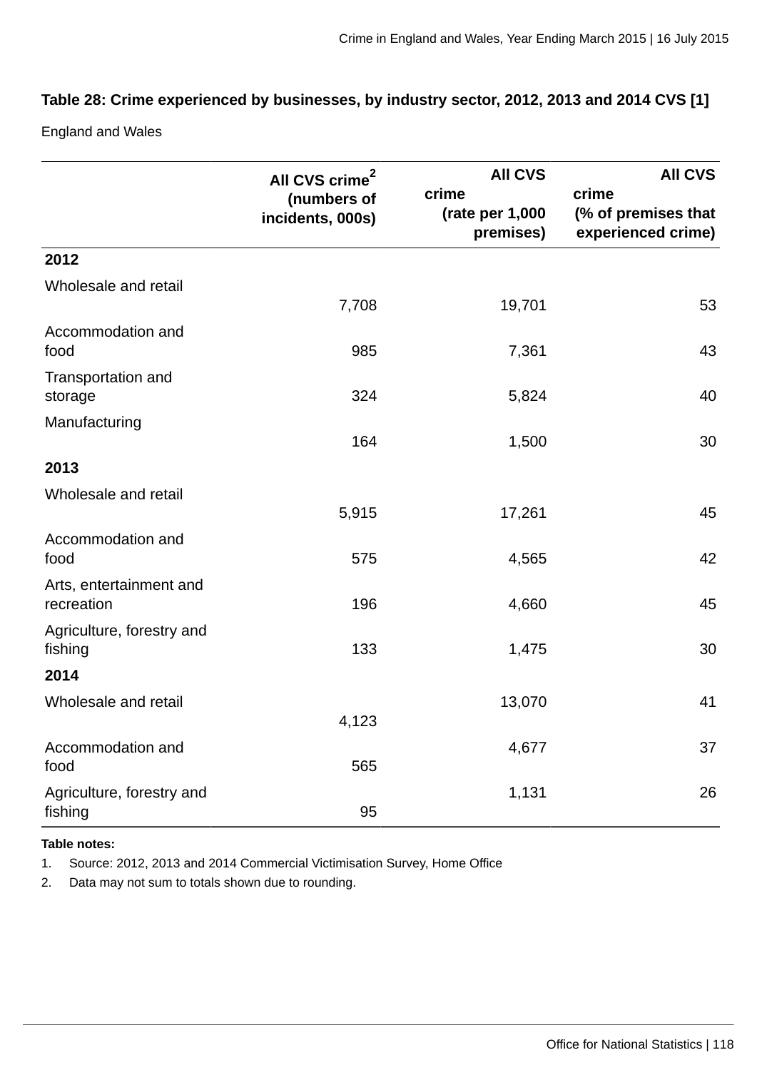**Table 28: Crime experienced by businesses, by industry sector, 2012, 2013 and 2014 CVS [1]**

England and Wales

| | All CVS crime[2] (numbers of incidents, 000s) | All CVS crime (rate per 1,000 premises) | All CVS crime (% of premises that experienced crime) |
|---|---|---|---|
| **2012** | | | |
| Wholesale and retail | 7,708 | 19,701 | 53 |
| Accommodation and food | 985 | 7,361 | 43 |
| Transportation and storage | 324 | 5,824 | 40 |
| Manufacturing | 164 | 1,500 | 30 |
| **2013** | | | |
| Wholesale and retail | 5,915 | 17,261 | 45 |
| Accommodation and food | 575 | 4,565 | 42 |
| Arts, entertainment and recreation | 196 | 4,660 | 45 |
| Agriculture, forestry and fishing | 133 | 1,475 | 30 |
| **2014** | | | |
| Wholesale and retail | 4,123 | 13,070 | 41 |
| Accommodation and food | 565 | 4,677 | 37 |
| Agriculture, forestry and fishing | 95 | 1,131 | 26 |

**Table notes:**

1. Source: 2012, 2013 and 2014 Commercial Victimisation Survey, Home Office
2. Data may not sum to totals shown due to rounding.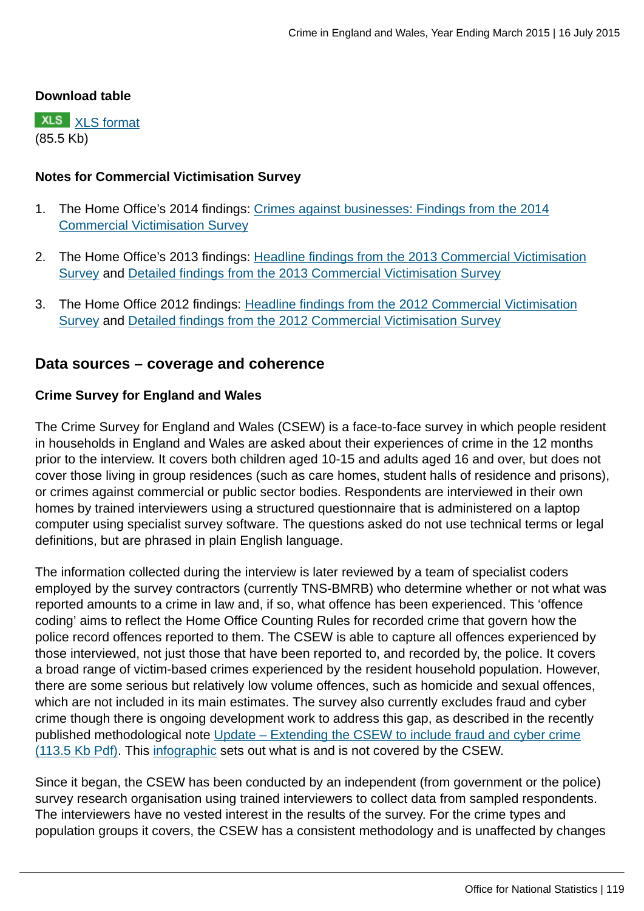**Download table**

XLS [XLS format](#)
(85.5 Kb)

**Notes for Commercial Victimisation Survey**

1. The Home Office's 2014 findings: [Crimes against businesses: Findings from the 2014 Commercial Victimisation Survey](#)
2. The Home Office's 2013 findings: [Headline findings from the 2013 Commercial Victimisation Survey](#) and [Detailed findings from the 2013 Commercial Victimisation Survey](#)
3. The Home Office 2012 findings: [Headline findings from the 2012 Commercial Victimisation Survey](#) and [Detailed findings from the 2012 Commercial Victimisation Survey](#)

## Data sources – coverage and coherence

### Crime Survey for England and Wales

The Crime Survey for England and Wales (CSEW) is a face-to-face survey in which people resident in households in England and Wales are asked about their experiences of crime in the 12 months prior to the interview. It covers both children aged 10-15 and adults aged 16 and over, but does not cover those living in group residences (such as care homes, student halls of residence and prisons), or crimes against commercial or public sector bodies. Respondents are interviewed in their own homes by trained interviewers using a structured questionnaire that is administered on a laptop computer using specialist survey software. The questions asked do not use technical terms or legal definitions, but are phrased in plain English language.

The information collected during the interview is later reviewed by a team of specialist coders employed by the survey contractors (currently TNS-BMRB) who determine whether or not what was reported amounts to a crime in law and, if so, what offence has been experienced. This 'offence coding' aims to reflect the Home Office Counting Rules for recorded crime that govern how the police record offences reported to them. The CSEW is able to capture all offences experienced by those interviewed, not just those that have been reported to, and recorded by, the police. It covers a broad range of victim-based crimes experienced by the resident household population. However, there are some serious but relatively low volume offences, such as homicide and sexual offences, which are not included in its main estimates. The survey also currently excludes fraud and cyber crime though there is ongoing development work to address this gap, as described in the recently published methodological note [Update – Extending the CSEW to include fraud and cyber crime (113.5 Kb Pdf)](#). This [infographic](#) sets out what is and is not covered by the CSEW.

Since it began, the CSEW has been conducted by an independent (from government or the police) survey research organisation using trained interviewers to collect data from sampled respondents. The interviewers have no vested interest in the results of the survey. For the crime types and population groups it covers, the CSEW has a consistent methodology and is unaffected by changes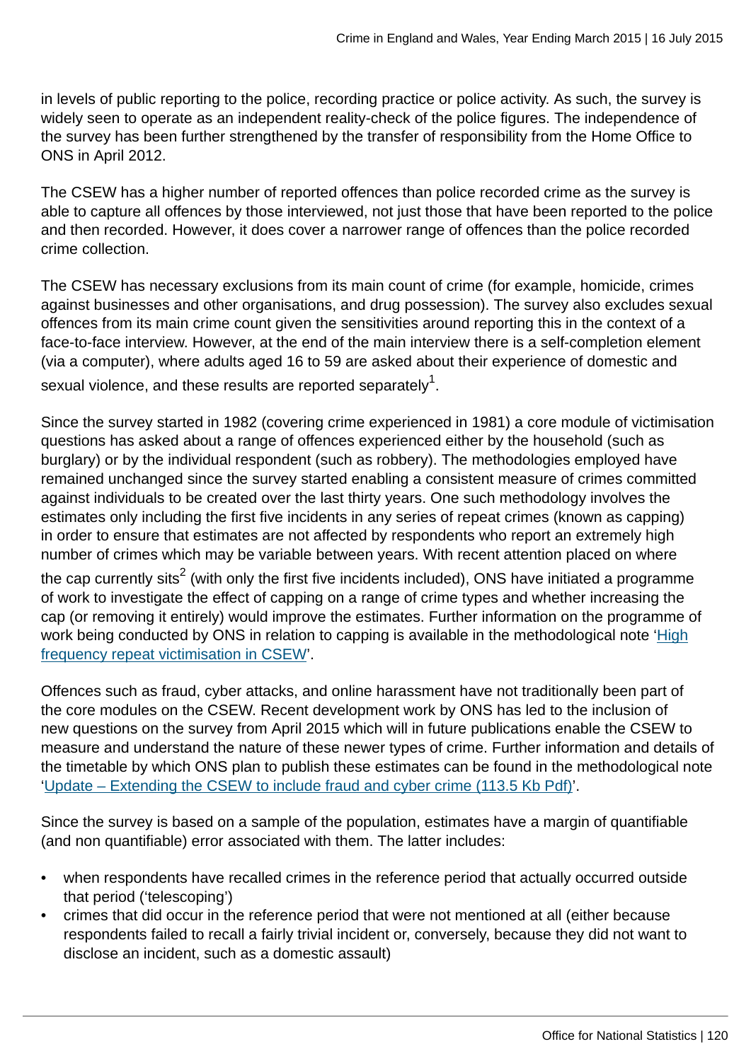in levels of public reporting to the police, recording practice or police activity. As such, the survey is widely seen to operate as an independent reality-check of the police figures. The independence of the survey has been further strengthened by the transfer of responsibility from the Home Office to ONS in April 2012.

The CSEW has a higher number of reported offences than police recorded crime as the survey is able to capture all offences by those interviewed, not just those that have been reported to the police and then recorded. However, it does cover a narrower range of offences than the police recorded crime collection.

The CSEW has necessary exclusions from its main count of crime (for example, homicide, crimes against businesses and other organisations, and drug possession). The survey also excludes sexual offences from its main crime count given the sensitivities around reporting this in the context of a face-to-face interview. However, at the end of the main interview there is a self-completion element (via a computer), where adults aged 16 to 59 are asked about their experience of domestic and sexual violence, and these results are reported separately[1].

Since the survey started in 1982 (covering crime experienced in 1981) a core module of victimisation questions has asked about a range of offences experienced either by the household (such as burglary) or by the individual respondent (such as robbery). The methodologies employed have remained unchanged since the survey started enabling a consistent measure of crimes committed against individuals to be created over the last thirty years. One such methodology involves the estimates only including the first five incidents in any series of repeat crimes (known as capping) in order to ensure that estimates are not affected by respondents who report an extremely high number of crimes which may be variable between years. With recent attention placed on where the cap currently sits[2] (with only the first five incidents included), ONS have initiated a programme of work to investigate the effect of capping on a range of crime types and whether increasing the cap (or removing it entirely) would improve the estimates. Further information on the programme of work being conducted by ONS in relation to capping is available in the methodological note 'High frequency repeat victimisation in CSEW'.

Offences such as fraud, cyber attacks, and online harassment have not traditionally been part of the core modules on the CSEW. Recent development work by ONS has led to the inclusion of new questions on the survey from April 2015 which will in future publications enable the CSEW to measure and understand the nature of these newer types of crime. Further information and details of the timetable by which ONS plan to publish these estimates can be found in the methodological note 'Update – Extending the CSEW to include fraud and cyber crime (113.5 Kb Pdf)'.

Since the survey is based on a sample of the population, estimates have a margin of quantifiable (and non quantifiable) error associated with them. The latter includes:

- when respondents have recalled crimes in the reference period that actually occurred outside that period ('telescoping')
- crimes that did occur in the reference period that were not mentioned at all (either because respondents failed to recall a fairly trivial incident or, conversely, because they did not want to disclose an incident, such as a domestic assault)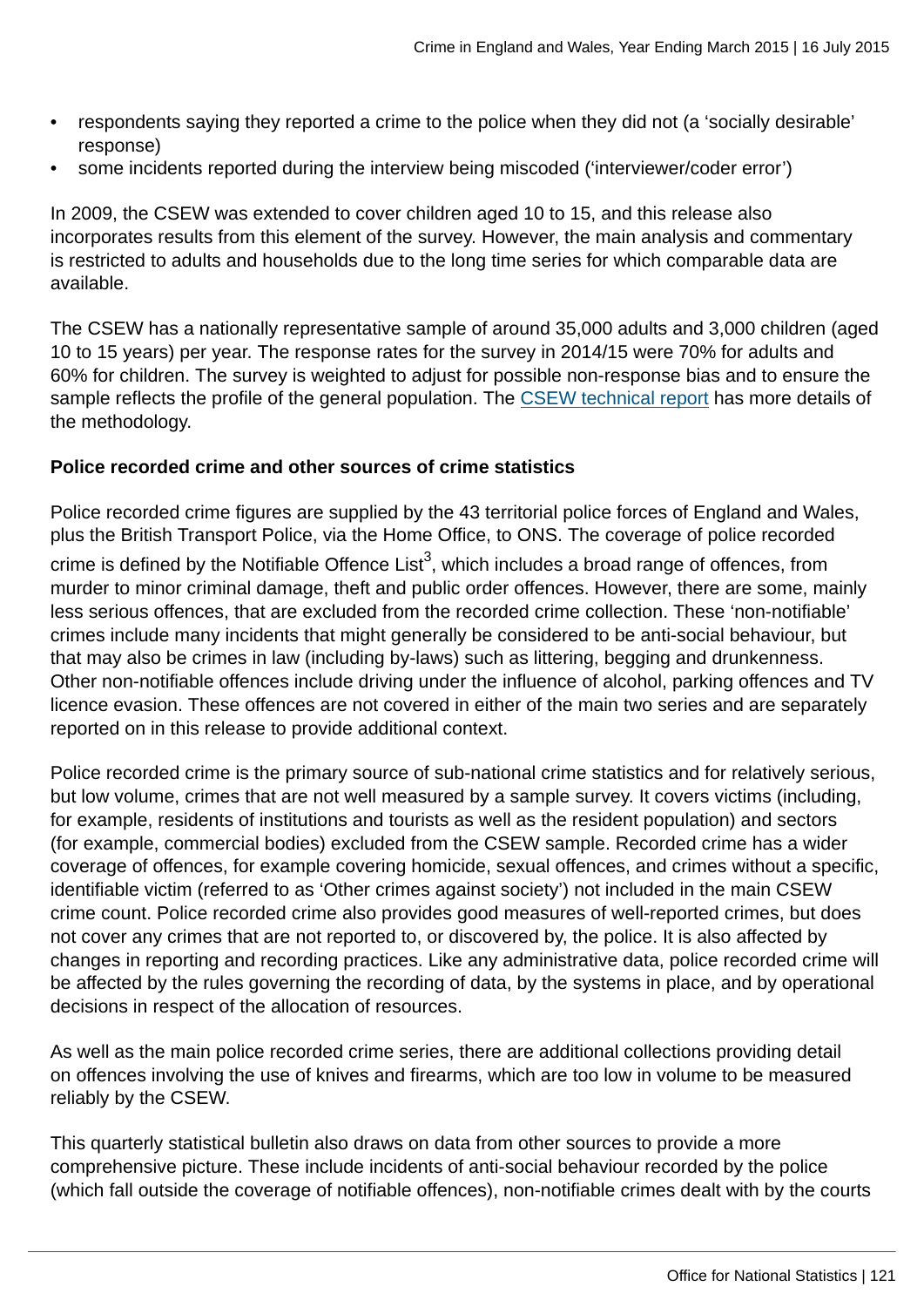- respondents saying they reported a crime to the police when they did not (a 'socially desirable' response)
- some incidents reported during the interview being miscoded ('interviewer/coder error')

In 2009, the CSEW was extended to cover children aged 10 to 15, and this release also incorporates results from this element of the survey. However, the main analysis and commentary is restricted to adults and households due to the long time series for which comparable data are available.

The CSEW has a nationally representative sample of around 35,000 adults and 3,000 children (aged 10 to 15 years) per year. The response rates for the survey in 2014/15 were 70% for adults and 60% for children. The survey is weighted to adjust for possible non-response bias and to ensure the sample reflects the profile of the general population. The CSEW technical report has more details of the methodology.

**Police recorded crime and other sources of crime statistics**

Police recorded crime figures are supplied by the 43 territorial police forces of England and Wales, plus the British Transport Police, via the Home Office, to ONS. The coverage of police recorded crime is defined by the Notifiable Offence List[3], which includes a broad range of offences, from murder to minor criminal damage, theft and public order offences. However, there are some, mainly less serious offences, that are excluded from the recorded crime collection. These 'non-notifiable' crimes include many incidents that might generally be considered to be anti-social behaviour, but that may also be crimes in law (including by-laws) such as littering, begging and drunkenness. Other non-notifiable offences include driving under the influence of alcohol, parking offences and TV licence evasion. These offences are not covered in either of the main two series and are separately reported on in this release to provide additional context.

Police recorded crime is the primary source of sub-national crime statistics and for relatively serious, but low volume, crimes that are not well measured by a sample survey. It covers victims (including, for example, residents of institutions and tourists as well as the resident population) and sectors (for example, commercial bodies) excluded from the CSEW sample. Recorded crime has a wider coverage of offences, for example covering homicide, sexual offences, and crimes without a specific, identifiable victim (referred to as 'Other crimes against society') not included in the main CSEW crime count. Police recorded crime also provides good measures of well-reported crimes, but does not cover any crimes that are not reported to, or discovered by, the police. It is also affected by changes in reporting and recording practices. Like any administrative data, police recorded crime will be affected by the rules governing the recording of data, by the systems in place, and by operational decisions in respect of the allocation of resources.

As well as the main police recorded crime series, there are additional collections providing detail on offences involving the use of knives and firearms, which are too low in volume to be measured reliably by the CSEW.

This quarterly statistical bulletin also draws on data from other sources to provide a more comprehensive picture. These include incidents of anti-social behaviour recorded by the police (which fall outside the coverage of notifiable offences), non-notifiable crimes dealt with by the courts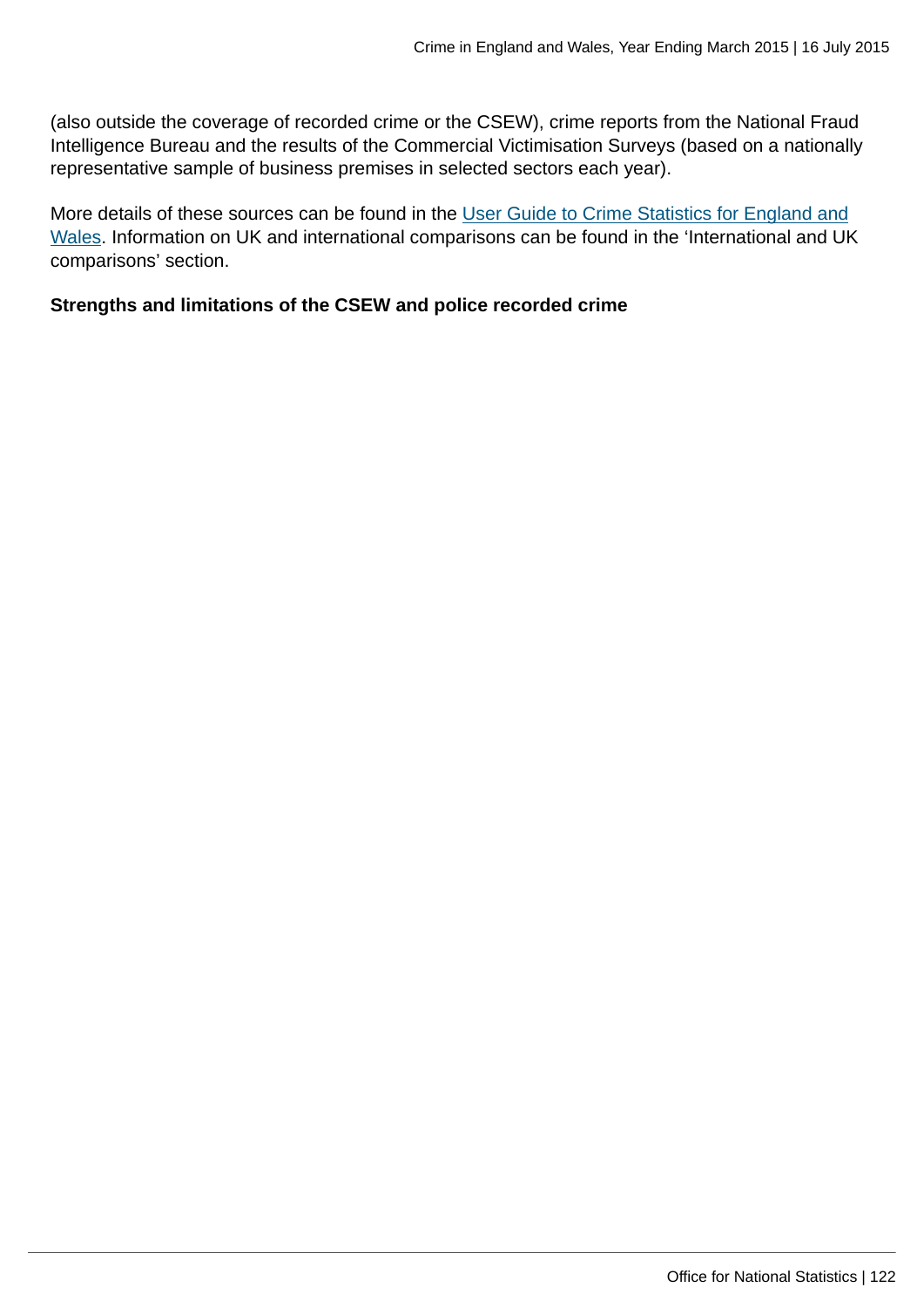(also outside the coverage of recorded crime or the CSEW), crime reports from the National Fraud Intelligence Bureau and the results of the Commercial Victimisation Surveys (based on a nationally representative sample of business premises in selected sectors each year).

More details of these sources can be found in the User Guide to Crime Statistics for England and Wales. Information on UK and international comparisons can be found in the 'International and UK comparisons' section.

**Strengths and limitations of the CSEW and police recorded crime**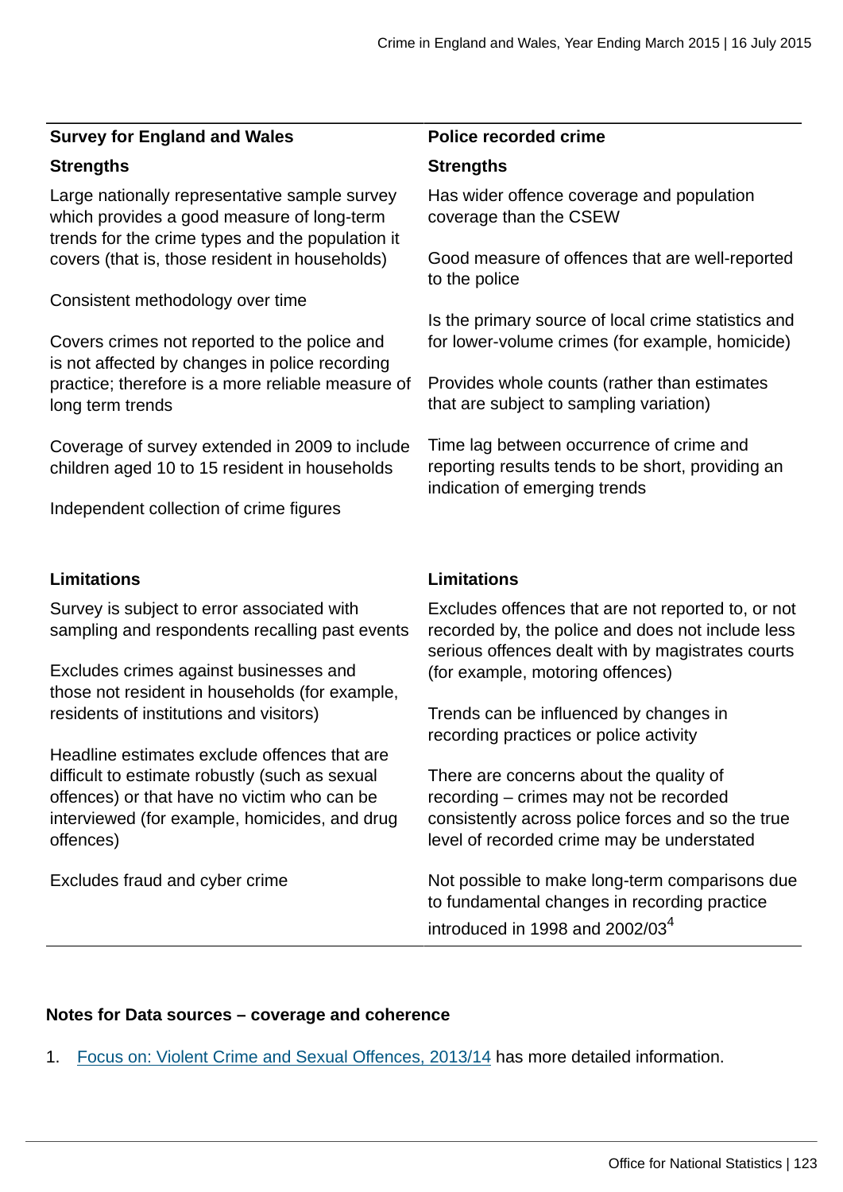| Survey for England and Wales | Police recorded crime |
| --- | --- |
| **Strengths** | **Strengths** |
| Large nationally representative sample survey which provides a good measure of long-term trends for the crime types and the population it covers (that is, those resident in households) | Has wider offence coverage and population coverage than the CSEW |
| Consistent methodology over time | Good measure of offences that are well-reported to the police |
| Covers crimes not reported to the police and is not affected by changes in police recording practice; therefore is a more reliable measure of long term trends | Is the primary source of local crime statistics and for lower-volume crimes (for example, homicide) |
| Coverage of survey extended in 2009 to include children aged 10 to 15 resident in households | Provides whole counts (rather than estimates that are subject to sampling variation) |
| Independent collection of crime figures | Time lag between occurrence of crime and reporting results tends to be short, providing an indication of emerging trends |
| **Limitations** | **Limitations** |
| Survey is subject to error associated with sampling and respondents recalling past events | Excludes offences that are not reported to, or not recorded by, the police and does not include less serious offences dealt with by magistrates courts (for example, motoring offences) |
| Excludes crimes against businesses and those not resident in households (for example, residents of institutions and visitors) | Trends can be influenced by changes in recording practices or police activity |
| Headline estimates exclude offences that are difficult to estimate robustly (such as sexual offences) or that have no victim who can be interviewed (for example, homicides, and drug offences) | There are concerns about the quality of recording – crimes may not be recorded consistently across police forces and so the true level of recorded crime may be understated |
| Excludes fraud and cyber crime | Not possible to make long-term comparisons due to fundamental changes in recording practice introduced in 1998 and 2002/03[4] |

**Notes for Data sources – coverage and coherence**

1. Focus on: Violent Crime and Sexual Offences, 2013/14 has more detailed information.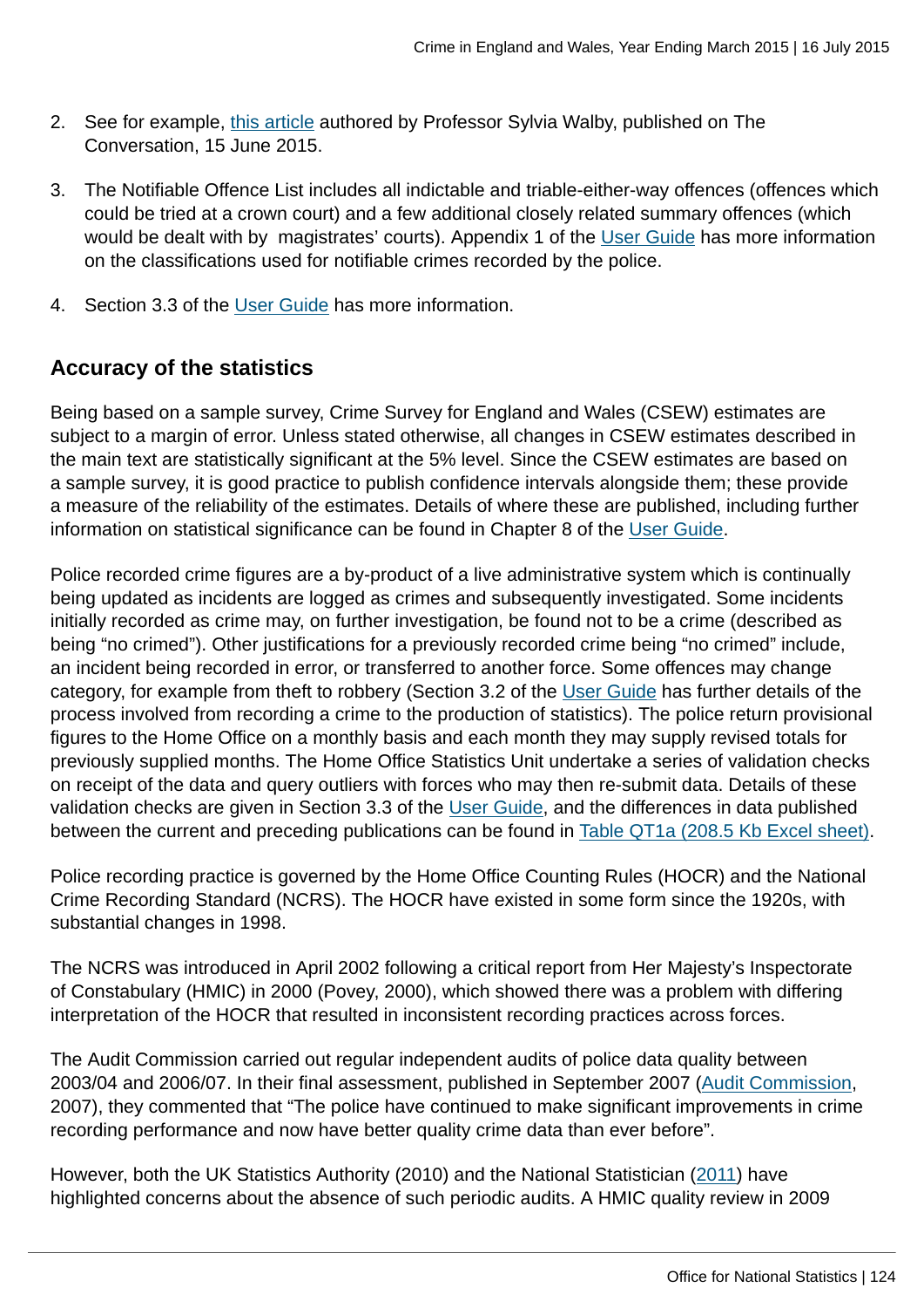2. See for example, this article authored by Professor Sylvia Walby, published on The Conversation, 15 June 2015.

3. The Notifiable Offence List includes all indictable and triable-either-way offences (offences which could be tried at a crown court) and a few additional closely related summary offences (which would be dealt with by magistrates' courts). Appendix 1 of the User Guide has more information on the classifications used for notifiable crimes recorded by the police.

4. Section 3.3 of the User Guide has more information.

## Accuracy of the statistics

Being based on a sample survey, Crime Survey for England and Wales (CSEW) estimates are subject to a margin of error. Unless stated otherwise, all changes in CSEW estimates described in the main text are statistically significant at the 5% level. Since the CSEW estimates are based on a sample survey, it is good practice to publish confidence intervals alongside them; these provide a measure of the reliability of the estimates. Details of where these are published, including further information on statistical significance can be found in Chapter 8 of the User Guide.

Police recorded crime figures are a by-product of a live administrative system which is continually being updated as incidents are logged as crimes and subsequently investigated. Some incidents initially recorded as crime may, on further investigation, be found not to be a crime (described as being "no crimed"). Other justifications for a previously recorded crime being "no crimed" include, an incident being recorded in error, or transferred to another force. Some offences may change category, for example from theft to robbery (Section 3.2 of the User Guide has further details of the process involved from recording a crime to the production of statistics). The police return provisional figures to the Home Office on a monthly basis and each month they may supply revised totals for previously supplied months. The Home Office Statistics Unit undertake a series of validation checks on receipt of the data and query outliers with forces who may then re-submit data. Details of these validation checks are given in Section 3.3 of the User Guide, and the differences in data published between the current and preceding publications can be found in Table QT1a (208.5 Kb Excel sheet).

Police recording practice is governed by the Home Office Counting Rules (HOCR) and the National Crime Recording Standard (NCRS). The HOCR have existed in some form since the 1920s, with substantial changes in 1998.

The NCRS was introduced in April 2002 following a critical report from Her Majesty's Inspectorate of Constabulary (HMIC) in 2000 (Povey, 2000), which showed there was a problem with differing interpretation of the HOCR that resulted in inconsistent recording practices across forces.

The Audit Commission carried out regular independent audits of police data quality between 2003/04 and 2006/07. In their final assessment, published in September 2007 (Audit Commission, 2007), they commented that "The police have continued to make significant improvements in crime recording performance and now have better quality crime data than ever before".

However, both the UK Statistics Authority (2010) and the National Statistician (2011) have highlighted concerns about the absence of such periodic audits. A HMIC quality review in 2009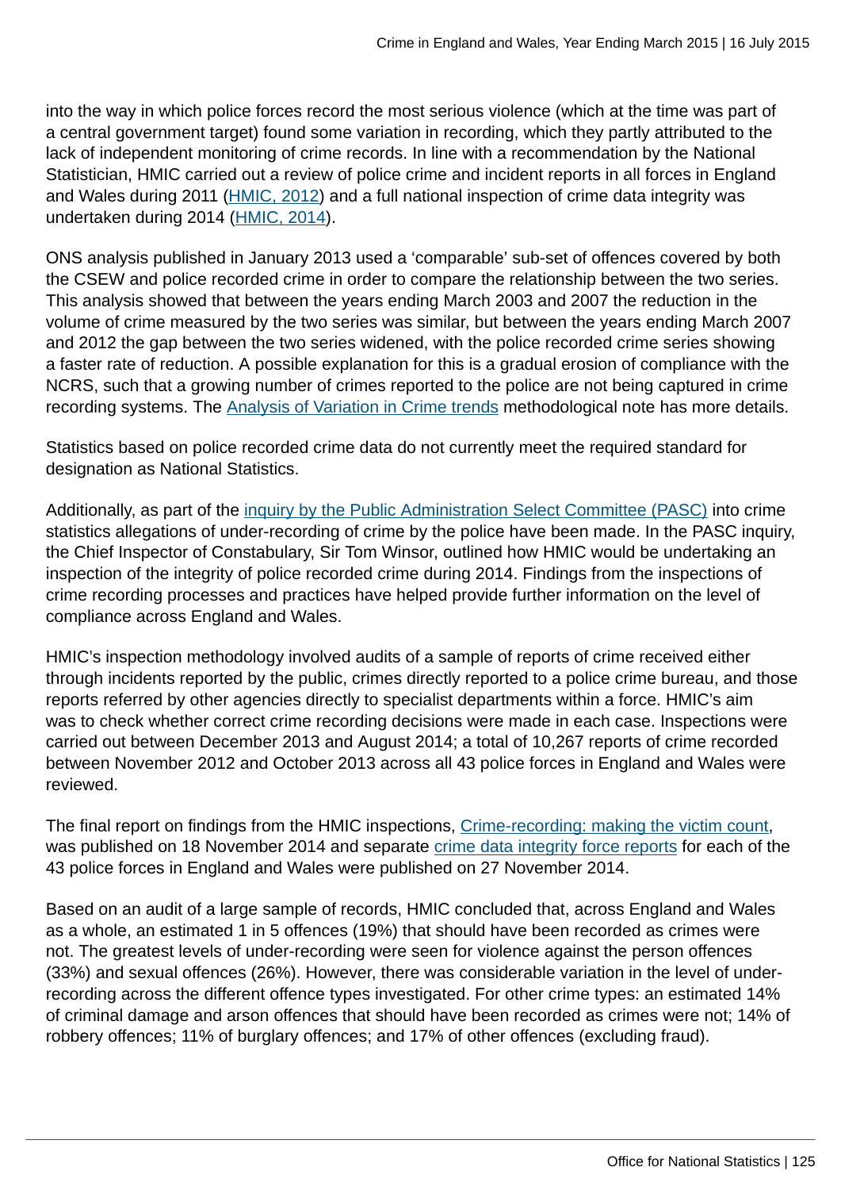into the way in which police forces record the most serious violence (which at the time was part of a central government target) found some variation in recording, which they partly attributed to the lack of independent monitoring of crime records. In line with a recommendation by the National Statistician, HMIC carried out a review of police crime and incident reports in all forces in England and Wales during 2011 (HMIC, 2012) and a full national inspection of crime data integrity was undertaken during 2014 (HMIC, 2014).

ONS analysis published in January 2013 used a 'comparable' sub-set of offences covered by both the CSEW and police recorded crime in order to compare the relationship between the two series. This analysis showed that between the years ending March 2003 and 2007 the reduction in the volume of crime measured by the two series was similar, but between the years ending March 2007 and 2012 the gap between the two series widened, with the police recorded crime series showing a faster rate of reduction. A possible explanation for this is a gradual erosion of compliance with the NCRS, such that a growing number of crimes reported to the police are not being captured in crime recording systems. The Analysis of Variation in Crime trends methodological note has more details.

Statistics based on police recorded crime data do not currently meet the required standard for designation as National Statistics.

Additionally, as part of the inquiry by the Public Administration Select Committee (PASC) into crime statistics allegations of under-recording of crime by the police have been made. In the PASC inquiry, the Chief Inspector of Constabulary, Sir Tom Winsor, outlined how HMIC would be undertaking an inspection of the integrity of police recorded crime during 2014. Findings from the inspections of crime recording processes and practices have helped provide further information on the level of compliance across England and Wales.

HMIC's inspection methodology involved audits of a sample of reports of crime received either through incidents reported by the public, crimes directly reported to a police crime bureau, and those reports referred by other agencies directly to specialist departments within a force. HMIC's aim was to check whether correct crime recording decisions were made in each case. Inspections were carried out between December 2013 and August 2014; a total of 10,267 reports of crime recorded between November 2012 and October 2013 across all 43 police forces in England and Wales were reviewed.

The final report on findings from the HMIC inspections, Crime-recording: making the victim count, was published on 18 November 2014 and separate crime data integrity force reports for each of the 43 police forces in England and Wales were published on 27 November 2014.

Based on an audit of a large sample of records, HMIC concluded that, across England and Wales as a whole, an estimated 1 in 5 offences (19%) that should have been recorded as crimes were not. The greatest levels of under-recording were seen for violence against the person offences (33%) and sexual offences (26%). However, there was considerable variation in the level of under-recording across the different offence types investigated. For other crime types: an estimated 14% of criminal damage and arson offences that should have been recorded as crimes were not; 14% of robbery offences; 11% of burglary offences; and 17% of other offences (excluding fraud).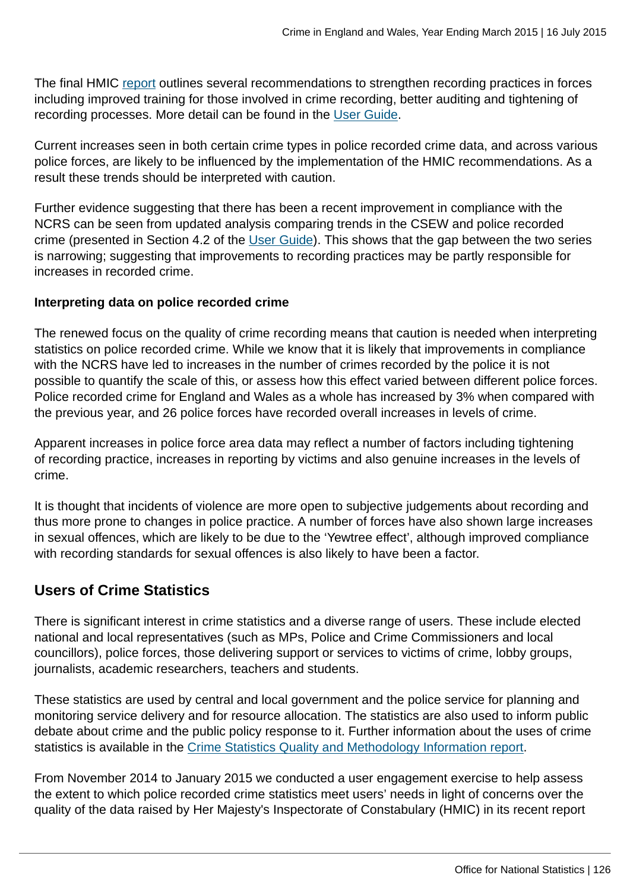The final HMIC report outlines several recommendations to strengthen recording practices in forces including improved training for those involved in crime recording, better auditing and tightening of recording processes. More detail can be found in the User Guide.

Current increases seen in both certain crime types in police recorded crime data, and across various police forces, are likely to be influenced by the implementation of the HMIC recommendations. As a result these trends should be interpreted with caution.

Further evidence suggesting that there has been a recent improvement in compliance with the NCRS can be seen from updated analysis comparing trends in the CSEW and police recorded crime (presented in Section 4.2 of the User Guide). This shows that the gap between the two series is narrowing; suggesting that improvements to recording practices may be partly responsible for increases in recorded crime.

**Interpreting data on police recorded crime**

The renewed focus on the quality of crime recording means that caution is needed when interpreting statistics on police recorded crime. While we know that it is likely that improvements in compliance with the NCRS have led to increases in the number of crimes recorded by the police it is not possible to quantify the scale of this, or assess how this effect varied between different police forces. Police recorded crime for England and Wales as a whole has increased by 3% when compared with the previous year, and 26 police forces have recorded overall increases in levels of crime.

Apparent increases in police force area data may reflect a number of factors including tightening of recording practice, increases in reporting by victims and also genuine increases in the levels of crime.

It is thought that incidents of violence are more open to subjective judgements about recording and thus more prone to changes in police practice. A number of forces have also shown large increases in sexual offences, which are likely to be due to the 'Yewtree effect', although improved compliance with recording standards for sexual offences is also likely to have been a factor.

## Users of Crime Statistics

There is significant interest in crime statistics and a diverse range of users. These include elected national and local representatives (such as MPs, Police and Crime Commissioners and local councillors), police forces, those delivering support or services to victims of crime, lobby groups, journalists, academic researchers, teachers and students.

These statistics are used by central and local government and the police service for planning and monitoring service delivery and for resource allocation. The statistics are also used to inform public debate about crime and the public policy response to it. Further information about the uses of crime statistics is available in the Crime Statistics Quality and Methodology Information report.

From November 2014 to January 2015 we conducted a user engagement exercise to help assess the extent to which police recorded crime statistics meet users' needs in light of concerns over the quality of the data raised by Her Majesty's Inspectorate of Constabulary (HMIC) in its recent report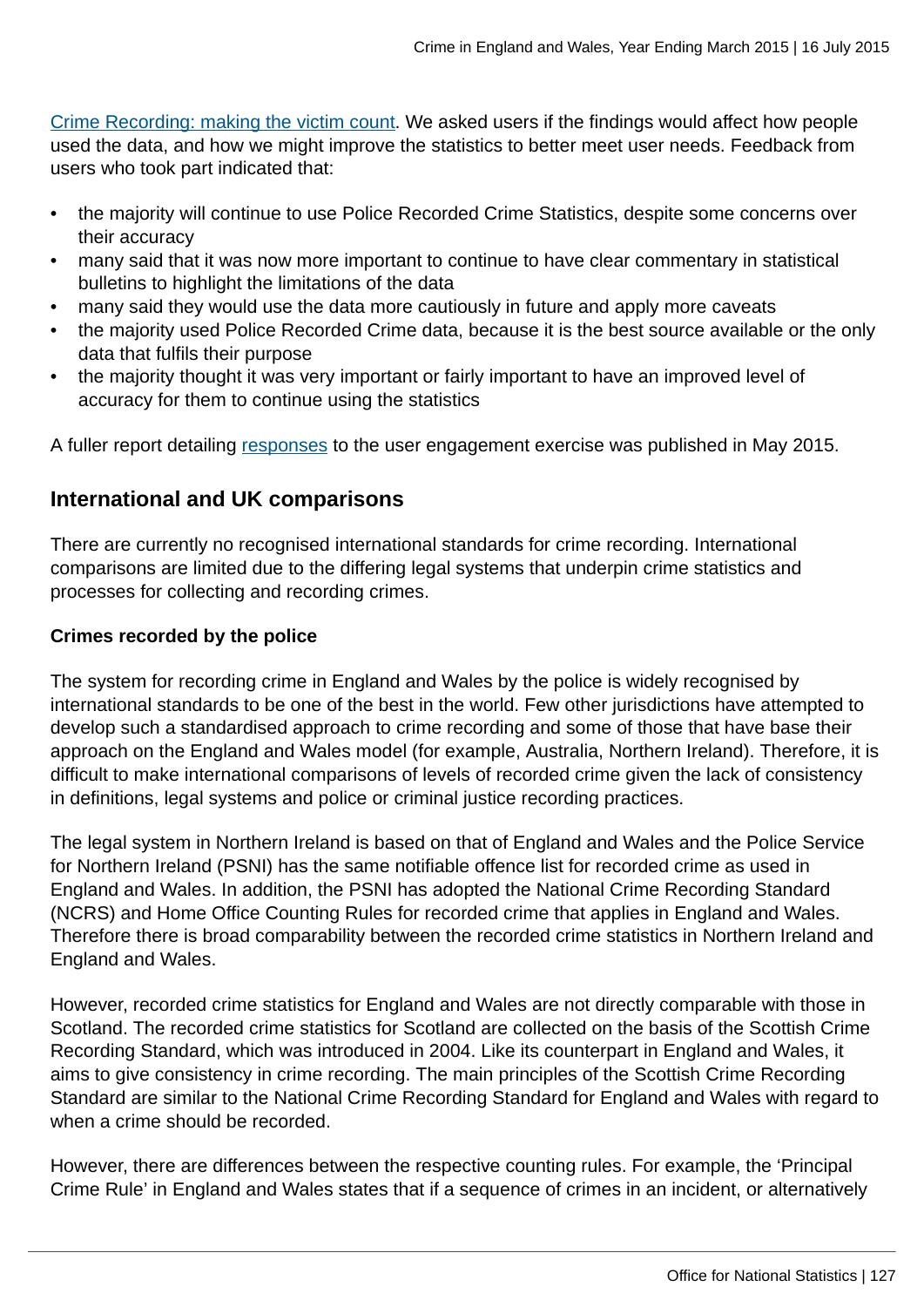Crime Recording: making the victim count. We asked users if the findings would affect how people used the data, and how we might improve the statistics to better meet user needs. Feedback from users who took part indicated that:

- the majority will continue to use Police Recorded Crime Statistics, despite some concerns over their accuracy
- many said that it was now more important to continue to have clear commentary in statistical bulletins to highlight the limitations of the data
- many said they would use the data more cautiously in future and apply more caveats
- the majority used Police Recorded Crime data, because it is the best source available or the only data that fulfils their purpose
- the majority thought it was very important or fairly important to have an improved level of accuracy for them to continue using the statistics

A fuller report detailing responses to the user engagement exercise was published in May 2015.

## International and UK comparisons

There are currently no recognised international standards for crime recording. International comparisons are limited due to the differing legal systems that underpin crime statistics and processes for collecting and recording crimes.

**Crimes recorded by the police**

The system for recording crime in England and Wales by the police is widely recognised by international standards to be one of the best in the world. Few other jurisdictions have attempted to develop such a standardised approach to crime recording and some of those that have base their approach on the England and Wales model (for example, Australia, Northern Ireland). Therefore, it is difficult to make international comparisons of levels of recorded crime given the lack of consistency in definitions, legal systems and police or criminal justice recording practices.

The legal system in Northern Ireland is based on that of England and Wales and the Police Service for Northern Ireland (PSNI) has the same notifiable offence list for recorded crime as used in England and Wales. In addition, the PSNI has adopted the National Crime Recording Standard (NCRS) and Home Office Counting Rules for recorded crime that applies in England and Wales. Therefore there is broad comparability between the recorded crime statistics in Northern Ireland and England and Wales.

However, recorded crime statistics for England and Wales are not directly comparable with those in Scotland. The recorded crime statistics for Scotland are collected on the basis of the Scottish Crime Recording Standard, which was introduced in 2004. Like its counterpart in England and Wales, it aims to give consistency in crime recording. The main principles of the Scottish Crime Recording Standard are similar to the National Crime Recording Standard for England and Wales with regard to when a crime should be recorded.

However, there are differences between the respective counting rules. For example, the 'Principal Crime Rule' in England and Wales states that if a sequence of crimes in an incident, or alternatively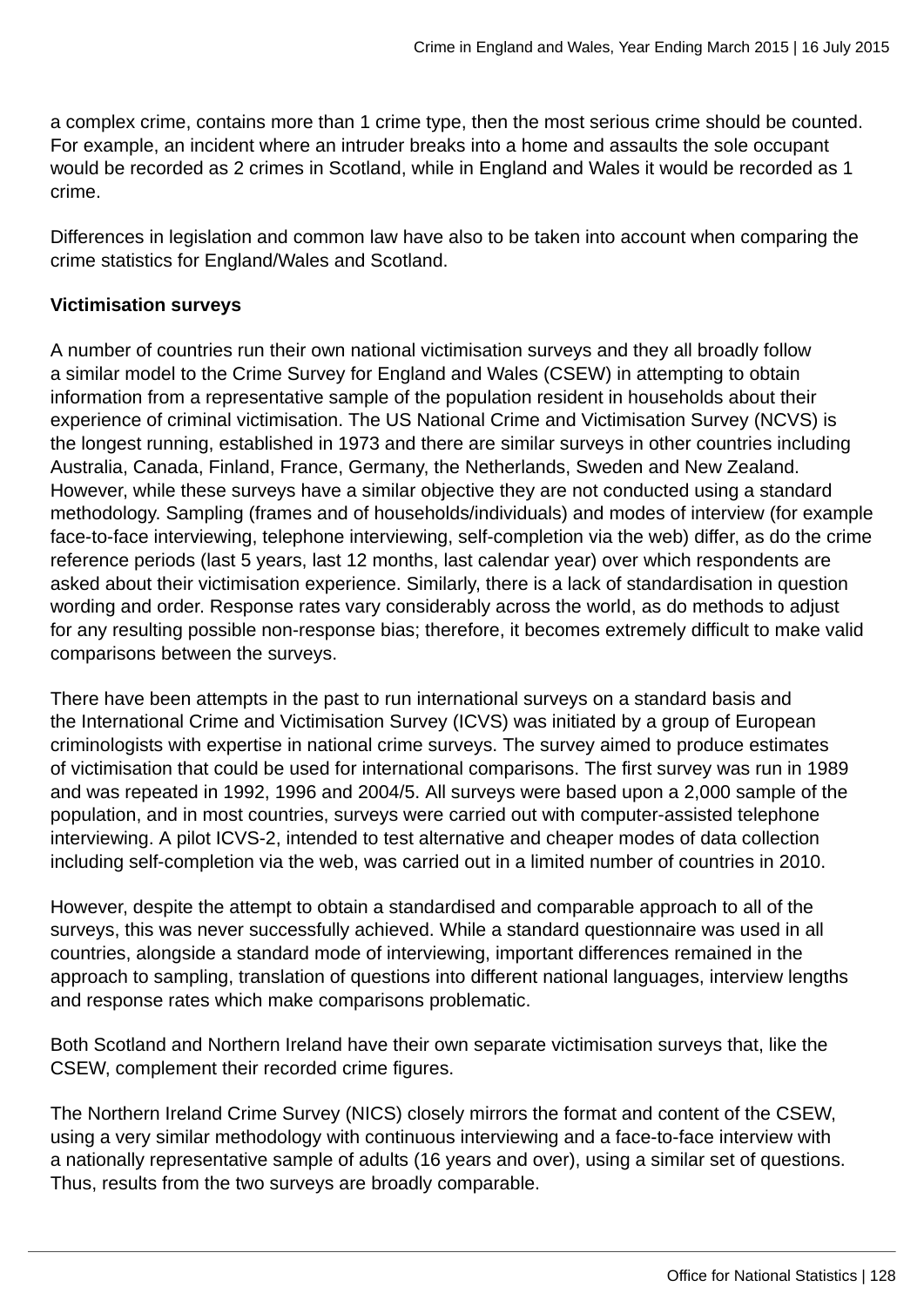a complex crime, contains more than 1 crime type, then the most serious crime should be counted. For example, an incident where an intruder breaks into a home and assaults the sole occupant would be recorded as 2 crimes in Scotland, while in England and Wales it would be recorded as 1 crime.

Differences in legislation and common law have also to be taken into account when comparing the crime statistics for England/Wales and Scotland.

**Victimisation surveys**

A number of countries run their own national victimisation surveys and they all broadly follow a similar model to the Crime Survey for England and Wales (CSEW) in attempting to obtain information from a representative sample of the population resident in households about their experience of criminal victimisation. The US National Crime and Victimisation Survey (NCVS) is the longest running, established in 1973 and there are similar surveys in other countries including Australia, Canada, Finland, France, Germany, the Netherlands, Sweden and New Zealand. However, while these surveys have a similar objective they are not conducted using a standard methodology. Sampling (frames and of households/individuals) and modes of interview (for example face-to-face interviewing, telephone interviewing, self-completion via the web) differ, as do the crime reference periods (last 5 years, last 12 months, last calendar year) over which respondents are asked about their victimisation experience. Similarly, there is a lack of standardisation in question wording and order. Response rates vary considerably across the world, as do methods to adjust for any resulting possible non-response bias; therefore, it becomes extremely difficult to make valid comparisons between the surveys.

There have been attempts in the past to run international surveys on a standard basis and the International Crime and Victimisation Survey (ICVS) was initiated by a group of European criminologists with expertise in national crime surveys. The survey aimed to produce estimates of victimisation that could be used for international comparisons. The first survey was run in 1989 and was repeated in 1992, 1996 and 2004/5. All surveys were based upon a 2,000 sample of the population, and in most countries, surveys were carried out with computer-assisted telephone interviewing. A pilot ICVS-2, intended to test alternative and cheaper modes of data collection including self-completion via the web, was carried out in a limited number of countries in 2010.

However, despite the attempt to obtain a standardised and comparable approach to all of the surveys, this was never successfully achieved. While a standard questionnaire was used in all countries, alongside a standard mode of interviewing, important differences remained in the approach to sampling, translation of questions into different national languages, interview lengths and response rates which make comparisons problematic.

Both Scotland and Northern Ireland have their own separate victimisation surveys that, like the CSEW, complement their recorded crime figures.

The Northern Ireland Crime Survey (NICS) closely mirrors the format and content of the CSEW, using a very similar methodology with continuous interviewing and a face-to-face interview with a nationally representative sample of adults (16 years and over), using a similar set of questions. Thus, results from the two surveys are broadly comparable.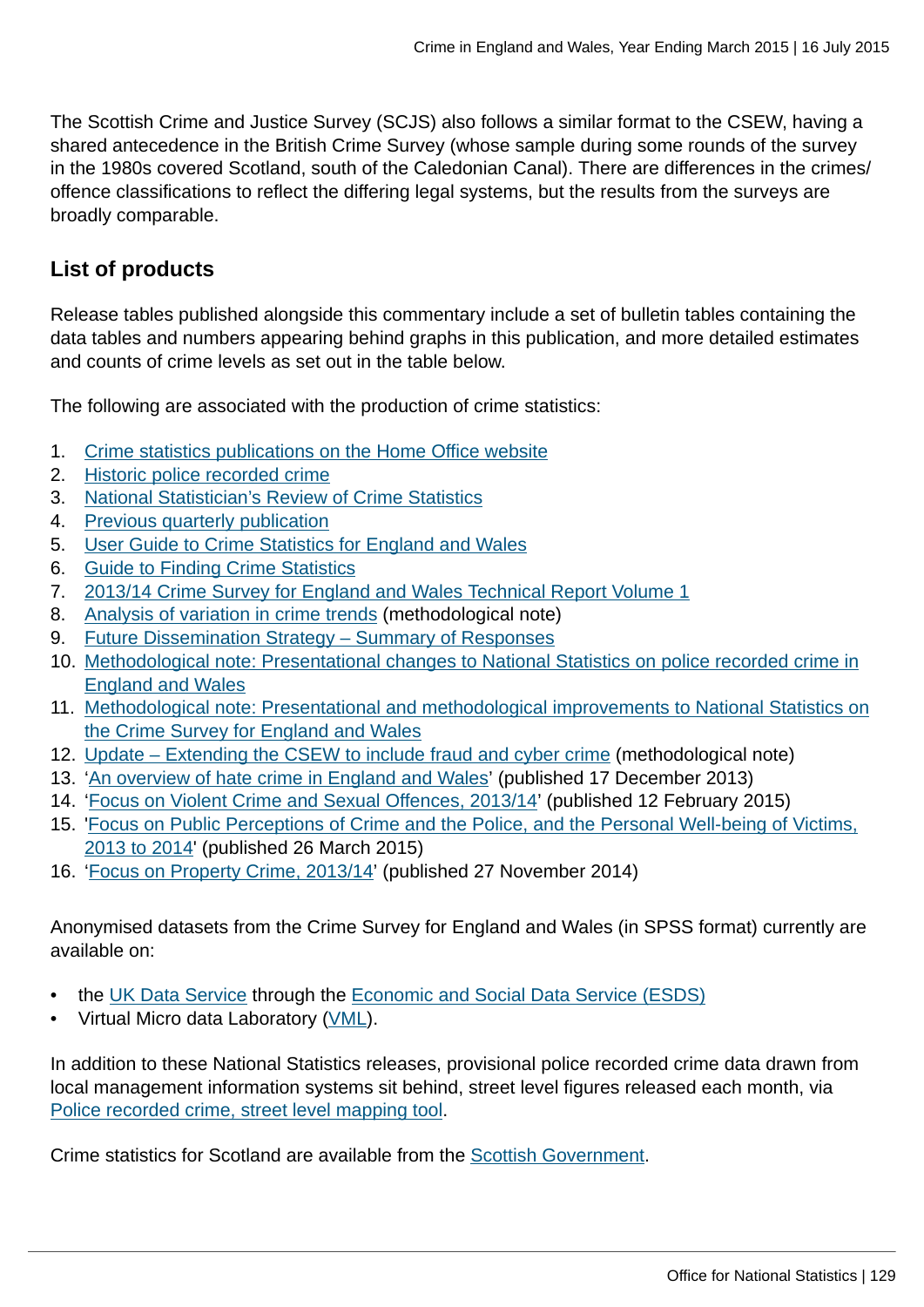The Scottish Crime and Justice Survey (SCJS) also follows a similar format to the CSEW, having a shared antecedence in the British Crime Survey (whose sample during some rounds of the survey in the 1980s covered Scotland, south of the Caledonian Canal). There are differences in the crimes/ offence classifications to reflect the differing legal systems, but the results from the surveys are broadly comparable.

## List of products

Release tables published alongside this commentary include a set of bulletin tables containing the data tables and numbers appearing behind graphs in this publication, and more detailed estimates and counts of crime levels as set out in the table below.

The following are associated with the production of crime statistics:

1. Crime statistics publications on the Home Office website
2. Historic police recorded crime
3. National Statistician's Review of Crime Statistics
4. Previous quarterly publication
5. User Guide to Crime Statistics for England and Wales
6. Guide to Finding Crime Statistics
7. 2013/14 Crime Survey for England and Wales Technical Report Volume 1
8. Analysis of variation in crime trends (methodological note)
9. Future Dissemination Strategy – Summary of Responses
10. Methodological note: Presentational changes to National Statistics on police recorded crime in England and Wales
11. Methodological note: Presentational and methodological improvements to National Statistics on the Crime Survey for England and Wales
12. Update – Extending the CSEW to include fraud and cyber crime (methodological note)
13. 'An overview of hate crime in England and Wales' (published 17 December 2013)
14. 'Focus on Violent Crime and Sexual Offences, 2013/14' (published 12 February 2015)
15. 'Focus on Public Perceptions of Crime and the Police, and the Personal Well-being of Victims, 2013 to 2014' (published 26 March 2015)
16. 'Focus on Property Crime, 2013/14' (published 27 November 2014)

Anonymised datasets from the Crime Survey for England and Wales (in SPSS format) currently are available on:

- the UK Data Service through the Economic and Social Data Service (ESDS)
- Virtual Micro data Laboratory (VML).

In addition to these National Statistics releases, provisional police recorded crime data drawn from local management information systems sit behind, street level figures released each month, via Police recorded crime, street level mapping tool.

Crime statistics for Scotland are available from the Scottish Government.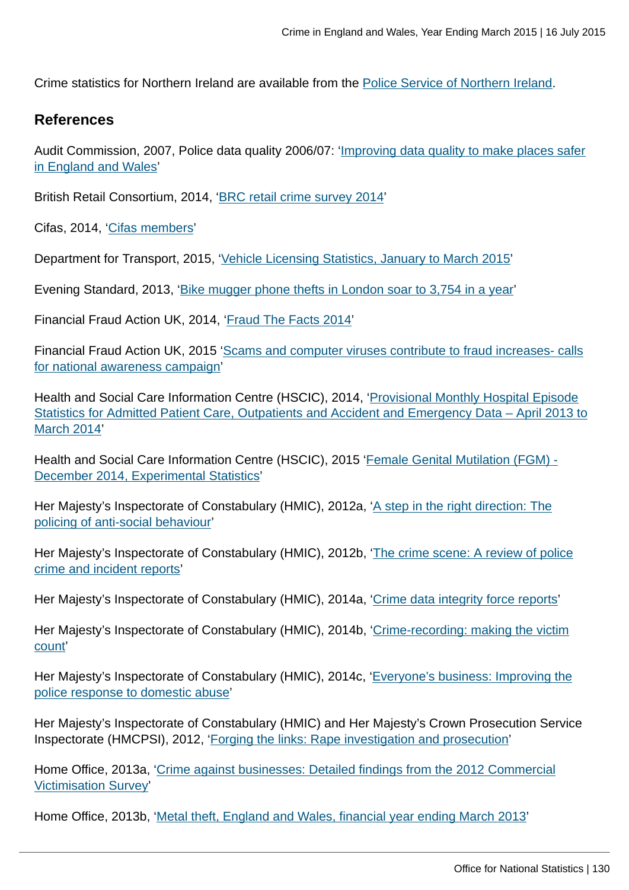Crime statistics for Northern Ireland are available from the Police Service of Northern Ireland.

## References

Audit Commission, 2007, Police data quality 2006/07: 'Improving data quality to make places safer in England and Wales'

British Retail Consortium, 2014, 'BRC retail crime survey 2014'

Cifas, 2014, 'Cifas members'

Department for Transport, 2015, 'Vehicle Licensing Statistics, January to March 2015'

Evening Standard, 2013, 'Bike mugger phone thefts in London soar to 3,754 in a year'

Financial Fraud Action UK, 2014, 'Fraud The Facts 2014'

Financial Fraud Action UK, 2015 'Scams and computer viruses contribute to fraud increases- calls for national awareness campaign'

Health and Social Care Information Centre (HSCIC), 2014, 'Provisional Monthly Hospital Episode Statistics for Admitted Patient Care, Outpatients and Accident and Emergency Data – April 2013 to March 2014'

Health and Social Care Information Centre (HSCIC), 2015 'Female Genital Mutilation (FGM) - December 2014, Experimental Statistics'

Her Majesty's Inspectorate of Constabulary (HMIC), 2012a, 'A step in the right direction: The policing of anti-social behaviour'

Her Majesty's Inspectorate of Constabulary (HMIC), 2012b, 'The crime scene: A review of police crime and incident reports'

Her Majesty's Inspectorate of Constabulary (HMIC), 2014a, 'Crime data integrity force reports'

Her Majesty's Inspectorate of Constabulary (HMIC), 2014b, 'Crime-recording: making the victim count'

Her Majesty's Inspectorate of Constabulary (HMIC), 2014c, 'Everyone's business: Improving the police response to domestic abuse'

Her Majesty's Inspectorate of Constabulary (HMIC) and Her Majesty's Crown Prosecution Service Inspectorate (HMCPSI), 2012, 'Forging the links: Rape investigation and prosecution'

Home Office, 2013a, 'Crime against businesses: Detailed findings from the 2012 Commercial Victimisation Survey'

Home Office, 2013b, 'Metal theft, England and Wales, financial year ending March 2013'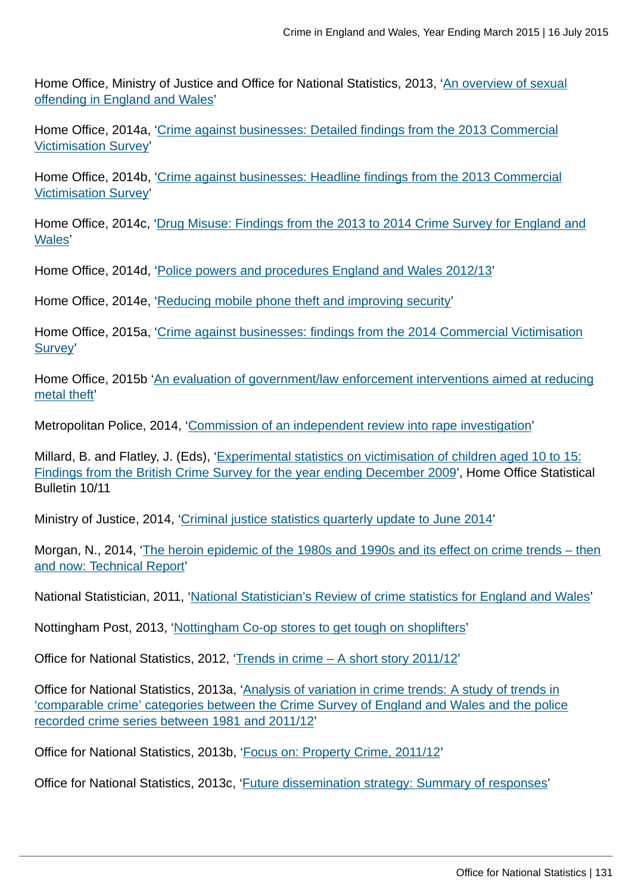Home Office, Ministry of Justice and Office for National Statistics, 2013, 'An overview of sexual offending in England and Wales'

Home Office, 2014a, 'Crime against businesses: Detailed findings from the 2013 Commercial Victimisation Survey'

Home Office, 2014b, 'Crime against businesses: Headline findings from the 2013 Commercial Victimisation Survey'

Home Office, 2014c, 'Drug Misuse: Findings from the 2013 to 2014 Crime Survey for England and Wales'

Home Office, 2014d, 'Police powers and procedures England and Wales 2012/13'

Home Office, 2014e, 'Reducing mobile phone theft and improving security'

Home Office, 2015a, 'Crime against businesses: findings from the 2014 Commercial Victimisation Survey'

Home Office, 2015b 'An evaluation of government/law enforcement interventions aimed at reducing metal theft'

Metropolitan Police, 2014, 'Commission of an independent review into rape investigation'

Millard, B. and Flatley, J. (Eds), 'Experimental statistics on victimisation of children aged 10 to 15: Findings from the British Crime Survey for the year ending December 2009', Home Office Statistical Bulletin 10/11

Ministry of Justice, 2014, 'Criminal justice statistics quarterly update to June 2014'

Morgan, N., 2014, 'The heroin epidemic of the 1980s and 1990s and its effect on crime trends – then and now: Technical Report'

National Statistician, 2011, 'National Statistician's Review of crime statistics for England and Wales'

Nottingham Post, 2013, 'Nottingham Co-op stores to get tough on shoplifters'

Office for National Statistics, 2012, 'Trends in crime – A short story 2011/12'

Office for National Statistics, 2013a, 'Analysis of variation in crime trends: A study of trends in 'comparable crime' categories between the Crime Survey of England and Wales and the police recorded crime series between 1981 and 2011/12'

Office for National Statistics, 2013b, 'Focus on: Property Crime, 2011/12'

Office for National Statistics, 2013c, 'Future dissemination strategy: Summary of responses'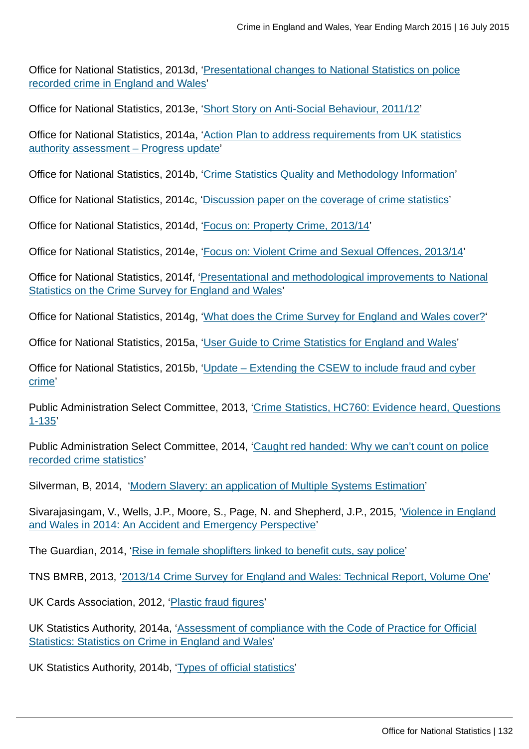Office for National Statistics, 2013d, 'Presentational changes to National Statistics on police recorded crime in England and Wales'

Office for National Statistics, 2013e, 'Short Story on Anti-Social Behaviour, 2011/12'

Office for National Statistics, 2014a, 'Action Plan to address requirements from UK statistics authority assessment – Progress update'

Office for National Statistics, 2014b, 'Crime Statistics Quality and Methodology Information'

Office for National Statistics, 2014c, 'Discussion paper on the coverage of crime statistics'

Office for National Statistics, 2014d, 'Focus on: Property Crime, 2013/14'

Office for National Statistics, 2014e, 'Focus on: Violent Crime and Sexual Offences, 2013/14'

Office for National Statistics, 2014f, 'Presentational and methodological improvements to National Statistics on the Crime Survey for England and Wales'

Office for National Statistics, 2014g, 'What does the Crime Survey for England and Wales cover?'

Office for National Statistics, 2015a, 'User Guide to Crime Statistics for England and Wales'

Office for National Statistics, 2015b, 'Update – Extending the CSEW to include fraud and cyber crime'

Public Administration Select Committee, 2013, 'Crime Statistics, HC760: Evidence heard, Questions 1-135'

Public Administration Select Committee, 2014, 'Caught red handed: Why we can't count on police recorded crime statistics'

Silverman, B, 2014, 'Modern Slavery: an application of Multiple Systems Estimation'

Sivarajasingam, V., Wells, J.P., Moore, S., Page, N. and Shepherd, J.P., 2015, 'Violence in England and Wales in 2014: An Accident and Emergency Perspective'

The Guardian, 2014, 'Rise in female shoplifters linked to benefit cuts, say police'

TNS BMRB, 2013, '2013/14 Crime Survey for England and Wales: Technical Report, Volume One'

UK Cards Association, 2012, 'Plastic fraud figures'

UK Statistics Authority, 2014a, 'Assessment of compliance with the Code of Practice for Official Statistics: Statistics on Crime in England and Wales'

UK Statistics Authority, 2014b, 'Types of official statistics'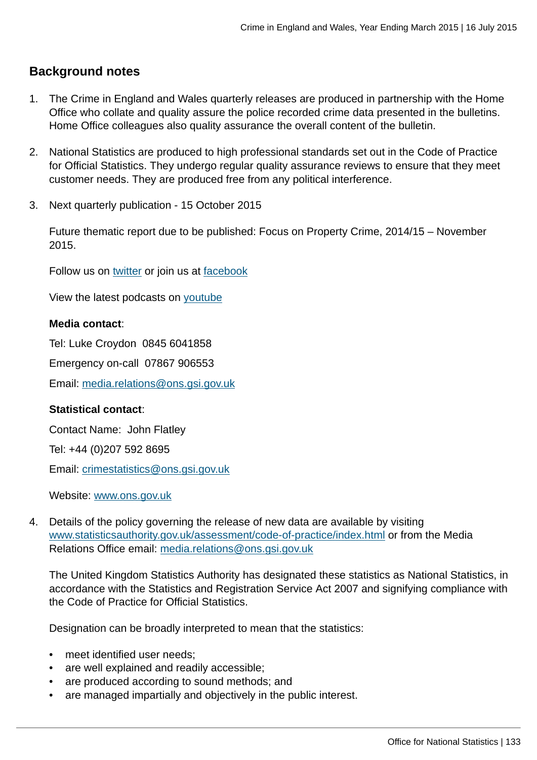## Background notes

1. The Crime in England and Wales quarterly releases are produced in partnership with the Home Office who collate and quality assure the police recorded crime data presented in the bulletins. Home Office colleagues also quality assurance the overall content of the bulletin.

2. National Statistics are produced to high professional standards set out in the Code of Practice for Official Statistics. They undergo regular quality assurance reviews to ensure that they meet customer needs. They are produced free from any political interference.

3. Next quarterly publication - 15 October 2015

   Future thematic report due to be published: Focus on Property Crime, 2014/15 – November 2015.

   Follow us on twitter or join us at facebook

   View the latest podcasts on youtube

   **Media contact**:

   Tel: Luke Croydon  0845 6041858

   Emergency on-call  07867 906553

   Email: media.relations@ons.gsi.gov.uk

   **Statistical contact**:

   Contact Name:  John Flatley

   Tel: +44 (0)207 592 8695

   Email: crimestatistics@ons.gsi.gov.uk

   Website: www.ons.gov.uk

4. Details of the policy governing the release of new data are available by visiting www.statisticsauthority.gov.uk/assessment/code-of-practice/index.html or from the Media Relations Office email: media.relations@ons.gsi.gov.uk

   The United Kingdom Statistics Authority has designated these statistics as National Statistics, in accordance with the Statistics and Registration Service Act 2007 and signifying compliance with the Code of Practice for Official Statistics.

   Designation can be broadly interpreted to mean that the statistics:

   - meet identified user needs;
   - are well explained and readily accessible;
   - are produced according to sound methods; and
   - are managed impartially and objectively in the public interest.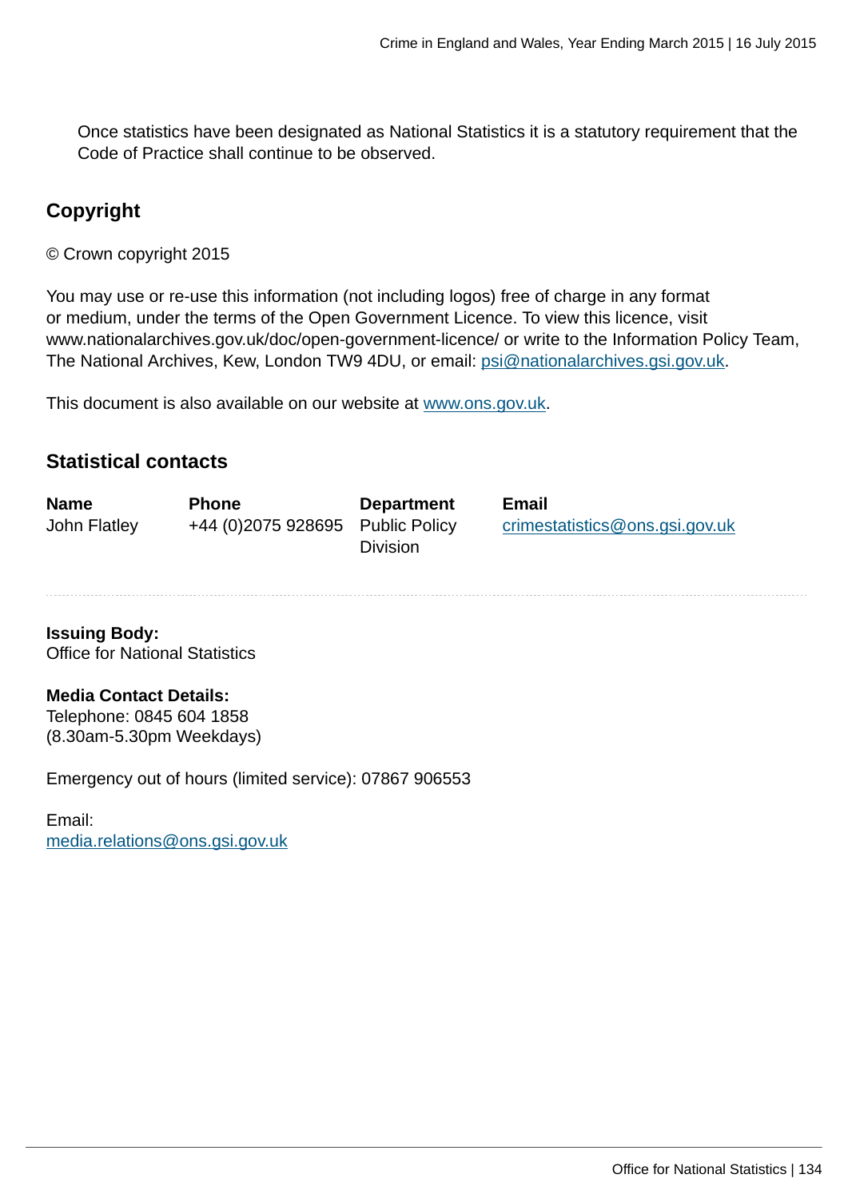Once statistics have been designated as National Statistics it is a statutory requirement that the Code of Practice shall continue to be observed.

## Copyright

© Crown copyright 2015

You may use or re-use this information (not including logos) free of charge in any format or medium, under the terms of the Open Government Licence. To view this licence, visit www.nationalarchives.gov.uk/doc/open-government-licence/ or write to the Information Policy Team, The National Archives, Kew, London TW9 4DU, or email: psi@nationalarchives.gsi.gov.uk.

This document is also available on our website at www.ons.gov.uk.

## Statistical contacts

| Name | Phone | Department | Email |
|---|---|---|---|
| John Flatley | +44 (0)2075 928695 | Public Policy Division | crimestatistics@ons.gsi.gov.uk |

**Issuing Body:**
Office for National Statistics

**Media Contact Details:**
Telephone: 0845 604 1858
(8.30am-5.30pm Weekdays)

Emergency out of hours (limited service): 07867 906553

Email:
media.relations@ons.gsi.gov.uk